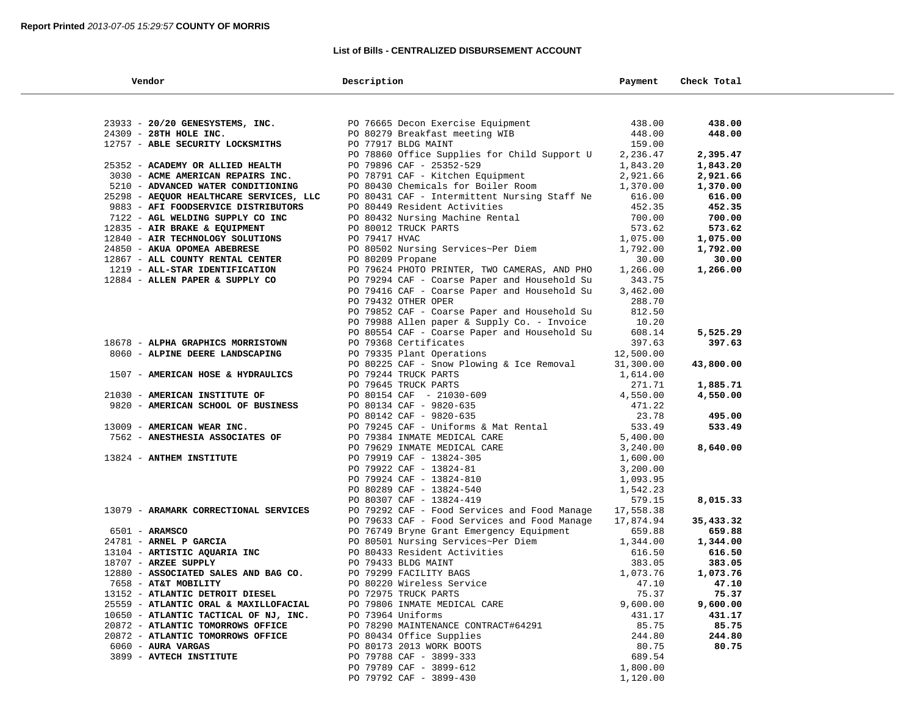**Report Printed** *2013-07-05 15:29:57* **COUNTY OF MORRIS**

**List of Bills - CENTRALIZED DISBURSEMENT ACCOUNT**

| Vendor | Description | Payment | Check Total |
|---|---|---|---|
| 23933 - **20/20 GENESYSTEMS, INC.** | PO 76665 Decon Exercise Equipment | 438.00 | **438.00** |
| 24309 - **28TH HOLE INC.** | PO 80279 Breakfast meeting WIB | 448.00 | **448.00** |
| 12757 - **ABLE SECURITY LOCKSMITHS** | PO 77917 BLDG MAINT | 159.00 | |
| | PO 78860 Office Supplies for Child Support U | 2,236.47 | **2,395.47** |
| 25352 - **ACADEMY OR ALLIED HEALTH** | PO 79896 CAF - 25352-529 | 1,843.20 | **1,843.20** |
| 3030 - **ACME AMERICAN REPAIRS INC.** | PO 78791 CAF - Kitchen Equipment | 2,921.66 | **2,921.66** |
| 5210 - **ADVANCED WATER CONDITIONING** | PO 80430 Chemicals for Boiler Room | 1,370.00 | **1,370.00** |
| 25298 - **AEQUOR HEALTHCARE SERVICES, LLC** | PO 80431 CAF - Intermittent Nursing Staff Ne | 616.00 | **616.00** |
| 9883 - **AFI FOODSERVICE DISTRIBUTORS** | PO 80449 Resident Activities | 452.35 | **452.35** |
| 7122 - **AGL WELDING SUPPLY CO INC** | PO 80432 Nursing Machine Rental | 700.00 | **700.00** |
| 12835 - **AIR BRAKE & EQUIPMENT** | PO 80012 TRUCK PARTS | 573.62 | **573.62** |
| 12840 - **AIR TECHNOLOGY SOLUTIONS** | PO 79417 HVAC | 1,075.00 | **1,075.00** |
| 24850 - **AKUA OPOMEA ABEBRESE** | PO 80502 Nursing Services~Per Diem | 1,792.00 | **1,792.00** |
| 12867 - **ALL COUNTY RENTAL CENTER** | PO 80209 Propane | 30.00 | **30.00** |
| 1219 - **ALL-STAR IDENTIFICATION** | PO 79624 PHOTO PRINTER, TWO CAMERAS, AND PHO | 1,266.00 | **1,266.00** |
| 12884 - **ALLEN PAPER & SUPPLY CO** | PO 79294 CAF - Coarse Paper and Household Su | 343.75 | |
| | PO 79416 CAF - Coarse Paper and Household Su | 3,462.00 | |
| | PO 79432 OTHER OPER | 288.70 | |
| | PO 79852 CAF - Coarse Paper and Household Su | 812.50 | |
| | PO 79988 Allen paper & Supply Co. - Invoice | 10.20 | |
| | PO 80554 CAF - Coarse Paper and Household Su | 608.14 | **5,525.29** |
| 18678 - **ALPHA GRAPHICS MORRISTOWN** | PO 79368 Certificates | 397.63 | **397.63** |
| 8060 - **ALPINE DEERE LANDSCAPING** | PO 79335 Plant Operations | 12,500.00 | |
| | PO 80225 CAF - Snow Plowing & Ice Removal | 31,300.00 | **43,800.00** |
| 1507 - **AMERICAN HOSE & HYDRAULICS** | PO 79244 TRUCK PARTS | 1,614.00 | |
| | PO 79645 TRUCK PARTS | 271.71 | **1,885.71** |
| 21030 - **AMERICAN INSTITUTE OF** | PO 80154 CAF - 21030-609 | 4,550.00 | **4,550.00** |
| 9820 - **AMERICAN SCHOOL OF BUSINESS** | PO 80134 CAF - 9820-635 | 471.22 | |
| | PO 80142 CAF - 9820-635 | 23.78 | **495.00** |
| 13009 - **AMERICAN WEAR INC.** | PO 79245 CAF - Uniforms & Mat Rental | 533.49 | **533.49** |
| 7562 - **ANESTHESIA ASSOCIATES OF** | PO 79384 INMATE MEDICAL CARE | 5,400.00 | |
| | PO 79629 INMATE MEDICAL CARE | 3,240.00 | **8,640.00** |
| 13824 - **ANTHEM INSTITUTE** | PO 79919 CAF - 13824-305 | 1,600.00 | |
| | PO 79922 CAF - 13824-81 | 3,200.00 | |
| | PO 79924 CAF - 13824-810 | 1,093.95 | |
| | PO 80289 CAF - 13824-540 | 1,542.23 | |
| | PO 80307 CAF - 13824-419 | 579.15 | **8,015.33** |
| 13079 - **ARAMARK CORRECTIONAL SERVICES** | PO 79292 CAF - Food Services and Food Manage | 17,558.38 | |
| | PO 79633 CAF - Food Services and Food Manage | 17,874.94 | **35,433.32** |
| 6501 - **ARAMSCO** | PO 76749 Bryne Grant Emergency Equipment | 659.88 | **659.88** |
| 24781 - **ARNEL P GARCIA** | PO 80501 Nursing Services~Per Diem | 1,344.00 | **1,344.00** |
| 13104 - **ARTISTIC AQUARIA INC** | PO 80433 Resident Activities | 616.50 | **616.50** |
| 18707 - **ARZEE SUPPLY** | PO 79433 BLDG MAINT | 383.05 | **383.05** |
| 12880 - **ASSOCIATED SALES AND BAG CO.** | PO 79299 FACILITY BAGS | 1,073.76 | **1,073.76** |
| 7658 - **AT&T MOBILITY** | PO 80220 Wireless Service | 47.10 | **47.10** |
| 13152 - **ATLANTIC DETROIT DIESEL** | PO 72975 TRUCK PARTS | 75.37 | **75.37** |
| 25559 - **ATLANTIC ORAL & MAXILLOFACIAL** | PO 79806 INMATE MEDICAL CARE | 9,600.00 | **9,600.00** |
| 10650 - **ATLANTIC TACTICAL OF NJ, INC.** | PO 73964 Uniforms | 431.17 | **431.17** |
| 20872 - **ATLANTIC TOMORROWS OFFICE** | PO 78290 MAINTENANCE CONTRACT#64291 | 85.75 | **85.75** |
| 20872 - **ATLANTIC TOMORROWS OFFICE** | PO 80434 Office Supplies | 244.80 | **244.80** |
| 6060 - **AURA VARGAS** | PO 80173 2013 WORK BOOTS | 80.75 | **80.75** |
| 3899 - **AVTECH INSTITUTE** | PO 79788 CAF - 3899-333 | 689.54 | |
| | PO 79789 CAF - 3899-612 | 1,800.00 | |
| | PO 79792 CAF - 3899-430 | 1,120.00 | |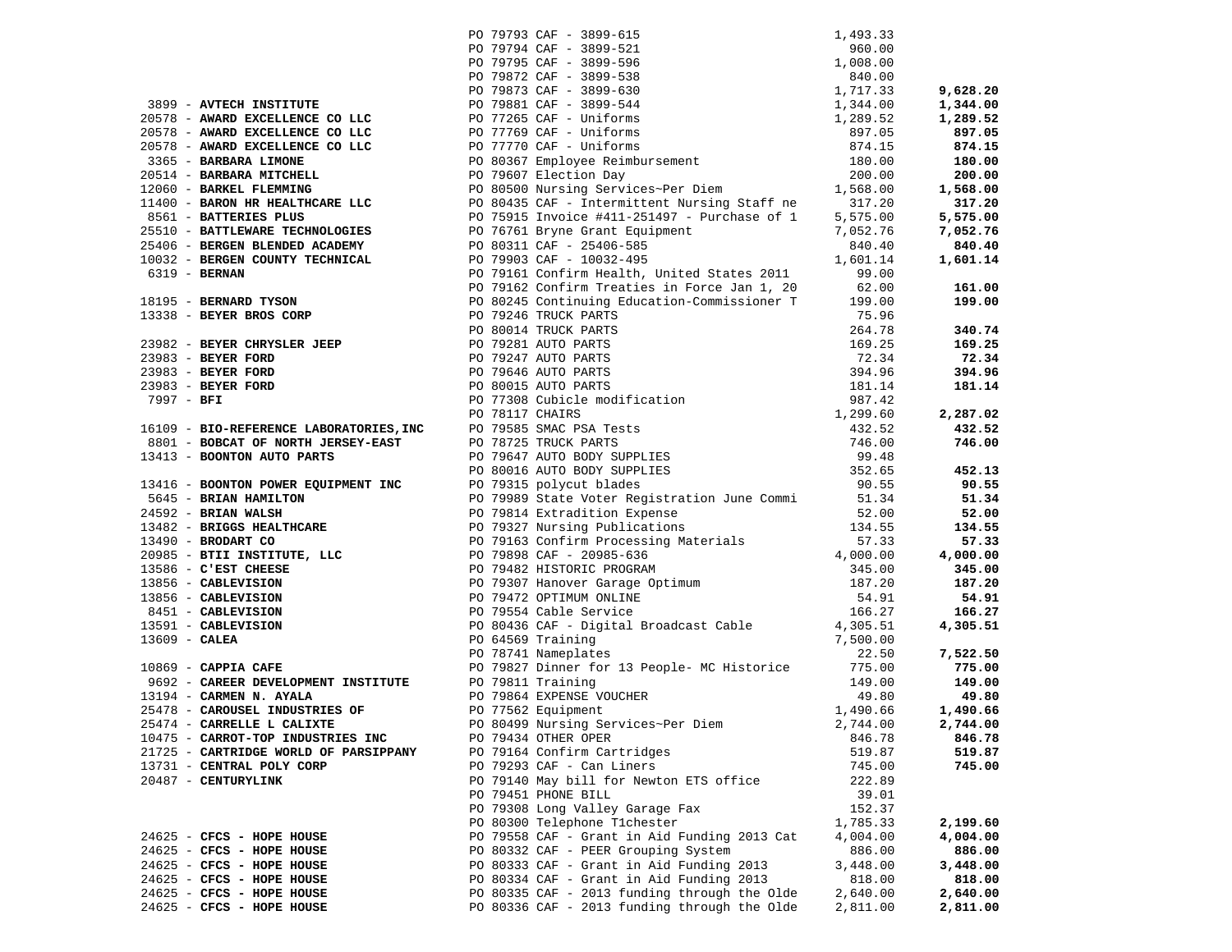| Vendor | PO / Description | Amount | Total |
|---|---|---|---|
| | PO 79793 CAF - 3899-615 | 1,493.33 | |
| | PO 79794 CAF - 3899-521 | 960.00 | |
| | PO 79795 CAF - 3899-596 | 1,008.00 | |
| | PO 79872 CAF - 3899-538 | 840.00 | |
| | PO 79873 CAF - 3899-630 | 1,717.33 | **9,628.20** |
| 3899 - **AVTECH INSTITUTE** | PO 79881 CAF - 3899-544 | 1,344.00 | **1,344.00** |
| 20578 - **AWARD EXCELLENCE CO LLC** | PO 77265 CAF - Uniforms | 1,289.52 | **1,289.52** |
| 20578 - **AWARD EXCELLENCE CO LLC** | PO 77769 CAF - Uniforms | 897.05 | **897.05** |
| 20578 - **AWARD EXCELLENCE CO LLC** | PO 77770 CAF - Uniforms | 874.15 | **874.15** |
| 3365 - **BARBARA LIMONE** | PO 80367 Employee Reimbursement | 180.00 | **180.00** |
| 20514 - **BARBARA MITCHELL** | PO 79607 Election Day | 200.00 | **200.00** |
| 12060 - **BARKEL FLEMMING** | PO 80500 Nursing Services~Per Diem | 1,568.00 | **1,568.00** |
| 11400 - **BARON HR HEALTHCARE LLC** | PO 80435 CAF - Intermittent Nursing Staff ne | 317.20 | **317.20** |
| 8561 - **BATTERIES PLUS** | PO 75915 Invoice #411-251497 - Purchase of 1 | 5,575.00 | **5,575.00** |
| 25510 - **BATTLEWARE TECHNOLOGIES** | PO 76761 Bryne Grant Equipment | 7,052.76 | **7,052.76** |
| 25406 - **BERGEN BLENDED ACADEMY** | PO 80311 CAF - 25406-585 | 840.40 | **840.40** |
| 10032 - **BERGEN COUNTY TECHNICAL** | PO 79903 CAF - 10032-495 | 1,601.14 | **1,601.14** |
| 6319 - **BERNAN** | PO 79161 Confirm Health, United States 2011 | 99.00 | |
| | PO 79162 Confirm Treaties in Force Jan 1, 20 | 62.00 | **161.00** |
| 18195 - **BERNARD TYSON** | PO 80245 Continuing Education-Commissioner T | 199.00 | **199.00** |
| 13338 - **BEYER BROS CORP** | PO 79246 TRUCK PARTS | 75.96 | |
| | PO 80014 TRUCK PARTS | 264.78 | **340.74** |
| 23982 - **BEYER CHRYSLER JEEP** | PO 79281 AUTO PARTS | 169.25 | **169.25** |
| 23983 - **BEYER FORD** | PO 79247 AUTO PARTS | 72.34 | **72.34** |
| 23983 - **BEYER FORD** | PO 79646 AUTO PARTS | 394.96 | **394.96** |
| 23983 - **BEYER FORD** | PO 80015 AUTO PARTS | 181.14 | **181.14** |
| 7997 - **BFI** | PO 77308 Cubicle modification | 987.42 | |
| | PO 78117 CHAIRS | 1,299.60 | **2,287.02** |
| 16109 - **BIO-REFERENCE LABORATORIES,INC** | PO 79585 SMAC PSA Tests | 432.52 | **432.52** |
| 8801 - **BOBCAT OF NORTH JERSEY-EAST** | PO 78725 TRUCK PARTS | 746.00 | **746.00** |
| 13413 - **BOONTON AUTO PARTS** | PO 79647 AUTO BODY SUPPLIES | 99.48 | |
| | PO 80016 AUTO BODY SUPPLIES | 352.65 | **452.13** |
| 13416 - **BOONTON POWER EQUIPMENT INC** | PO 79315 polycut blades | 90.55 | **90.55** |
| 5645 - **BRIAN HAMILTON** | PO 79989 State Voter Registration June Commi | 51.34 | **51.34** |
| 24592 - **BRIAN WALSH** | PO 79814 Extradition Expense | 52.00 | **52.00** |
| 13482 - **BRIGGS HEALTHCARE** | PO 79327 Nursing Publications | 134.55 | **134.55** |
| 13490 - **BRODART CO** | PO 79163 Confirm Processing Materials | 57.33 | **57.33** |
| 20985 - **BTII INSTITUTE, LLC** | PO 79898 CAF - 20985-636 | 4,000.00 | **4,000.00** |
| 13586 - **C'EST CHEESE** | PO 79482 HISTORIC PROGRAM | 345.00 | **345.00** |
| 13856 - **CABLEVISION** | PO 79307 Hanover Garage Optimum | 187.20 | **187.20** |
| 13856 - **CABLEVISION** | PO 79472 OPTIMUM ONLINE | 54.91 | **54.91** |
| 8451 - **CABLEVISION** | PO 79554 Cable Service | 166.27 | **166.27** |
| 13591 - **CABLEVISION** | PO 80436 CAF - Digital Broadcast Cable | 4,305.51 | **4,305.51** |
| 13609 - **CALEA** | PO 64569 Training | 7,500.00 | |
| | PO 78741 Nameplates | 22.50 | **7,522.50** |
| 10869 - **CAPPIA CAFE** | PO 79827 Dinner for 13 People- MC Historice | 775.00 | **775.00** |
| 9692 - **CAREER DEVELOPMENT INSTITUTE** | PO 79811 Training | 149.00 | **149.00** |
| 13194 - **CARMEN N. AYALA** | PO 79864 EXPENSE VOUCHER | 49.80 | **49.80** |
| 25478 - **CAROUSEL INDUSTRIES OF** | PO 77562 Equipment | 1,490.66 | **1,490.66** |
| 25474 - **CARRELLE L CALIXTE** | PO 80499 Nursing Services~Per Diem | 2,744.00 | **2,744.00** |
| 10475 - **CARROT-TOP INDUSTRIES INC** | PO 79434 OTHER OPER | 846.78 | **846.78** |
| 21725 - **CARTRIDGE WORLD OF PARSIPPANY** | PO 79164 Confirm Cartridges | 519.87 | **519.87** |
| 13731 - **CENTRAL POLY CORP** | PO 79293 CAF - Can Liners | 745.00 | **745.00** |
| 20487 - **CENTURYLINK** | PO 79140 May bill for Newton ETS office | 222.89 | |
| | PO 79451 PHONE BILL | 39.01 | |
| | PO 79308 Long Valley Garage Fax | 152.37 | |
| | PO 80300 Telephone T1chester | 1,785.33 | **2,199.60** |
| 24625 - **CFCS - HOPE HOUSE** | PO 79558 CAF - Grant in Aid Funding 2013 Cat | 4,004.00 | **4,004.00** |
| 24625 - **CFCS - HOPE HOUSE** | PO 80332 CAF - PEER Grouping System | 886.00 | **886.00** |
| 24625 - **CFCS - HOPE HOUSE** | PO 80333 CAF - Grant in Aid Funding 2013 | 3,448.00 | **3,448.00** |
| 24625 - **CFCS - HOPE HOUSE** | PO 80334 CAF - Grant in Aid Funding 2013 | 818.00 | **818.00** |
| 24625 - **CFCS - HOPE HOUSE** | PO 80335 CAF - 2013 funding through the Olde | 2,640.00 | **2,640.00** |
| 24625 - **CFCS - HOPE HOUSE** | PO 80336 CAF - 2013 funding through the Olde | 2,811.00 | **2,811.00** |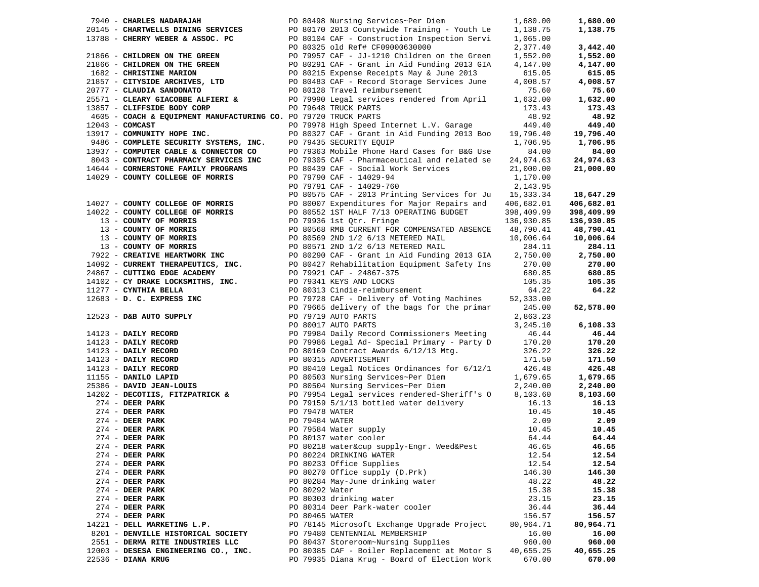| Vendor | PO / Description | Amount | Total |
|---|---|---|---|
| 7940 - **CHARLES NADARAJAH** | PO 80498 Nursing Services~Per Diem | 1,680.00 | **1,680.00** |
| 20145 - **CHARTWELLS DINING SERVICES** | PO 80170 2013 Countywide Training - Youth Le | 1,138.75 | **1,138.75** |
| 13788 - **CHERRY WEBER & ASSOC. PC** | PO 80104 CAF - Construction Inspection Servi | 1,065.00 | |
| | PO 80325 old Ref# CF09000630000 | 2,377.40 | **3,442.40** |
| 21866 - **CHILDREN ON THE GREEN** | PO 79957 CAF - JJ-1210 Children on the Green | 1,552.00 | **1,552.00** |
| 21866 - **CHILDREN ON THE GREEN** | PO 80291 CAF - Grant in Aid Funding 2013 GIA | 4,147.00 | **4,147.00** |
| 1682 - **CHRISTINE MARION** | PO 80215 Expense Receipts May & June 2013 | 615.05 | **615.05** |
| 21857 - **CITYSIDE ARCHIVES, LTD** | PO 80483 CAF - Record Storage Services June | 4,008.57 | **4,008.57** |
| 20777 - **CLAUDIA SANDONATO** | PO 80128 Travel reimbursement | 75.60 | **75.60** |
| 25571 - **CLEARY GIACOBBE ALFIERI &** | PO 79990 Legal services rendered from April | 1,632.00 | **1,632.00** |
| 13857 - **CLIFFSIDE BODY CORP** | PO 79648 TRUCK PARTS | 173.43 | **173.43** |
| 4605 - **COACH & EQUIPMENT MANUFACTURING CO.** | PO 79720 TRUCK PARTS | 48.92 | **48.92** |
| 12043 - **COMCAST** | PO 79978 High Speed Internet L.V. Garage | 449.40 | **449.40** |
| 13917 - **COMMUNITY HOPE INC.** | PO 80327 CAF - Grant in Aid Funding 2013 Boo | 19,796.40 | **19,796.40** |
| 9486 - **COMPLETE SECURITY SYSTEMS, INC.** | PO 79435 SECURITY EQUIP | 1,706.95 | **1,706.95** |
| 13937 - **COMPUTER CABLE & CONNECTOR CO** | PO 79363 Mobile Phone Hard Cases for B&G Use | 84.00 | **84.00** |
| 8043 - **CONTRACT PHARMACY SERVICES INC** | PO 79305 CAF - Pharmaceutical and related se | 24,974.63 | **24,974.63** |
| 14644 - **CORNERSTONE FAMILY PROGRAMS** | PO 80439 CAF - Social Work Services | 21,000.00 | **21,000.00** |
| 14029 - **COUNTY COLLEGE OF MORRIS** | PO 79790 CAF - 14029-94 | 1,170.00 | |
| | PO 79791 CAF - 14029-760 | 2,143.95 | |
| | PO 80575 CAF - 2013 Printing Services for Ju | 15,333.34 | **18,647.29** |
| 14027 - **COUNTY COLLEGE OF MORRIS** | PO 80007 Expenditures for Major Repairs and | 406,682.01 | **406,682.01** |
| 14022 - **COUNTY COLLEGE OF MORRIS** | PO 80552 1ST HALF 7/13 OPERATING BUDGET | 398,409.99 | **398,409.99** |
| 13 - **COUNTY OF MORRIS** | PO 79936 1st Qtr. Fringe | 136,930.85 | **136,930.85** |
| 13 - **COUNTY OF MORRIS** | PO 80568 RMB CURRENT FOR COMPENSATED ABSENCE | 48,790.41 | **48,790.41** |
| 13 - **COUNTY OF MORRIS** | PO 80569 2ND 1/2 6/13 METERED MAIL | 10,006.64 | **10,006.64** |
| 13 - **COUNTY OF MORRIS** | PO 80571 2ND 1/2 6/13 METERED MAIL | 284.11 | **284.11** |
| 7922 - **CREATIVE HEARTWORK INC** | PO 80290 CAF - Grant in Aid Funding 2013 GIA | 2,750.00 | **2,750.00** |
| 14092 - **CURRENT THERAPEUTICS, INC.** | PO 80427 Rehabilitation Equipment Safety Ins | 270.00 | **270.00** |
| 24867 - **CUTTING EDGE ACADEMY** | PO 79921 CAF - 24867-375 | 680.85 | **680.85** |
| 14102 - **CY DRAKE LOCKSMITHS, INC.** | PO 79341 KEYS AND LOCKS | 105.35 | **105.35** |
| 11277 - **CYNTHIA BELLA** | PO 80313 Cindie-reimbursement | 64.22 | **64.22** |
| 12683 - **D. C. EXPRESS INC** | PO 79728 CAF - Delivery of Voting Machines | 52,333.00 | |
| | PO 79665 delivery of the bags for the primar | 245.00 | **52,578.00** |
| 12523 - **D&B AUTO SUPPLY** | PO 79719 AUTO PARTS | 2,863.23 | |
| | PO 80017 AUTO PARTS | 3,245.10 | **6,108.33** |
| 14123 - **DAILY RECORD** | PO 79984 Daily Record Commissioners Meeting | 46.44 | **46.44** |
| 14123 - **DAILY RECORD** | PO 79986 Legal Ad- Special Primary - Party D | 170.20 | **170.20** |
| 14123 - **DAILY RECORD** | PO 80169 Contract Awards 6/12/13 Mtg. | 326.22 | **326.22** |
| 14123 - **DAILY RECORD** | PO 80315 ADVERTISEMENT | 171.50 | **171.50** |
| 14123 - **DAILY RECORD** | PO 80410 Legal Notices Ordinances for 6/12/1 | 426.48 | **426.48** |
| 11155 - **DANILO LAPID** | PO 80503 Nursing Services~Per Diem | 1,679.65 | **1,679.65** |
| 25386 - **DAVID JEAN-LOUIS** | PO 80504 Nursing Services~Per Diem | 2,240.00 | **2,240.00** |
| 14202 - **DECOTIIS, FITZPATRICK &** | PO 79954 Legal services rendered-Sheriff's O | 8,103.60 | **8,103.60** |
| 274 - **DEER PARK** | PO 79159 5/1/13 bottled water delivery | 16.13 | **16.13** |
| 274 - **DEER PARK** | PO 79478 WATER | 10.45 | **10.45** |
| 274 - **DEER PARK** | PO 79484 WATER | 2.09 | **2.09** |
| 274 - **DEER PARK** | PO 79584 Water supply | 10.45 | **10.45** |
| 274 - **DEER PARK** | PO 80137 water cooler | 64.44 | **64.44** |
| 274 - **DEER PARK** | PO 80218 water&cup supply-Engr. Weed&Pest | 46.65 | **46.65** |
| 274 - **DEER PARK** | PO 80224 DRINKING WATER | 12.54 | **12.54** |
| 274 - **DEER PARK** | PO 80233 Office Supplies | 12.54 | **12.54** |
| 274 - **DEER PARK** | PO 80270 Office supply (D.Prk) | 146.30 | **146.30** |
| 274 - **DEER PARK** | PO 80284 May-June drinking water | 48.22 | **48.22** |
| 274 - **DEER PARK** | PO 80292 Water | 15.38 | **15.38** |
| 274 - **DEER PARK** | PO 80303 drinking water | 23.15 | **23.15** |
| 274 - **DEER PARK** | PO 80314 Deer Park-water cooler | 36.44 | **36.44** |
| 274 - **DEER PARK** | PO 80465 WATER | 156.57 | **156.57** |
| 14221 - **DELL MARKETING L.P.** | PO 78145 Microsoft Exchange Upgrade Project | 80,964.71 | **80,964.71** |
| 8201 - **DENVILLE HISTORICAL SOCIETY** | PO 79480 CENTENNIAL MEMBERSHIP | 16.00 | **16.00** |
| 2551 - **DERMA RITE INDUSTRIES LLC** | PO 80437 Storeroom~Nursing Supplies | 960.00 | **960.00** |
| 12003 - **DESESA ENGINEERING CO., INC.** | PO 80385 CAF - Boiler Replacement at Motor S | 40,655.25 | **40,655.25** |
| 22536 - **DIANA KRUG** | PO 79935 Diana Krug - Board of Election Work | 670.00 | **670.00** |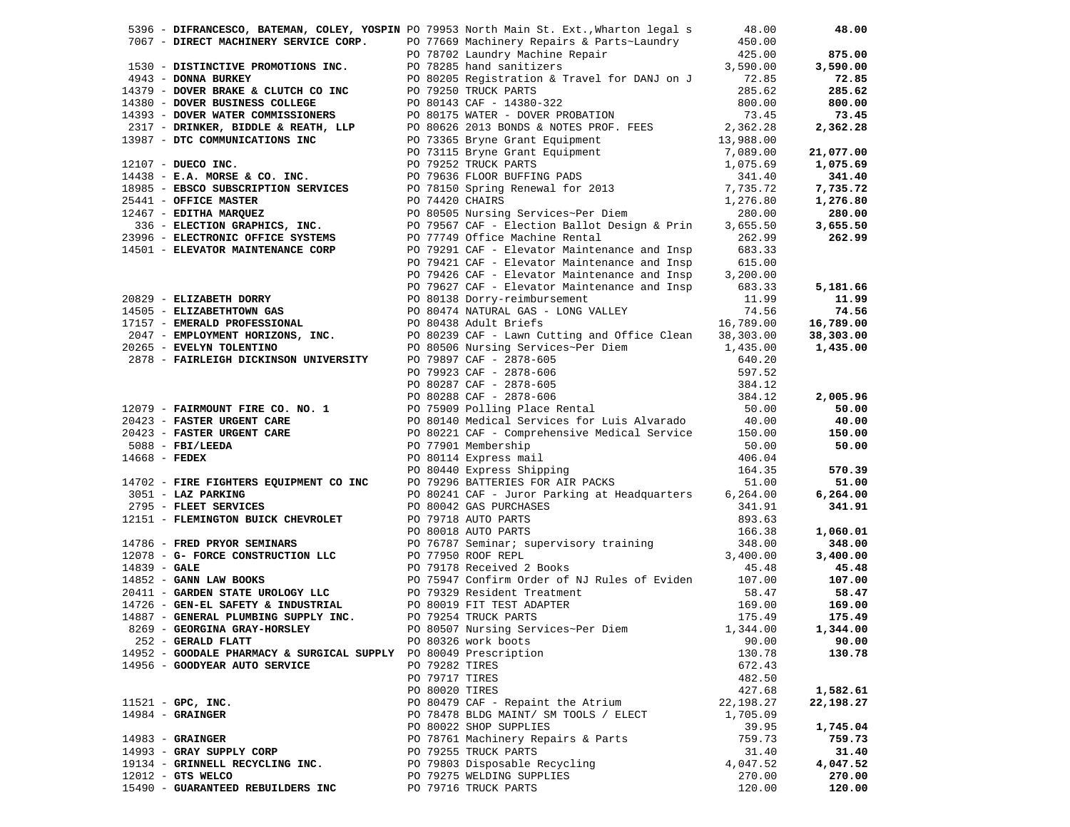| Vendor | PO / Description | Amount | Total |
|---|---|---|---|
| 5396 - **DIFRANCESCO, BATEMAN, COLEY, YOSPIN** | PO 79953 North Main St. Ext.,Wharton legal s | 48.00 | **48.00** |
| 7067 - **DIRECT MACHINERY SERVICE CORP.** | PO 77669 Machinery Repairs & Parts~Laundry | 450.00 | |
| | PO 78702 Laundry Machine Repair | 425.00 | **875.00** |
| 1530 - **DISTINCTIVE PROMOTIONS INC.** | PO 78285 hand sanitizers | 3,590.00 | **3,590.00** |
| 4943 - **DONNA BURKEY** | PO 80205 Registration & Travel for DANJ on J | 72.85 | **72.85** |
| 14379 - **DOVER BRAKE & CLUTCH CO INC** | PO 79250 TRUCK PARTS | 285.62 | **285.62** |
| 14380 - **DOVER BUSINESS COLLEGE** | PO 80143 CAF - 14380-322 | 800.00 | **800.00** |
| 14393 - **DOVER WATER COMMISSIONERS** | PO 80175 WATER - DOVER PROBATION | 73.45 | **73.45** |
| 2317 - **DRINKER, BIDDLE & REATH, LLP** | PO 80626 2013 BONDS & NOTES PROF. FEES | 2,362.28 | **2,362.28** |
| 13987 - **DTC COMMUNICATIONS INC** | PO 73365 Bryne Grant Equipment | 13,988.00 | |
| | PO 73115 Bryne Grant Equipment | 7,089.00 | **21,077.00** |
| 12107 - **DUECO INC.** | PO 79252 TRUCK PARTS | 1,075.69 | **1,075.69** |
| 14438 - **E.A. MORSE & CO. INC.** | PO 79636 FLOOR BUFFING PADS | 341.40 | **341.40** |
| 18985 - **EBSCO SUBSCRIPTION SERVICES** | PO 78150 Spring Renewal for 2013 | 7,735.72 | **7,735.72** |
| 25441 - **OFFICE MASTER** | PO 74420 CHAIRS | 1,276.80 | **1,276.80** |
| 12467 - **EDITHA MARQUEZ** | PO 80505 Nursing Services~Per Diem | 280.00 | **280.00** |
| 336 - **ELECTION GRAPHICS, INC.** | PO 79567 CAF - Election Ballot Design & Prin | 3,655.50 | **3,655.50** |
| 23996 - **ELECTRONIC OFFICE SYSTEMS** | PO 77749 Office Machine Rental | 262.99 | **262.99** |
| 14501 - **ELEVATOR MAINTENANCE CORP** | PO 79291 CAF - Elevator Maintenance and Insp | 683.33 | |
| | PO 79421 CAF - Elevator Maintenance and Insp | 615.00 | |
| | PO 79426 CAF - Elevator Maintenance and Insp | 3,200.00 | |
| | PO 79627 CAF - Elevator Maintenance and Insp | 683.33 | **5,181.66** |
| 20829 - **ELIZABETH DORRY** | PO 80138 Dorry-reimbursement | 11.99 | **11.99** |
| 14505 - **ELIZABETHTOWN GAS** | PO 80474 NATURAL GAS - LONG VALLEY | 74.56 | **74.56** |
| 17157 - **EMERALD PROFESSIONAL** | PO 80438 Adult Briefs | 16,789.00 | **16,789.00** |
| 2047 - **EMPLOYMENT HORIZONS, INC.** | PO 80239 CAF - Lawn Cutting and Office Clean | 38,303.00 | **38,303.00** |
| 20265 - **EVELYN TOLENTINO** | PO 80506 Nursing Services~Per Diem | 1,435.00 | **1,435.00** |
| 2878 - **FAIRLEIGH DICKINSON UNIVERSITY** | PO 79897 CAF - 2878-605 | 640.20 | |
| | PO 79923 CAF - 2878-606 | 597.52 | |
| | PO 80287 CAF - 2878-605 | 384.12 | |
| | PO 80288 CAF - 2878-606 | 384.12 | **2,005.96** |
| 12079 - **FAIRMOUNT FIRE CO. NO. 1** | PO 75909 Polling Place Rental | 50.00 | **50.00** |
| 20423 - **FASTER URGENT CARE** | PO 80140 Medical Services for Luis Alvarado | 40.00 | **40.00** |
| 20423 - **FASTER URGENT CARE** | PO 80221 CAF - Comprehensive Medical Service | 150.00 | **150.00** |
| 5088 - **FBI/LEEDA** | PO 77901 Membership | 50.00 | **50.00** |
| 14668 - **FEDEX** | PO 80114 Express mail | 406.04 | |
| | PO 80440 Express Shipping | 164.35 | **570.39** |
| 14702 - **FIRE FIGHTERS EQUIPMENT CO INC** | PO 79296 BATTERIES FOR AIR PACKS | 51.00 | **51.00** |
| 3051 - **LAZ PARKING** | PO 80241 CAF - Juror Parking at Headquarters | 6,264.00 | **6,264.00** |
| 2795 - **FLEET SERVICES** | PO 80042 GAS PURCHASES | 341.91 | **341.91** |
| 12151 - **FLEMINGTON BUICK CHEVROLET** | PO 79718 AUTO PARTS | 893.63 | |
| | PO 80018 AUTO PARTS | 166.38 | **1,060.01** |
| 14786 - **FRED PRYOR SEMINARS** | PO 76787 Seminar; supervisory training | 348.00 | **348.00** |
| 12078 - **G- FORCE CONSTRUCTION LLC** | PO 77950 ROOF REPL | 3,400.00 | **3,400.00** |
| 14839 - **GALE** | PO 79178 Received 2 Books | 45.48 | **45.48** |
| 14852 - **GANN LAW BOOKS** | PO 75947 Confirm Order of NJ Rules of Eviden | 107.00 | **107.00** |
| 20411 - **GARDEN STATE UROLOGY LLC** | PO 79329 Resident Treatment | 58.47 | **58.47** |
| 14726 - **GEN-EL SAFETY & INDUSTRIAL** | PO 80019 FIT TEST ADAPTER | 169.00 | **169.00** |
| 14887 - **GENERAL PLUMBING SUPPLY INC.** | PO 79254 TRUCK PARTS | 175.49 | **175.49** |
| 8269 - **GEORGINA GRAY-HORSLEY** | PO 80507 Nursing Services~Per Diem | 1,344.00 | **1,344.00** |
| 252 - **GERALD FLATT** | PO 80326 work boots | 90.00 | **90.00** |
| 14952 - **GOODALE PHARMACY & SURGICAL SUPPLY** | PO 80049 Prescription | 130.78 | **130.78** |
| 14956 - **GOODYEAR AUTO SERVICE** | PO 79282 TIRES | 672.43 | |
| | PO 79717 TIRES | 482.50 | |
| | PO 80020 TIRES | 427.68 | **1,582.61** |
| 11521 - **GPC, INC.** | PO 80479 CAF - Repaint the Atrium | 22,198.27 | **22,198.27** |
| 14984 - **GRAINGER** | PO 78478 BLDG MAINT/ SM TOOLS / ELECT | 1,705.09 | |
| | PO 80022 SHOP SUPPLIES | 39.95 | **1,745.04** |
| 14983 - **GRAINGER** | PO 78761 Machinery Repairs & Parts | 759.73 | **759.73** |
| 14993 - **GRAY SUPPLY CORP** | PO 79255 TRUCK PARTS | 31.40 | **31.40** |
| 19134 - **GRINNELL RECYCLING INC.** | PO 79803 Disposable Recycling | 4,047.52 | **4,047.52** |
| 12012 - **GTS WELCO** | PO 79275 WELDING SUPPLIES | 270.00 | **270.00** |
| 15490 - **GUARANTEED REBUILDERS INC** | PO 79716 TRUCK PARTS | 120.00 | **120.00** |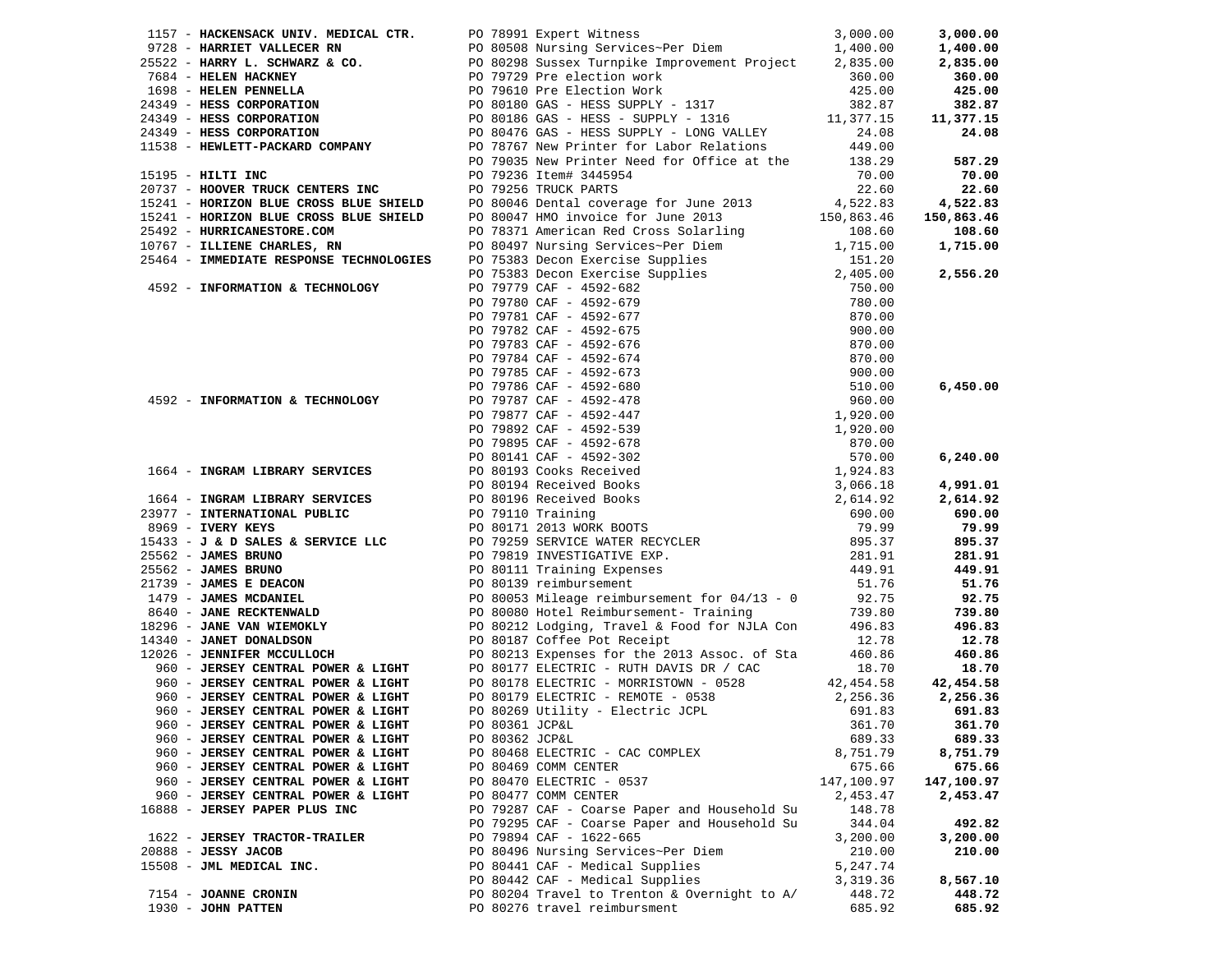| Vendor | PO / Description | Amount | Total |
|---|---|---|---|
| 1157 - **HACKENSACK UNIV. MEDICAL CTR.** | PO 78991 Expert Witness | 3,000.00 | **3,000.00** |
| 9728 - **HARRIET VALLECER RN** | PO 80508 Nursing Services~Per Diem | 1,400.00 | **1,400.00** |
| 25522 - **HARRY L. SCHWARZ & CO.** | PO 80298 Sussex Turnpike Improvement Project | 2,835.00 | **2,835.00** |
| 7684 - **HELEN HACKNEY** | PO 79729 Pre election work | 360.00 | **360.00** |
| 1698 - **HELEN PENNELLA** | PO 79610 Pre Election Work | 425.00 | **425.00** |
| 24349 - **HESS CORPORATION** | PO 80180 GAS - HESS SUPPLY - 1317 | 382.87 | **382.87** |
| 24349 - **HESS CORPORATION** | PO 80186 GAS - HESS - SUPPLY - 1316 | 11,377.15 | **11,377.15** |
| 24349 - **HESS CORPORATION** | PO 80476 GAS - HESS SUPPLY - LONG VALLEY | 24.08 | **24.08** |
| 11538 - **HEWLETT-PACKARD COMPANY** | PO 78767 New Printer for Labor Relations | 449.00 | |
| | PO 79035 New Printer Need for Office at the | 138.29 | **587.29** |
| 15195 - **HILTI INC** | PO 79236 Item# 3445954 | 70.00 | **70.00** |
| 20737 - **HOOVER TRUCK CENTERS INC** | PO 79256 TRUCK PARTS | 22.60 | **22.60** |
| 15241 - **HORIZON BLUE CROSS BLUE SHIELD** | PO 80046 Dental coverage for June 2013 | 4,522.83 | **4,522.83** |
| 15241 - **HORIZON BLUE CROSS BLUE SHIELD** | PO 80047 HMO invoice for June 2013 | 150,863.46 | **150,863.46** |
| 25492 - **HURRICANESTORE.COM** | PO 78371 American Red Cross Solarling | 108.60 | **108.60** |
| 10767 - **ILLIENE CHARLES, RN** | PO 80497 Nursing Services~Per Diem | 1,715.00 | **1,715.00** |
| 25464 - **IMMEDIATE RESPONSE TECHNOLOGIES** | PO 75383 Decon Exercise Supplies | 151.20 | |
| | PO 75383 Decon Exercise Supplies | 2,405.00 | **2,556.20** |
| 4592 - **INFORMATION & TECHNOLOGY** | PO 79779 CAF - 4592-682 | 750.00 | |
| | PO 79780 CAF - 4592-679 | 780.00 | |
| | PO 79781 CAF - 4592-677 | 870.00 | |
| | PO 79782 CAF - 4592-675 | 900.00 | |
| | PO 79783 CAF - 4592-676 | 870.00 | |
| | PO 79784 CAF - 4592-674 | 870.00 | |
| | PO 79785 CAF - 4592-673 | 900.00 | |
| | PO 79786 CAF - 4592-680 | 510.00 | **6,450.00** |
| 4592 - **INFORMATION & TECHNOLOGY** | PO 79787 CAF - 4592-478 | 960.00 | |
| | PO 79877 CAF - 4592-447 | 1,920.00 | |
| | PO 79892 CAF - 4592-539 | 1,920.00 | |
| | PO 79895 CAF - 4592-678 | 870.00 | |
| | PO 80141 CAF - 4592-302 | 570.00 | **6,240.00** |
| 1664 - **INGRAM LIBRARY SERVICES** | PO 80193 Cooks Received | 1,924.83 | |
| | PO 80194 Received Books | 3,066.18 | **4,991.01** |
| 1664 - **INGRAM LIBRARY SERVICES** | PO 80196 Received Books | 2,614.92 | **2,614.92** |
| 23977 - **INTERNATIONAL PUBLIC** | PO 79110 Training | 690.00 | **690.00** |
| 8969 - **IVERY KEYS** | PO 80171 2013 WORK BOOTS | 79.99 | **79.99** |
| 15433 - **J & D SALES & SERVICE LLC** | PO 79259 SERVICE WATER RECYCLER | 895.37 | **895.37** |
| 25562 - **JAMES BRUNO** | PO 79819 INVESTIGATIVE EXP. | 281.91 | **281.91** |
| 25562 - **JAMES BRUNO** | PO 80111 Training Expenses | 449.91 | **449.91** |
| 21739 - **JAMES E DEACON** | PO 80139 reimbursement | 51.76 | **51.76** |
| 1479 - **JAMES MCDANIEL** | PO 80053 Mileage reimbursement for 04/13 - 0 | 92.75 | **92.75** |
| 8640 - **JANE RECKTENWALD** | PO 80080 Hotel Reimbursement- Training | 739.80 | **739.80** |
| 18296 - **JANE VAN WIEMOKLY** | PO 80212 Lodging, Travel & Food for NJLA Con | 496.83 | **496.83** |
| 14340 - **JANET DONALDSON** | PO 80187 Coffee Pot Receipt | 12.78 | **12.78** |
| 12026 - **JENNIFER MCCULLOCH** | PO 80213 Expenses for the 2013 Assoc. of Sta | 460.86 | **460.86** |
| 960 - **JERSEY CENTRAL POWER & LIGHT** | PO 80177 ELECTRIC - RUTH DAVIS DR / CAC | 18.70 | **18.70** |
| 960 - **JERSEY CENTRAL POWER & LIGHT** | PO 80178 ELECTRIC - MORRISTOWN - 0528 | 42,454.58 | **42,454.58** |
| 960 - **JERSEY CENTRAL POWER & LIGHT** | PO 80179 ELECTRIC - REMOTE - 0538 | 2,256.36 | **2,256.36** |
| 960 - **JERSEY CENTRAL POWER & LIGHT** | PO 80269 Utility - Electric JCPL | 691.83 | **691.83** |
| 960 - **JERSEY CENTRAL POWER & LIGHT** | PO 80361 JCP&L | 361.70 | **361.70** |
| 960 - **JERSEY CENTRAL POWER & LIGHT** | PO 80362 JCP&L | 689.33 | **689.33** |
| 960 - **JERSEY CENTRAL POWER & LIGHT** | PO 80468 ELECTRIC - CAC COMPLEX | 8,751.79 | **8,751.79** |
| 960 - **JERSEY CENTRAL POWER & LIGHT** | PO 80469 COMM CENTER | 675.66 | **675.66** |
| 960 - **JERSEY CENTRAL POWER & LIGHT** | PO 80470 ELECTRIC - 0537 | 147,100.97 | **147,100.97** |
| 960 - **JERSEY CENTRAL POWER & LIGHT** | PO 80477 COMM CENTER | 2,453.47 | **2,453.47** |
| 16888 - **JERSEY PAPER PLUS INC** | PO 79287 CAF - Coarse Paper and Household Su | 148.78 | |
| | PO 79295 CAF - Coarse Paper and Household Su | 344.04 | **492.82** |
| 1622 - **JERSEY TRACTOR-TRAILER** | PO 79894 CAF - 1622-665 | 3,200.00 | **3,200.00** |
| 20888 - **JESSY JACOB** | PO 80496 Nursing Services~Per Diem | 210.00 | **210.00** |
| 15508 - **JML MEDICAL INC.** | PO 80441 CAF - Medical Supplies | 5,247.74 | |
| | PO 80442 CAF - Medical Supplies | 3,319.36 | **8,567.10** |
| 7154 - **JOANNE CRONIN** | PO 80204 Travel to Trenton & Overnight to A/ | 448.72 | **448.72** |
| 1930 - **JOHN PATTEN** | PO 80276 travel reimbursment | 685.92 | **685.92** |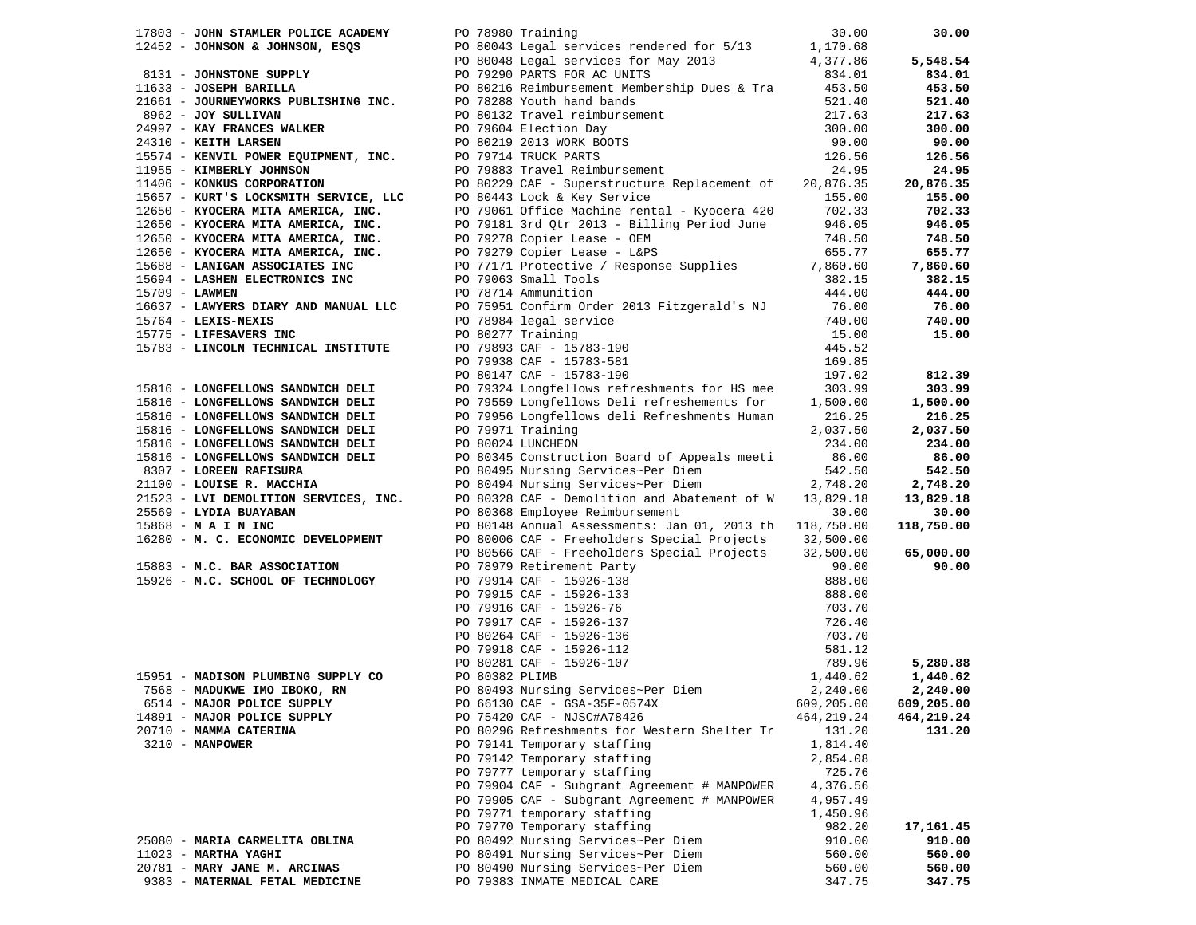| Vendor | PO / Description | Amount | Total |
|---|---|---|---|
| 17803 - **JOHN STAMLER POLICE ACADEMY** | PO 78980 Training | 30.00 | **30.00** |
| 12452 - **JOHNSON & JOHNSON, ESQS** | PO 80043 Legal services rendered for 5/13 | 1,170.68 | |
| | PO 80048 Legal services for May 2013 | 4,377.86 | **5,548.54** |
| 8131 - **JOHNSTONE SUPPLY** | PO 79290 PARTS FOR AC UNITS | 834.01 | **834.01** |
| 11633 - **JOSEPH BARILLA** | PO 80216 Reimbursement Membership Dues & Tra | 453.50 | **453.50** |
| 21661 - **JOURNEYWORKS PUBLISHING INC.** | PO 78288 Youth hand bands | 521.40 | **521.40** |
| 8962 - **JOY SULLIVAN** | PO 80132 Travel reimbursement | 217.63 | **217.63** |
| 24997 - **KAY FRANCES WALKER** | PO 79604 Election Day | 300.00 | **300.00** |
| 24310 - **KEITH LARSEN** | PO 80219 2013 WORK BOOTS | 90.00 | **90.00** |
| 15574 - **KENVIL POWER EQUIPMENT, INC.** | PO 79714 TRUCK PARTS | 126.56 | **126.56** |
| 11955 - **KIMBERLY JOHNSON** | PO 79883 Travel Reimbursement | 24.95 | **24.95** |
| 11406 - **KONKUS CORPORATION** | PO 80229 CAF - Superstructure Replacement of | 20,876.35 | **20,876.35** |
| 15657 - **KURT'S LOCKSMITH SERVICE, LLC** | PO 80443 Lock & Key Service | 155.00 | **155.00** |
| 12650 - **KYOCERA MITA AMERICA, INC.** | PO 79061 Office Machine rental - Kyocera 420 | 702.33 | **702.33** |
| 12650 - **KYOCERA MITA AMERICA, INC.** | PO 79181 3rd Qtr 2013 - Billing Period June | 946.05 | **946.05** |
| 12650 - **KYOCERA MITA AMERICA, INC.** | PO 79278 Copier Lease - OEM | 748.50 | **748.50** |
| 12650 - **KYOCERA MITA AMERICA, INC.** | PO 79279 Copier Lease - L&PS | 655.77 | **655.77** |
| 15688 - **LANIGAN ASSOCIATES INC** | PO 77171 Protective / Response Supplies | 7,860.60 | **7,860.60** |
| 15694 - **LASHEN ELECTRONICS INC** | PO 79063 Small Tools | 382.15 | **382.15** |
| 15709 - **LAWMEN** | PO 78714 Ammunition | 444.00 | **444.00** |
| 16637 - **LAWYERS DIARY AND MANUAL LLC** | PO 75951 Confirm Order 2013 Fitzgerald's NJ | 76.00 | **76.00** |
| 15764 - **LEXIS-NEXIS** | PO 78984 legal service | 740.00 | **740.00** |
| 15775 - **LIFESAVERS INC** | PO 80277 Training | 15.00 | **15.00** |
| 15783 - **LINCOLN TECHNICAL INSTITUTE** | PO 79893 CAF - 15783-190 | 445.52 | |
| | PO 79938 CAF - 15783-581 | 169.85 | |
| | PO 80147 CAF - 15783-190 | 197.02 | **812.39** |
| 15816 - **LONGFELLOWS SANDWICH DELI** | PO 79324 Longfellows refreshments for HS mee | 303.99 | **303.99** |
| 15816 - **LONGFELLOWS SANDWICH DELI** | PO 79559 Longfellows Deli refreshements for | 1,500.00 | **1,500.00** |
| 15816 - **LONGFELLOWS SANDWICH DELI** | PO 79956 Longfellows deli Refreshments Human | 216.25 | **216.25** |
| 15816 - **LONGFELLOWS SANDWICH DELI** | PO 79971 Training | 2,037.50 | **2,037.50** |
| 15816 - **LONGFELLOWS SANDWICH DELI** | PO 80024 LUNCHEON | 234.00 | **234.00** |
| 15816 - **LONGFELLOWS SANDWICH DELI** | PO 80345 Construction Board of Appeals meeti | 86.00 | **86.00** |
| 8307 - **LOREEN RAFISURA** | PO 80495 Nursing Services~Per Diem | 542.50 | **542.50** |
| 21100 - **LOUISE R. MACCHIA** | PO 80494 Nursing Services~Per Diem | 2,748.20 | **2,748.20** |
| 21523 - **LVI DEMOLITION SERVICES, INC.** | PO 80328 CAF - Demolition and Abatement of W | 13,829.18 | **13,829.18** |
| 25569 - **LYDIA BUAYABAN** | PO 80368 Employee Reimbursement | 30.00 | **30.00** |
| 15868 - **M A I N INC** | PO 80148 Annual Assessments: Jan 01, 2013 th | 118,750.00 | **118,750.00** |
| 16280 - **M. C. ECONOMIC DEVELOPMENT** | PO 80006 CAF - Freeholders Special Projects | 32,500.00 | |
| | PO 80566 CAF - Freeholders Special Projects | 32,500.00 | **65,000.00** |
| 15883 - **M.C. BAR ASSOCIATION** | PO 78979 Retirement Party | 90.00 | **90.00** |
| 15926 - **M.C. SCHOOL OF TECHNOLOGY** | PO 79914 CAF - 15926-138 | 888.00 | |
| | PO 79915 CAF - 15926-133 | 888.00 | |
| | PO 79916 CAF - 15926-76 | 703.70 | |
| | PO 79917 CAF - 15926-137 | 726.40 | |
| | PO 80264 CAF - 15926-136 | 703.70 | |
| | PO 79918 CAF - 15926-112 | 581.12 | |
| | PO 80281 CAF - 15926-107 | 789.96 | **5,280.88** |
| 15951 - **MADISON PLUMBING SUPPLY CO** | PO 80382 PLIMB | 1,440.62 | **1,440.62** |
| 7568 - **MADUKWE IMO IBOKO, RN** | PO 80493 Nursing Services~Per Diem | 2,240.00 | **2,240.00** |
| 6514 - **MAJOR POLICE SUPPLY** | PO 66130 CAF - GSA-35F-0574X | 609,205.00 | **609,205.00** |
| 14891 - **MAJOR POLICE SUPPLY** | PO 75420 CAF - NJSC#A78426 | 464,219.24 | **464,219.24** |
| 20710 - **MAMMA CATERINA** | PO 80296 Refreshments for Western Shelter Tr | 131.20 | **131.20** |
| 3210 - **MANPOWER** | PO 79141 Temporary staffing | 1,814.40 | |
| | PO 79142 Temporary staffing | 2,854.08 | |
| | PO 79777 temporary staffing | 725.76 | |
| | PO 79904 CAF - Subgrant Agreement # MANPOWER | 4,376.56 | |
| | PO 79905 CAF - Subgrant Agreement # MANPOWER | 4,957.49 | |
| | PO 79771 temporary staffing | 1,450.96 | |
| | PO 79770 Temporary staffing | 982.20 | **17,161.45** |
| 25080 - **MARIA CARMELITA OBLINA** | PO 80492 Nursing Services~Per Diem | 910.00 | **910.00** |
| 11023 - **MARTHA YAGHI** | PO 80491 Nursing Services~Per Diem | 560.00 | **560.00** |
| 20781 - **MARY JANE M. ARCINAS** | PO 80490 Nursing Services~Per Diem | 560.00 | **560.00** |
| 9383 - **MATERNAL FETAL MEDICINE** | PO 79383 INMATE MEDICAL CARE | 347.75 | **347.75** |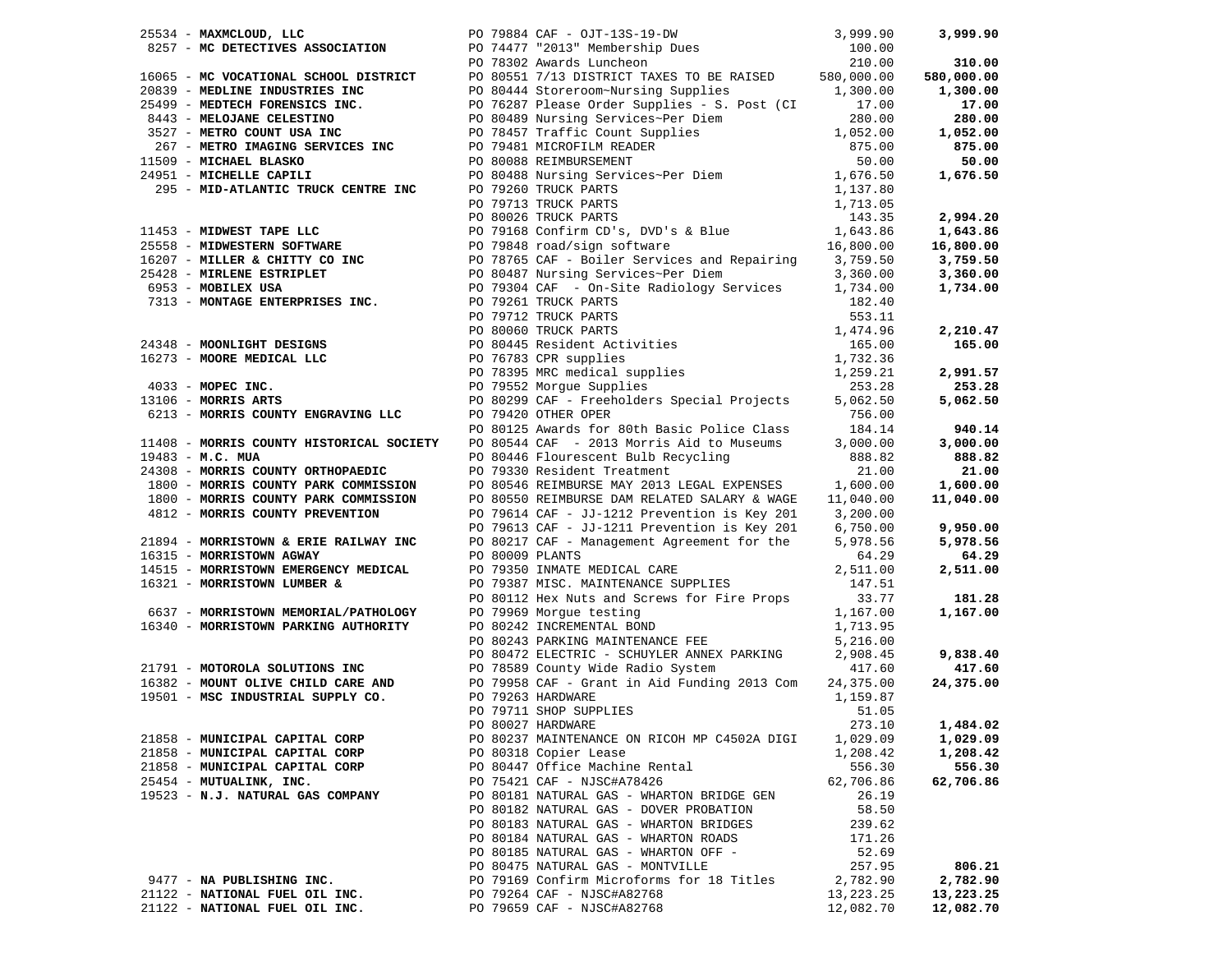| Vendor | PO / Description | Amount | Total |
|---|---|---|---|
| 25534 - **MAXMCLOUD, LLC** | PO 79884 CAF - OJT-13S-19-DW | 3,999.90 | **3,999.90** |
| 8257 - **MC DETECTIVES ASSOCIATION** | PO 74477 "2013" Membership Dues | 100.00 | |
| | PO 78302 Awards Luncheon | 210.00 | **310.00** |
| 16065 - **MC VOCATIONAL SCHOOL DISTRICT** | PO 80551 7/13 DISTRICT TAXES TO BE RAISED | 580,000.00 | **580,000.00** |
| 20839 - **MEDLINE INDUSTRIES INC** | PO 80444 Storeroom~Nursing Supplies | 1,300.00 | **1,300.00** |
| 25499 - **MEDTECH FORENSICS INC.** | PO 76287 Please Order Supplies - S. Post (CI | 17.00 | **17.00** |
| 8443 - **MELOJANE CELESTINO** | PO 80489 Nursing Services~Per Diem | 280.00 | **280.00** |
| 3527 - **METRO COUNT USA INC** | PO 78457 Traffic Count Supplies | 1,052.00 | **1,052.00** |
| 267 - **METRO IMAGING SERVICES INC** | PO 79481 MICROFILM READER | 875.00 | **875.00** |
| 11509 - **MICHAEL BLASKO** | PO 80088 REIMBURSEMENT | 50.00 | **50.00** |
| 24951 - **MICHELLE CAPILI** | PO 80488 Nursing Services~Per Diem | 1,676.50 | **1,676.50** |
| 295 - **MID-ATLANTIC TRUCK CENTRE INC** | PO 79260 TRUCK PARTS | 1,137.80 | |
| | PO 79713 TRUCK PARTS | 1,713.05 | |
| | PO 80026 TRUCK PARTS | 143.35 | **2,994.20** |
| 11453 - **MIDWEST TAPE LLC** | PO 79168 Confirm CD's, DVD's & Blue | 1,643.86 | **1,643.86** |
| 25558 - **MIDWESTERN SOFTWARE** | PO 79848 road/sign software | 16,800.00 | **16,800.00** |
| 16207 - **MILLER & CHITTY CO INC** | PO 78765 CAF - Boiler Services and Repairing | 3,759.50 | **3,759.50** |
| 25428 - **MIRLENE ESTRIPLET** | PO 80487 Nursing Services~Per Diem | 3,360.00 | **3,360.00** |
| 6953 - **MOBILEX USA** | PO 79304 CAF - On-Site Radiology Services | 1,734.00 | **1,734.00** |
| 7313 - **MONTAGE ENTERPRISES INC.** | PO 79261 TRUCK PARTS | 182.40 | |
| | PO 79712 TRUCK PARTS | 553.11 | |
| | PO 80060 TRUCK PARTS | 1,474.96 | **2,210.47** |
| 24348 - **MOONLIGHT DESIGNS** | PO 80445 Resident Activities | 165.00 | **165.00** |
| 16273 - **MOORE MEDICAL LLC** | PO 76783 CPR supplies | 1,732.36 | |
| | PO 78395 MRC medical supplies | 1,259.21 | **2,991.57** |
| 4033 - **MOPEC INC.** | PO 79552 Morgue Supplies | 253.28 | **253.28** |
| 13106 - **MORRIS ARTS** | PO 80299 CAF - Freeholders Special Projects | 5,062.50 | **5,062.50** |
| 6213 - **MORRIS COUNTY ENGRAVING LLC** | PO 79420 OTHER OPER | 756.00 | |
| | PO 80125 Awards for 80th Basic Police Class | 184.14 | **940.14** |
| 11408 - **MORRIS COUNTY HISTORICAL SOCIETY** | PO 80544 CAF - 2013 Morris Aid to Museums | 3,000.00 | **3,000.00** |
| 19483 - **M.C. MUA** | PO 80446 Flourescent Bulb Recycling | 888.82 | **888.82** |
| 24308 - **MORRIS COUNTY ORTHOPAEDIC** | PO 79330 Resident Treatment | 21.00 | **21.00** |
| 1800 - **MORRIS COUNTY PARK COMMISSION** | PO 80546 REIMBURSE MAY 2013 LEGAL EXPENSES | 1,600.00 | **1,600.00** |
| 1800 - **MORRIS COUNTY PARK COMMISSION** | PO 80550 REIMBURSE DAM RELATED SALARY & WAGE | 11,040.00 | **11,040.00** |
| 4812 - **MORRIS COUNTY PREVENTION** | PO 79614 CAF - JJ-1212 Prevention is Key 201 | 3,200.00 | |
| | PO 79613 CAF - JJ-1211 Prevention is Key 201 | 6,750.00 | **9,950.00** |
| 21894 - **MORRISTOWN & ERIE RAILWAY INC** | PO 80217 CAF - Management Agreement for the | 5,978.56 | **5,978.56** |
| 16315 - **MORRISTOWN AGWAY** | PO 80009 PLANTS | 64.29 | **64.29** |
| 14515 - **MORRISTOWN EMERGENCY MEDICAL** | PO 79350 INMATE MEDICAL CARE | 2,511.00 | **2,511.00** |
| 16321 - **MORRISTOWN LUMBER &** | PO 79387 MISC. MAINTENANCE SUPPLIES | 147.51 | |
| | PO 80112 Hex Nuts and Screws for Fire Props | 33.77 | **181.28** |
| 6637 - **MORRISTOWN MEMORIAL/PATHOLOGY** | PO 79969 Morgue testing | 1,167.00 | **1,167.00** |
| 16340 - **MORRISTOWN PARKING AUTHORITY** | PO 80242 INCREMENTAL BOND | 1,713.95 | |
| | PO 80243 PARKING MAINTENANCE FEE | 5,216.00 | |
| | PO 80472 ELECTRIC - SCHUYLER ANNEX PARKING | 2,908.45 | **9,838.40** |
| 21791 - **MOTOROLA SOLUTIONS INC** | PO 78589 County Wide Radio System | 417.60 | **417.60** |
| 16382 - **MOUNT OLIVE CHILD CARE AND** | PO 79958 CAF - Grant in Aid Funding 2013 Com | 24,375.00 | **24,375.00** |
| 19501 - **MSC INDUSTRIAL SUPPLY CO.** | PO 79263 HARDWARE | 1,159.87 | |
| | PO 79711 SHOP SUPPLIES | 51.05 | |
| | PO 80027 HARDWARE | 273.10 | **1,484.02** |
| 21858 - **MUNICIPAL CAPITAL CORP** | PO 80237 MAINTENANCE ON RICOH MP C4502A DIGI | 1,029.09 | **1,029.09** |
| 21858 - **MUNICIPAL CAPITAL CORP** | PO 80318 Copier Lease | 1,208.42 | **1,208.42** |
| 21858 - **MUNICIPAL CAPITAL CORP** | PO 80447 Office Machine Rental | 556.30 | **556.30** |
| 25454 - **MUTUALINK, INC.** | PO 75421 CAF - NJSC#A78426 | 62,706.86 | **62,706.86** |
| 19523 - **N.J. NATURAL GAS COMPANY** | PO 80181 NATURAL GAS - WHARTON BRIDGE GEN | 26.19 | |
| | PO 80182 NATURAL GAS - DOVER PROBATION | 58.50 | |
| | PO 80183 NATURAL GAS - WHARTON BRIDGES | 239.62 | |
| | PO 80184 NATURAL GAS - WHARTON ROADS | 171.26 | |
| | PO 80185 NATURAL GAS - WHARTON OFF - | 52.69 | |
| | PO 80475 NATURAL GAS - MONTVILLE | 257.95 | **806.21** |
| 9477 - **NA PUBLISHING INC.** | PO 79169 Confirm Microforms for 18 Titles | 2,782.90 | **2,782.90** |
| 21122 - **NATIONAL FUEL OIL INC.** | PO 79264 CAF - NJSC#A82768 | 13,223.25 | **13,223.25** |
| 21122 - **NATIONAL FUEL OIL INC.** | PO 79659 CAF - NJSC#A82768 | 12,082.70 | **12,082.70** |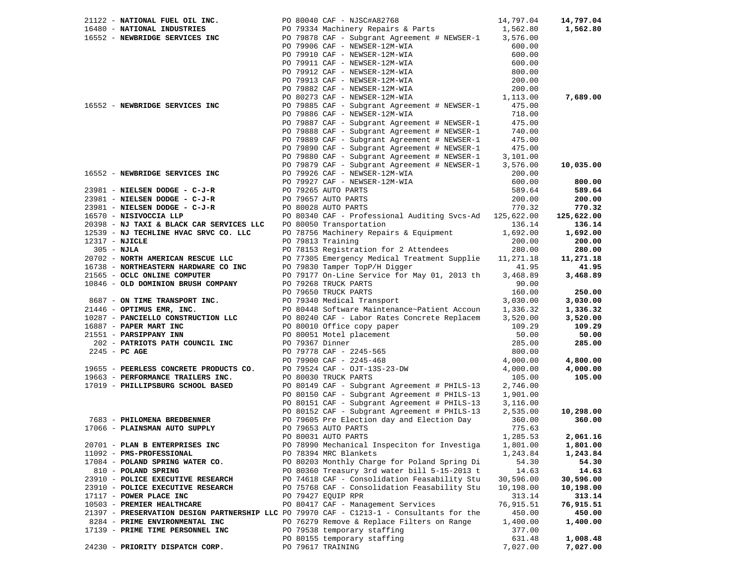| Vendor | PO / Description | Amount | Total |
|---|---|---|---|
| 21122 - **NATIONAL FUEL OIL INC.** | PO 80040 CAF - NJSC#A82768 | 14,797.04 | **14,797.04** |
| 16480 - **NATIONAL INDUSTRIES** | PO 79334 Machinery Repairs & Parts | 1,562.80 | **1,562.80** |
| 16552 - **NEWBRIDGE SERVICES INC** | PO 79878 CAF - Subgrant Agreement # NEWSER-1 | 3,576.00 | |
| | PO 79906 CAF - NEWSER-12M-WIA | 600.00 | |
| | PO 79910 CAF - NEWSER-12M-WIA | 600.00 | |
| | PO 79911 CAF - NEWSER-12M-WIA | 600.00 | |
| | PO 79912 CAF - NEWSER-12M-WIA | 800.00 | |
| | PO 79913 CAF - NEWSER-12M-WIA | 200.00 | |
| | PO 79882 CAF - NEWSER-12M-WIA | 200.00 | |
| | PO 80273 CAF - NEWSER-12M-WIA | 1,113.00 | **7,689.00** |
| 16552 - **NEWBRIDGE SERVICES INC** | PO 79885 CAF - Subgrant Agreement # NEWSER-1 | 475.00 | |
| | PO 79886 CAF - NEWSER-12M-WIA | 718.00 | |
| | PO 79887 CAF - Subgrant Agreement # NEWSER-1 | 475.00 | |
| | PO 79888 CAF - Subgrant Agreement # NEWSER-1 | 740.00 | |
| | PO 79889 CAF - Subgrant Agreement # NEWSER-1 | 475.00 | |
| | PO 79890 CAF - Subgrant Agreement # NEWSER-1 | 475.00 | |
| | PO 79880 CAF - Subgrant Agreement # NEWSER-1 | 3,101.00 | |
| | PO 79879 CAF - Subgrant Agreement # NEWSER-1 | 3,576.00 | **10,035.00** |
| 16552 - **NEWBRIDGE SERVICES INC** | PO 79926 CAF - NEWSER-12M-WIA | 200.00 | |
| | PO 79927 CAF - NEWSER-12M-WIA | 600.00 | **800.00** |
| 23981 - **NIELSEN DODGE - C-J-R** | PO 79265 AUTO PARTS | 589.64 | **589.64** |
| 23981 - **NIELSEN DODGE - C-J-R** | PO 79657 AUTO PARTS | 200.00 | **200.00** |
| 23981 - **NIELSEN DODGE - C-J-R** | PO 80028 AUTO PARTS | 770.32 | **770.32** |
| 16570 - **NISIVOCCIA LLP** | PO 80340 CAF - Professional Auditing Svcs-Ad | 125,622.00 | **125,622.00** |
| 20398 - **NJ TAXI & BLACK CAR SERVICES LLC** | PO 80050 Transportation | 136.14 | **136.14** |
| 12539 - **NJ TECHLINE HVAC SRVC CO. LLC** | PO 78756 Machinery Repairs & Equipment | 1,692.00 | **1,692.00** |
| 12317 - **NJICLE** | PO 79813 Training | 200.00 | **200.00** |
| 305 - **NJLA** | PO 78153 Registration for 2 Attendees | 280.00 | **280.00** |
| 20702 - **NORTH AMERICAN RESCUE LLC** | PO 77305 Emergency Medical Treatment Supplie | 11,271.18 | **11,271.18** |
| 16738 - **NORTHEASTERN HARDWARE CO INC** | PO 79830 Tamper TopP/H Digger | 41.95 | **41.95** |
| 21565 - **OCLC ONLINE COMPUTER** | PO 79177 On-Line Service for May 01, 2013 th | 3,468.89 | **3,468.89** |
| 10846 - **OLD DOMINION BRUSH COMPANY** | PO 79268 TRUCK PARTS | 90.00 | |
| | PO 79650 TRUCK PARTS | 160.00 | **250.00** |
| 8687 - **ON TIME TRANSPORT INC.** | PO 79340 Medical Transport | 3,030.00 | **3,030.00** |
| 21446 - **OPTIMUS EMR, INC.** | PO 80448 Software Maintenance~Patient Accoun | 1,336.32 | **1,336.32** |
| 10287 - **PANCIELLO CONSTRUCTION LLC** | PO 80240 CAF - Labor Rates Concrete Replacem | 3,520.00 | **3,520.00** |
| 16887 - **PAPER MART INC** | PO 80010 Office copy paper | 109.29 | **109.29** |
| 21551 - **PARSIPPANY INN** | PO 80051 Motel placement | 50.00 | **50.00** |
| 202 - **PATRIOTS PATH COUNCIL INC** | PO 79367 Dinner | 285.00 | **285.00** |
| 2245 - **PC AGE** | PO 79778 CAF - 2245-565 | 800.00 | |
| | PO 79900 CAF - 2245-468 | 4,000.00 | **4,800.00** |
| 19655 - **PEERLESS CONCRETE PRODUCTS CO.** | PO 79524 CAF - OJT-13S-23-DW | 4,000.00 | **4,000.00** |
| 19663 - **PERFORMANCE TRAILERS INC.** | PO 80030 TRUCK PARTS | 105.00 | **105.00** |
| 17019 - **PHILLIPSBURG SCHOOL BASED** | PO 80149 CAF - Subgrant Agreement # PHILS-13 | 2,746.00 | |
| | PO 80150 CAF - Subgrant Agreement # PHILS-13 | 1,901.00 | |
| | PO 80151 CAF - Subgrant Agreement # PHILS-13 | 3,116.00 | |
| | PO 80152 CAF - Subgrant Agreement # PHILS-13 | 2,535.00 | **10,298.00** |
| 7683 - **PHILOMENA BREDBENNER** | PO 79605 Pre Election day and Election Day | 360.00 | **360.00** |
| 17066 - **PLAINSMAN AUTO SUPPLY** | PO 79653 AUTO PARTS | 775.63 | |
| | PO 80031 AUTO PARTS | 1,285.53 | **2,061.16** |
| 20701 - **PLAN B ENTERPRISES INC** | PO 78990 Mechanical Inspeciton for Investiga | 1,801.00 | **1,801.00** |
| 11092 - **PMS-PROFESSIONAL** | PO 78394 MRC Blankets | 1,243.84 | **1,243.84** |
| 17084 - **POLAND SPRING WATER CO.** | PO 80203 Monthly Charge for Poland Spring Di | 54.30 | **54.30** |
| 810 - **POLAND SPRING** | PO 80360 Treasury 3rd water bill 5-15-2013 t | 14.63 | **14.63** |
| 23910 - **POLICE EXECUTIVE RESEARCH** | PO 74618 CAF - Consolidation Feasability Stu | 30,596.00 | **30,596.00** |
| 23910 - **POLICE EXECUTIVE RESEARCH** | PO 75768 CAF - Consolidation Feasability Stu | 10,198.00 | **10,198.00** |
| 17117 - **POWER PLACE INC** | PO 79427 EQUIP RPR | 313.14 | **313.14** |
| 10503 - **PREMIER HEALTHCARE** | PO 80417 CAF - Management Services | 76,915.51 | **76,915.51** |
| 21397 - **PRESERVATION DESIGN PARTNERSHIP LLC** | PO 79970 CAF - C1213-1 - Consultants for the | 450.00 | **450.00** |
| 8284 - **PRIME ENVIRONMENTAL INC** | PO 76279 Remove & Replace Filters on Range | 1,400.00 | **1,400.00** |
| 17139 - **PRIME TIME PERSONNEL INC** | PO 79538 temporary staffing | 377.00 | |
| | PO 80155 temporary staffing | 631.48 | **1,008.48** |
| 24230 - **PRIORITY DISPATCH CORP.** | PO 79617 TRAINING | 7,027.00 | **7,027.00** |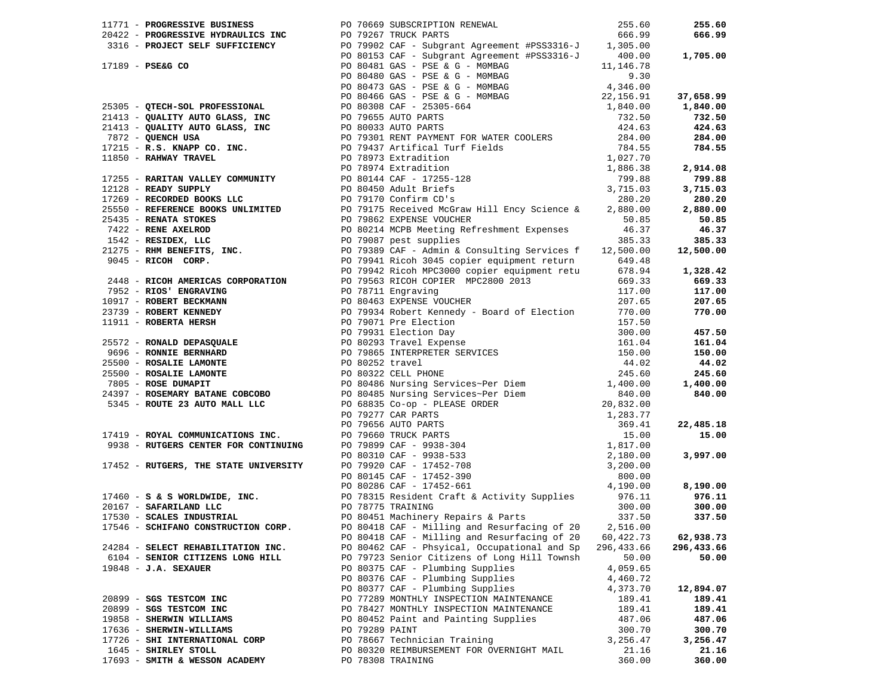| Vendor | PO / Description | Amount | Total |
|---|---|---|---|
| 11771 - **PROGRESSIVE BUSINESS** | PO 70669 SUBSCRIPTION RENEWAL | 255.60 | **255.60** |
| 20422 - **PROGRESSIVE HYDRAULICS INC** | PO 79267 TRUCK PARTS | 666.99 | **666.99** |
| 3316 - **PROJECT SELF SUFFICIENCY** | PO 79902 CAF - Subgrant Agreement #PSS3316-J | 1,305.00 | |
| | PO 80153 CAF - Subgrant Agreement #PSS3316-J | 400.00 | **1,705.00** |
| 17189 - **PSE&G CO** | PO 80481 GAS - PSE & G - M0MBAG | 11,146.78 | |
| | PO 80480 GAS - PSE & G - M0MBAG | 9.30 | |
| | PO 80473 GAS - PSE & G - M0MBAG | 4,346.00 | |
| | PO 80466 GAS - PSE & G - M0MBAG | 22,156.91 | **37,658.99** |
| 25305 - **QTECH-SOL PROFESSIONAL** | PO 80308 CAF - 25305-664 | 1,840.00 | **1,840.00** |
| 21413 - **QUALITY AUTO GLASS, INC** | PO 79655 AUTO PARTS | 732.50 | **732.50** |
| 21413 - **QUALITY AUTO GLASS, INC** | PO 80033 AUTO PARTS | 424.63 | **424.63** |
| 7872 - **QUENCH USA** | PO 79301 RENT PAYMENT FOR WATER COOLERS | 284.00 | **284.00** |
| 17215 - **R.S. KNAPP CO. INC.** | PO 79437 Artifical Turf Fields | 784.55 | **784.55** |
| 11850 - **RAHWAY TRAVEL** | PO 78973 Extradition | 1,027.70 | |
| | PO 78974 Extradition | 1,886.38 | **2,914.08** |
| 17255 - **RARITAN VALLEY COMMUNITY** | PO 80144 CAF - 17255-128 | 799.88 | **799.88** |
| 12128 - **READY SUPPLY** | PO 80450 Adult Briefs | 3,715.03 | **3,715.03** |
| 17269 - **RECORDED BOOKS LLC** | PO 79170 Confirm CD's | 280.20 | **280.20** |
| 25550 - **REFERENCE BOOKS UNLIMITED** | PO 79175 Received McGraw Hill Ency Science & | 2,880.00 | **2,880.00** |
| 25435 - **RENATA STOKES** | PO 79862 EXPENSE VOUCHER | 50.85 | **50.85** |
| 7422 - **RENE AXELROD** | PO 80214 MCPB Meeting Refreshment Expenses | 46.37 | **46.37** |
| 1542 - **RESIDEX, LLC** | PO 79087 pest supplies | 385.33 | **385.33** |
| 21275 - **RHM BENEFITS, INC.** | PO 79389 CAF - Admin & Consulting Services f | 12,500.00 | **12,500.00** |
| 9045 - **RICOH CORP.** | PO 79941 Ricoh 3045 copier equipment return | 649.48 | |
| | PO 79942 Ricoh MPC3000 copier equipment retu | 678.94 | **1,328.42** |
| 2448 - **RICOH AMERICAS CORPORATION** | PO 79563 RICOH COPIER MPC2800 2013 | 669.33 | **669.33** |
| 7952 - **RIOS' ENGRAVING** | PO 78711 Engraving | 117.00 | **117.00** |
| 10917 - **ROBERT BECKMANN** | PO 80463 EXPENSE VOUCHER | 207.65 | **207.65** |
| 23739 - **ROBERT KENNEDY** | PO 79934 Robert Kennedy - Board of Election | 770.00 | **770.00** |
| 11911 - **ROBERTA HERSH** | PO 79071 Pre Election | 157.50 | |
| | PO 79931 Election Day | 300.00 | **457.50** |
| 25572 - **RONALD DEPASQUALE** | PO 80293 Travel Expense | 161.04 | **161.04** |
| 9696 - **RONNIE BERNHARD** | PO 79865 INTERPRETER SERVICES | 150.00 | **150.00** |
| 25500 - **ROSALIE LAMONTE** | PO 80252 travel | 44.02 | **44.02** |
| 25500 - **ROSALIE LAMONTE** | PO 80322 CELL PHONE | 245.60 | **245.60** |
| 7805 - **ROSE DUMAPIT** | PO 80486 Nursing Services~Per Diem | 1,400.00 | **1,400.00** |
| 24397 - **ROSEMARY BATANE COBCOBO** | PO 80485 Nursing Services~Per Diem | 840.00 | **840.00** |
| 5345 - **ROUTE 23 AUTO MALL LLC** | PO 68835 Co-op - PLEASE ORDER | 20,832.00 | |
| | PO 79277 CAR PARTS | 1,283.77 | |
| | PO 79656 AUTO PARTS | 369.41 | **22,485.18** |
| 17419 - **ROYAL COMMUNICATIONS INC.** | PO 79660 TRUCK PARTS | 15.00 | **15.00** |
| 9938 - **RUTGERS CENTER FOR CONTINUING** | PO 79899 CAF - 9938-304 | 1,817.00 | |
| | PO 80310 CAF - 9938-533 | 2,180.00 | **3,997.00** |
| 17452 - **RUTGERS, THE STATE UNIVERSITY** | PO 79920 CAF - 17452-708 | 3,200.00 | |
| | PO 80145 CAF - 17452-390 | 800.00 | |
| | PO 80286 CAF - 17452-661 | 4,190.00 | **8,190.00** |
| 17460 - **S & S WORLDWIDE, INC.** | PO 78315 Resident Craft & Activity Supplies | 976.11 | **976.11** |
| 20167 - **SAFARILAND LLC** | PO 78775 TRAINING | 300.00 | **300.00** |
| 17530 - **SCALES INDUSTRIAL** | PO 80451 Machinery Repairs & Parts | 337.50 | **337.50** |
| 17546 - **SCHIFANO CONSTRUCTION CORP.** | PO 80418 CAF - Milling and Resurfacing of 20 | 2,516.00 | |
| | PO 80418 CAF - Milling and Resurfacing of 20 | 60,422.73 | **62,938.73** |
| 24284 - **SELECT REHABILITATION INC.** | PO 80462 CAF - Phsyical, Occupational and Sp | 296,433.66 | **296,433.66** |
| 6104 - **SENIOR CITIZENS LONG HILL** | PO 79723 Senior Citizens of Long Hill Townsh | 50.00 | **50.00** |
| 19848 - **J.A. SEXAUER** | PO 80375 CAF - Plumbing Supplies | 4,059.65 | |
| | PO 80376 CAF - Plumbing Supplies | 4,460.72 | |
| | PO 80377 CAF - Plumbing Supplies | 4,373.70 | **12,894.07** |
| 20899 - **SGS TESTCOM INC** | PO 77289 MONTHLY INSPECTION MAINTENANCE | 189.41 | **189.41** |
| 20899 - **SGS TESTCOM INC** | PO 78427 MONTHLY INSPECTION MAINTENANCE | 189.41 | **189.41** |
| 19858 - **SHERWIN WILLIAMS** | PO 80452 Paint and Painting Supplies | 487.06 | **487.06** |
| 17636 - **SHERWIN-WILLIAMS** | PO 79289 PAINT | 300.70 | **300.70** |
| 17726 - **SHI INTERNATIONAL CORP** | PO 78667 Technician Training | 3,256.47 | **3,256.47** |
| 1645 - **SHIRLEY STOLL** | PO 80320 REIMBURSEMENT FOR OVERNIGHT MAIL | 21.16 | **21.16** |
| 17693 - **SMITH & WESSON ACADEMY** | PO 78308 TRAINING | 360.00 | **360.00** |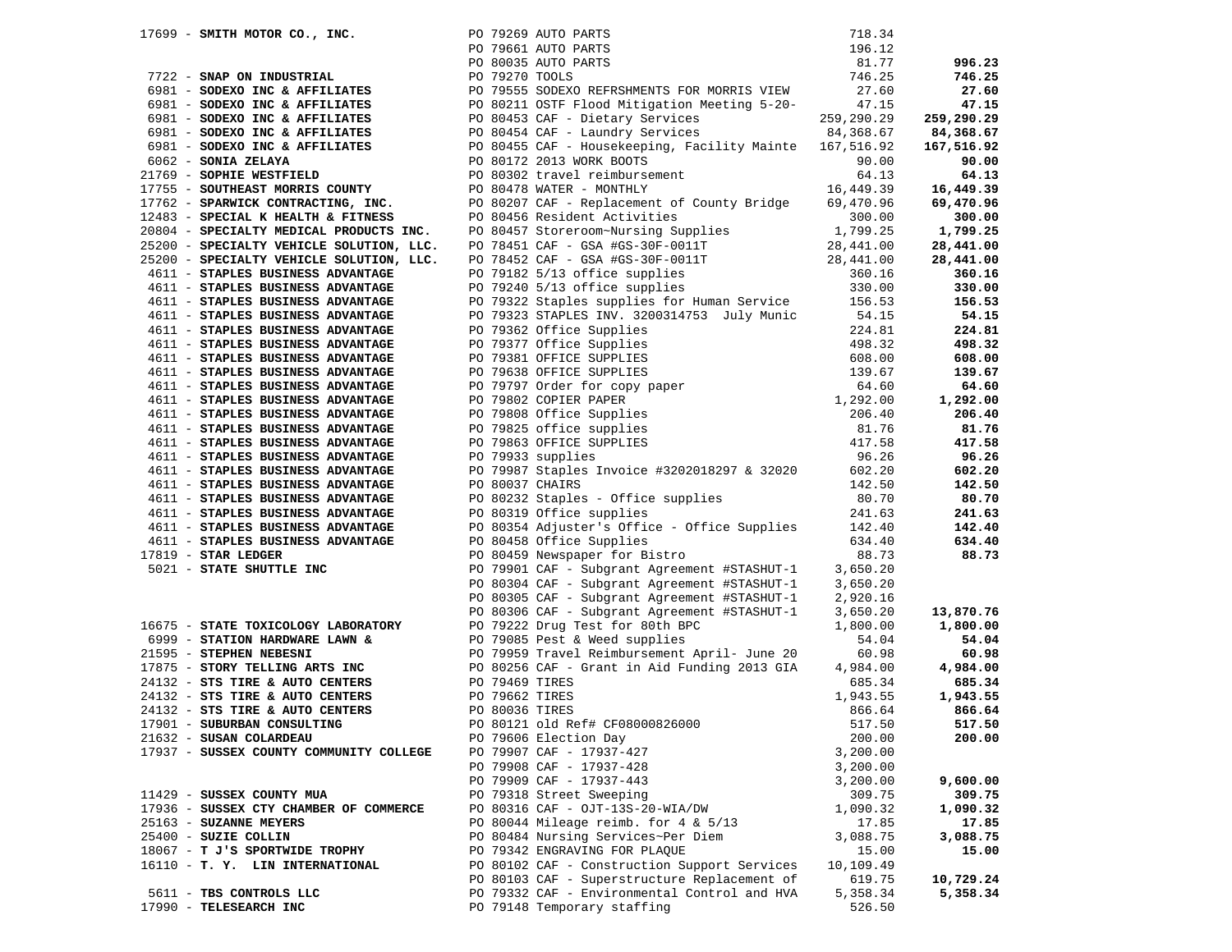| Vendor | PO / Description | Amount | Total |
|---|---|---|---|
| 17699 - **SMITH MOTOR CO., INC.** | PO 79269 AUTO PARTS | 718.34 | |
| | PO 79661 AUTO PARTS | 196.12 | |
| | PO 80035 AUTO PARTS | 81.77 | **996.23** |
| 7722 - **SNAP ON INDUSTRIAL** | PO 79270 TOOLS | 746.25 | **746.25** |
| 6981 - **SODEXO INC & AFFILIATES** | PO 79555 SODEXO REFRSHMENTS FOR MORRIS VIEW | 27.60 | **27.60** |
| 6981 - **SODEXO INC & AFFILIATES** | PO 80211 OSTF Flood Mitigation Meeting 5-20- | 47.15 | **47.15** |
| 6981 - **SODEXO INC & AFFILIATES** | PO 80453 CAF - Dietary Services | 259,290.29 | **259,290.29** |
| 6981 - **SODEXO INC & AFFILIATES** | PO 80454 CAF - Laundry Services | 84,368.67 | **84,368.67** |
| 6981 - **SODEXO INC & AFFILIATES** | PO 80455 CAF - Housekeeping, Facility Mainte | 167,516.92 | **167,516.92** |
| 6062 - **SONIA ZELAYA** | PO 80172 2013 WORK BOOTS | 90.00 | **90.00** |
| 21769 - **SOPHIE WESTFIELD** | PO 80302 travel reimbursement | 64.13 | **64.13** |
| 17755 - **SOUTHEAST MORRIS COUNTY** | PO 80478 WATER - MONTHLY | 16,449.39 | **16,449.39** |
| 17762 - **SPARWICK CONTRACTING, INC.** | PO 80207 CAF - Replacement of County Bridge | 69,470.96 | **69,470.96** |
| 12483 - **SPECIAL K HEALTH & FITNESS** | PO 80456 Resident Activities | 300.00 | **300.00** |
| 20804 - **SPECIALTY MEDICAL PRODUCTS INC.** | PO 80457 Storeroom~Nursing Supplies | 1,799.25 | **1,799.25** |
| 25200 - **SPECIALTY VEHICLE SOLUTION, LLC.** | PO 78451 CAF - GSA #GS-30F-0011T | 28,441.00 | **28,441.00** |
| 25200 - **SPECIALTY VEHICLE SOLUTION, LLC.** | PO 78452 CAF - GSA #GS-30F-0011T | 28,441.00 | **28,441.00** |
| 4611 - **STAPLES BUSINESS ADVANTAGE** | PO 79182 5/13 office supplies | 360.16 | **360.16** |
| 4611 - **STAPLES BUSINESS ADVANTAGE** | PO 79240 5/13 office supplies | 330.00 | **330.00** |
| 4611 - **STAPLES BUSINESS ADVANTAGE** | PO 79322 Staples supplies for Human Service | 156.53 | **156.53** |
| 4611 - **STAPLES BUSINESS ADVANTAGE** | PO 79323 STAPLES INV. 3200314753 July Munic | 54.15 | **54.15** |
| 4611 - **STAPLES BUSINESS ADVANTAGE** | PO 79362 Office Supplies | 224.81 | **224.81** |
| 4611 - **STAPLES BUSINESS ADVANTAGE** | PO 79377 Office Supplies | 498.32 | **498.32** |
| 4611 - **STAPLES BUSINESS ADVANTAGE** | PO 79381 OFFICE SUPPLIES | 608.00 | **608.00** |
| 4611 - **STAPLES BUSINESS ADVANTAGE** | PO 79638 OFFICE SUPPLIES | 139.67 | **139.67** |
| 4611 - **STAPLES BUSINESS ADVANTAGE** | PO 79797 Order for copy paper | 64.60 | **64.60** |
| 4611 - **STAPLES BUSINESS ADVANTAGE** | PO 79802 COPIER PAPER | 1,292.00 | **1,292.00** |
| 4611 - **STAPLES BUSINESS ADVANTAGE** | PO 79808 Office Supplies | 206.40 | **206.40** |
| 4611 - **STAPLES BUSINESS ADVANTAGE** | PO 79825 office supplies | 81.76 | **81.76** |
| 4611 - **STAPLES BUSINESS ADVANTAGE** | PO 79863 OFFICE SUPPLIES | 417.58 | **417.58** |
| 4611 - **STAPLES BUSINESS ADVANTAGE** | PO 79933 supplies | 96.26 | **96.26** |
| 4611 - **STAPLES BUSINESS ADVANTAGE** | PO 79987 Staples Invoice #3202018297 & 32020 | 602.20 | **602.20** |
| 4611 - **STAPLES BUSINESS ADVANTAGE** | PO 80037 CHAIRS | 142.50 | **142.50** |
| 4611 - **STAPLES BUSINESS ADVANTAGE** | PO 80232 Staples - Office supplies | 80.70 | **80.70** |
| 4611 - **STAPLES BUSINESS ADVANTAGE** | PO 80319 Office supplies | 241.63 | **241.63** |
| 4611 - **STAPLES BUSINESS ADVANTAGE** | PO 80354 Adjuster's Office - Office Supplies | 142.40 | **142.40** |
| 4611 - **STAPLES BUSINESS ADVANTAGE** | PO 80458 Office Supplies | 634.40 | **634.40** |
| 17819 - **STAR LEDGER** | PO 80459 Newspaper for Bistro | 88.73 | **88.73** |
| 5021 - **STATE SHUTTLE INC** | PO 79901 CAF - Subgrant Agreement #STASHUT-1 | 3,650.20 | |
| | PO 80304 CAF - Subgrant Agreement #STASHUT-1 | 3,650.20 | |
| | PO 80305 CAF - Subgrant Agreement #STASHUT-1 | 2,920.16 | |
| | PO 80306 CAF - Subgrant Agreement #STASHUT-1 | 3,650.20 | **13,870.76** |
| 16675 - **STATE TOXICOLOGY LABORATORY** | PO 79222 Drug Test for 80th BPC | 1,800.00 | **1,800.00** |
| 6999 - **STATION HARDWARE LAWN &** | PO 79085 Pest & Weed supplies | 54.04 | **54.04** |
| 21595 - **STEPHEN NEBESNI** | PO 79959 Travel Reimbursement April- June 20 | 60.98 | **60.98** |
| 17875 - **STORY TELLING ARTS INC** | PO 80256 CAF - Grant in Aid Funding 2013 GIA | 4,984.00 | **4,984.00** |
| 24132 - **STS TIRE & AUTO CENTERS** | PO 79469 TIRES | 685.34 | **685.34** |
| 24132 - **STS TIRE & AUTO CENTERS** | PO 79662 TIRES | 1,943.55 | **1,943.55** |
| 24132 - **STS TIRE & AUTO CENTERS** | PO 80036 TIRES | 866.64 | **866.64** |
| 17901 - **SUBURBAN CONSULTING** | PO 80121 old Ref# CF08000826000 | 517.50 | **517.50** |
| 21632 - **SUSAN COLARDEAU** | PO 79606 Election Day | 200.00 | **200.00** |
| 17937 - **SUSSEX COUNTY COMMUNITY COLLEGE** | PO 79907 CAF - 17937-427 | 3,200.00 | |
| | PO 79908 CAF - 17937-428 | 3,200.00 | |
| | PO 79909 CAF - 17937-443 | 3,200.00 | **9,600.00** |
| 11429 - **SUSSEX COUNTY MUA** | PO 79318 Street Sweeping | 309.75 | **309.75** |
| 17936 - **SUSSEX CTY CHAMBER OF COMMERCE** | PO 80316 CAF - OJT-13S-20-WIA/DW | 1,090.32 | **1,090.32** |
| 25163 - **SUZANNE MEYERS** | PO 80044 Mileage reimb. for 4 & 5/13 | 17.85 | **17.85** |
| 25400 - **SUZIE COLLIN** | PO 80484 Nursing Services~Per Diem | 3,088.75 | **3,088.75** |
| 18067 - **T J'S SPORTWIDE TROPHY** | PO 79342 ENGRAVING FOR PLAQUE | 15.00 | **15.00** |
| 16110 - **T. Y. LIN INTERNATIONAL** | PO 80102 CAF - Construction Support Services | 10,109.49 | |
| | PO 80103 CAF - Superstructure Replacement of | 619.75 | **10,729.24** |
| 5611 - **TBS CONTROLS LLC** | PO 79332 CAF - Environmental Control and HVA | 5,358.34 | **5,358.34** |
| 17990 - **TELESEARCH INC** | PO 79148 Temporary staffing | 526.50 | |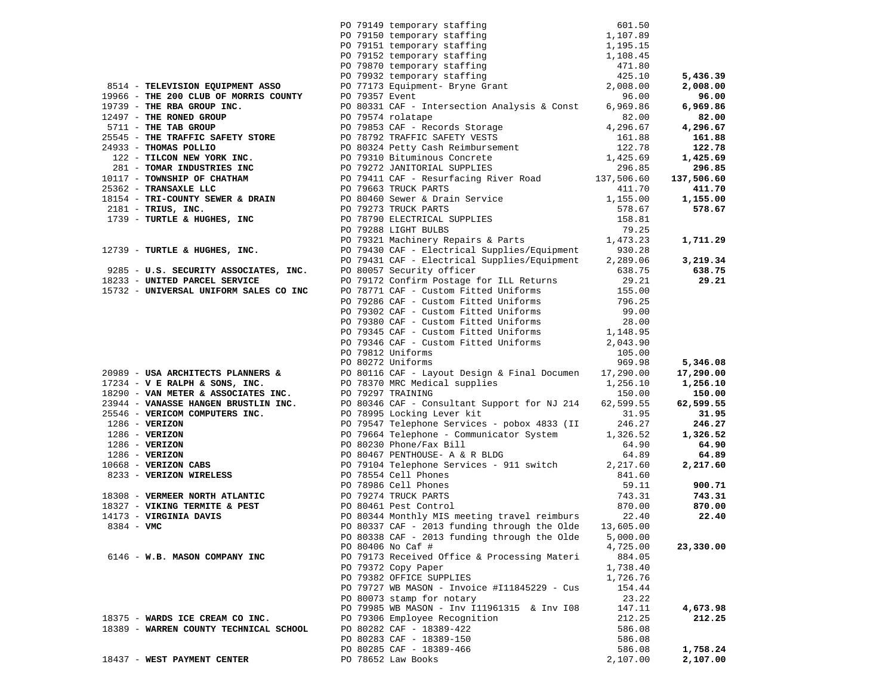| Vendor | Description | Amount | Total |
|---|---|---|---|
| | PO 79149 temporary staffing | 601.50 | |
| | PO 79150 temporary staffing | 1,107.89 | |
| | PO 79151 temporary staffing | 1,195.15 | |
| | PO 79152 temporary staffing | 1,108.45 | |
| | PO 79870 temporary staffing | 471.80 | |
| | PO 79932 temporary staffing | 425.10 | **5,436.39** |
| 8514 - **TELEVISION EQUIPMENT ASSO** | PO 77173 Equipment- Bryne Grant | 2,008.00 | **2,008.00** |
| 19966 - **THE 200 CLUB OF MORRIS COUNTY** | PO 79357 Event | 96.00 | **96.00** |
| 19739 - **THE RBA GROUP INC.** | PO 80331 CAF - Intersection Analysis & Const | 6,969.86 | **6,969.86** |
| 12497 - **THE RONED GROUP** | PO 79574 rolatape | 82.00 | **82.00** |
| 5711 - **THE TAB GROUP** | PO 79853 CAF - Records Storage | 4,296.67 | **4,296.67** |
| 25545 - **THE TRAFFIC SAFETY STORE** | PO 78792 TRAFFIC SAFETY VESTS | 161.88 | **161.88** |
| 24933 - **THOMAS POLLIO** | PO 80324 Petty Cash Reimbursement | 122.78 | **122.78** |
| 122 - **TILCON NEW YORK INC.** | PO 79310 Bituminous Concrete | 1,425.69 | **1,425.69** |
| 281 - **TOMAR INDUSTRIES INC** | PO 79272 JANITORIAL SUPPLIES | 296.85 | **296.85** |
| 10117 - **TOWNSHIP OF CHATHAM** | PO 79411 CAF - Resurfacing River Road | 137,506.60 | **137,506.60** |
| 25362 - **TRANSAXLE LLC** | PO 79663 TRUCK PARTS | 411.70 | **411.70** |
| 18154 - **TRI-COUNTY SEWER & DRAIN** | PO 80460 Sewer & Drain Service | 1,155.00 | **1,155.00** |
| 2181 - **TRIUS, INC.** | PO 79273 TRUCK PARTS | 578.67 | **578.67** |
| 1739 - **TURTLE & HUGHES, INC** | PO 78790 ELECTRICAL SUPPLIES | 158.81 | |
| | PO 79288 LIGHT BULBS | 79.25 | |
| | PO 79321 Machinery Repairs & Parts | 1,473.23 | **1,711.29** |
| 12739 - **TURTLE & HUGHES, INC.** | PO 79430 CAF - Electrical Supplies/Equipment | 930.28 | |
| | PO 79431 CAF - Electrical Supplies/Equipment | 2,289.06 | **3,219.34** |
| 9285 - **U.S. SECURITY ASSOCIATES, INC.** | PO 80057 Security officer | 638.75 | **638.75** |
| 18233 - **UNITED PARCEL SERVICE** | PO 79172 Confirm Postage for ILL Returns | 29.21 | **29.21** |
| 15732 - **UNIVERSAL UNIFORM SALES CO INC** | PO 78771 CAF - Custom Fitted Uniforms | 155.00 | |
| | PO 79286 CAF - Custom Fitted Uniforms | 796.25 | |
| | PO 79302 CAF - Custom Fitted Uniforms | 99.00 | |
| | PO 79380 CAF - Custom Fitted Uniforms | 28.00 | |
| | PO 79345 CAF - Custom Fitted Uniforms | 1,148.95 | |
| | PO 79346 CAF - Custom Fitted Uniforms | 2,043.90 | |
| | PO 79812 Uniforms | 105.00 | |
| | PO 80272 Uniforms | 969.98 | **5,346.08** |
| 20989 - **USA ARCHITECTS PLANNERS &** | PO 80116 CAF - Layout Design & Final Documen | 17,290.00 | **17,290.00** |
| 17234 - **V E RALPH & SONS, INC.** | PO 78370 MRC Medical supplies | 1,256.10 | **1,256.10** |
| 18290 - **VAN METER & ASSOCIATES INC.** | PO 79297 TRAINING | 150.00 | **150.00** |
| 23944 - **VANASSE HANGEN BRUSTLIN INC.** | PO 80346 CAF - Consultant Support for NJ 214 | 62,599.55 | **62,599.55** |
| 25546 - **VERICOM COMPUTERS INC.** | PO 78995 Locking Lever kit | 31.95 | **31.95** |
| 1286 - **VERIZON** | PO 79547 Telephone Services - pobox 4833 (II | 246.27 | **246.27** |
| 1286 - **VERIZON** | PO 79664 Telephone - Communicator System | 1,326.52 | **1,326.52** |
| 1286 - **VERIZON** | PO 80230 Phone/Fax Bill | 64.90 | **64.90** |
| 1286 - **VERIZON** | PO 80467 PENTHOUSE- A & R BLDG | 64.89 | **64.89** |
| 10668 - **VERIZON CABS** | PO 79104 Telephone Services - 911 switch | 2,217.60 | **2,217.60** |
| 8233 - **VERIZON WIRELESS** | PO 78554 Cell Phones | 841.60 | |
| | PO 78986 Cell Phones | 59.11 | **900.71** |
| 18308 - **VERMEER NORTH ATLANTIC** | PO 79274 TRUCK PARTS | 743.31 | **743.31** |
| 18327 - **VIKING TERMITE & PEST** | PO 80461 Pest Control | 870.00 | **870.00** |
| 14173 - **VIRGINIA DAVIS** | PO 80344 Monthly MIS meeting travel reimburs | 22.40 | **22.40** |
| 8384 - **VMC** | PO 80337 CAF - 2013 funding through the Olde | 13,605.00 | |
| | PO 80338 CAF - 2013 funding through the Olde | 5,000.00 | |
| | PO 80406 No Caf # | 4,725.00 | **23,330.00** |
| 6146 - **W.B. MASON COMPANY INC** | PO 79173 Received Office & Processing Materi | 884.05 | |
| | PO 79372 Copy Paper | 1,738.40 | |
| | PO 79382 OFFICE SUPPLIES | 1,726.76 | |
| | PO 79727 WB MASON - Invoice #I11845229 - Cus | 154.44 | |
| | PO 80073 stamp for notary | 23.22 | |
| | PO 79985 WB MASON - Inv I11961315 & Inv I08 | 147.11 | **4,673.98** |
| 18375 - **WARDS ICE CREAM CO INC.** | PO 79306 Employee Recognition | 212.25 | **212.25** |
| 18389 - **WARREN COUNTY TECHNICAL SCHOOL** | PO 80282 CAF - 18389-422 | 586.08 | |
| | PO 80283 CAF - 18389-150 | 586.08 | |
| | PO 80285 CAF - 18389-466 | 586.08 | **1,758.24** |
| 18437 - **WEST PAYMENT CENTER** | PO 78652 Law Books | 2,107.00 | **2,107.00** |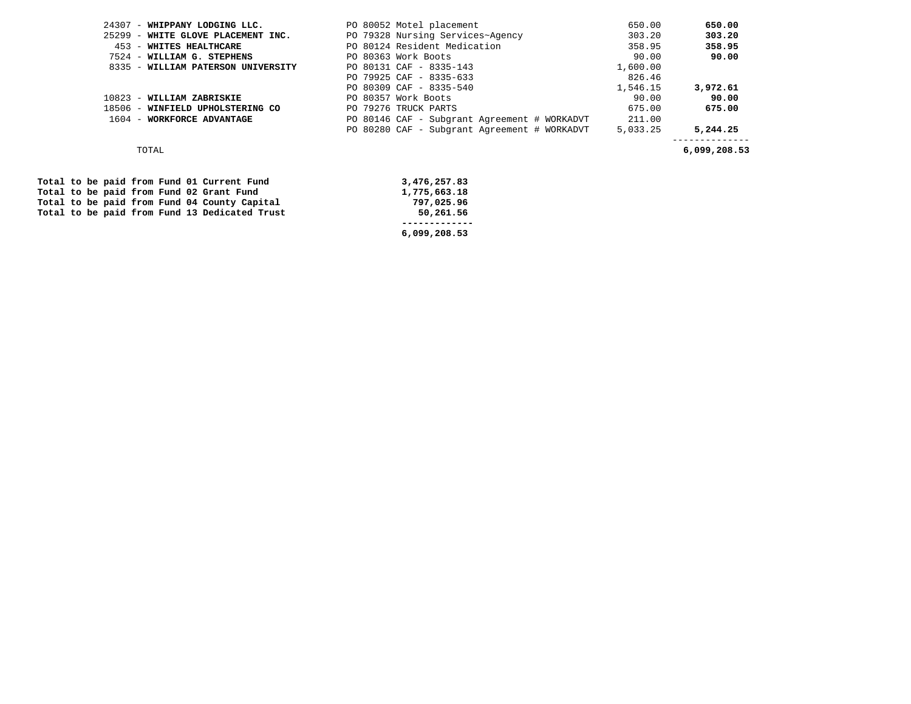| Vendor | Description | Amount | Total |
|---|---|---|---|
| 24307 - **WHIPPANY LODGING LLC.** | PO 80052 Motel placement | 650.00 | **650.00** |
| 25299 - **WHITE GLOVE PLACEMENT INC.** | PO 79328 Nursing Services~Agency | 303.20 | **303.20** |
| 453 - **WHITES HEALTHCARE** | PO 80124 Resident Medication | 358.95 | **358.95** |
| 7524 - **WILLIAM G. STEPHENS** | PO 80363 Work Boots | 90.00 | **90.00** |
| 8335 - **WILLIAM PATERSON UNIVERSITY** | PO 80131 CAF - 8335-143 | 1,600.00 | |
| | PO 79925 CAF - 8335-633 | 826.46 | |
| | PO 80309 CAF - 8335-540 | 1,546.15 | **3,972.61** |
| 10823 - **WILLIAM ZABRISKIE** | PO 80357 Work Boots | 90.00 | **90.00** |
| 18506 - **WINFIELD UPHOLSTERING CO** | PO 79276 TRUCK PARTS | 675.00 | **675.00** |
| 1604 - **WORKFORCE ADVANTAGE** | PO 80146 CAF - Subgrant Agreement # WORKADVT | 211.00 | |
| | PO 80280 CAF - Subgrant Agreement # WORKADVT | 5,033.25 | **5,244.25** |
| TOTAL | | | **6,099,208.53** |

| | |
|---|---|
| **Total to be paid from Fund 01 Current Fund** | **3,476,257.83** |
| **Total to be paid from Fund 02 Grant Fund** | **1,775,663.18** |
| **Total to be paid from Fund 04 County Capital** | **797,025.96** |
| **Total to be paid from Fund 13 Dedicated Trust** | **50,261.56** |
| | **6,099,208.53** |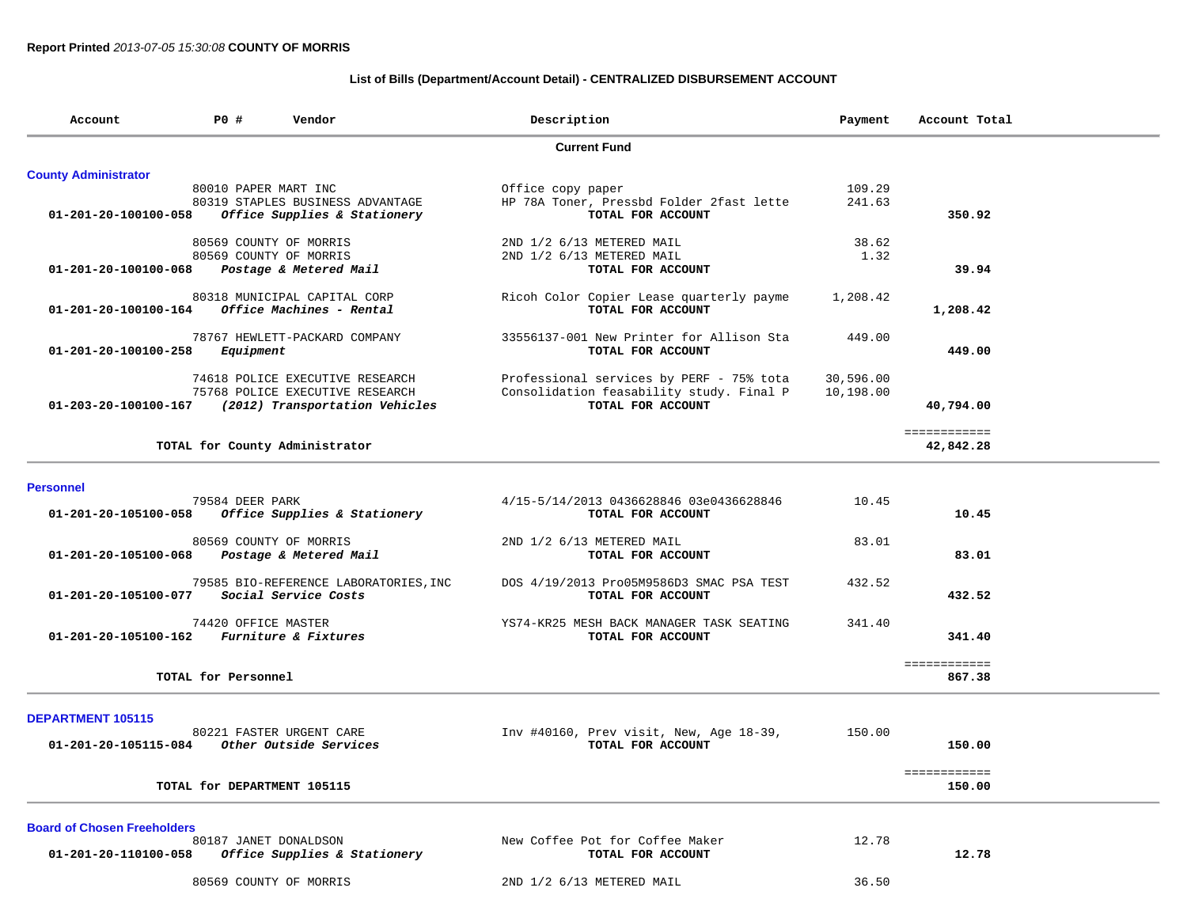**Report Printed** *2013-07-05 15:30:08* **COUNTY OF MORRIS**

### List of Bills (Department/Account Detail) - CENTRALIZED DISBURSEMENT ACCOUNT

| Account | PO # Vendor | Description | Payment | Account Total |
|---|---|---|---|---|
| | | **Current Fund** | | |
| **County Administrator** | | | | |
| | 80010 PAPER MART INC | Office copy paper | 109.29 | |
| | 80319 STAPLES BUSINESS ADVANTAGE | HP 78A Toner, Pressbd Folder 2fast lette | 241.63 | |
| **01-201-20-100100-058** | ***Office Supplies & Stationery*** | **TOTAL FOR ACCOUNT** | | **350.92** |
| | 80569 COUNTY OF MORRIS | 2ND 1/2 6/13 METERED MAIL | 38.62 | |
| | 80569 COUNTY OF MORRIS | 2ND 1/2 6/13 METERED MAIL | 1.32 | |
| **01-201-20-100100-068** | ***Postage & Metered Mail*** | **TOTAL FOR ACCOUNT** | | **39.94** |
| | 80318 MUNICIPAL CAPITAL CORP | Ricoh Color Copier Lease quarterly payme | 1,208.42 | |
| **01-201-20-100100-164** | ***Office Machines - Rental*** | **TOTAL FOR ACCOUNT** | | **1,208.42** |
| | 78767 HEWLETT-PACKARD COMPANY | 33556137-001 New Printer for Allison Sta | 449.00 | |
| **01-201-20-100100-258** | ***Equipment*** | **TOTAL FOR ACCOUNT** | | **449.00** |
| | 74618 POLICE EXECUTIVE RESEARCH | Professional services by PERF - 75% tota | 30,596.00 | |
| | 75768 POLICE EXECUTIVE RESEARCH | Consolidation feasability study. Final P | 10,198.00 | |
| **01-203-20-100100-167** | ***(2012) Transportation Vehicles*** | **TOTAL FOR ACCOUNT** | | **40,794.00** |
| | **TOTAL for County Administrator** | | | ============ **42,842.28** |
| **Personnel** | | | | |
| | 79584 DEER PARK | 4/15-5/14/2013 0436628846 03e0436628846 | 10.45 | |
| **01-201-20-105100-058** | ***Office Supplies & Stationery*** | **TOTAL FOR ACCOUNT** | | **10.45** |
| | 80569 COUNTY OF MORRIS | 2ND 1/2 6/13 METERED MAIL | 83.01 | |
| **01-201-20-105100-068** | ***Postage & Metered Mail*** | **TOTAL FOR ACCOUNT** | | **83.01** |
| | 79585 BIO-REFERENCE LABORATORIES,INC | DOS 4/19/2013 Pro05M9586D3 SMAC PSA TEST | 432.52 | |
| **01-201-20-105100-077** | ***Social Service Costs*** | **TOTAL FOR ACCOUNT** | | **432.52** |
| | 74420 OFFICE MASTER | YS74-KR25 MESH BACK MANAGER TASK SEATING | 341.40 | |
| **01-201-20-105100-162** | ***Furniture & Fixtures*** | **TOTAL FOR ACCOUNT** | | **341.40** |
| | **TOTAL for Personnel** | | | ============ **867.38** |
| **DEPARTMENT 105115** | | | | |
| | 80221 FASTER URGENT CARE | Inv #40160, Prev visit, New, Age 18-39, | 150.00 | |
| **01-201-20-105115-084** | ***Other Outside Services*** | **TOTAL FOR ACCOUNT** | | **150.00** |
| | **TOTAL for DEPARTMENT 105115** | | | ============ **150.00** |
| **Board of Chosen Freeholders** | | | | |
| | 80187 JANET DONALDSON | New Coffee Pot for Coffee Maker | 12.78 | |
| **01-201-20-110100-058** | ***Office Supplies & Stationery*** | **TOTAL FOR ACCOUNT** | | **12.78** |
| | 80569 COUNTY OF MORRIS | 2ND 1/2 6/13 METERED MAIL | 36.50 | |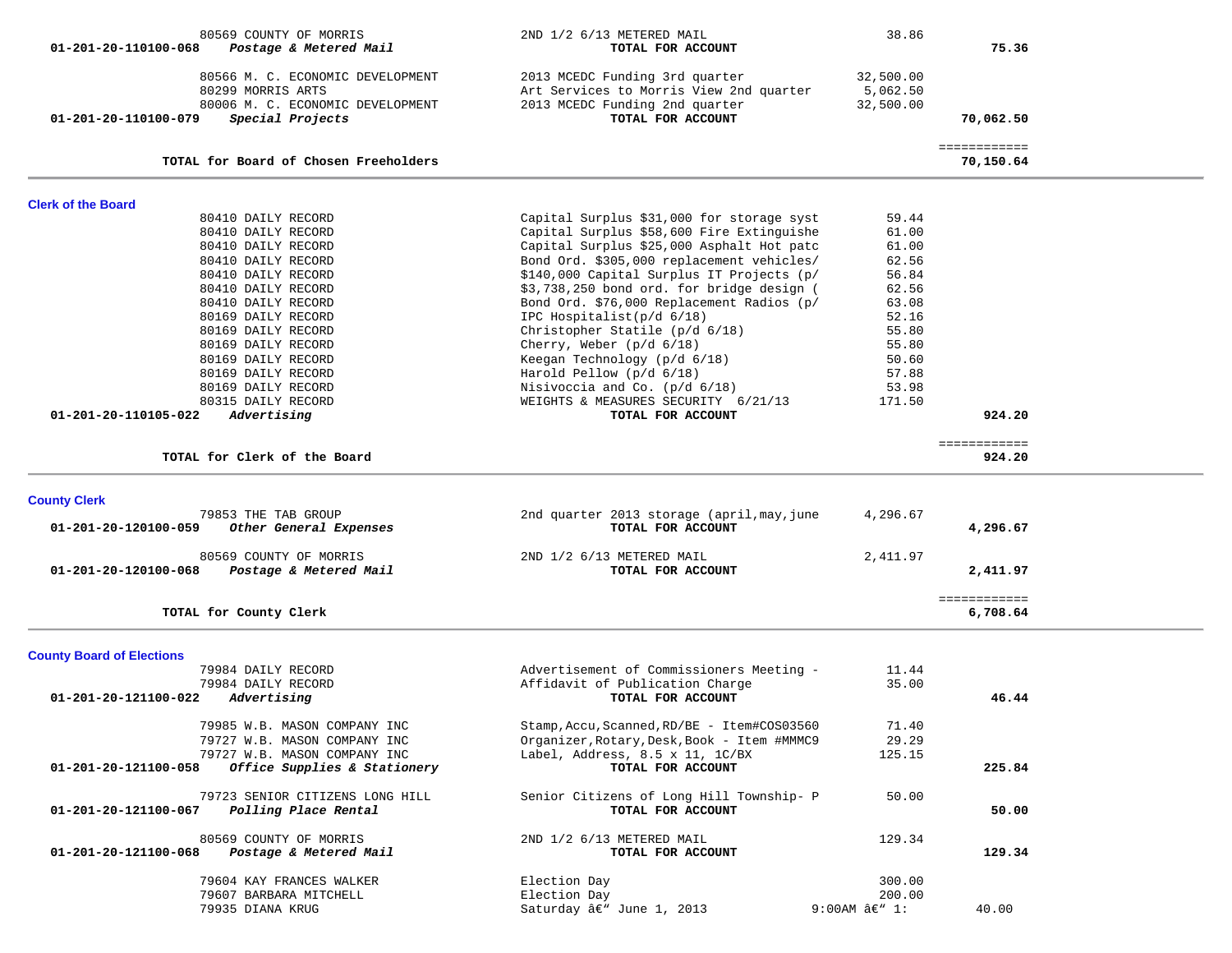| Account | Vendor / Description | Item Description | Amount | Total |
|---|---|---|---|---|
| | 80569 COUNTY OF MORRIS | 2ND 1/2 6/13 METERED MAIL | 38.86 | |
| **01-201-20-110100-068** | ***Postage & Metered Mail*** | **TOTAL FOR ACCOUNT** | | **75.36** |
| | 80566 M. C. ECONOMIC DEVELOPMENT | 2013 MCEDC Funding 3rd quarter | 32,500.00 | |
| | 80299 MORRIS ARTS | Art Services to Morris View 2nd quarter | 5,062.50 | |
| | 80006 M. C. ECONOMIC DEVELOPMENT | 2013 MCEDC Funding 2nd quarter | 32,500.00 | |
| **01-201-20-110100-079** | ***Special Projects*** | **TOTAL FOR ACCOUNT** | | **70,062.50** |
| | **TOTAL for Board of Chosen Freeholders** | | | **70,150.64** |

## Clerk of the Board

| Account | Vendor / Description | Item Description | Amount | Total |
|---|---|---|---|---|
| | 80410 DAILY RECORD | Capital Surplus $31,000 for storage syst | 59.44 | |
| | 80410 DAILY RECORD | Capital Surplus $58,600 Fire Extinguishe | 61.00 | |
| | 80410 DAILY RECORD | Capital Surplus $25,000 Asphalt Hot patc | 61.00 | |
| | 80410 DAILY RECORD | Bond Ord. $305,000 replacement vehicles/ | 62.56 | |
| | 80410 DAILY RECORD | $140,000 Capital Surplus IT Projects (p/ | 56.84 | |
| | 80410 DAILY RECORD | $3,738,250 bond ord. for bridge design ( | 62.56 | |
| | 80410 DAILY RECORD | Bond Ord. $76,000 Replacement Radios (p/ | 63.08 | |
| | 80169 DAILY RECORD | IPC Hospitalist(p/d 6/18) | 52.16 | |
| | 80169 DAILY RECORD | Christopher Statile (p/d 6/18) | 55.80 | |
| | 80169 DAILY RECORD | Cherry, Weber (p/d 6/18) | 55.80 | |
| | 80169 DAILY RECORD | Keegan Technology (p/d 6/18) | 50.60 | |
| | 80169 DAILY RECORD | Harold Pellow (p/d 6/18) | 57.88 | |
| | 80169 DAILY RECORD | Nisivoccia and Co. (p/d 6/18) | 53.98 | |
| | 80315 DAILY RECORD | WEIGHTS & MEASURES SECURITY 6/21/13 | 171.50 | |
| **01-201-20-110105-022** | ***Advertising*** | **TOTAL FOR ACCOUNT** | | **924.20** |
| | **TOTAL for Clerk of the Board** | | | **924.20** |

## County Clerk

| Account | Vendor / Description | Item Description | Amount | Total |
|---|---|---|---|---|
| | 79853 THE TAB GROUP | 2nd quarter 2013 storage (april,may,june | 4,296.67 | |
| **01-201-20-120100-059** | ***Other General Expenses*** | **TOTAL FOR ACCOUNT** | | **4,296.67** |
| | 80569 COUNTY OF MORRIS | 2ND 1/2 6/13 METERED MAIL | 2,411.97 | |
| **01-201-20-120100-068** | ***Postage & Metered Mail*** | **TOTAL FOR ACCOUNT** | | **2,411.97** |
| | **TOTAL for County Clerk** | | | **6,708.64** |

## County Board of Elections

| Account | Vendor / Description | Item Description | Amount | Total |
|---|---|---|---|---|
| | 79984 DAILY RECORD | Advertisement of Commissioners Meeting - | 11.44 | |
| | 79984 DAILY RECORD | Affidavit of Publication Charge | 35.00 | |
| **01-201-20-121100-022** | ***Advertising*** | **TOTAL FOR ACCOUNT** | | **46.44** |
| | 79985 W.B. MASON COMPANY INC | Stamp,Accu,Scanned,RD/BE - Item#COS03560 | 71.40 | |
| | 79727 W.B. MASON COMPANY INC | Organizer,Rotary,Desk,Book - Item #MMMC9 | 29.29 | |
| | 79727 W.B. MASON COMPANY INC | Label, Address, 8.5 x 11, 1C/BX | 125.15 | |
| **01-201-20-121100-058** | ***Office Supplies & Stationery*** | **TOTAL FOR ACCOUNT** | | **225.84** |
| | 79723 SENIOR CITIZENS LONG HILL | Senior Citizens of Long Hill Township- P | 50.00 | |
| **01-201-20-121100-067** | ***Polling Place Rental*** | **TOTAL FOR ACCOUNT** | | **50.00** |
| | 80569 COUNTY OF MORRIS | 2ND 1/2 6/13 METERED MAIL | 129.34 | |
| **01-201-20-121100-068** | ***Postage & Metered Mail*** | **TOTAL FOR ACCOUNT** | | **129.34** |
| | 79604 KAY FRANCES WALKER | Election Day | 300.00 | |
| | 79607 BARBARA MITCHELL | Election Day | 200.00 | |
| | 79935 DIANA KRUG | Saturday â€“ June 1, 2013 | 9:00AM â€“ 1: | 40.00 |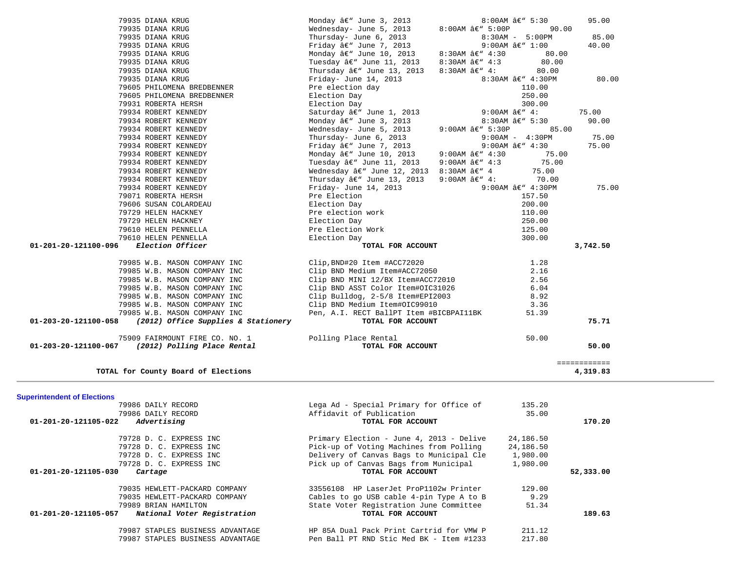| | | | | |
|---|---|---|---|---|
| | 79935 DIANA KRUG | Monday â€" June 3, 2013 | 8:00AM â€" 5:30 | 95.00 |
| | 79935 DIANA KRUG | Wednesday- June 5, 2013 | 8:00AM â€" 5:00P | 90.00 |
| | 79935 DIANA KRUG | Thursday- June 6, 2013 | 8:30AM - 5:00PM | 85.00 |
| | 79935 DIANA KRUG | Friday â€" June 7, 2013 | 9:00AM â€" 1:00 | 40.00 |
| | 79935 DIANA KRUG | Monday â€" June 10, 2013 | 8:30AM â€" 4:30 | 80.00 |
| | 79935 DIANA KRUG | Tuesday â€" June 11, 2013 | 8:30AM â€" 4:3 | 80.00 |
| | 79935 DIANA KRUG | Thursday â€" June 13, 2013 | 8:30AM â€" 4: | 80.00 |
| | 79935 DIANA KRUG | Friday- June 14, 2013 | 8:30AM â€" 4:30PM | 80.00 |
| | 79605 PHILOMENA BREDBENNER | Pre election day | 110.00 | |
| | 79605 PHILOMENA BREDBENNER | Election Day | 250.00 | |
| | 79931 ROBERTA HERSH | Election Day | 300.00 | |
| | 79934 ROBERT KENNEDY | Saturday â€" June 1, 2013 | 9:00AM â€" 4: | 75.00 |
| | 79934 ROBERT KENNEDY | Monday â€" June 3, 2013 | 8:30AM â€" 5:30 | 90.00 |
| | 79934 ROBERT KENNEDY | Wednesday- June 5, 2013 | 9:00AM â€" 5:30P | 85.00 |
| | 79934 ROBERT KENNEDY | Thursday- June 6, 2013 | 9:00AM - 4:30PM | 75.00 |
| | 79934 ROBERT KENNEDY | Friday â€" June 7, 2013 | 9:00AM â€" 4:30 | 75.00 |
| | 79934 ROBERT KENNEDY | Monday â€" June 10, 2013 | 9:00AM â€" 4:30 | 75.00 |
| | 79934 ROBERT KENNEDY | Tuesday â€" June 11, 2013 | 9:00AM â€" 4:3 | 75.00 |
| | 79934 ROBERT KENNEDY | Wednesday â€" June 12, 2013 | 8:30AM â€" 4 | 75.00 |
| | 79934 ROBERT KENNEDY | Thursday â€" June 13, 2013 | 9:00AM â€" 4: | 70.00 |
| | 79934 ROBERT KENNEDY | Friday- June 14, 2013 | 9:00AM â€" 4:30PM | 75.00 |
| | 79071 ROBERTA HERSH | Pre Election | 157.50 | |
| | 79606 SUSAN COLARDEAU | Election Day | 200.00 | |
| | 79729 HELEN HACKNEY | Pre election work | 110.00 | |
| | 79729 HELEN HACKNEY | Election Day | 250.00 | |
| | 79610 HELEN PENNELLA | Pre Election Work | 125.00 | |
| | 79610 HELEN PENNELLA | Election Day | 300.00 | |
| **01-201-20-121100-096** | ***Election Officer*** | **TOTAL FOR ACCOUNT** | | **3,742.50** |
| | 79985 W.B. MASON COMPANY INC | Clip,BND#20 Item #ACC72020 | 1.28 | |
| | 79985 W.B. MASON COMPANY INC | Clip BND Medium Item#ACC72050 | 2.16 | |
| | 79985 W.B. MASON COMPANY INC | Clip BND MINI 12/BX Item#ACC72010 | 2.56 | |
| | 79985 W.B. MASON COMPANY INC | Clip BND ASST Color Item#OIC31026 | 6.04 | |
| | 79985 W.B. MASON COMPANY INC | Clip Bulldog, 2-5/8 Item#EPI2003 | 8.92 | |
| | 79985 W.B. MASON COMPANY INC | Clip BND Medium Item#OIC99010 | 3.36 | |
| | 79985 W.B. MASON COMPANY INC | Pen, A.I. RECT BallPT Item #BICBPAI11BK | 51.39 | |
| **01-203-20-121100-058** | ***(2012) Office Supplies & Stationery*** | **TOTAL FOR ACCOUNT** | | **75.71** |
| | 75909 FAIRMOUNT FIRE CO. NO. 1 | Polling Place Rental | 50.00 | |
| **01-203-20-121100-067** | ***(2012) Polling Place Rental*** | **TOTAL FOR ACCOUNT** | | **50.00** |
| | | | | ============ |
| | **TOTAL for County Board of Elections** | | | **4,319.83** |

## Superintendent of Elections

| | | | | |
|---|---|---|---|---|
| | 79986 DAILY RECORD | Lega Ad - Special Primary for Office of | 135.20 | |
| | 79986 DAILY RECORD | Affidavit of Publication | 35.00 | |
| **01-201-20-121105-022** | ***Advertising*** | **TOTAL FOR ACCOUNT** | | **170.20** |
| | 79728 D. C. EXPRESS INC | Primary Election - June 4, 2013 - Delive | 24,186.50 | |
| | 79728 D. C. EXPRESS INC | Pick-up of Voting Machines from Polling | 24,186.50 | |
| | 79728 D. C. EXPRESS INC | Delivery of Canvas Bags to Municipal Cle | 1,980.00 | |
| | 79728 D. C. EXPRESS INC | Pick up of Canvas Bags from Municipal | 1,980.00 | |
| **01-201-20-121105-030** | ***Cartage*** | **TOTAL FOR ACCOUNT** | | **52,333.00** |
| | 79035 HEWLETT-PACKARD COMPANY | 33556108 HP LaserJet ProP1102w Printer | 129.00 | |
| | 79035 HEWLETT-PACKARD COMPANY | Cables to go USB cable 4-pin Type A to B | 9.29 | |
| | 79989 BRIAN HAMILTON | State Voter Registration June Committee | 51.34 | |
| **01-201-20-121105-057** | ***National Voter Registration*** | **TOTAL FOR ACCOUNT** | | **189.63** |
| | 79987 STAPLES BUSINESS ADVANTAGE | HP 85A Dual Pack Print Cartrid for VMW P | 211.12 | |
| | 79987 STAPLES BUSINESS ADVANTAGE | Pen Ball PT RND Stic Med BK - Item #1233 | 217.80 | |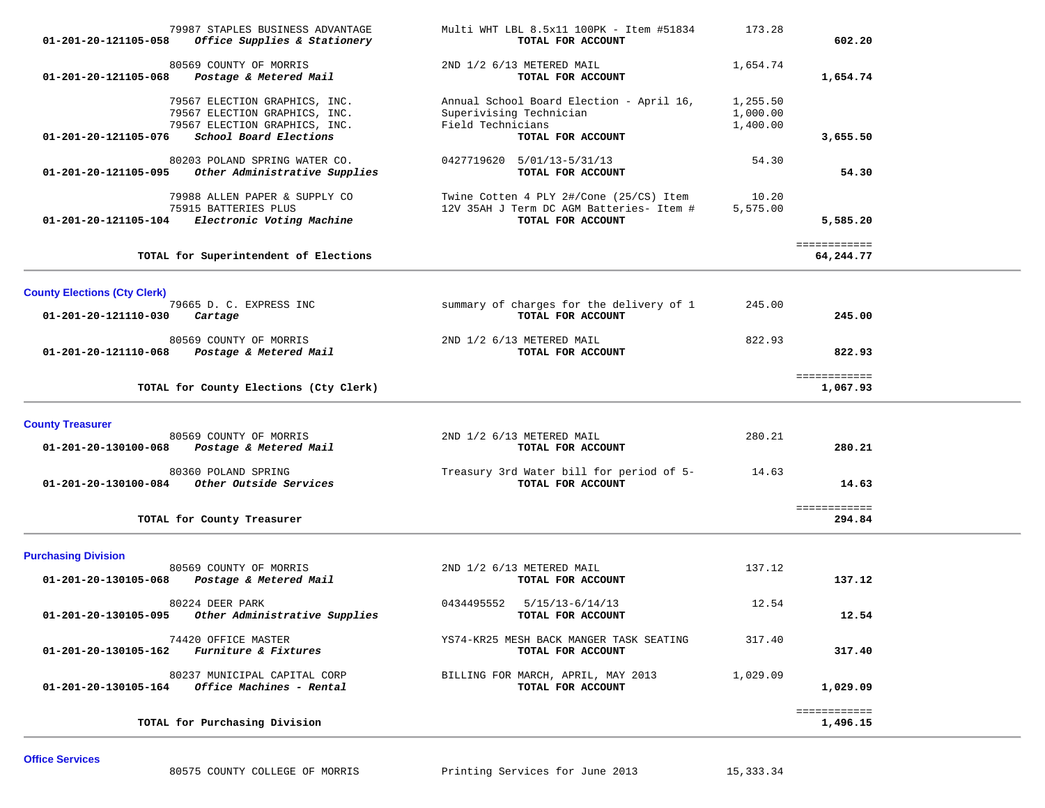| Account | Vendor / Description | Item | Amount | Total |
|---|---|---|---|---|
| | 79987 STAPLES BUSINESS ADVANTAGE | Multi WHT LBL 8.5x11 100PK - Item #51834 | 173.28 | |
| 01-201-20-121105-058 | *Office Supplies & Stationery* | **TOTAL FOR ACCOUNT** | | **602.20** |
| | 80569 COUNTY OF MORRIS | 2ND 1/2 6/13 METERED MAIL | 1,654.74 | |
| 01-201-20-121105-068 | *Postage & Metered Mail* | **TOTAL FOR ACCOUNT** | | **1,654.74** |
| | 79567 ELECTION GRAPHICS, INC. | Annual School Board Election - April 16, | 1,255.50 | |
| | 79567 ELECTION GRAPHICS, INC. | Superivising Technician | 1,000.00 | |
| | 79567 ELECTION GRAPHICS, INC. | Field Technicians | 1,400.00 | |
| 01-201-20-121105-076 | *School Board Elections* | **TOTAL FOR ACCOUNT** | | **3,655.50** |
| | 80203 POLAND SPRING WATER CO. | 0427719620 5/01/13-5/31/13 | 54.30 | |
| 01-201-20-121105-095 | *Other Administrative Supplies* | **TOTAL FOR ACCOUNT** | | **54.30** |
| | 79988 ALLEN PAPER & SUPPLY CO | Twine Cotten 4 PLY 2#/Cone (25/CS) Item | 10.20 | |
| | 75915 BATTERIES PLUS | 12V 35AH J Term DC AGM Batteries- Item # | 5,575.00 | |
| 01-201-20-121105-104 | *Electronic Voting Machine* | **TOTAL FOR ACCOUNT** | | **5,585.20** |
| | **TOTAL for Superintendent of Elections** | | | **64,244.77** |

## County Elections (Cty Clerk)

| Account | Vendor / Description | Item | Amount | Total |
|---|---|---|---|---|
| | 79665 D. C. EXPRESS INC | summary of charges for the delivery of 1 | 245.00 | |
| 01-201-20-121110-030 | *Cartage* | **TOTAL FOR ACCOUNT** | | **245.00** |
| | 80569 COUNTY OF MORRIS | 2ND 1/2 6/13 METERED MAIL | 822.93 | |
| 01-201-20-121110-068 | *Postage & Metered Mail* | **TOTAL FOR ACCOUNT** | | **822.93** |
| | **TOTAL for County Elections (Cty Clerk)** | | | **1,067.93** |

## County Treasurer

| Account | Vendor / Description | Item | Amount | Total |
|---|---|---|---|---|
| | 80569 COUNTY OF MORRIS | 2ND 1/2 6/13 METERED MAIL | 280.21 | |
| 01-201-20-130100-068 | *Postage & Metered Mail* | **TOTAL FOR ACCOUNT** | | **280.21** |
| | 80360 POLAND SPRING | Treasury 3rd Water bill for period of 5- | 14.63 | |
| 01-201-20-130100-084 | *Other Outside Services* | **TOTAL FOR ACCOUNT** | | **14.63** |
| | **TOTAL for County Treasurer** | | | **294.84** |

## Purchasing Division

| Account | Vendor / Description | Item | Amount | Total |
|---|---|---|---|---|
| | 80569 COUNTY OF MORRIS | 2ND 1/2 6/13 METERED MAIL | 137.12 | |
| 01-201-20-130105-068 | *Postage & Metered Mail* | **TOTAL FOR ACCOUNT** | | **137.12** |
| | 80224 DEER PARK | 0434495552 5/15/13-6/14/13 | 12.54 | |
| 01-201-20-130105-095 | *Other Administrative Supplies* | **TOTAL FOR ACCOUNT** | | **12.54** |
| | 74420 OFFICE MASTER | YS74-KR25 MESH BACK MANGER TASK SEATING | 317.40 | |
| 01-201-20-130105-162 | *Furniture & Fixtures* | **TOTAL FOR ACCOUNT** | | **317.40** |
| | 80237 MUNICIPAL CAPITAL CORP | BILLING FOR MARCH, APRIL, MAY 2013 | 1,029.09 | |
| 01-201-20-130105-164 | *Office Machines - Rental* | **TOTAL FOR ACCOUNT** | | **1,029.09** |
| | **TOTAL for Purchasing Division** | | | **1,496.15** |

## Office Services

| Account | Vendor / Description | Item | Amount | Total |
|---|---|---|---|---|
| | 80575 COUNTY COLLEGE OF MORRIS | Printing Services for June 2013 | 15,333.34 | |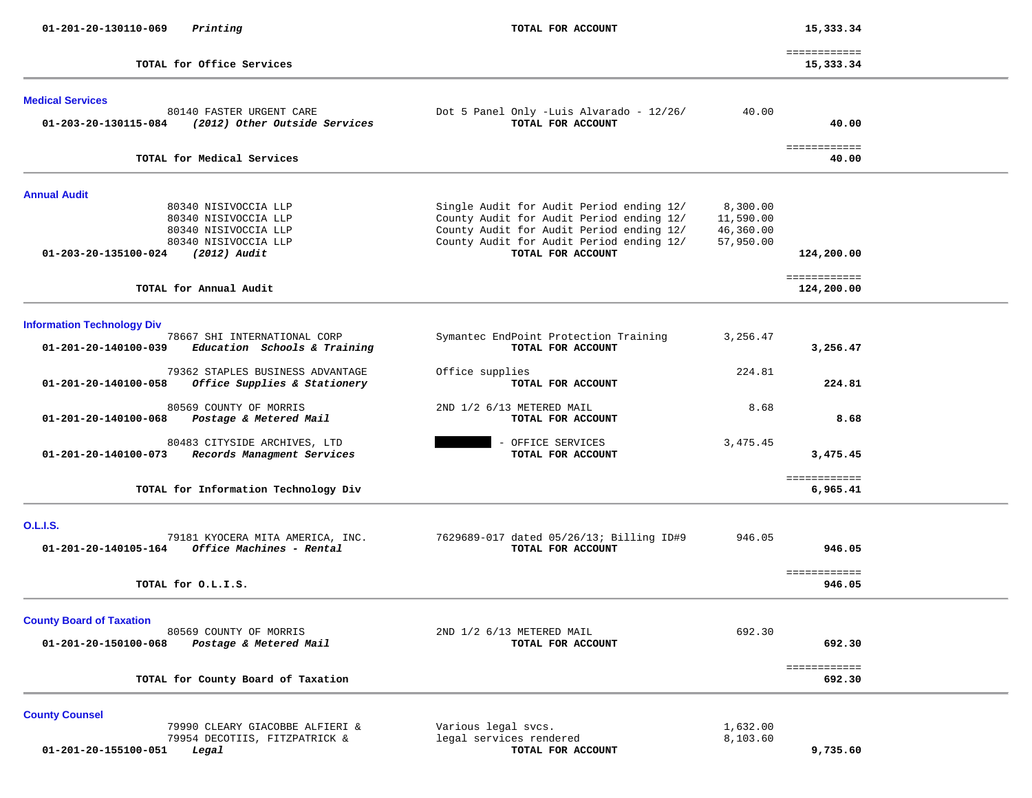**01-201-20-130110-069** ***Printing*** **TOTAL FOR ACCOUNT** **15,333.34**

============

**TOTAL for Office Services** **15,333.34**

---

## Medical Services

| Vendor / Account | Description | Amount | Total |
|---|---|---|---|
| 80140 FASTER URGENT CARE | Dot 5 Panel Only -Luis Alvarado - 12/26/ | 40.00 | |
| **01-203-20-130115-084** ***(2012) Other Outside Services*** | **TOTAL FOR ACCOUNT** | | **40.00** |
| | | | ============ |
| **TOTAL for Medical Services** | | | **40.00** |

---

## Annual Audit

| Vendor / Account | Description | Amount | Total |
|---|---|---|---|
| 80340 NISIVOCCIA LLP | Single Audit for Audit Period ending 12/ | 8,300.00 | |
| 80340 NISIVOCCIA LLP | County Audit for Audit Period ending 12/ | 11,590.00 | |
| 80340 NISIVOCCIA LLP | County Audit for Audit Period ending 12/ | 46,360.00 | |
| 80340 NISIVOCCIA LLP | County Audit for Audit Period ending 12/ | 57,950.00 | |
| **01-203-20-135100-024** ***(2012) Audit*** | **TOTAL FOR ACCOUNT** | | **124,200.00** |
| | | | ============ |
| **TOTAL for Annual Audit** | | | **124,200.00** |

---

## Information Technology Div

| Vendor / Account | Description | Amount | Total |
|---|---|---|---|
| 78667 SHI INTERNATIONAL CORP | Symantec EndPoint Protection Training | 3,256.47 | |
| **01-201-20-140100-039** ***Education Schools & Training*** | **TOTAL FOR ACCOUNT** | | **3,256.47** |
| 79362 STAPLES BUSINESS ADVANTAGE | Office supplies | 224.81 | |
| **01-201-20-140100-058** ***Office Supplies & Stationery*** | **TOTAL FOR ACCOUNT** | | **224.81** |
| 80569 COUNTY OF MORRIS | 2ND 1/2 6/13 METERED MAIL | 8.68 | |
| **01-201-20-140100-068** ***Postage & Metered Mail*** | **TOTAL FOR ACCOUNT** | | **8.68** |
| 80483 CITYSIDE ARCHIVES, LTD | [REDACTED] - OFFICE SERVICES | 3,475.45 | |
| **01-201-20-140100-073** ***Records Managment Services*** | **TOTAL FOR ACCOUNT** | | **3,475.45** |
| | | | ============ |
| **TOTAL for Information Technology Div** | | | **6,965.41** |

---

## O.L.I.S.

| Vendor / Account | Description | Amount | Total |
|---|---|---|---|
| 79181 KYOCERA MITA AMERICA, INC. | 7629689-017 dated 05/26/13; Billing ID#9 | 946.05 | |
| **01-201-20-140105-164** ***Office Machines - Rental*** | **TOTAL FOR ACCOUNT** | | **946.05** |
| | | | ============ |
| **TOTAL for O.L.I.S.** | | | **946.05** |

---

## County Board of Taxation

| Vendor / Account | Description | Amount | Total |
|---|---|---|---|
| 80569 COUNTY OF MORRIS | 2ND 1/2 6/13 METERED MAIL | 692.30 | |
| **01-201-20-150100-068** ***Postage & Metered Mail*** | **TOTAL FOR ACCOUNT** | | **692.30** |
| | | | ============ |
| **TOTAL for County Board of Taxation** | | | **692.30** |

---

## County Counsel

| Vendor / Account | Description | Amount | Total |
|---|---|---|---|
| 79990 CLEARY GIACOBBE ALFIERI & | Various legal svcs. | 1,632.00 | |
| 79954 DECOTIIS, FITZPATRICK & | legal services rendered | 8,103.60 | |
| **01-201-20-155100-051** ***Legal*** | **TOTAL FOR ACCOUNT** | | **9,735.60** |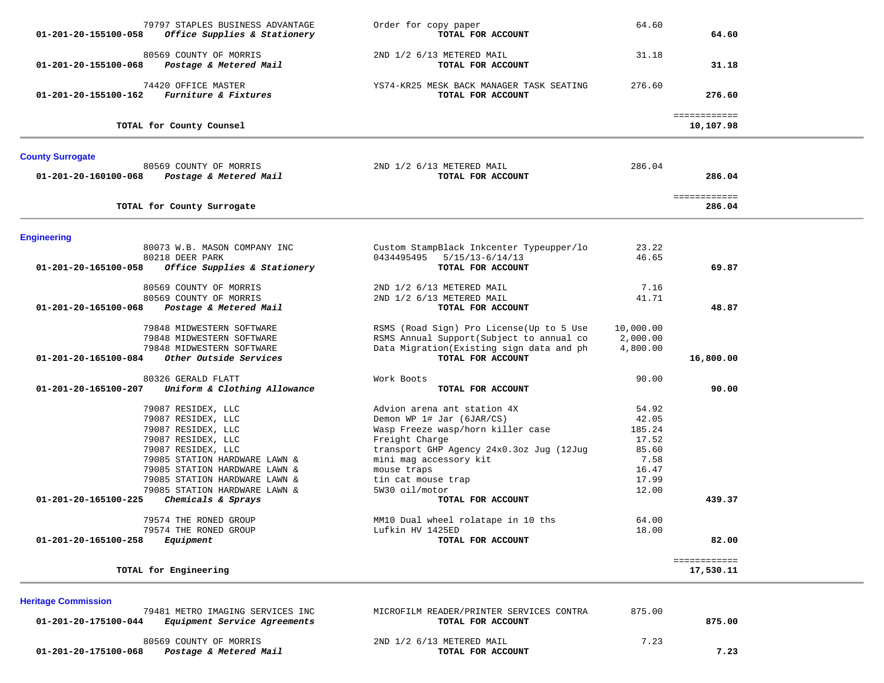| Account / Vendor | Description | Amount | Total |
|---|---|---|---|
| 79797 STAPLES BUSINESS ADVANTAGE | Order for copy paper | 64.60 | |
| **01-201-20-155100-058** ***Office Supplies & Stationery*** | **TOTAL FOR ACCOUNT** | | **64.60** |
| 80569 COUNTY OF MORRIS | 2ND 1/2 6/13 METERED MAIL | 31.18 | |
| **01-201-20-155100-068** ***Postage & Metered Mail*** | **TOTAL FOR ACCOUNT** | | **31.18** |
| 74420 OFFICE MASTER | YS74-KR25 MESK BACK MANAGER TASK SEATING | 276.60 | |
| **01-201-20-155100-162** ***Furniture & Fixtures*** | **TOTAL FOR ACCOUNT** | | **276.60** |
| | | | ============ |
| **TOTAL for County Counsel** | | | **10,107.98** |

## County Surrogate

| Account / Vendor | Description | Amount | Total |
|---|---|---|---|
| 80569 COUNTY OF MORRIS | 2ND 1/2 6/13 METERED MAIL | 286.04 | |
| **01-201-20-160100-068** ***Postage & Metered Mail*** | **TOTAL FOR ACCOUNT** | | **286.04** |
| | | | ============ |
| **TOTAL for County Surrogate** | | | **286.04** |

## Engineering

| Account / Vendor | Description | Amount | Total |
|---|---|---|---|
| 80073 W.B. MASON COMPANY INC | Custom StampBlack Inkcenter Typeupper/lo | 23.22 | |
| 80218 DEER PARK | 0434495495 5/15/13-6/14/13 | 46.65 | |
| **01-201-20-165100-058** ***Office Supplies & Stationery*** | **TOTAL FOR ACCOUNT** | | **69.87** |
| 80569 COUNTY OF MORRIS | 2ND 1/2 6/13 METERED MAIL | 7.16 | |
| 80569 COUNTY OF MORRIS | 2ND 1/2 6/13 METERED MAIL | 41.71 | |
| **01-201-20-165100-068** ***Postage & Metered Mail*** | **TOTAL FOR ACCOUNT** | | **48.87** |
| 79848 MIDWESTERN SOFTWARE | RSMS (Road Sign) Pro License(Up to 5 Use | 10,000.00 | |
| 79848 MIDWESTERN SOFTWARE | RSMS Annual Support(Subject to annual co | 2,000.00 | |
| 79848 MIDWESTERN SOFTWARE | Data Migration(Existing sign data and ph | 4,800.00 | |
| **01-201-20-165100-084** ***Other Outside Services*** | **TOTAL FOR ACCOUNT** | | **16,800.00** |
| 80326 GERALD FLATT | Work Boots | 90.00 | |
| **01-201-20-165100-207** ***Uniform & Clothing Allowance*** | **TOTAL FOR ACCOUNT** | | **90.00** |
| 79087 RESIDEX, LLC | Advion arena ant station 4X | 54.92 | |
| 79087 RESIDEX, LLC | Demon WP 1# Jar (6JAR/CS) | 42.05 | |
| 79087 RESIDEX, LLC | Wasp Freeze wasp/horn killer case | 185.24 | |
| 79087 RESIDEX, LLC | Freight Charge | 17.52 | |
| 79087 RESIDEX, LLC | transport GHP Agency 24x0.3oz Jug (12Jug | 85.60 | |
| 79085 STATION HARDWARE LAWN & | mini mag accessory kit | 7.58 | |
| 79085 STATION HARDWARE LAWN & | mouse traps | 16.47 | |
| 79085 STATION HARDWARE LAWN & | tin cat mouse trap | 17.99 | |
| 79085 STATION HARDWARE LAWN & | 5W30 oil/motor | 12.00 | |
| **01-201-20-165100-225** ***Chemicals & Sprays*** | **TOTAL FOR ACCOUNT** | | **439.37** |
| 79574 THE RONED GROUP | MM10 Dual wheel rolatape in 10 ths | 64.00 | |
| 79574 THE RONED GROUP | Lufkin HV 1425ED | 18.00 | |
| **01-201-20-165100-258** ***Equipment*** | **TOTAL FOR ACCOUNT** | | **82.00** |
| | | | ============ |
| **TOTAL for Engineering** | | | **17,530.11** |

## Heritage Commission

| Account / Vendor | Description | Amount | Total |
|---|---|---|---|
| 79481 METRO IMAGING SERVICES INC | MICROFILM READER/PRINTER SERVICES CONTRA | 875.00 | |
| **01-201-20-175100-044** ***Equipment Service Agreements*** | **TOTAL FOR ACCOUNT** | | **875.00** |
| 80569 COUNTY OF MORRIS | 2ND 1/2 6/13 METERED MAIL | 7.23 | |
| **01-201-20-175100-068** ***Postage & Metered Mail*** | **TOTAL FOR ACCOUNT** | | **7.23** |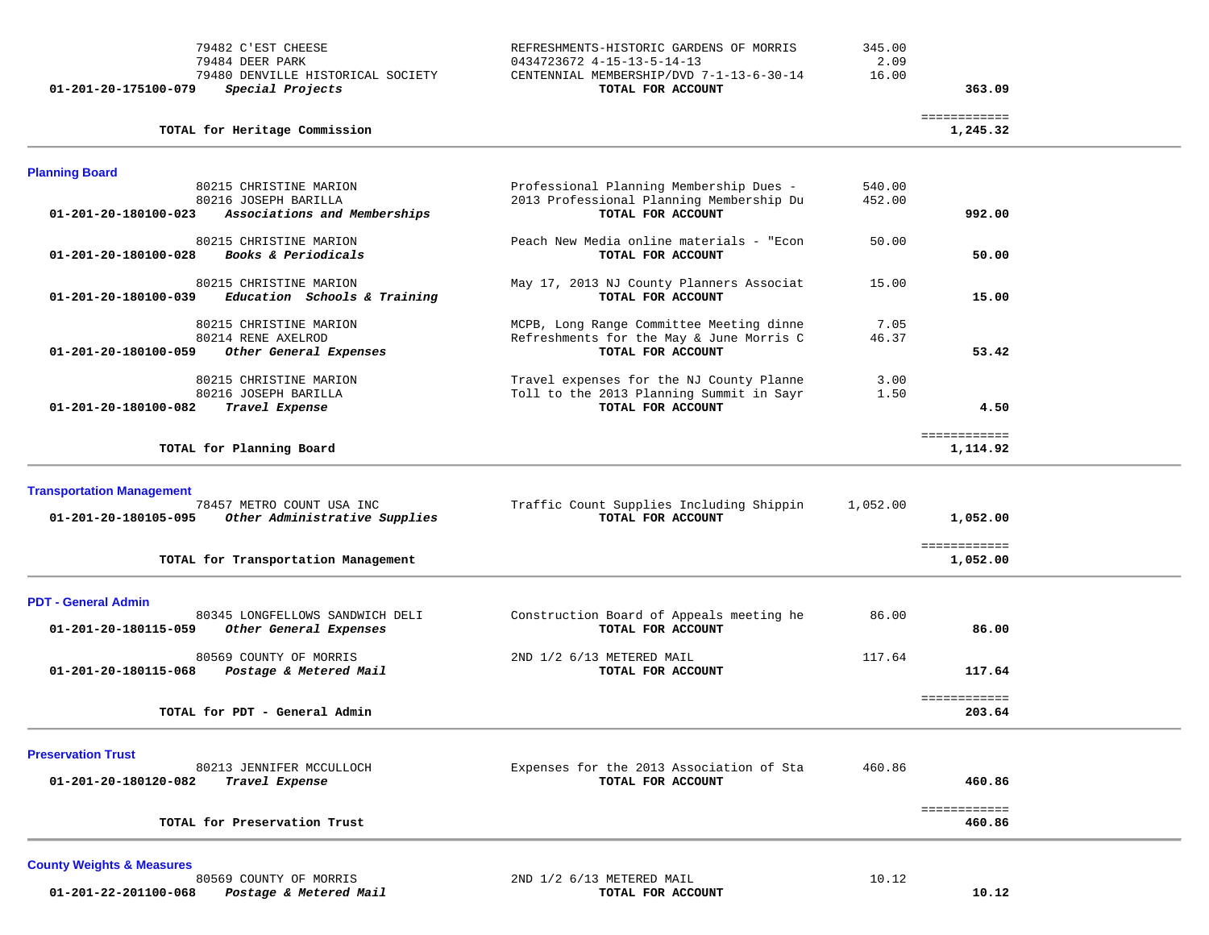| Account | Vendor / Description | Item Description | Amount | Total |
|---|---|---|---|---|
| | 79482 C'EST CHEESE | REFRESHMENTS-HISTORIC GARDENS OF MORRIS | 345.00 | |
| | 79484 DEER PARK | 0434723672 4-15-13-5-14-13 | 2.09 | |
| | 79480 DENVILLE HISTORICAL SOCIETY | CENTENNIAL MEMBERSHIP/DVD 7-1-13-6-30-14 | 16.00 | |
| **01-201-20-175100-079** | ***Special Projects*** | **TOTAL FOR ACCOUNT** | | **363.09** |
| | **TOTAL for Heritage Commission** | | | **1,245.32** |

## Planning Board

| Account | Vendor / Description | Item Description | Amount | Total |
|---|---|---|---|---|
| | 80215 CHRISTINE MARION | Professional Planning Membership Dues - | 540.00 | |
| | 80216 JOSEPH BARILLA | 2013 Professional Planning Membership Du | 452.00 | |
| **01-201-20-180100-023** | ***Associations and Memberships*** | **TOTAL FOR ACCOUNT** | | **992.00** |
| | 80215 CHRISTINE MARION | Peach New Media online materials - "Econ | 50.00 | |
| **01-201-20-180100-028** | ***Books & Periodicals*** | **TOTAL FOR ACCOUNT** | | **50.00** |
| | 80215 CHRISTINE MARION | May 17, 2013 NJ County Planners Associat | 15.00 | |
| **01-201-20-180100-039** | ***Education Schools & Training*** | **TOTAL FOR ACCOUNT** | | **15.00** |
| | 80215 CHRISTINE MARION | MCPB, Long Range Committee Meeting dinne | 7.05 | |
| | 80214 RENE AXELROD | Refreshments for the May & June Morris C | 46.37 | |
| **01-201-20-180100-059** | ***Other General Expenses*** | **TOTAL FOR ACCOUNT** | | **53.42** |
| | 80215 CHRISTINE MARION | Travel expenses for the NJ County Planne | 3.00 | |
| | 80216 JOSEPH BARILLA | Toll to the 2013 Planning Summit in Sayr | 1.50 | |
| **01-201-20-180100-082** | ***Travel Expense*** | **TOTAL FOR ACCOUNT** | | **4.50** |
| | **TOTAL for Planning Board** | | | **1,114.92** |

## Transportation Management

| Account | Vendor / Description | Item Description | Amount | Total |
|---|---|---|---|---|
| | 78457 METRO COUNT USA INC | Traffic Count Supplies Including Shippin | 1,052.00 | |
| **01-201-20-180105-095** | ***Other Administrative Supplies*** | **TOTAL FOR ACCOUNT** | | **1,052.00** |
| | **TOTAL for Transportation Management** | | | **1,052.00** |

## PDT - General Admin

| Account | Vendor / Description | Item Description | Amount | Total |
|---|---|---|---|---|
| | 80345 LONGFELLOWS SANDWICH DELI | Construction Board of Appeals meeting he | 86.00 | |
| **01-201-20-180115-059** | ***Other General Expenses*** | **TOTAL FOR ACCOUNT** | | **86.00** |
| | 80569 COUNTY OF MORRIS | 2ND 1/2 6/13 METERED MAIL | 117.64 | |
| **01-201-20-180115-068** | ***Postage & Metered Mail*** | **TOTAL FOR ACCOUNT** | | **117.64** |
| | **TOTAL for PDT - General Admin** | | | **203.64** |

## Preservation Trust

| Account | Vendor / Description | Item Description | Amount | Total |
|---|---|---|---|---|
| | 80213 JENNIFER MCCULLOCH | Expenses for the 2013 Association of Sta | 460.86 | |
| **01-201-20-180120-082** | ***Travel Expense*** | **TOTAL FOR ACCOUNT** | | **460.86** |
| | **TOTAL for Preservation Trust** | | | **460.86** |

## County Weights & Measures

| Account | Vendor / Description | Item Description | Amount | Total |
|---|---|---|---|---|
| | 80569 COUNTY OF MORRIS | 2ND 1/2 6/13 METERED MAIL | 10.12 | |
| **01-201-22-201100-068** | ***Postage & Metered Mail*** | **TOTAL FOR ACCOUNT** | | **10.12** |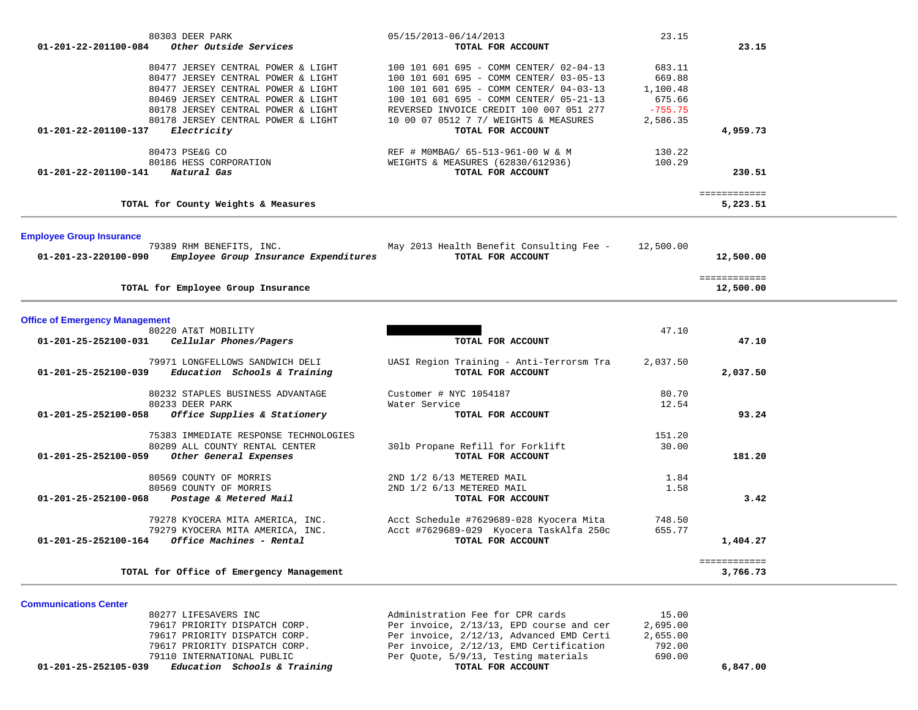| Account | Vendor / Description | Detail | Amount | Total |
|---|---|---|---|---|
| | 80303 DEER PARK | 05/15/2013-06/14/2013 | 23.15 | |
| 01-201-22-201100-084 | ***Other Outside Services*** | **TOTAL FOR ACCOUNT** | | **23.15** |
| | 80477 JERSEY CENTRAL POWER & LIGHT | 100 101 601 695 - COMM CENTER/ 02-04-13 | 683.11 | |
| | 80477 JERSEY CENTRAL POWER & LIGHT | 100 101 601 695 - COMM CENTER/ 03-05-13 | 669.88 | |
| | 80477 JERSEY CENTRAL POWER & LIGHT | 100 101 601 695 - COMM CENTER/ 04-03-13 | 1,100.48 | |
| | 80469 JERSEY CENTRAL POWER & LIGHT | 100 101 601 695 - COMM CENTER/ 05-21-13 | 675.66 | |
| | 80178 JERSEY CENTRAL POWER & LIGHT | REVERSED INVOICE CREDIT 100 007 051 277 | -755.75 | |
| | 80178 JERSEY CENTRAL POWER & LIGHT | 10 00 07 0512 7 7/ WEIGHTS & MEASURES | 2,586.35 | |
| 01-201-22-201100-137 | ***Electricity*** | **TOTAL FOR ACCOUNT** | | **4,959.73** |
| | 80473 PSE&G CO | REF # M0MBAG/ 65-513-961-00 W & M | 130.22 | |
| | 80186 HESS CORPORATION | WEIGHTS & MEASURES (62830/612936) | 100.29 | |
| 01-201-22-201100-141 | ***Natural Gas*** | **TOTAL FOR ACCOUNT** | | **230.51** |
| | | | | ============ |
| | **TOTAL for County Weights & Measures** | | | **5,223.51** |

## Employee Group Insurance

| Account | Vendor / Description | Detail | Amount | Total |
|---|---|---|---|---|
| | 79389 RHM BENEFITS, INC. | May 2013 Health Benefit Consulting Fee - | 12,500.00 | |
| 01-201-23-220100-090 | ***Employee Group Insurance Expenditures*** | **TOTAL FOR ACCOUNT** | | **12,500.00** |
| | | | | ============ |
| | **TOTAL for Employee Group Insurance** | | | **12,500.00** |

## Office of Emergency Management

| Account | Vendor / Description | Detail | Amount | Total |
|---|---|---|---|---|
| | 80220 AT&T MOBILITY | [REDACTED] | 47.10 | |
| 01-201-25-252100-031 | ***Cellular Phones/Pagers*** | **TOTAL FOR ACCOUNT** | | **47.10** |
| | 79971 LONGFELLOWS SANDWICH DELI | UASI Region Training - Anti-Terrorsm Tra | 2,037.50 | |
| 01-201-25-252100-039 | ***Education Schools & Training*** | **TOTAL FOR ACCOUNT** | | **2,037.50** |
| | 80232 STAPLES BUSINESS ADVANTAGE | Customer # NYC 1054187 | 80.70 | |
| | 80233 DEER PARK | Water Service | 12.54 | |
| 01-201-25-252100-058 | ***Office Supplies & Stationery*** | **TOTAL FOR ACCOUNT** | | **93.24** |
| | 75383 IMMEDIATE RESPONSE TECHNOLOGIES | | 151.20 | |
| | 80209 ALL COUNTY RENTAL CENTER | 30lb Propane Refill for Forklift | 30.00 | |
| 01-201-25-252100-059 | ***Other General Expenses*** | **TOTAL FOR ACCOUNT** | | **181.20** |
| | 80569 COUNTY OF MORRIS | 2ND 1/2 6/13 METERED MAIL | 1.84 | |
| | 80569 COUNTY OF MORRIS | 2ND 1/2 6/13 METERED MAIL | 1.58 | |
| 01-201-25-252100-068 | ***Postage & Metered Mail*** | **TOTAL FOR ACCOUNT** | | **3.42** |
| | 79278 KYOCERA MITA AMERICA, INC. | Acct Schedule #7629689-028 Kyocera Mita | 748.50 | |
| | 79279 KYOCERA MITA AMERICA, INC. | Acct #7629689-029 Kyocera TaskAlfa 250c | 655.77 | |
| 01-201-25-252100-164 | ***Office Machines - Rental*** | **TOTAL FOR ACCOUNT** | | **1,404.27** |
| | | | | ============ |
| | **TOTAL for Office of Emergency Management** | | | **3,766.73** |

## Communications Center

| Account | Vendor / Description | Detail | Amount | Total |
|---|---|---|---|---|
| | 80277 LIFESAVERS INC | Administration Fee for CPR cards | 15.00 | |
| | 79617 PRIORITY DISPATCH CORP. | Per invoice, 2/13/13, EPD course and cer | 2,695.00 | |
| | 79617 PRIORITY DISPATCH CORP. | Per invoice, 2/12/13, Advanced EMD Certi | 2,655.00 | |
| | 79617 PRIORITY DISPATCH CORP. | Per invoice, 2/12/13, EMD Certification | 792.00 | |
| | 79110 INTERNATIONAL PUBLIC | Per Quote, 5/9/13, Testing materials | 690.00 | |
| 01-201-25-252105-039 | ***Education Schools & Training*** | **TOTAL FOR ACCOUNT** | | **6,847.00** |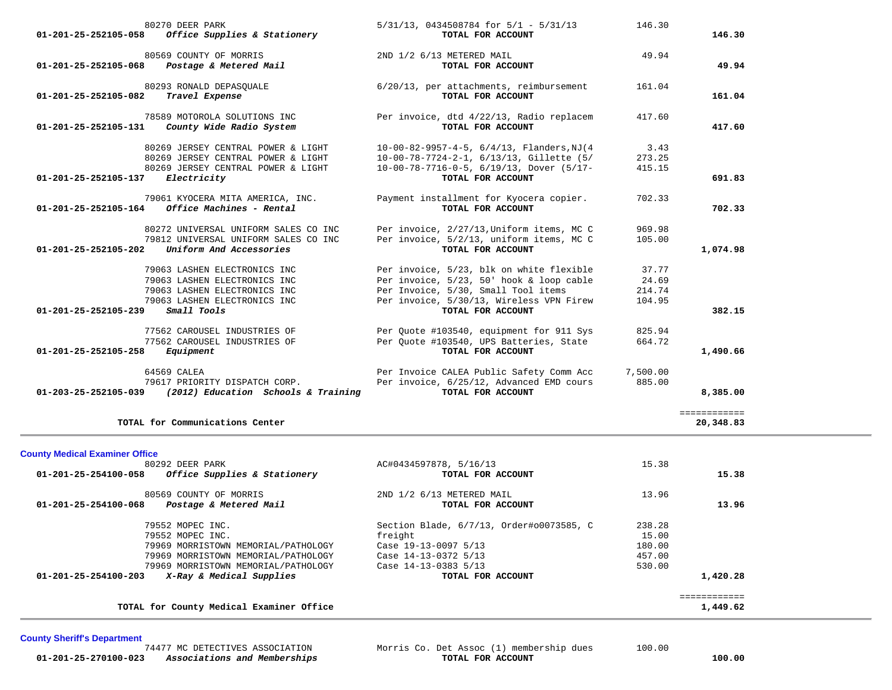| Account | Vendor / Account Name | Description | Amount | Total |
|---|---|---|---|---|
| | 80270 DEER PARK | 5/31/13, 0434508784 for 5/1 - 5/31/13 | 146.30 | |
| **01-201-25-252105-058** | ***Office Supplies & Stationery*** | **TOTAL FOR ACCOUNT** | | **146.30** |
| | 80569 COUNTY OF MORRIS | 2ND 1/2 6/13 METERED MAIL | 49.94 | |
| **01-201-25-252105-068** | ***Postage & Metered Mail*** | **TOTAL FOR ACCOUNT** | | **49.94** |
| | 80293 RONALD DEPASQUALE | 6/20/13, per attachments, reimbursement | 161.04 | |
| **01-201-25-252105-082** | ***Travel Expense*** | **TOTAL FOR ACCOUNT** | | **161.04** |
| | 78589 MOTOROLA SOLUTIONS INC | Per invoice, dtd 4/22/13, Radio replacem | 417.60 | |
| **01-201-25-252105-131** | ***County Wide Radio System*** | **TOTAL FOR ACCOUNT** | | **417.60** |
| | 80269 JERSEY CENTRAL POWER & LIGHT | 10-00-82-9957-4-5, 6/4/13, Flanders,NJ(4 | 3.43 | |
| | 80269 JERSEY CENTRAL POWER & LIGHT | 10-00-78-7724-2-1, 6/13/13, Gillette (5/ | 273.25 | |
| | 80269 JERSEY CENTRAL POWER & LIGHT | 10-00-78-7716-0-5, 6/19/13, Dover (5/17- | 415.15 | |
| **01-201-25-252105-137** | ***Electricity*** | **TOTAL FOR ACCOUNT** | | **691.83** |
| | 79061 KYOCERA MITA AMERICA, INC. | Payment installment for Kyocera copier. | 702.33 | |
| **01-201-25-252105-164** | ***Office Machines - Rental*** | **TOTAL FOR ACCOUNT** | | **702.33** |
| | 80272 UNIVERSAL UNIFORM SALES CO INC | Per invoice, 2/27/13,Uniform items, MC C | 969.98 | |
| | 79812 UNIVERSAL UNIFORM SALES CO INC | Per invoice, 5/2/13, uniform items, MC C | 105.00 | |
| **01-201-25-252105-202** | ***Uniform And Accessories*** | **TOTAL FOR ACCOUNT** | | **1,074.98** |
| | 79063 LASHEN ELECTRONICS INC | Per invoice, 5/23, blk on white flexible | 37.77 | |
| | 79063 LASHEN ELECTRONICS INC | Per invoice, 5/23, 50' hook & loop cable | 24.69 | |
| | 79063 LASHEN ELECTRONICS INC | Per Invoice, 5/30, Small Tool items | 214.74 | |
| | 79063 LASHEN ELECTRONICS INC | Per invoice, 5/30/13, Wireless VPN Firew | 104.95 | |
| **01-201-25-252105-239** | ***Small Tools*** | **TOTAL FOR ACCOUNT** | | **382.15** |
| | 77562 CAROUSEL INDUSTRIES OF | Per Quote #103540, equipment for 911 Sys | 825.94 | |
| | 77562 CAROUSEL INDUSTRIES OF | Per Quote #103540, UPS Batteries, State | 664.72 | |
| **01-201-25-252105-258** | ***Equipment*** | **TOTAL FOR ACCOUNT** | | **1,490.66** |
| | 64569 CALEA | Per Invoice CALEA Public Safety Comm Acc | 7,500.00 | |
| | 79617 PRIORITY DISPATCH CORP. | Per invoice, 6/25/12, Advanced EMD cours | 885.00 | |
| **01-203-25-252105-039** | ***(2012) Education Schools & Training*** | **TOTAL FOR ACCOUNT** | | **8,385.00** |
| | | | | ============ |
| | **TOTAL for Communications Center** | | | **20,348.83** |

## County Medical Examiner Office

| Account | Vendor / Account Name | Description | Amount | Total |
|---|---|---|---|---|
| | 80292 DEER PARK | AC#0434597878, 5/16/13 | 15.38 | |
| **01-201-25-254100-058** | ***Office Supplies & Stationery*** | **TOTAL FOR ACCOUNT** | | **15.38** |
| | 80569 COUNTY OF MORRIS | 2ND 1/2 6/13 METERED MAIL | 13.96 | |
| **01-201-25-254100-068** | ***Postage & Metered Mail*** | **TOTAL FOR ACCOUNT** | | **13.96** |
| | 79552 MOPEC INC. | Section Blade, 6/7/13, Order#o0073585, C | 238.28 | |
| | 79552 MOPEC INC. | freight | 15.00 | |
| | 79969 MORRISTOWN MEMORIAL/PATHOLOGY | Case 19-13-0097 5/13 | 180.00 | |
| | 79969 MORRISTOWN MEMORIAL/PATHOLOGY | Case 14-13-0372 5/13 | 457.00 | |
| | 79969 MORRISTOWN MEMORIAL/PATHOLOGY | Case 14-13-0383 5/13 | 530.00 | |
| **01-201-25-254100-203** | ***X-Ray & Medical Supplies*** | **TOTAL FOR ACCOUNT** | | **1,420.28** |
| | | | | ============ |
| | **TOTAL for County Medical Examiner Office** | | | **1,449.62** |

## County Sheriff's Department

| Account | Vendor / Account Name | Description | Amount | Total |
|---|---|---|---|---|
| | 74477 MC DETECTIVES ASSOCIATION | Morris Co. Det Assoc (1) membership dues | 100.00 | |
| **01-201-25-270100-023** | ***Associations and Memberships*** | **TOTAL FOR ACCOUNT** | | **100.00** |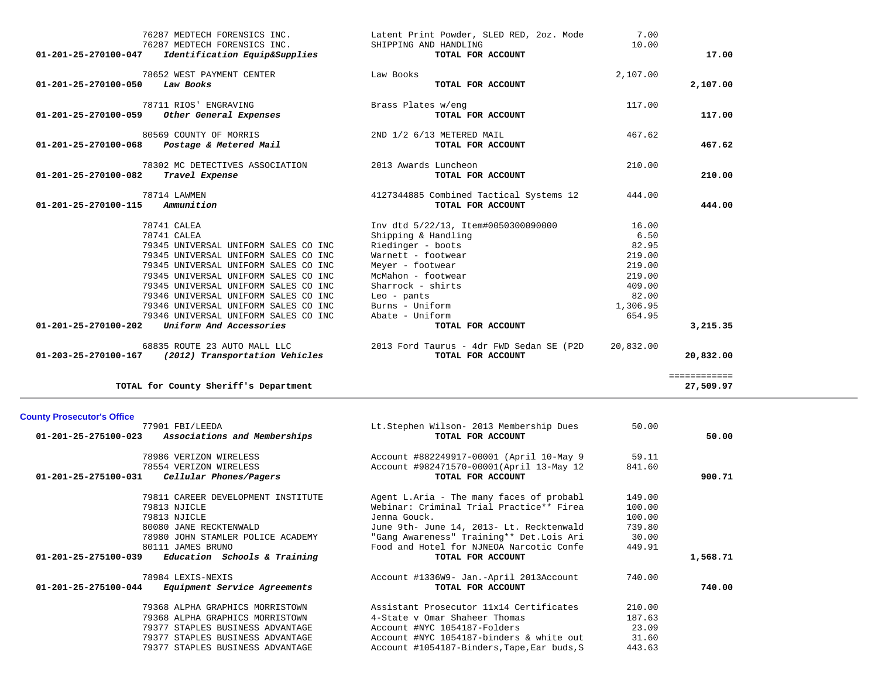| Account | Vendor / Account Name | Description | Amount | Total |
|---|---|---|---|---|
| | 76287 MEDTECH FORENSICS INC. | Latent Print Powder, SLED RED, 2oz. Mode | 7.00 | |
| | 76287 MEDTECH FORENSICS INC. | SHIPPING AND HANDLING | 10.00 | |
| **01-201-25-270100-047** | ***Identification Equip&Supplies*** | **TOTAL FOR ACCOUNT** | | **17.00** |
| | 78652 WEST PAYMENT CENTER | Law Books | 2,107.00 | |
| **01-201-25-270100-050** | ***Law Books*** | **TOTAL FOR ACCOUNT** | | **2,107.00** |
| | 78711 RIOS' ENGRAVING | Brass Plates w/eng | 117.00 | |
| **01-201-25-270100-059** | ***Other General Expenses*** | **TOTAL FOR ACCOUNT** | | **117.00** |
| | 80569 COUNTY OF MORRIS | 2ND 1/2 6/13 METERED MAIL | 467.62 | |
| **01-201-25-270100-068** | ***Postage & Metered Mail*** | **TOTAL FOR ACCOUNT** | | **467.62** |
| | 78302 MC DETECTIVES ASSOCIATION | 2013 Awards Luncheon | 210.00 | |
| **01-201-25-270100-082** | ***Travel Expense*** | **TOTAL FOR ACCOUNT** | | **210.00** |
| | 78714 LAWMEN | 4127344885 Combined Tactical Systems 12 | 444.00 | |
| **01-201-25-270100-115** | ***Ammunition*** | **TOTAL FOR ACCOUNT** | | **444.00** |
| | 78741 CALEA | Inv dtd 5/22/13, Item#0050300090000 | 16.00 | |
| | 78741 CALEA | Shipping & Handling | 6.50 | |
| | 79345 UNIVERSAL UNIFORM SALES CO INC | Riedinger - boots | 82.95 | |
| | 79345 UNIVERSAL UNIFORM SALES CO INC | Warnett - footwear | 219.00 | |
| | 79345 UNIVERSAL UNIFORM SALES CO INC | Meyer - footwear | 219.00 | |
| | 79345 UNIVERSAL UNIFORM SALES CO INC | McMahon - footwear | 219.00 | |
| | 79345 UNIVERSAL UNIFORM SALES CO INC | Sharrock - shirts | 409.00 | |
| | 79346 UNIVERSAL UNIFORM SALES CO INC | Leo - pants | 82.00 | |
| | 79346 UNIVERSAL UNIFORM SALES CO INC | Burns - Uniform | 1,306.95 | |
| | 79346 UNIVERSAL UNIFORM SALES CO INC | Abate - Uniform | 654.95 | |
| **01-201-25-270100-202** | ***Uniform And Accessories*** | **TOTAL FOR ACCOUNT** | | **3,215.35** |
| | 68835 ROUTE 23 AUTO MALL LLC | 2013 Ford Taurus - 4dr FWD Sedan SE (P2D | 20,832.00 | |
| **01-203-25-270100-167** | ***(2012) Transportation Vehicles*** | **TOTAL FOR ACCOUNT** | | **20,832.00** |
| | | | | ============ |
| | **TOTAL for County Sheriff's Department** | | | **27,509.97** |

**County Prosecutor's Office**

| Account | Vendor / Account Name | Description | Amount | Total |
|---|---|---|---|---|
| | 77901 FBI/LEEDA | Lt.Stephen Wilson- 2013 Membership Dues | 50.00 | |
| **01-201-25-275100-023** | ***Associations and Memberships*** | **TOTAL FOR ACCOUNT** | | **50.00** |
| | 78986 VERIZON WIRELESS | Account #882249917-00001 (April 10-May 9 | 59.11 | |
| | 78554 VERIZON WIRELESS | Account #982471570-00001(April 13-May 12 | 841.60 | |
| **01-201-25-275100-031** | ***Cellular Phones/Pagers*** | **TOTAL FOR ACCOUNT** | | **900.71** |
| | 79811 CAREER DEVELOPMENT INSTITUTE | Agent L.Aria - The many faces of probabl | 149.00 | |
| | 79813 NJICLE | Webinar: Criminal Trial Practice** Firea | 100.00 | |
| | 79813 NJICLE | Jenna Gouck. | 100.00 | |
| | 80080 JANE RECKTENWALD | June 9th- June 14, 2013- Lt. Recktenwald | 739.80 | |
| | 78980 JOHN STAMLER POLICE ACADEMY | "Gang Awareness" Training** Det.Lois Ari | 30.00 | |
| | 80111 JAMES BRUNO | Food and Hotel for NJNEOA Narcotic Confe | 449.91 | |
| **01-201-25-275100-039** | ***Education Schools & Training*** | **TOTAL FOR ACCOUNT** | | **1,568.71** |
| | 78984 LEXIS-NEXIS | Account #1336W9- Jan.-April 2013Account | 740.00 | |
| **01-201-25-275100-044** | ***Equipment Service Agreements*** | **TOTAL FOR ACCOUNT** | | **740.00** |
| | 79368 ALPHA GRAPHICS MORRISTOWN | Assistant Prosecutor 11x14 Certificates | 210.00 | |
| | 79368 ALPHA GRAPHICS MORRISTOWN | 4-State v Omar Shaheer Thomas | 187.63 | |
| | 79377 STAPLES BUSINESS ADVANTAGE | Account #NYC 1054187-Folders | 23.09 | |
| | 79377 STAPLES BUSINESS ADVANTAGE | Account #NYC 1054187-binders & white out | 31.60 | |
| | 79377 STAPLES BUSINESS ADVANTAGE | Account #1054187-Binders,Tape,Ear buds,S | 443.63 | |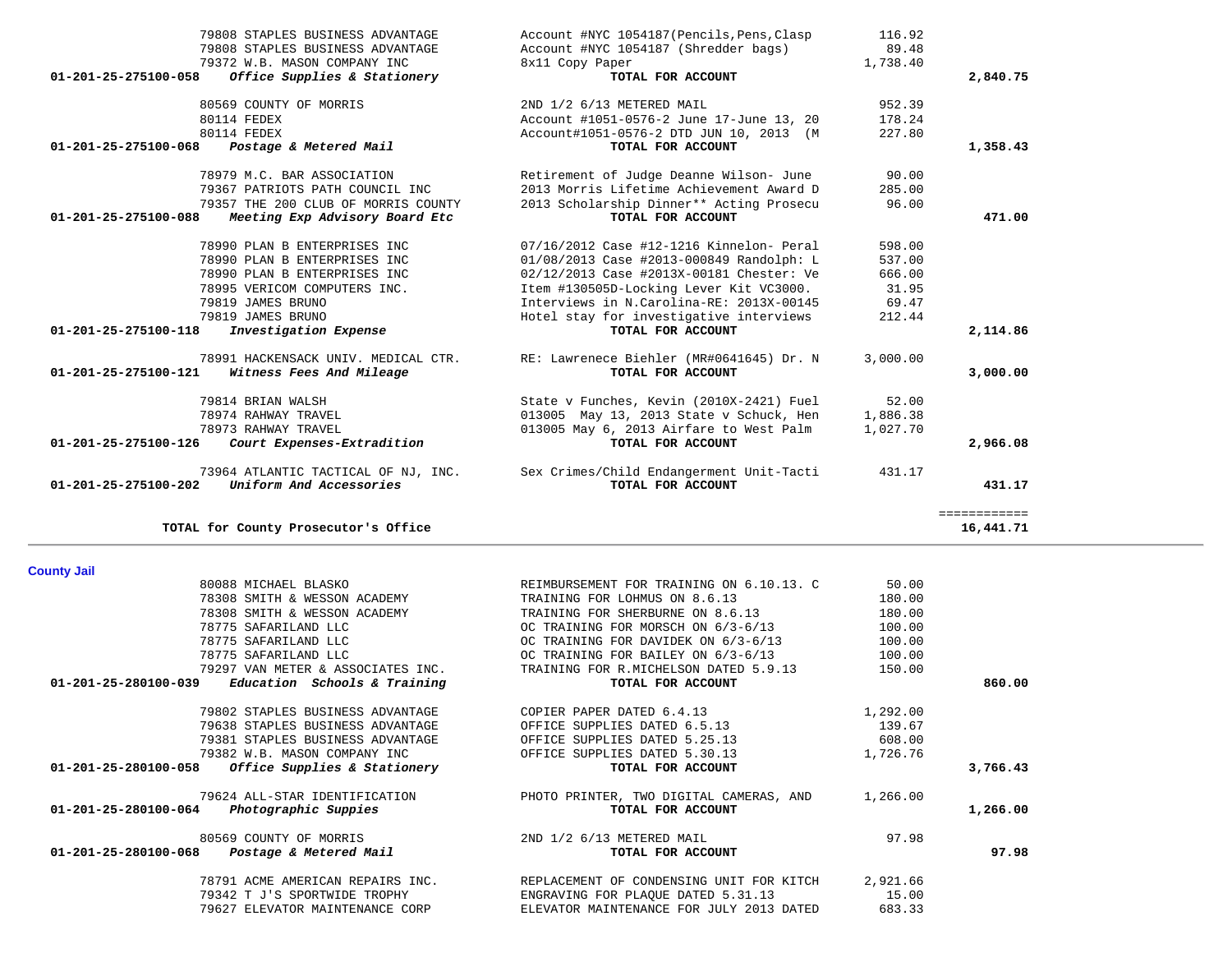| Account | Vendor | Description | Amount | Total |
|---|---|---|---|---|
| | 79808 STAPLES BUSINESS ADVANTAGE | Account #NYC 1054187(Pencils,Pens,Clasp | 116.92 | |
| | 79808 STAPLES BUSINESS ADVANTAGE | Account #NYC 1054187 (Shredder bags) | 89.48 | |
| | 79372 W.B. MASON COMPANY INC | 8x11 Copy Paper | 1,738.40 | |
| **01-201-25-275100-058** | ***Office Supplies & Stationery*** | **TOTAL FOR ACCOUNT** | | **2,840.75** |
| | 80569 COUNTY OF MORRIS | 2ND 1/2 6/13 METERED MAIL | 952.39 | |
| | 80114 FEDEX | Account #1051-0576-2 June 17-June 13, 20 | 178.24 | |
| | 80114 FEDEX | Account#1051-0576-2 DTD JUN 10, 2013 (M | 227.80 | |
| **01-201-25-275100-068** | ***Postage & Metered Mail*** | **TOTAL FOR ACCOUNT** | | **1,358.43** |
| | 78979 M.C. BAR ASSOCIATION | Retirement of Judge Deanne Wilson- June | 90.00 | |
| | 79367 PATRIOTS PATH COUNCIL INC | 2013 Morris Lifetime Achievement Award D | 285.00 | |
| | 79357 THE 200 CLUB OF MORRIS COUNTY | 2013 Scholarship Dinner** Acting Prosecu | 96.00 | |
| **01-201-25-275100-088** | ***Meeting Exp Advisory Board Etc*** | **TOTAL FOR ACCOUNT** | | **471.00** |
| | 78990 PLAN B ENTERPRISES INC | 07/16/2012 Case #12-1216 Kinnelon- Peral | 598.00 | |
| | 78990 PLAN B ENTERPRISES INC | 01/08/2013 Case #2013-000849 Randolph: L | 537.00 | |
| | 78990 PLAN B ENTERPRISES INC | 02/12/2013 Case #2013X-00181 Chester: Ve | 666.00 | |
| | 78995 VERICOM COMPUTERS INC. | Item #130505D-Locking Lever Kit VC3000. | 31.95 | |
| | 79819 JAMES BRUNO | Interviews in N.Carolina-RE: 2013X-00145 | 69.47 | |
| | 79819 JAMES BRUNO | Hotel stay for investigative interviews | 212.44 | |
| **01-201-25-275100-118** | ***Investigation Expense*** | **TOTAL FOR ACCOUNT** | | **2,114.86** |
| | 78991 HACKENSACK UNIV. MEDICAL CTR. | RE: Lawrenece Biehler (MR#0641645) Dr. N | 3,000.00 | |
| **01-201-25-275100-121** | ***Witness Fees And Mileage*** | **TOTAL FOR ACCOUNT** | | **3,000.00** |
| | 79814 BRIAN WALSH | State v Funches, Kevin (2010X-2421) Fuel | 52.00 | |
| | 78974 RAHWAY TRAVEL | 013005 May 13, 2013 State v Schuck, Hen | 1,886.38 | |
| | 78973 RAHWAY TRAVEL | 013005 May 6, 2013 Airfare to West Palm | 1,027.70 | |
| **01-201-25-275100-126** | ***Court Expenses-Extradition*** | **TOTAL FOR ACCOUNT** | | **2,966.08** |
| | 73964 ATLANTIC TACTICAL OF NJ, INC. | Sex Crimes/Child Endangerment Unit-Tacti | 431.17 | |
| **01-201-25-275100-202** | ***Uniform And Accessories*** | **TOTAL FOR ACCOUNT** | | **431.17** |
| | | | | ============ |
| | **TOTAL for County Prosecutor's Office** | | | **16,441.71** |

## County Jail

| Account | Vendor | Description | Amount | Total |
|---|---|---|---|---|
| | 80088 MICHAEL BLASKO | REIMBURSEMENT FOR TRAINING ON 6.10.13. C | 50.00 | |
| | 78308 SMITH & WESSON ACADEMY | TRAINING FOR LOHMUS ON 8.6.13 | 180.00 | |
| | 78308 SMITH & WESSON ACADEMY | TRAINING FOR SHERBURNE ON 8.6.13 | 180.00 | |
| | 78775 SAFARILAND LLC | OC TRAINING FOR MORSCH ON 6/3-6/13 | 100.00 | |
| | 78775 SAFARILAND LLC | OC TRAINING FOR DAVIDEK ON 6/3-6/13 | 100.00 | |
| | 78775 SAFARILAND LLC | OC TRAINING FOR BAILEY ON 6/3-6/13 | 100.00 | |
| | 79297 VAN METER & ASSOCIATES INC. | TRAINING FOR R.MICHELSON DATED 5.9.13 | 150.00 | |
| **01-201-25-280100-039** | ***Education Schools & Training*** | **TOTAL FOR ACCOUNT** | | **860.00** |
| | 79802 STAPLES BUSINESS ADVANTAGE | COPIER PAPER DATED 6.4.13 | 1,292.00 | |
| | 79638 STAPLES BUSINESS ADVANTAGE | OFFICE SUPPLIES DATED 6.5.13 | 139.67 | |
| | 79381 STAPLES BUSINESS ADVANTAGE | OFFICE SUPPLIES DATED 5.25.13 | 608.00 | |
| | 79382 W.B. MASON COMPANY INC | OFFICE SUPPLIES DATED 5.30.13 | 1,726.76 | |
| **01-201-25-280100-058** | ***Office Supplies & Stationery*** | **TOTAL FOR ACCOUNT** | | **3,766.43** |
| | 79624 ALL-STAR IDENTIFICATION | PHOTO PRINTER, TWO DIGITAL CAMERAS, AND | 1,266.00 | |
| **01-201-25-280100-064** | ***Photographic Suppies*** | **TOTAL FOR ACCOUNT** | | **1,266.00** |
| | 80569 COUNTY OF MORRIS | 2ND 1/2 6/13 METERED MAIL | 97.98 | |
| **01-201-25-280100-068** | ***Postage & Metered Mail*** | **TOTAL FOR ACCOUNT** | | **97.98** |
| | 78791 ACME AMERICAN REPAIRS INC. | REPLACEMENT OF CONDENSING UNIT FOR KITCH | 2,921.66 | |
| | 79342 T J'S SPORTWIDE TROPHY | ENGRAVING FOR PLAQUE DATED 5.31.13 | 15.00 | |
| | 79627 ELEVATOR MAINTENANCE CORP | ELEVATOR MAINTENANCE FOR JULY 2013 DATED | 683.33 | |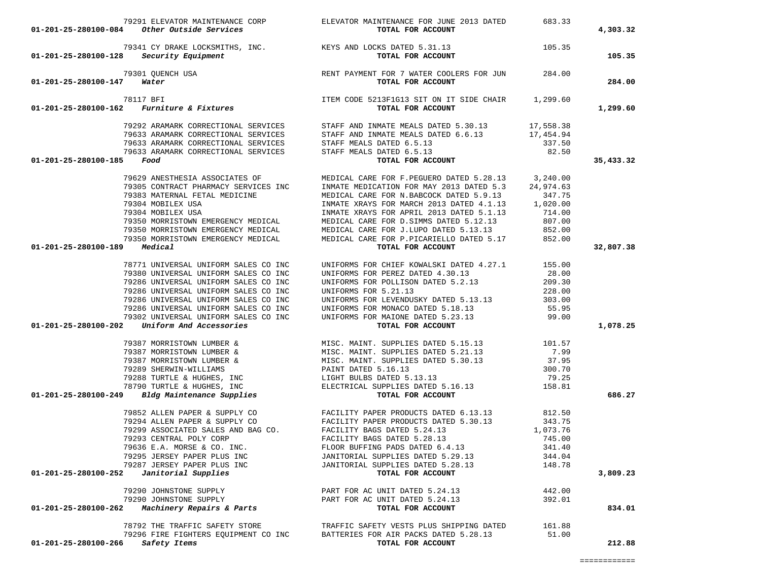| Account | Vendor | Description | Amount | Total |
|---|---|---|---|---|
| | 79291 ELEVATOR MAINTENANCE CORP | ELEVATOR MAINTENANCE FOR JUNE 2013 DATED | 683.33 | |
| 01-201-25-280100-084 *Other Outside Services* | | **TOTAL FOR ACCOUNT** | | **4,303.32** |
| | 79341 CY DRAKE LOCKSMITHS, INC. | KEYS AND LOCKS DATED 5.31.13 | 105.35 | |
| 01-201-25-280100-128 *Security Equipment* | | **TOTAL FOR ACCOUNT** | | **105.35** |
| | 79301 QUENCH USA | RENT PAYMENT FOR 7 WATER COOLERS FOR JUN | 284.00 | |
| 01-201-25-280100-147 *Water* | | **TOTAL FOR ACCOUNT** | | **284.00** |
| | 78117 BFI | ITEM CODE 5213F1G13 SIT ON IT SIDE CHAIR | 1,299.60 | |
| 01-201-25-280100-162 *Furniture & Fixtures* | | **TOTAL FOR ACCOUNT** | | **1,299.60** |
| | 79292 ARAMARK CORRECTIONAL SERVICES | STAFF AND INMATE MEALS DATED 5.30.13 | 17,558.38 | |
| | 79633 ARAMARK CORRECTIONAL SERVICES | STAFF AND INMATE MEALS DATED 6.6.13 | 17,454.94 | |
| | 79633 ARAMARK CORRECTIONAL SERVICES | STAFF MEALS DATED 6.5.13 | 337.50 | |
| | 79633 ARAMARK CORRECTIONAL SERVICES | STAFF MEALS DATED 6.5.13 | 82.50 | |
| 01-201-25-280100-185 *Food* | | **TOTAL FOR ACCOUNT** | | **35,433.32** |
| | 79629 ANESTHESIA ASSOCIATES OF | MEDICAL CARE FOR F.PEGUERO DATED 5.28.13 | 3,240.00 | |
| | 79305 CONTRACT PHARMACY SERVICES INC | INMATE MEDICATION FOR MAY 2013 DATED 5.3 | 24,974.63 | |
| | 79383 MATERNAL FETAL MEDICINE | MEDICAL CARE FOR N.BABCOCK DATED 5.9.13 | 347.75 | |
| | 79304 MOBILEX USA | INMATE XRAYS FOR MARCH 2013 DATED 4.1.13 | 1,020.00 | |
| | 79304 MOBILEX USA | INMATE XRAYS FOR APRIL 2013 DATED 5.1.13 | 714.00 | |
| | 79350 MORRISTOWN EMERGENCY MEDICAL | MEDICAL CARE FOR D.SIMMS DATED 5.12.13 | 807.00 | |
| | 79350 MORRISTOWN EMERGENCY MEDICAL | MEDICAL CARE FOR J.LUPO DATED 5.13.13 | 852.00 | |
| | 79350 MORRISTOWN EMERGENCY MEDICAL | MEDICAL CARE FOR P.PICARIELLO DATED 5.17 | 852.00 | |
| 01-201-25-280100-189 *Medical* | | **TOTAL FOR ACCOUNT** | | **32,807.38** |
| | 78771 UNIVERSAL UNIFORM SALES CO INC | UNIFORMS FOR CHIEF KOWALSKI DATED 4.27.1 | 155.00 | |
| | 79380 UNIVERSAL UNIFORM SALES CO INC | UNIFORMS FOR PEREZ DATED 4.30.13 | 28.00 | |
| | 79286 UNIVERSAL UNIFORM SALES CO INC | UNIFORMS FOR POLLISON DATED 5.2.13 | 209.30 | |
| | 79286 UNIVERSAL UNIFORM SALES CO INC | UNIFORMS FOR 5.21.13 | 228.00 | |
| | 79286 UNIVERSAL UNIFORM SALES CO INC | UNIFORMS FOR LEVENDUSKY DATED 5.13.13 | 303.00 | |
| | 79286 UNIVERSAL UNIFORM SALES CO INC | UNIFORMS FOR MONACO DATED 5.18.13 | 55.95 | |
| | 79302 UNIVERSAL UNIFORM SALES CO INC | UNIFORMS FOR MAIONE DATED 5.23.13 | 99.00 | |
| 01-201-25-280100-202 *Uniform And Accessories* | | **TOTAL FOR ACCOUNT** | | **1,078.25** |
| | 79387 MORRISTOWN LUMBER & | MISC. MAINT. SUPPLIES DATED 5.15.13 | 101.57 | |
| | 79387 MORRISTOWN LUMBER & | MISC. MAINT. SUPPLIES DATED 5.21.13 | 7.99 | |
| | 79387 MORRISTOWN LUMBER & | MISC. MAINT. SUPPLIES DATED 5.30.13 | 37.95 | |
| | 79289 SHERWIN-WILLIAMS | PAINT DATED 5.16.13 | 300.70 | |
| | 79288 TURTLE & HUGHES, INC | LIGHT BULBS DATED 5.13.13 | 79.25 | |
| | 78790 TURTLE & HUGHES, INC | ELECTRICAL SUPPLIES DATED 5.16.13 | 158.81 | |
| 01-201-25-280100-249 *Bldg Maintenance Supplies* | | **TOTAL FOR ACCOUNT** | | **686.27** |
| | 79852 ALLEN PAPER & SUPPLY CO | FACILITY PAPER PRODUCTS DATED 6.13.13 | 812.50 | |
| | 79294 ALLEN PAPER & SUPPLY CO | FACILITY PAPER PRODUCTS DATED 5.30.13 | 343.75 | |
| | 79299 ASSOCIATED SALES AND BAG CO. | FACILITY BAGS DATED 5.24.13 | 1,073.76 | |
| | 79293 CENTRAL POLY CORP | FACILITY BAGS DATED 5.28.13 | 745.00 | |
| | 79636 E.A. MORSE & CO. INC. | FLOOR BUFFING PADS DATED 6.4.13 | 341.40 | |
| | 79295 JERSEY PAPER PLUS INC | JANITORIAL SUPPLIES DATED 5.29.13 | 344.04 | |
| | 79287 JERSEY PAPER PLUS INC | JANITORIAL SUPPLIES DATED 5.28.13 | 148.78 | |
| 01-201-25-280100-252 *Janitorial Supplies* | | **TOTAL FOR ACCOUNT** | | **3,809.23** |
| | 79290 JOHNSTONE SUPPLY | PART FOR AC UNIT DATED 5.24.13 | 442.00 | |
| | 79290 JOHNSTONE SUPPLY | PART FOR AC UNIT DATED 5.24.13 | 392.01 | |
| 01-201-25-280100-262 *Machinery Repairs & Parts* | | **TOTAL FOR ACCOUNT** | | **834.01** |
| | 78792 THE TRAFFIC SAFETY STORE | TRAFFIC SAFETY VESTS PLUS SHIPPING DATED | 161.88 | |
| | 79296 FIRE FIGHTERS EQUIPMENT CO INC | BATTERIES FOR AIR PACKS DATED 5.28.13 | 51.00 | |
| 01-201-25-280100-266 *Safety Items* | | **TOTAL FOR ACCOUNT** | | **212.88** |

============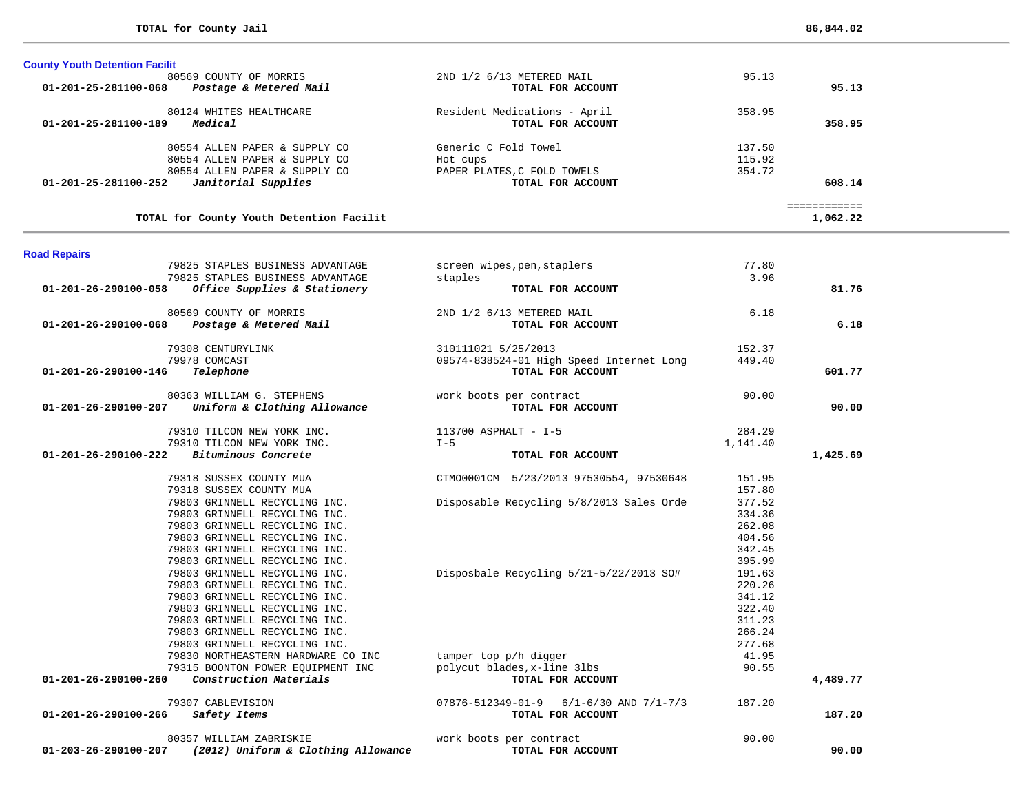**TOTAL for County Jail** **86,844.02**

### County Youth Detention Facilit

| Account | Vendor / Account Name | Description | Amount | Total |
|---|---|---|---|---|
| | 80569 COUNTY OF MORRIS | 2ND 1/2 6/13 METERED MAIL | 95.13 | |
| **01-201-25-281100-068** | ***Postage & Metered Mail*** | **TOTAL FOR ACCOUNT** | | **95.13** |
| | 80124 WHITES HEALTHCARE | Resident Medications - April | 358.95 | |
| **01-201-25-281100-189** | ***Medical*** | **TOTAL FOR ACCOUNT** | | **358.95** |
| | 80554 ALLEN PAPER & SUPPLY CO | Generic C Fold Towel | 137.50 | |
| | 80554 ALLEN PAPER & SUPPLY CO | Hot cups | 115.92 | |
| | 80554 ALLEN PAPER & SUPPLY CO | PAPER PLATES,C FOLD TOWELS | 354.72 | |
| **01-201-25-281100-252** | ***Janitorial Supplies*** | **TOTAL FOR ACCOUNT** | | **608.14** |

**TOTAL for County Youth Detention Facilit** ============ **1,062.22**

### Road Repairs

| Account | Vendor / Account Name | Description | Amount | Total |
|---|---|---|---|---|
| | 79825 STAPLES BUSINESS ADVANTAGE | screen wipes,pen,staplers | 77.80 | |
| | 79825 STAPLES BUSINESS ADVANTAGE | staples | 3.96 | |
| **01-201-26-290100-058** | ***Office Supplies & Stationery*** | **TOTAL FOR ACCOUNT** | | **81.76** |
| | 80569 COUNTY OF MORRIS | 2ND 1/2 6/13 METERED MAIL | 6.18 | |
| **01-201-26-290100-068** | ***Postage & Metered Mail*** | **TOTAL FOR ACCOUNT** | | **6.18** |
| | 79308 CENTURYLINK | 310111021 5/25/2013 | 152.37 | |
| | 79978 COMCAST | 09574-838524-01 High Speed Internet Long | 449.40 | |
| **01-201-26-290100-146** | ***Telephone*** | **TOTAL FOR ACCOUNT** | | **601.77** |
| | 80363 WILLIAM G. STEPHENS | work boots per contract | 90.00 | |
| **01-201-26-290100-207** | ***Uniform & Clothing Allowance*** | **TOTAL FOR ACCOUNT** | | **90.00** |
| | 79310 TILCON NEW YORK INC. | 113700 ASPHALT - I-5 | 284.29 | |
| | 79310 TILCON NEW YORK INC. | I-5 | 1,141.40 | |
| **01-201-26-290100-222** | ***Bituminous Concrete*** | **TOTAL FOR ACCOUNT** | | **1,425.69** |
| | 79318 SUSSEX COUNTY MUA | CTMO0001CM 5/23/2013 97530554, 97530648 | 151.95 | |
| | 79318 SUSSEX COUNTY MUA | | 157.80 | |
| | 79803 GRINNELL RECYCLING INC. | Disposable Recycling 5/8/2013 Sales Orde | 377.52 | |
| | 79803 GRINNELL RECYCLING INC. | | 334.36 | |
| | 79803 GRINNELL RECYCLING INC. | | 262.08 | |
| | 79803 GRINNELL RECYCLING INC. | | 404.56 | |
| | 79803 GRINNELL RECYCLING INC. | | 342.45 | |
| | 79803 GRINNELL RECYCLING INC. | | 395.99 | |
| | 79803 GRINNELL RECYCLING INC. | Disposbale Recycling 5/21-5/22/2013 SO# | 191.63 | |
| | 79803 GRINNELL RECYCLING INC. | | 220.26 | |
| | 79803 GRINNELL RECYCLING INC. | | 341.12 | |
| | 79803 GRINNELL RECYCLING INC. | | 322.40 | |
| | 79803 GRINNELL RECYCLING INC. | | 311.23 | |
| | 79803 GRINNELL RECYCLING INC. | | 266.24 | |
| | 79803 GRINNELL RECYCLING INC. | | 277.68 | |
| | 79830 NORTHEASTERN HARDWARE CO INC | tamper top p/h digger | 41.95 | |
| | 79315 BOONTON POWER EQUIPMENT INC | polycut blades,x-line 3lbs | 90.55 | |
| **01-201-26-290100-260** | ***Construction Materials*** | **TOTAL FOR ACCOUNT** | | **4,489.77** |
| | 79307 CABLEVISION | 07876-512349-01-9 6/1-6/30 AND 7/1-7/3 | 187.20 | |
| **01-201-26-290100-266** | ***Safety Items*** | **TOTAL FOR ACCOUNT** | | **187.20** |
| | 80357 WILLIAM ZABRISKIE | work boots per contract | 90.00 | |
| **01-203-26-290100-207** | ***(2012) Uniform & Clothing Allowance*** | **TOTAL FOR ACCOUNT** | | **90.00** |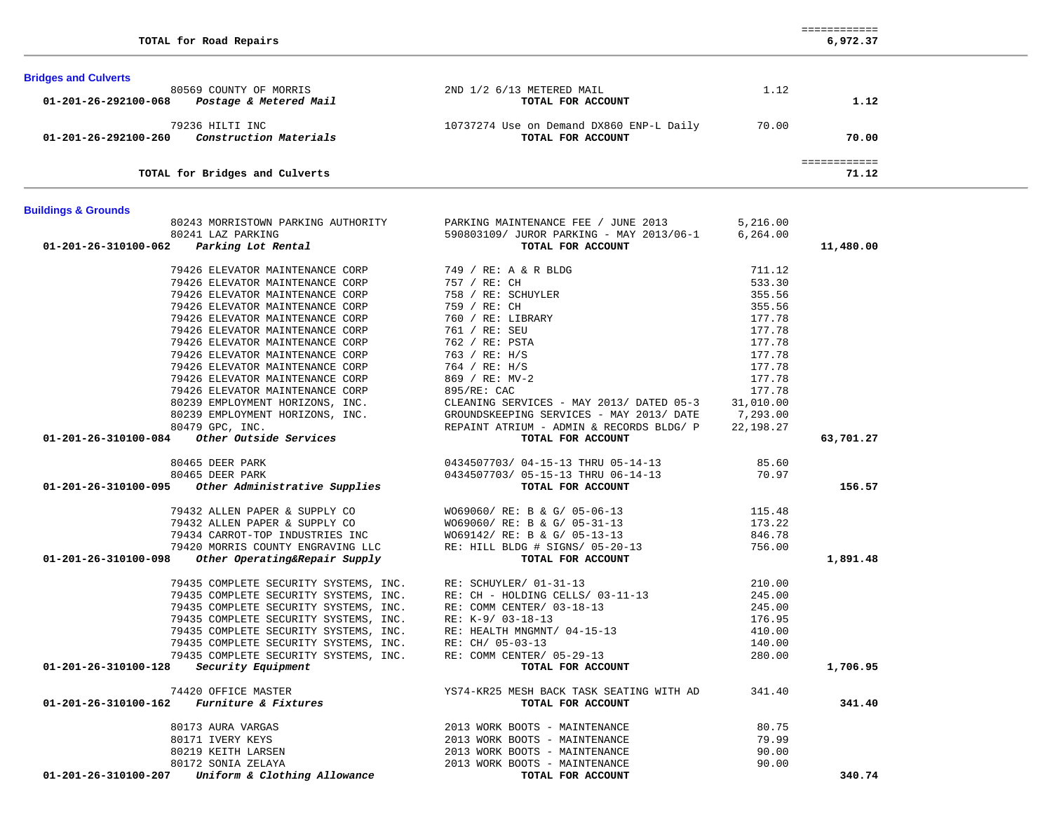| | | | |
|---|---|---|---|
| **TOTAL for Road Repairs** | | | ============ **6,972.37** |

## Bridges and Culverts

| Account | Vendor / Description | Detail | Amount | Total |
|---|---|---|---|---|
| | 80569 COUNTY OF MORRIS | 2ND 1/2 6/13 METERED MAIL | 1.12 | |
| **01-201-26-292100-068** | ***Postage & Metered Mail*** | **TOTAL FOR ACCOUNT** | | **1.12** |
| | 79236 HILTI INC | 10737274 Use on Demand DX860 ENP-L Daily | 70.00 | |
| **01-201-26-292100-260** | ***Construction Materials*** | **TOTAL FOR ACCOUNT** | | **70.00** |
| | **TOTAL for Bridges and Culverts** | | | ============ **71.12** |

## Buildings & Grounds

| Account | Vendor / Description | Detail | Amount | Total |
|---|---|---|---|---|
| | 80243 MORRISTOWN PARKING AUTHORITY | PARKING MAINTENANCE FEE / JUNE 2013 | 5,216.00 | |
| | 80241 LAZ PARKING | 590803109/ JUROR PARKING - MAY 2013/06-1 | 6,264.00 | |
| **01-201-26-310100-062** | ***Parking Lot Rental*** | **TOTAL FOR ACCOUNT** | | **11,480.00** |
| | 79426 ELEVATOR MAINTENANCE CORP | 749 / RE: A & R BLDG | 711.12 | |
| | 79426 ELEVATOR MAINTENANCE CORP | 757 / RE: CH | 533.30 | |
| | 79426 ELEVATOR MAINTENANCE CORP | 758 / RE: SCHUYLER | 355.56 | |
| | 79426 ELEVATOR MAINTENANCE CORP | 759 / RE: CH | 355.56 | |
| | 79426 ELEVATOR MAINTENANCE CORP | 760 / RE: LIBRARY | 177.78 | |
| | 79426 ELEVATOR MAINTENANCE CORP | 761 / RE: SEU | 177.78 | |
| | 79426 ELEVATOR MAINTENANCE CORP | 762 / RE: PSTA | 177.78 | |
| | 79426 ELEVATOR MAINTENANCE CORP | 763 / RE: H/S | 177.78 | |
| | 79426 ELEVATOR MAINTENANCE CORP | 764 / RE: H/S | 177.78 | |
| | 79426 ELEVATOR MAINTENANCE CORP | 869 / RE: MV-2 | 177.78 | |
| | 79426 ELEVATOR MAINTENANCE CORP | 895/RE: CAC | 177.78 | |
| | 80239 EMPLOYMENT HORIZONS, INC. | CLEANING SERVICES - MAY 2013/ DATED 05-3 | 31,010.00 | |
| | 80239 EMPLOYMENT HORIZONS, INC. | GROUNDSKEEPING SERVICES - MAY 2013/ DATE | 7,293.00 | |
| | 80479 GPC, INC. | REPAINT ATRIUM - ADMIN & RECORDS BLDG/ P | 22,198.27 | |
| **01-201-26-310100-084** | ***Other Outside Services*** | **TOTAL FOR ACCOUNT** | | **63,701.27** |
| | 80465 DEER PARK | 0434507703/ 04-15-13 THRU 05-14-13 | 85.60 | |
| | 80465 DEER PARK | 0434507703/ 05-15-13 THRU 06-14-13 | 70.97 | |
| **01-201-26-310100-095** | ***Other Administrative Supplies*** | **TOTAL FOR ACCOUNT** | | **156.57** |
| | 79432 ALLEN PAPER & SUPPLY CO | WO69060/ RE: B & G/ 05-06-13 | 115.48 | |
| | 79432 ALLEN PAPER & SUPPLY CO | WO69060/ RE: B & G/ 05-31-13 | 173.22 | |
| | 79434 CARROT-TOP INDUSTRIES INC | WO69142/ RE: B & G/ 05-13-13 | 846.78 | |
| | 79420 MORRIS COUNTY ENGRAVING LLC | RE: HILL BLDG # SIGNS/ 05-20-13 | 756.00 | |
| **01-201-26-310100-098** | ***Other Operating&Repair Supply*** | **TOTAL FOR ACCOUNT** | | **1,891.48** |
| | 79435 COMPLETE SECURITY SYSTEMS, INC. | RE: SCHUYLER/ 01-31-13 | 210.00 | |
| | 79435 COMPLETE SECURITY SYSTEMS, INC. | RE: CH - HOLDING CELLS/ 03-11-13 | 245.00 | |
| | 79435 COMPLETE SECURITY SYSTEMS, INC. | RE: COMM CENTER/ 03-18-13 | 245.00 | |
| | 79435 COMPLETE SECURITY SYSTEMS, INC. | RE: K-9/ 03-18-13 | 176.95 | |
| | 79435 COMPLETE SECURITY SYSTEMS, INC. | RE: HEALTH MNGMNT/ 04-15-13 | 410.00 | |
| | 79435 COMPLETE SECURITY SYSTEMS, INC. | RE: CH/ 05-03-13 | 140.00 | |
| | 79435 COMPLETE SECURITY SYSTEMS, INC. | RE: COMM CENTER/ 05-29-13 | 280.00 | |
| **01-201-26-310100-128** | ***Security Equipment*** | **TOTAL FOR ACCOUNT** | | **1,706.95** |
| | 74420 OFFICE MASTER | YS74-KR25 MESH BACK TASK SEATING WITH AD | 341.40 | |
| **01-201-26-310100-162** | ***Furniture & Fixtures*** | **TOTAL FOR ACCOUNT** | | **341.40** |
| | 80173 AURA VARGAS | 2013 WORK BOOTS - MAINTENANCE | 80.75 | |
| | 80171 IVERY KEYS | 2013 WORK BOOTS - MAINTENANCE | 79.99 | |
| | 80219 KEITH LARSEN | 2013 WORK BOOTS - MAINTENANCE | 90.00 | |
| | 80172 SONIA ZELAYA | 2013 WORK BOOTS - MAINTENANCE | 90.00 | |
| **01-201-26-310100-207** | ***Uniform & Clothing Allowance*** | **TOTAL FOR ACCOUNT** | | **340.74** |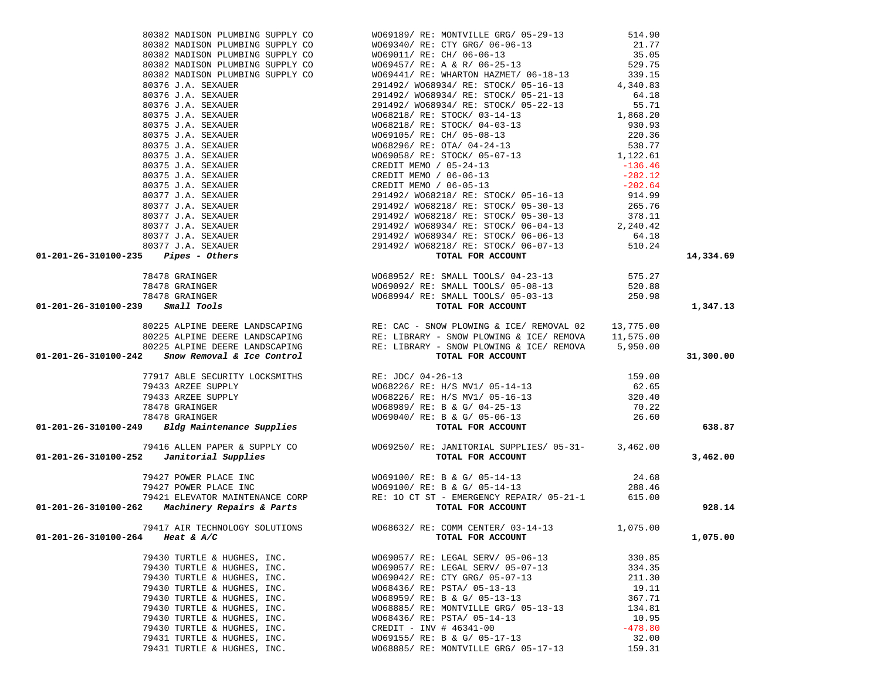| Account | Vendor | Description | Amount | Total |
|---|---|---|---|---|
| | 80382 MADISON PLUMBING SUPPLY CO | WO69189/ RE: MONTVILLE GRG/ 05-29-13 | 514.90 | |
| | 80382 MADISON PLUMBING SUPPLY CO | WO69340/ RE: CTY GRG/ 06-06-13 | 21.77 | |
| | 80382 MADISON PLUMBING SUPPLY CO | WO69011/ RE: CH/ 06-06-13 | 35.05 | |
| | 80382 MADISON PLUMBING SUPPLY CO | WO69457/ RE: A & R/ 06-25-13 | 529.75 | |
| | 80382 MADISON PLUMBING SUPPLY CO | WO69441/ RE: WHARTON HAZMET/ 06-18-13 | 339.15 | |
| | 80376 J.A. SEXAUER | 291492/ WO68934/ RE: STOCK/ 05-16-13 | 4,340.83 | |
| | 80376 J.A. SEXAUER | 291492/ WO68934/ RE: STOCK/ 05-21-13 | 64.18 | |
| | 80376 J.A. SEXAUER | 291492/ WO68934/ RE: STOCK/ 05-22-13 | 55.71 | |
| | 80375 J.A. SEXAUER | WO68218/ RE: STOCK/ 03-14-13 | 1,868.20 | |
| | 80375 J.A. SEXAUER | WO68218/ RE: STOCK/ 04-03-13 | 930.93 | |
| | 80375 J.A. SEXAUER | WO69105/ RE: CH/ 05-08-13 | 220.36 | |
| | 80375 J.A. SEXAUER | WO68296/ RE: OTA/ 04-24-13 | 538.77 | |
| | 80375 J.A. SEXAUER | WO69058/ RE: STOCK/ 05-07-13 | 1,122.61 | |
| | 80375 J.A. SEXAUER | CREDIT MEMO / 05-24-13 | -136.46 | |
| | 80375 J.A. SEXAUER | CREDIT MEMO / 06-06-13 | -282.12 | |
| | 80375 J.A. SEXAUER | CREDIT MEMO / 06-05-13 | -202.64 | |
| | 80377 J.A. SEXAUER | 291492/ WO68218/ RE: STOCK/ 05-16-13 | 914.99 | |
| | 80377 J.A. SEXAUER | 291492/ WO68218/ RE: STOCK/ 05-30-13 | 265.76 | |
| | 80377 J.A. SEXAUER | 291492/ WO68218/ RE: STOCK/ 05-30-13 | 378.11 | |
| | 80377 J.A. SEXAUER | 291492/ WO68934/ RE: STOCK/ 06-04-13 | 2,240.42 | |
| | 80377 J.A. SEXAUER | 291492/ WO68934/ RE: STOCK/ 06-06-13 | 64.18 | |
| | 80377 J.A. SEXAUER | 291492/ WO68218/ RE: STOCK/ 06-07-13 | 510.24 | |
| **01-201-26-310100-235** | ***Pipes - Others*** | **TOTAL FOR ACCOUNT** | | **14,334.69** |
| | 78478 GRAINGER | WO68952/ RE: SMALL TOOLS/ 04-23-13 | 575.27 | |
| | 78478 GRAINGER | WO69092/ RE: SMALL TOOLS/ 05-08-13 | 520.88 | |
| | 78478 GRAINGER | WO68994/ RE: SMALL TOOLS/ 05-03-13 | 250.98 | |
| **01-201-26-310100-239** | ***Small Tools*** | **TOTAL FOR ACCOUNT** | | **1,347.13** |
| | 80225 ALPINE DEERE LANDSCAPING | RE: CAC - SNOW PLOWING & ICE/ REMOVAL 02 | 13,775.00 | |
| | 80225 ALPINE DEERE LANDSCAPING | RE: LIBRARY - SNOW PLOWING & ICE/ REMOVA | 11,575.00 | |
| | 80225 ALPINE DEERE LANDSCAPING | RE: LIBRARY - SNOW PLOWING & ICE/ REMOVA | 5,950.00 | |
| **01-201-26-310100-242** | ***Snow Removal & Ice Control*** | **TOTAL FOR ACCOUNT** | | **31,300.00** |
| | 77917 ABLE SECURITY LOCKSMITHS | RE: JDC/ 04-26-13 | 159.00 | |
| | 79433 ARZEE SUPPLY | WO68226/ RE: H/S MV1/ 05-14-13 | 62.65 | |
| | 79433 ARZEE SUPPLY | WO68226/ RE: H/S MV1/ 05-16-13 | 320.40 | |
| | 78478 GRAINGER | WO68989/ RE: B & G/ 04-25-13 | 70.22 | |
| | 78478 GRAINGER | WO69040/ RE: B & G/ 05-06-13 | 26.60 | |
| **01-201-26-310100-249** | ***Bldg Maintenance Supplies*** | **TOTAL FOR ACCOUNT** | | **638.87** |
| | 79416 ALLEN PAPER & SUPPLY CO | WO69250/ RE: JANITORIAL SUPPLIES/ 05-31- | 3,462.00 | |
| **01-201-26-310100-252** | ***Janitorial Supplies*** | **TOTAL FOR ACCOUNT** | | **3,462.00** |
| | 79427 POWER PLACE INC | WO69100/ RE: B & G/ 05-14-13 | 24.68 | |
| | 79427 POWER PLACE INC | WO69100/ RE: B & G/ 05-14-13 | 288.46 | |
| | 79421 ELEVATOR MAINTENANCE CORP | RE: 10 CT ST - EMERGENCY REPAIR/ 05-21-1 | 615.00 | |
| **01-201-26-310100-262** | ***Machinery Repairs & Parts*** | **TOTAL FOR ACCOUNT** | | **928.14** |
| | 79417 AIR TECHNOLOGY SOLUTIONS | WO68632/ RE: COMM CENTER/ 03-14-13 | 1,075.00 | |
| **01-201-26-310100-264** | ***Heat & A/C*** | **TOTAL FOR ACCOUNT** | | **1,075.00** |
| | 79430 TURTLE & HUGHES, INC. | WO69057/ RE: LEGAL SERV/ 05-06-13 | 330.85 | |
| | 79430 TURTLE & HUGHES, INC. | WO69057/ RE: LEGAL SERV/ 05-07-13 | 334.35 | |
| | 79430 TURTLE & HUGHES, INC. | WO69042/ RE: CTY GRG/ 05-07-13 | 211.30 | |
| | 79430 TURTLE & HUGHES, INC. | WO68436/ RE: PSTA/ 05-13-13 | 19.11 | |
| | 79430 TURTLE & HUGHES, INC. | WO68959/ RE: B & G/ 05-13-13 | 367.71 | |
| | 79430 TURTLE & HUGHES, INC. | WO68885/ RE: MONTVILLE GRG/ 05-13-13 | 134.81 | |
| | 79430 TURTLE & HUGHES, INC. | WO68436/ RE: PSTA/ 05-14-13 | 10.95 | |
| | 79430 TURTLE & HUGHES, INC. | CREDIT - INV # 46341-00 | -478.80 | |
| | 79431 TURTLE & HUGHES, INC. | WO69155/ RE: B & G/ 05-17-13 | 32.00 | |
| | 79431 TURTLE & HUGHES, INC. | WO68885/ RE: MONTVILLE GRG/ 05-17-13 | 159.31 | |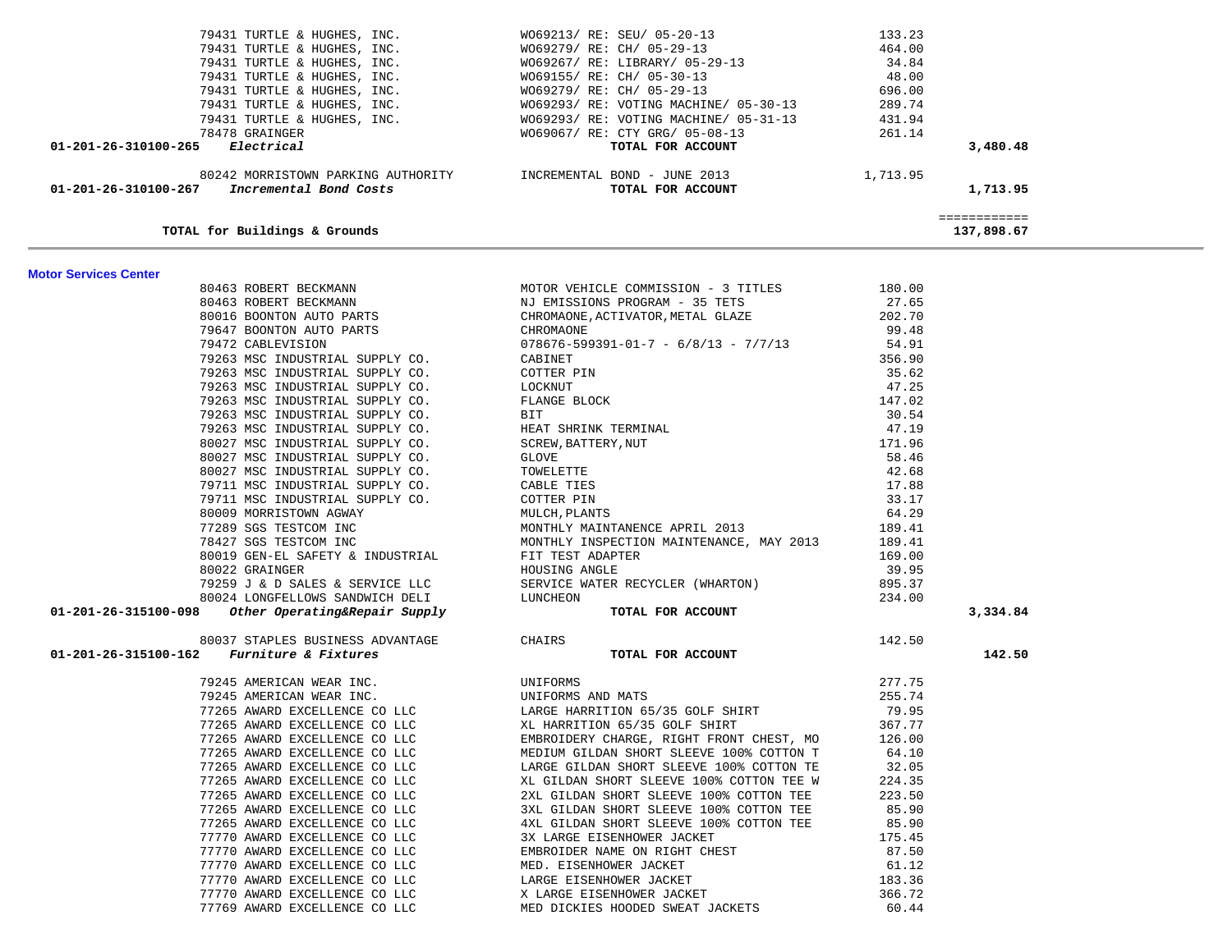| Account | Vendor | Description | Amount | Total |
|---|---|---|---|---|
| | 79431 TURTLE & HUGHES, INC. | WO69213/ RE: SEU/ 05-20-13 | 133.23 | |
| | 79431 TURTLE & HUGHES, INC. | WO69279/ RE: CH/ 05-29-13 | 464.00 | |
| | 79431 TURTLE & HUGHES, INC. | WO69267/ RE: LIBRARY/ 05-29-13 | 34.84 | |
| | 79431 TURTLE & HUGHES, INC. | WO69155/ RE: CH/ 05-30-13 | 48.00 | |
| | 79431 TURTLE & HUGHES, INC. | WO69279/ RE: CH/ 05-29-13 | 696.00 | |
| | 79431 TURTLE & HUGHES, INC. | WO69293/ RE: VOTING MACHINE/ 05-30-13 | 289.74 | |
| | 79431 TURTLE & HUGHES, INC. | WO69293/ RE: VOTING MACHINE/ 05-31-13 | 431.94 | |
| | 78478 GRAINGER | WO69067/ RE: CTY GRG/ 05-08-13 | 261.14 | |
| **01-201-26-310100-265** | ***Electrical*** | **TOTAL FOR ACCOUNT** | | **3,480.48** |
| | 80242 MORRISTOWN PARKING AUTHORITY | INCREMENTAL BOND - JUNE 2013 | 1,713.95 | |
| **01-201-26-310100-267** | ***Incremental Bond Costs*** | **TOTAL FOR ACCOUNT** | | **1,713.95** |
| | | | | ============ |
| **TOTAL for Buildings & Grounds** | | | | **137,898.67** |

**Motor Services Center**

| Account | Vendor | Description | Amount | Total |
|---|---|---|---|---|
| | 80463 ROBERT BECKMANN | MOTOR VEHICLE COMMISSION - 3 TITLES | 180.00 | |
| | 80463 ROBERT BECKMANN | NJ EMISSIONS PROGRAM - 35 TETS | 27.65 | |
| | 80016 BOONTON AUTO PARTS | CHROMAONE,ACTIVATOR,METAL GLAZE | 202.70 | |
| | 79647 BOONTON AUTO PARTS | CHROMAONE | 99.48 | |
| | 79472 CABLEVISION | 078676-599391-01-7 - 6/8/13 - 7/7/13 | 54.91 | |
| | 79263 MSC INDUSTRIAL SUPPLY CO. | CABINET | 356.90 | |
| | 79263 MSC INDUSTRIAL SUPPLY CO. | COTTER PIN | 35.62 | |
| | 79263 MSC INDUSTRIAL SUPPLY CO. | LOCKNUT | 47.25 | |
| | 79263 MSC INDUSTRIAL SUPPLY CO. | FLANGE BLOCK | 147.02 | |
| | 79263 MSC INDUSTRIAL SUPPLY CO. | BIT | 30.54 | |
| | 79263 MSC INDUSTRIAL SUPPLY CO. | HEAT SHRINK TERMINAL | 47.19 | |
| | 80027 MSC INDUSTRIAL SUPPLY CO. | SCREW,BATTERY,NUT | 171.96 | |
| | 80027 MSC INDUSTRIAL SUPPLY CO. | GLOVE | 58.46 | |
| | 80027 MSC INDUSTRIAL SUPPLY CO. | TOWELETTE | 42.68 | |
| | 79711 MSC INDUSTRIAL SUPPLY CO. | CABLE TIES | 17.88 | |
| | 79711 MSC INDUSTRIAL SUPPLY CO. | COTTER PIN | 33.17 | |
| | 80009 MORRISTOWN AGWAY | MULCH,PLANTS | 64.29 | |
| | 77289 SGS TESTCOM INC | MONTHLY MAINTANENCE APRIL 2013 | 189.41 | |
| | 78427 SGS TESTCOM INC | MONTHLY INSPECTION MAINTENANCE, MAY 2013 | 189.41 | |
| | 80019 GEN-EL SAFETY & INDUSTRIAL | FIT TEST ADAPTER | 169.00 | |
| | 80022 GRAINGER | HOUSING ANGLE | 39.95 | |
| | 79259 J & D SALES & SERVICE LLC | SERVICE WATER RECYCLER (WHARTON) | 895.37 | |
| | 80024 LONGFELLOWS SANDWICH DELI | LUNCHEON | 234.00 | |
| **01-201-26-315100-098** | ***Other Operating&Repair Supply*** | **TOTAL FOR ACCOUNT** | | **3,334.84** |
| | 80037 STAPLES BUSINESS ADVANTAGE | CHAIRS | 142.50 | |
| **01-201-26-315100-162** | ***Furniture & Fixtures*** | **TOTAL FOR ACCOUNT** | | **142.50** |
| | 79245 AMERICAN WEAR INC. | UNIFORMS | 277.75 | |
| | 79245 AMERICAN WEAR INC. | UNIFORMS AND MATS | 255.74 | |
| | 77265 AWARD EXCELLENCE CO LLC | LARGE HARRITION 65/35 GOLF SHIRT | 79.95 | |
| | 77265 AWARD EXCELLENCE CO LLC | XL HARRITION 65/35 GOLF SHIRT | 367.77 | |
| | 77265 AWARD EXCELLENCE CO LLC | EMBROIDERY CHARGE, RIGHT FRONT CHEST, MO | 126.00 | |
| | 77265 AWARD EXCELLENCE CO LLC | MEDIUM GILDAN SHORT SLEEVE 100% COTTON T | 64.10 | |
| | 77265 AWARD EXCELLENCE CO LLC | LARGE GILDAN SHORT SLEEVE 100% COTTON TE | 32.05 | |
| | 77265 AWARD EXCELLENCE CO LLC | XL GILDAN SHORT SLEEVE 100% COTTON TEE W | 224.35 | |
| | 77265 AWARD EXCELLENCE CO LLC | 2XL GILDAN SHORT SLEEVE 100% COTTON TEE | 223.50 | |
| | 77265 AWARD EXCELLENCE CO LLC | 3XL GILDAN SHORT SLEEVE 100% COTTON TEE | 85.90 | |
| | 77265 AWARD EXCELLENCE CO LLC | 4XL GILDAN SHORT SLEEVE 100% COTTON TEE | 85.90 | |
| | 77770 AWARD EXCELLENCE CO LLC | 3X LARGE EISENHOWER JACKET | 175.45 | |
| | 77770 AWARD EXCELLENCE CO LLC | EMBROIDER NAME ON RIGHT CHEST | 87.50 | |
| | 77770 AWARD EXCELLENCE CO LLC | MED. EISENHOWER JACKET | 61.12 | |
| | 77770 AWARD EXCELLENCE CO LLC | LARGE EISENHOWER JACKET | 183.36 | |
| | 77770 AWARD EXCELLENCE CO LLC | X LARGE EISENHOWER JACKET | 366.72 | |
| | 77769 AWARD EXCELLENCE CO LLC | MED DICKIES HOODED SWEAT JACKETS | 60.44 | |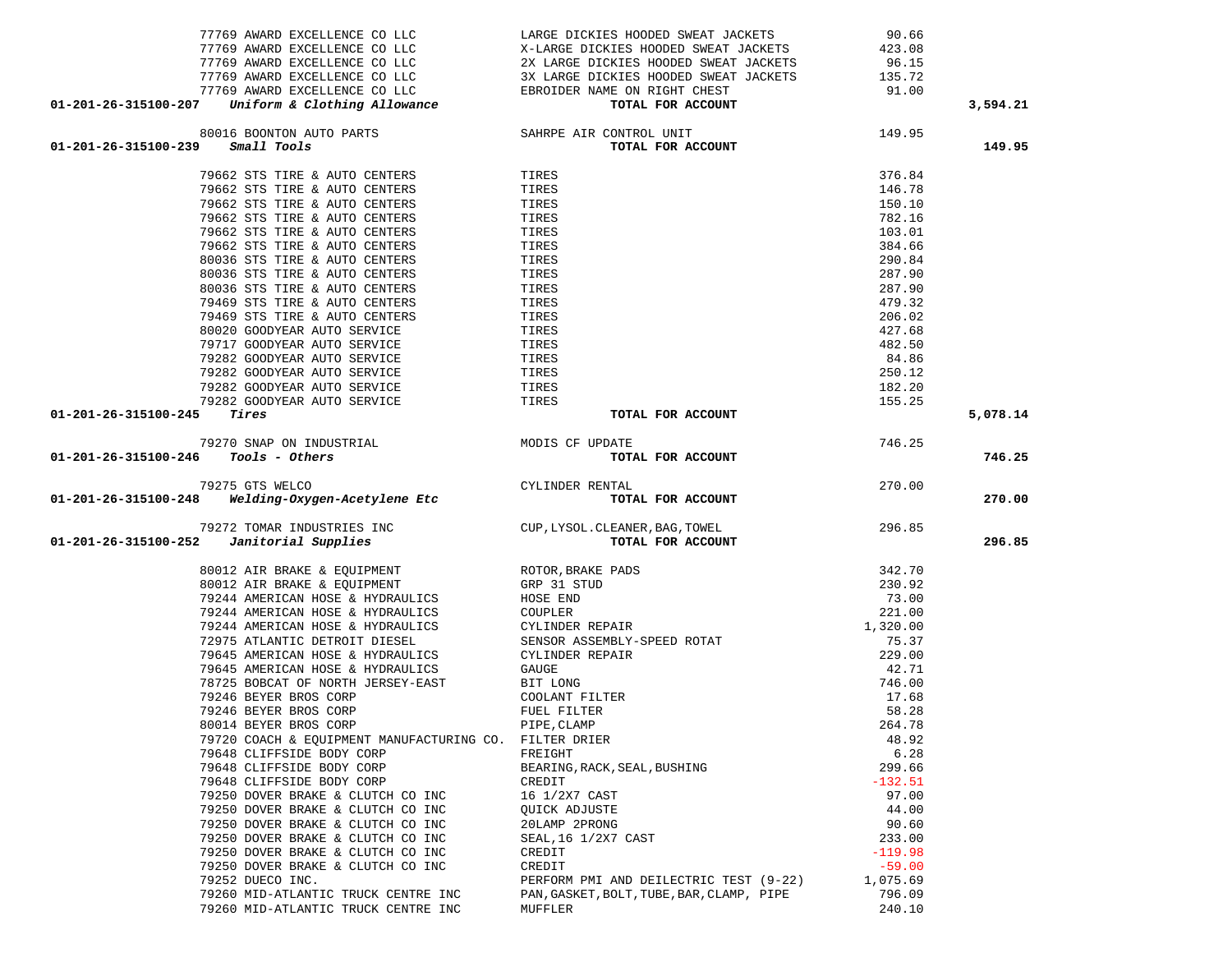| Account | Vendor | Description | Amount | Total |
|---|---|---|---|---|
| | 77769 AWARD EXCELLENCE CO LLC | LARGE DICKIES HOODED SWEAT JACKETS | 90.66 | |
| | 77769 AWARD EXCELLENCE CO LLC | X-LARGE DICKIES HOODED SWEAT JACKETS | 423.08 | |
| | 77769 AWARD EXCELLENCE CO LLC | 2X LARGE DICKIES HOODED SWEAT JACKETS | 96.15 | |
| | 77769 AWARD EXCELLENCE CO LLC | 3X LARGE DICKIES HOODED SWEAT JACKETS | 135.72 | |
| | 77769 AWARD EXCELLENCE CO LLC | EBROIDER NAME ON RIGHT CHEST | 91.00 | |
| **01-201-26-315100-207** *Uniform & Clothing Allowance* | | **TOTAL FOR ACCOUNT** | | **3,594.21** |
| | 80016 BOONTON AUTO PARTS | SAHRPE AIR CONTROL UNIT | 149.95 | |
| **01-201-26-315100-239** *Small Tools* | | **TOTAL FOR ACCOUNT** | | **149.95** |
| | 79662 STS TIRE & AUTO CENTERS | TIRES | 376.84 | |
| | 79662 STS TIRE & AUTO CENTERS | TIRES | 146.78 | |
| | 79662 STS TIRE & AUTO CENTERS | TIRES | 150.10 | |
| | 79662 STS TIRE & AUTO CENTERS | TIRES | 782.16 | |
| | 79662 STS TIRE & AUTO CENTERS | TIRES | 103.01 | |
| | 79662 STS TIRE & AUTO CENTERS | TIRES | 384.66 | |
| | 80036 STS TIRE & AUTO CENTERS | TIRES | 290.84 | |
| | 80036 STS TIRE & AUTO CENTERS | TIRES | 287.90 | |
| | 80036 STS TIRE & AUTO CENTERS | TIRES | 287.90 | |
| | 79469 STS TIRE & AUTO CENTERS | TIRES | 479.32 | |
| | 79469 STS TIRE & AUTO CENTERS | TIRES | 206.02 | |
| | 80020 GOODYEAR AUTO SERVICE | TIRES | 427.68 | |
| | 79717 GOODYEAR AUTO SERVICE | TIRES | 482.50 | |
| | 79282 GOODYEAR AUTO SERVICE | TIRES | 84.86 | |
| | 79282 GOODYEAR AUTO SERVICE | TIRES | 250.12 | |
| | 79282 GOODYEAR AUTO SERVICE | TIRES | 182.20 | |
| | 79282 GOODYEAR AUTO SERVICE | TIRES | 155.25 | |
| **01-201-26-315100-245** *Tires* | | **TOTAL FOR ACCOUNT** | | **5,078.14** |
| | 79270 SNAP ON INDUSTRIAL | MODIS CF UPDATE | 746.25 | |
| **01-201-26-315100-246** *Tools - Others* | | **TOTAL FOR ACCOUNT** | | **746.25** |
| | 79275 GTS WELCO | CYLINDER RENTAL | 270.00 | |
| **01-201-26-315100-248** *Welding-Oxygen-Acetylene Etc* | | **TOTAL FOR ACCOUNT** | | **270.00** |
| | 79272 TOMAR INDUSTRIES INC | CUP,LYSOL.CLEANER,BAG,TOWEL | 296.85 | |
| **01-201-26-315100-252** *Janitorial Supplies* | | **TOTAL FOR ACCOUNT** | | **296.85** |
| | 80012 AIR BRAKE & EQUIPMENT | ROTOR,BRAKE PADS | 342.70 | |
| | 80012 AIR BRAKE & EQUIPMENT | GRP 31 STUD | 230.92 | |
| | 79244 AMERICAN HOSE & HYDRAULICS | HOSE END | 73.00 | |
| | 79244 AMERICAN HOSE & HYDRAULICS | COUPLER | 221.00 | |
| | 79244 AMERICAN HOSE & HYDRAULICS | CYLINDER REPAIR | 1,320.00 | |
| | 72975 ATLANTIC DETROIT DIESEL | SENSOR ASSEMBLY-SPEED ROTAT | 75.37 | |
| | 79645 AMERICAN HOSE & HYDRAULICS | CYLINDER REPAIR | 229.00 | |
| | 79645 AMERICAN HOSE & HYDRAULICS | GAUGE | 42.71 | |
| | 78725 BOBCAT OF NORTH JERSEY-EAST | BIT LONG | 746.00 | |
| | 79246 BEYER BROS CORP | COOLANT FILTER | 17.68 | |
| | 79246 BEYER BROS CORP | FUEL FILTER | 58.28 | |
| | 80014 BEYER BROS CORP | PIPE,CLAMP | 264.78 | |
| | 79720 COACH & EQUIPMENT MANUFACTURING CO. | FILTER DRIER | 48.92 | |
| | 79648 CLIFFSIDE BODY CORP | FREIGHT | 6.28 | |
| | 79648 CLIFFSIDE BODY CORP | BEARING,RACK,SEAL,BUSHING | 299.66 | |
| | 79648 CLIFFSIDE BODY CORP | CREDIT | -132.51 | |
| | 79250 DOVER BRAKE & CLUTCH CO INC | 16 1/2X7 CAST | 97.00 | |
| | 79250 DOVER BRAKE & CLUTCH CO INC | QUICK ADJUSTE | 44.00 | |
| | 79250 DOVER BRAKE & CLUTCH CO INC | 20LAMP 2PRONG | 90.60 | |
| | 79250 DOVER BRAKE & CLUTCH CO INC | SEAL,16 1/2X7 CAST | 233.00 | |
| | 79250 DOVER BRAKE & CLUTCH CO INC | CREDIT | -119.98 | |
| | 79250 DOVER BRAKE & CLUTCH CO INC | CREDIT | -59.00 | |
| | 79252 DUECO INC. | PERFORM PMI AND DEILECTRIC TEST (9-22) | 1,075.69 | |
| | 79260 MID-ATLANTIC TRUCK CENTRE INC | PAN,GASKET,BOLT,TUBE,BAR,CLAMP, PIPE | 796.09 | |
| | 79260 MID-ATLANTIC TRUCK CENTRE INC | MUFFLER | 240.10 | |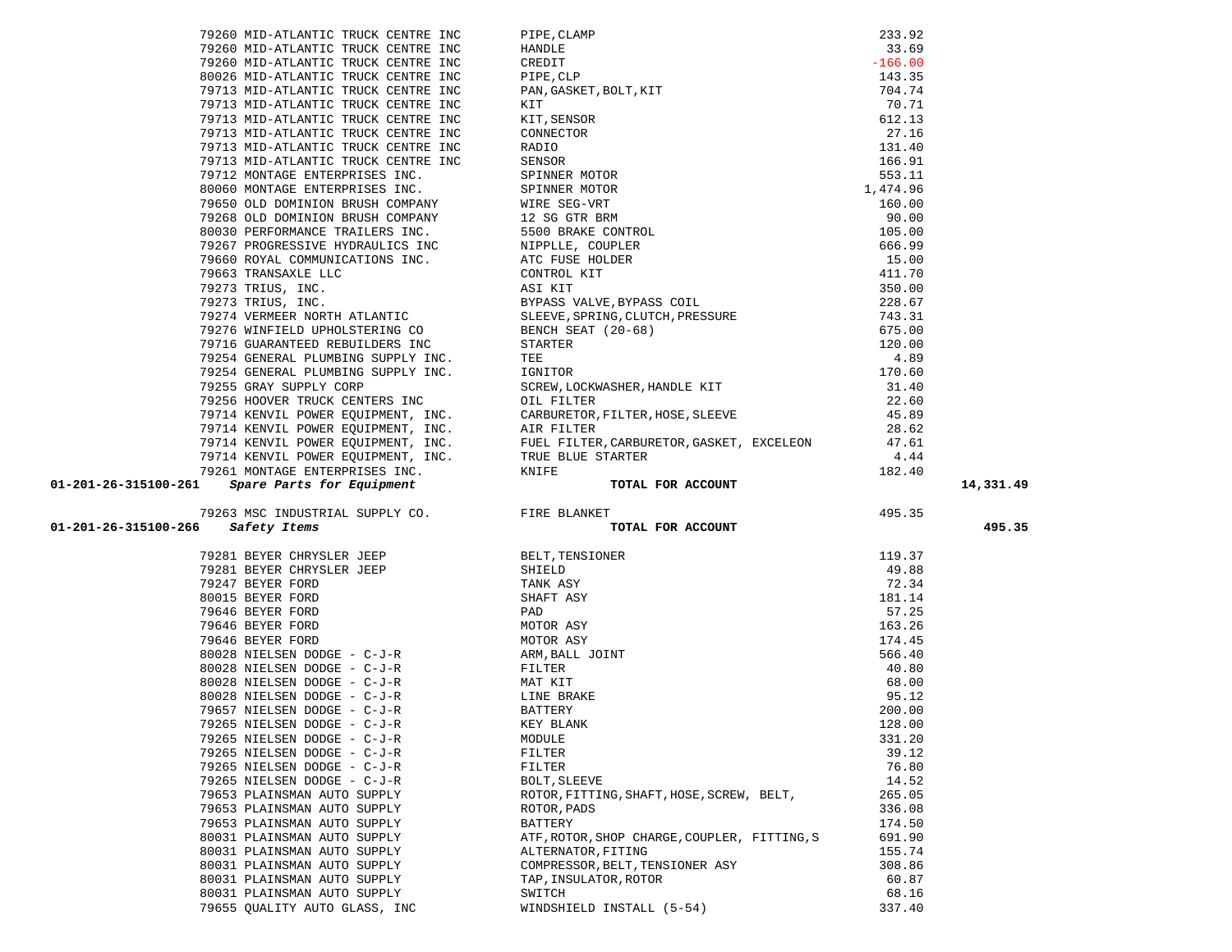| Account | PO / Vendor | Description | Amount | Total |
|---|---|---|---|---|
| | 79260 MID-ATLANTIC TRUCK CENTRE INC | PIPE,CLAMP | 233.92 | |
| | 79260 MID-ATLANTIC TRUCK CENTRE INC | HANDLE | 33.69 | |
| | 79260 MID-ATLANTIC TRUCK CENTRE INC | CREDIT | -166.00 | |
| | 80026 MID-ATLANTIC TRUCK CENTRE INC | PIPE,CLP | 143.35 | |
| | 79713 MID-ATLANTIC TRUCK CENTRE INC | PAN,GASKET,BOLT,KIT | 704.74 | |
| | 79713 MID-ATLANTIC TRUCK CENTRE INC | KIT | 70.71 | |
| | 79713 MID-ATLANTIC TRUCK CENTRE INC | KIT,SENSOR | 612.13 | |
| | 79713 MID-ATLANTIC TRUCK CENTRE INC | CONNECTOR | 27.16 | |
| | 79713 MID-ATLANTIC TRUCK CENTRE INC | RADIO | 131.40 | |
| | 79713 MID-ATLANTIC TRUCK CENTRE INC | SENSOR | 166.91 | |
| | 79712 MONTAGE ENTERPRISES INC. | SPINNER MOTOR | 553.11 | |
| | 80060 MONTAGE ENTERPRISES INC. | SPINNER MOTOR | 1,474.96 | |
| | 79650 OLD DOMINION BRUSH COMPANY | WIRE SEG-VRT | 160.00 | |
| | 79268 OLD DOMINION BRUSH COMPANY | 12 SG GTR BRM | 90.00 | |
| | 80030 PERFORMANCE TRAILERS INC. | 5500 BRAKE CONTROL | 105.00 | |
| | 79267 PROGRESSIVE HYDRAULICS INC | NIPPLLE, COUPLER | 666.99 | |
| | 79660 ROYAL COMMUNICATIONS INC. | ATC FUSE HOLDER | 15.00 | |
| | 79663 TRANSAXLE LLC | CONTROL KIT | 411.70 | |
| | 79273 TRIUS, INC. | ASI KIT | 350.00 | |
| | 79273 TRIUS, INC. | BYPASS VALVE,BYPASS COIL | 228.67 | |
| | 79274 VERMEER NORTH ATLANTIC | SLEEVE,SPRING,CLUTCH,PRESSURE | 743.31 | |
| | 79276 WINFIELD UPHOLSTERING CO | BENCH SEAT (20-68) | 675.00 | |
| | 79716 GUARANTEED REBUILDERS INC | STARTER | 120.00 | |
| | 79254 GENERAL PLUMBING SUPPLY INC. | TEE | 4.89 | |
| | 79254 GENERAL PLUMBING SUPPLY INC. | IGNITOR | 170.60 | |
| | 79255 GRAY SUPPLY CORP | SCREW,LOCKWASHER,HANDLE KIT | 31.40 | |
| | 79256 HOOVER TRUCK CENTERS INC | OIL FILTER | 22.60 | |
| | 79714 KENVIL POWER EQUIPMENT, INC. | CARBURETOR,FILTER,HOSE,SLEEVE | 45.89 | |
| | 79714 KENVIL POWER EQUIPMENT, INC. | AIR FILTER | 28.62 | |
| | 79714 KENVIL POWER EQUIPMENT, INC. | FUEL FILTER,CARBURETOR,GASKET, EXCELEON | 47.61 | |
| | 79714 KENVIL POWER EQUIPMENT, INC. | TRUE BLUE STARTER | 4.44 | |
| | 79261 MONTAGE ENTERPRISES INC. | KNIFE | 182.40 | |
| **01-201-26-315100-261** | ***Spare Parts for Equipment*** | **TOTAL FOR ACCOUNT** | | **14,331.49** |
| | 79263 MSC INDUSTRIAL SUPPLY CO. | FIRE BLANKET | 495.35 | |
| **01-201-26-315100-266** | ***Safety Items*** | **TOTAL FOR ACCOUNT** | | **495.35** |
| | 79281 BEYER CHRYSLER JEEP | BELT,TENSIONER | 119.37 | |
| | 79281 BEYER CHRYSLER JEEP | SHIELD | 49.88 | |
| | 79247 BEYER FORD | TANK ASY | 72.34 | |
| | 80015 BEYER FORD | SHAFT ASY | 181.14 | |
| | 79646 BEYER FORD | PAD | 57.25 | |
| | 79646 BEYER FORD | MOTOR ASY | 163.26 | |
| | 79646 BEYER FORD | MOTOR ASY | 174.45 | |
| | 80028 NIELSEN DODGE - C-J-R | ARM,BALL JOINT | 566.40 | |
| | 80028 NIELSEN DODGE - C-J-R | FILTER | 40.80 | |
| | 80028 NIELSEN DODGE - C-J-R | MAT KIT | 68.00 | |
| | 80028 NIELSEN DODGE - C-J-R | LINE BRAKE | 95.12 | |
| | 79657 NIELSEN DODGE - C-J-R | BATTERY | 200.00 | |
| | 79265 NIELSEN DODGE - C-J-R | KEY BLANK | 128.00 | |
| | 79265 NIELSEN DODGE - C-J-R | MODULE | 331.20 | |
| | 79265 NIELSEN DODGE - C-J-R | FILTER | 39.12 | |
| | 79265 NIELSEN DODGE - C-J-R | FILTER | 76.80 | |
| | 79265 NIELSEN DODGE - C-J-R | BOLT,SLEEVE | 14.52 | |
| | 79653 PLAINSMAN AUTO SUPPLY | ROTOR,FITTING,SHAFT,HOSE,SCREW, BELT, | 265.05 | |
| | 79653 PLAINSMAN AUTO SUPPLY | ROTOR,PADS | 336.08 | |
| | 79653 PLAINSMAN AUTO SUPPLY | BATTERY | 174.50 | |
| | 80031 PLAINSMAN AUTO SUPPLY | ATF,ROTOR,SHOP CHARGE,COUPLER, FITTING,S | 691.90 | |
| | 80031 PLAINSMAN AUTO SUPPLY | ALTERNATOR,FITING | 155.74 | |
| | 80031 PLAINSMAN AUTO SUPPLY | COMPRESSOR,BELT,TENSIONER ASY | 308.86 | |
| | 80031 PLAINSMAN AUTO SUPPLY | TAP,INSULATOR,ROTOR | 60.87 | |
| | 80031 PLAINSMAN AUTO SUPPLY | SWITCH | 68.16 | |
| | 79655 QUALITY AUTO GLASS, INC | WINDSHIELD INSTALL (5-54) | 337.40 | |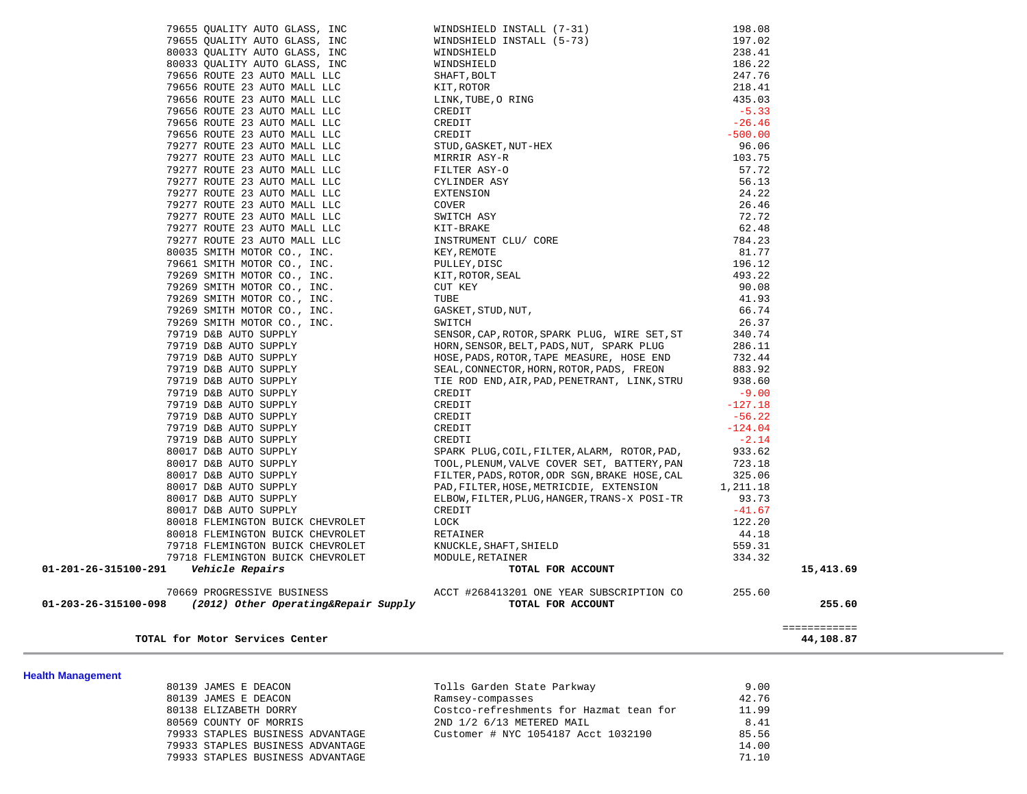| Account | Vendor | Description | Amount | Total |
|---|---|---|---|---|
| | 79655 QUALITY AUTO GLASS, INC | WINDSHIELD INSTALL (7-31) | 198.08 | |
| | 79655 QUALITY AUTO GLASS, INC | WINDSHIELD INSTALL (5-73) | 197.02 | |
| | 80033 QUALITY AUTO GLASS, INC | WINDSHIELD | 238.41 | |
| | 80033 QUALITY AUTO GLASS, INC | WINDSHIELD | 186.22 | |
| | 79656 ROUTE 23 AUTO MALL LLC | SHAFT, BOLT | 247.76 | |
| | 79656 ROUTE 23 AUTO MALL LLC | KIT, ROTOR | 218.41 | |
| | 79656 ROUTE 23 AUTO MALL LLC | LINK, TUBE, O RING | 435.03 | |
| | 79656 ROUTE 23 AUTO MALL LLC | CREDIT | -5.33 | |
| | 79656 ROUTE 23 AUTO MALL LLC | CREDIT | -26.46 | |
| | 79656 ROUTE 23 AUTO MALL LLC | CREDIT | -500.00 | |
| | 79277 ROUTE 23 AUTO MALL LLC | STUD, GASKET, NUT-HEX | 96.06 | |
| | 79277 ROUTE 23 AUTO MALL LLC | MIRRIR ASY-R | 103.75 | |
| | 79277 ROUTE 23 AUTO MALL LLC | FILTER ASY-O | 57.72 | |
| | 79277 ROUTE 23 AUTO MALL LLC | CYLINDER ASY | 56.13 | |
| | 79277 ROUTE 23 AUTO MALL LLC | EXTENSION | 24.22 | |
| | 79277 ROUTE 23 AUTO MALL LLC | COVER | 26.46 | |
| | 79277 ROUTE 23 AUTO MALL LLC | SWITCH ASY | 72.72 | |
| | 79277 ROUTE 23 AUTO MALL LLC | KIT-BRAKE | 62.48 | |
| | 79277 ROUTE 23 AUTO MALL LLC | INSTRUMENT CLU/ CORE | 784.23 | |
| | 80035 SMITH MOTOR CO., INC. | KEY, REMOTE | 81.77 | |
| | 79661 SMITH MOTOR CO., INC. | PULLEY, DISC | 196.12 | |
| | 79269 SMITH MOTOR CO., INC. | KIT, ROTOR, SEAL | 493.22 | |
| | 79269 SMITH MOTOR CO., INC. | CUT KEY | 90.08 | |
| | 79269 SMITH MOTOR CO., INC. | TUBE | 41.93 | |
| | 79269 SMITH MOTOR CO., INC. | GASKET, STUD, NUT, | 66.74 | |
| | 79269 SMITH MOTOR CO., INC. | SWITCH | 26.37 | |
| | 79719 D&B AUTO SUPPLY | SENSOR, CAP, ROTOR, SPARK PLUG, WIRE SET, ST | 340.74 | |
| | 79719 D&B AUTO SUPPLY | HORN, SENSOR, BELT, PADS, NUT, SPARK PLUG | 286.11 | |
| | 79719 D&B AUTO SUPPLY | HOSE, PADS, ROTOR, TAPE MEASURE, HOSE END | 732.44 | |
| | 79719 D&B AUTO SUPPLY | SEAL, CONNECTOR, HORN, ROTOR, PADS, FREON | 883.92 | |
| | 79719 D&B AUTO SUPPLY | TIE ROD END, AIR, PAD, PENETRANT, LINK, STRU | 938.60 | |
| | 79719 D&B AUTO SUPPLY | CREDIT | -9.00 | |
| | 79719 D&B AUTO SUPPLY | CREDIT | -127.18 | |
| | 79719 D&B AUTO SUPPLY | CREDIT | -56.22 | |
| | 79719 D&B AUTO SUPPLY | CREDIT | -124.04 | |
| | 79719 D&B AUTO SUPPLY | CREDTI | -2.14 | |
| | 80017 D&B AUTO SUPPLY | SPARK PLUG, COIL, FILTER, ALARM, ROTOR, PAD, | 933.62 | |
| | 80017 D&B AUTO SUPPLY | TOOL, PLENUM, VALVE COVER SET, BATTERY, PAN | 723.18 | |
| | 80017 D&B AUTO SUPPLY | FILTER, PADS, ROTOR, ODR SGN, BRAKE HOSE, CAL | 325.06 | |
| | 80017 D&B AUTO SUPPLY | PAD, FILTER, HOSE, METRICDIE, EXTENSION | 1,211.18 | |
| | 80017 D&B AUTO SUPPLY | ELBOW, FILTER, PLUG, HANGER, TRANS-X POSI-TR | 93.73 | |
| | 80017 D&B AUTO SUPPLY | CREDIT | -41.67 | |
| | 80018 FLEMINGTON BUICK CHEVROLET | LOCK | 122.20 | |
| | 80018 FLEMINGTON BUICK CHEVROLET | RETAINER | 44.18 | |
| | 79718 FLEMINGTON BUICK CHEVROLET | KNUCKLE, SHAFT, SHIELD | 559.31 | |
| | 79718 FLEMINGTON BUICK CHEVROLET | MODULE, RETAINER | 334.32 | |
| **01-201-26-315100-291** | ***Vehicle Repairs*** | **TOTAL FOR ACCOUNT** | | **15,413.69** |
| | 70669 PROGRESSIVE BUSINESS | ACCT #268413201 ONE YEAR SUBSCRIPTION CO | 255.60 | |
| **01-203-26-315100-098** | ***(2012) Other Operating&Repair Supply*** | **TOTAL FOR ACCOUNT** | | **255.60** |
| | **TOTAL for Motor Services Center** | | | ============ **44,108.87** |

**Health Management**

| Account | Vendor | Description | Amount | Total |
|---|---|---|---|---|
| | 80139 JAMES E DEACON | Tolls Garden State Parkway | 9.00 | |
| | 80139 JAMES E DEACON | Ramsey-compasses | 42.76 | |
| | 80138 ELIZABETH DORRY | Costco-refreshments for Hazmat tean for | 11.99 | |
| | 80569 COUNTY OF MORRIS | 2ND 1/2 6/13 METERED MAIL | 8.41 | |
| | 79933 STAPLES BUSINESS ADVANTAGE | Customer # NYC 1054187 Acct 1032190 | 85.56 | |
| | 79933 STAPLES BUSINESS ADVANTAGE | | 14.00 | |
| | 79933 STAPLES BUSINESS ADVANTAGE | | 71.10 | |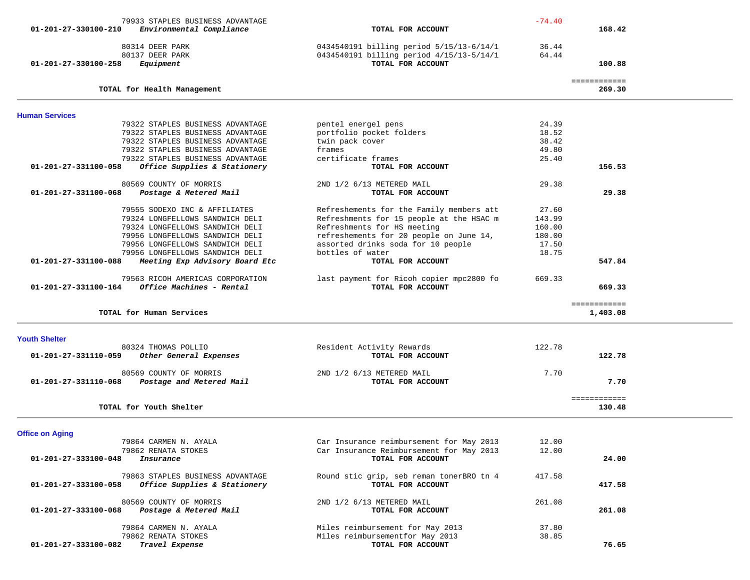| Account | Vendor | Description | Amount | Total |
|---|---|---|---|---|
| | 79933 STAPLES BUSINESS ADVANTAGE | | -74.40 | |
| 01-201-27-330100-210 *Environmental Compliance* | | **TOTAL FOR ACCOUNT** | | **168.42** |
| | 80314 DEER PARK | 0434540191 billing period 5/15/13-6/14/1 | 36.44 | |
| | 80137 DEER PARK | 0434540191 billing period 4/15/13-5/14/1 | 64.44 | |
| 01-201-27-330100-258 *Equipment* | | **TOTAL FOR ACCOUNT** | | **100.88** |
| | | | | ============ |
| **TOTAL for Health Management** | | | | **269.30** |

## Human Services

| Account | Vendor | Description | Amount | Total |
|---|---|---|---|---|
| | 79322 STAPLES BUSINESS ADVANTAGE | pentel energel pens | 24.39 | |
| | 79322 STAPLES BUSINESS ADVANTAGE | portfolio pocket folders | 18.52 | |
| | 79322 STAPLES BUSINESS ADVANTAGE | twin pack cover | 38.42 | |
| | 79322 STAPLES BUSINESS ADVANTAGE | frames | 49.80 | |
| | 79322 STAPLES BUSINESS ADVANTAGE | certificate frames | 25.40 | |
| 01-201-27-331100-058 *Office Supplies & Stationery* | | **TOTAL FOR ACCOUNT** | | **156.53** |
| | 80569 COUNTY OF MORRIS | 2ND 1/2 6/13 METERED MAIL | 29.38 | |
| 01-201-27-331100-068 *Postage & Metered Mail* | | **TOTAL FOR ACCOUNT** | | **29.38** |
| | 79555 SODEXO INC & AFFILIATES | Refreshements for the Family members att | 27.60 | |
| | 79324 LONGFELLOWS SANDWICH DELI | Refreshments for 15 people at the HSAC m | 143.99 | |
| | 79324 LONGFELLOWS SANDWICH DELI | Refreshments for HS meeting | 160.00 | |
| | 79956 LONGFELLOWS SANDWICH DELI | refreshements for 20 people on June 14, | 180.00 | |
| | 79956 LONGFELLOWS SANDWICH DELI | assorted drinks soda for 10 people | 17.50 | |
| | 79956 LONGFELLOWS SANDWICH DELI | bottles of water | 18.75 | |
| 01-201-27-331100-088 *Meeting Exp Advisory Board Etc* | | **TOTAL FOR ACCOUNT** | | **547.84** |
| | 79563 RICOH AMERICAS CORPORATION | last payment for Ricoh copier mpc2800 fo | 669.33 | |
| 01-201-27-331100-164 *Office Machines - Rental* | | **TOTAL FOR ACCOUNT** | | **669.33** |
| | | | | ============ |
| **TOTAL for Human Services** | | | | **1,403.08** |

## Youth Shelter

| Account | Vendor | Description | Amount | Total |
|---|---|---|---|---|
| | 80324 THOMAS POLLIO | Resident Activity Rewards | 122.78 | |
| 01-201-27-331110-059 *Other General Expenses* | | **TOTAL FOR ACCOUNT** | | **122.78** |
| | 80569 COUNTY OF MORRIS | 2ND 1/2 6/13 METERED MAIL | 7.70 | |
| 01-201-27-331110-068 *Postage and Metered Mail* | | **TOTAL FOR ACCOUNT** | | **7.70** |
| | | | | ============ |
| **TOTAL for Youth Shelter** | | | | **130.48** |

## Office on Aging

| Account | Vendor | Description | Amount | Total |
|---|---|---|---|---|
| | 79864 CARMEN N. AYALA | Car Insurance reimbursement for May 2013 | 12.00 | |
| | 79862 RENATA STOKES | Car Insurance Reimbursement for May 2013 | 12.00 | |
| 01-201-27-333100-048 *Insurance* | | **TOTAL FOR ACCOUNT** | | **24.00** |
| | 79863 STAPLES BUSINESS ADVANTAGE | Round stic grip, seb reman tonerBRO tn 4 | 417.58 | |
| 01-201-27-333100-058 *Office Supplies & Stationery* | | **TOTAL FOR ACCOUNT** | | **417.58** |
| | 80569 COUNTY OF MORRIS | 2ND 1/2 6/13 METERED MAIL | 261.08 | |
| 01-201-27-333100-068 *Postage & Metered Mail* | | **TOTAL FOR ACCOUNT** | | **261.08** |
| | 79864 CARMEN N. AYALA | Miles reimbursement for May 2013 | 37.80 | |
| | 79862 RENATA STOKES | Miles reimbursementfor May 2013 | 38.85 | |
| 01-201-27-333100-082 *Travel Expense* | | **TOTAL FOR ACCOUNT** | | **76.65** |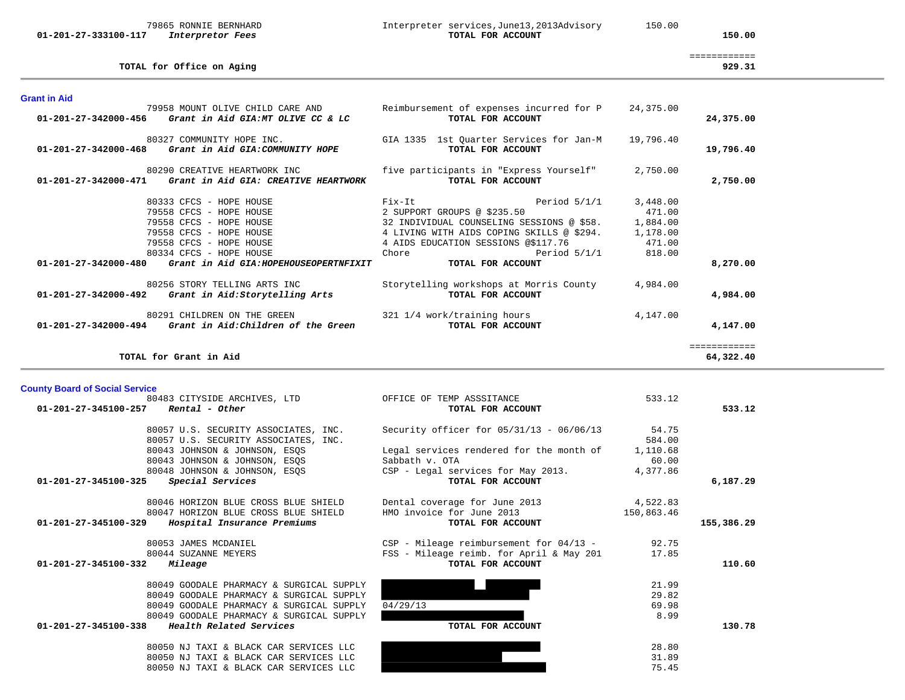| Account | Vendor / Account Name | Description | Amount | Total |
|---|---|---|---|---|
| | 79865 RONNIE BERNHARD | Interpreter services,June13,2013Advisory | 150.00 | |
| 01-201-27-333100-117 | *Interpreter Fees* | **TOTAL FOR ACCOUNT** | | **150.00** |
| | **TOTAL for Office on Aging** | | | ============ **929.31** |

**Grant in Aid**

| Account | Vendor / Account Name | Description | Amount | Total |
|---|---|---|---|---|
| | 79958 MOUNT OLIVE CHILD CARE AND | Reimbursement of expenses incurred for P | 24,375.00 | |
| 01-201-27-342000-456 | *Grant in Aid GIA:MT OLIVE CC & LC* | **TOTAL FOR ACCOUNT** | | **24,375.00** |
| | 80327 COMMUNITY HOPE INC. | GIA 1335 1st Quarter Services for Jan-M | 19,796.40 | |
| 01-201-27-342000-468 | *Grant in Aid GIA:COMMUNITY HOPE* | **TOTAL FOR ACCOUNT** | | **19,796.40** |
| | 80290 CREATIVE HEARTWORK INC | five participants in "Express Yourself" | 2,750.00 | |
| 01-201-27-342000-471 | *Grant in Aid GIA: CREATIVE HEARTWORK* | **TOTAL FOR ACCOUNT** | | **2,750.00** |
| | 80333 CFCS - HOPE HOUSE | Fix-It Period 5/1/1 | 3,448.00 | |
| | 79558 CFCS - HOPE HOUSE | 2 SUPPORT GROUPS @ $235.50 | 471.00 | |
| | 79558 CFCS - HOPE HOUSE | 32 INDIVIDUAL COUNSELING SESSIONS @ $58. | 1,884.00 | |
| | 79558 CFCS - HOPE HOUSE | 4 LIVING WITH AIDS COPING SKILLS @ $294. | 1,178.00 | |
| | 79558 CFCS - HOPE HOUSE | 4 AIDS EDUCATION SESSIONS @$117.76 | 471.00 | |
| | 80334 CFCS - HOPE HOUSE | Chore Period 5/1/1 | 818.00 | |
| 01-201-27-342000-480 | *Grant in Aid GIA:HOPEHOUSEOPERTNFIXIT* | **TOTAL FOR ACCOUNT** | | **8,270.00** |
| | 80256 STORY TELLING ARTS INC | Storytelling workshops at Morris County | 4,984.00 | |
| 01-201-27-342000-492 | *Grant in Aid:Storytelling Arts* | **TOTAL FOR ACCOUNT** | | **4,984.00** |
| | 80291 CHILDREN ON THE GREEN | 321 1/4 work/training hours | 4,147.00 | |
| 01-201-27-342000-494 | *Grant in Aid:Children of the Green* | **TOTAL FOR ACCOUNT** | | **4,147.00** |
| | **TOTAL for Grant in Aid** | | | ============ **64,322.40** |

**County Board of Social Service**

| Account | Vendor / Account Name | Description | Amount | Total |
|---|---|---|---|---|
| | 80483 CITYSIDE ARCHIVES, LTD | OFFICE OF TEMP ASSSITANCE | 533.12 | |
| 01-201-27-345100-257 | *Rental - Other* | **TOTAL FOR ACCOUNT** | | **533.12** |
| | 80057 U.S. SECURITY ASSOCIATES, INC. | Security officer for 05/31/13 - 06/06/13 | 54.75 | |
| | 80057 U.S. SECURITY ASSOCIATES, INC. | | 584.00 | |
| | 80043 JOHNSON & JOHNSON, ESQS | Legal services rendered for the month of | 1,110.68 | |
| | 80043 JOHNSON & JOHNSON, ESQS | Sabbath v. OTA | 60.00 | |
| | 80048 JOHNSON & JOHNSON, ESQS | CSP - Legal services for May 2013. | 4,377.86 | |
| 01-201-27-345100-325 | *Special Services* | **TOTAL FOR ACCOUNT** | | **6,187.29** |
| | 80046 HORIZON BLUE CROSS BLUE SHIELD | Dental coverage for June 2013 | 4,522.83 | |
| | 80047 HORIZON BLUE CROSS BLUE SHIELD | HMO invoice for June 2013 | 150,863.46 | |
| 01-201-27-345100-329 | *Hospital Insurance Premiums* | **TOTAL FOR ACCOUNT** | | **155,386.29** |
| | 80053 JAMES MCDANIEL | CSP - Mileage reimbursement for 04/13 - | 92.75 | |
| | 80044 SUZANNE MEYERS | FSS - Mileage reimb. for April & May 201 | 17.85 | |
| 01-201-27-345100-332 | *Mileage* | **TOTAL FOR ACCOUNT** | | **110.60** |
| | 80049 GOODALE PHARMACY & SURGICAL SUPPLY | | 21.99 | |
| | 80049 GOODALE PHARMACY & SURGICAL SUPPLY | | 29.82 | |
| | 80049 GOODALE PHARMACY & SURGICAL SUPPLY | 04/29/13 | 69.98 | |
| | 80049 GOODALE PHARMACY & SURGICAL SUPPLY | | 8.99 | |
| 01-201-27-345100-338 | *Health Related Services* | **TOTAL FOR ACCOUNT** | | **130.78** |
| | 80050 NJ TAXI & BLACK CAR SERVICES LLC | | 28.80 | |
| | 80050 NJ TAXI & BLACK CAR SERVICES LLC | | 31.89 | |
| | 80050 NJ TAXI & BLACK CAR SERVICES LLC | | 75.45 | |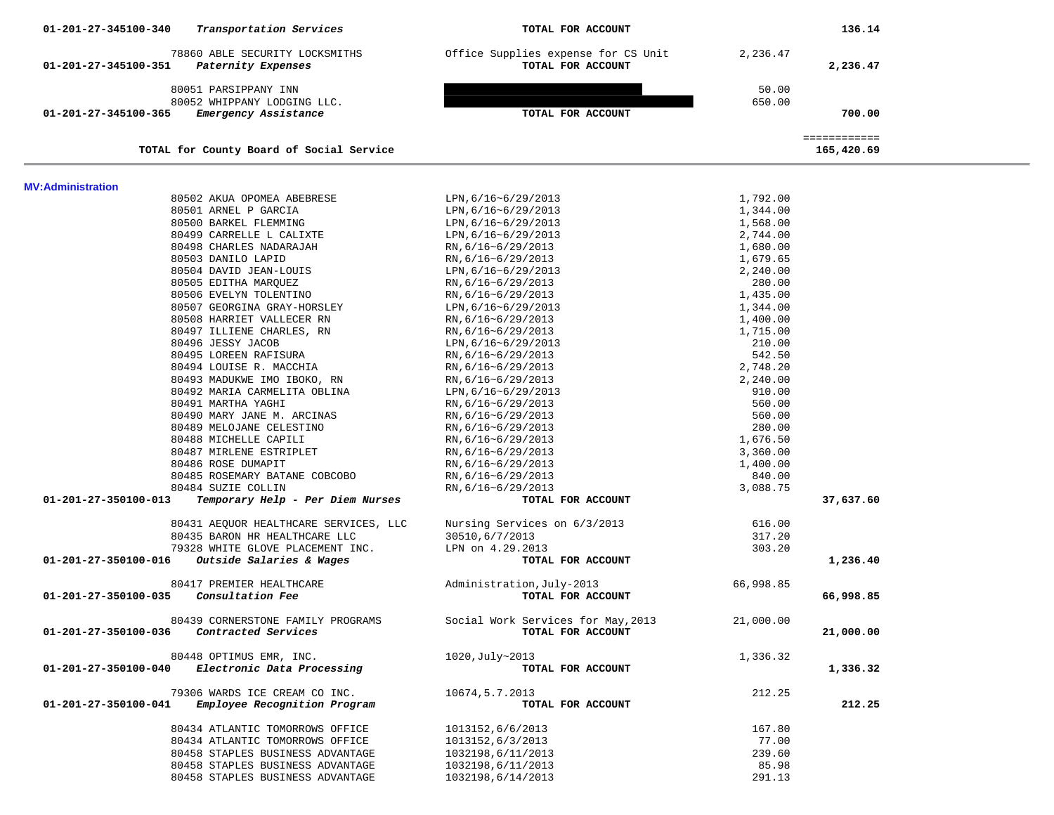| | | | | |
|---|---|---|---|---|
| 01-201-27-345100-340 | *Transportation Services* | **TOTAL FOR ACCOUNT** | | **136.14** |
| | 78860 ABLE SECURITY LOCKSMITHS | Office Supplies expense for CS Unit | 2,236.47 | |
| 01-201-27-345100-351 | *Paternity Expenses* | **TOTAL FOR ACCOUNT** | | **2,236.47** |
| | 80051 PARSIPPANY INN | [REDACTED] | 50.00 | |
| | 80052 WHIPPANY LODGING LLC. | [REDACTED] | 650.00 | |
| 01-201-27-345100-365 | *Emergency Assistance* | **TOTAL FOR ACCOUNT** | | **700.00** |
| | | | | ============ |
| | **TOTAL for County Board of Social Service** | | | **165,420.69** |

**MV:Administration**

| | | | | |
|---|---|---|---|---|
| | 80502 AKUA OPOMEA ABEBRESE | LPN,6/16~6/29/2013 | 1,792.00 | |
| | 80501 ARNEL P GARCIA | LPN,6/16~6/29/2013 | 1,344.00 | |
| | 80500 BARKEL FLEMMING | LPN,6/16~6/29/2013 | 1,568.00 | |
| | 80499 CARRELLE L CALIXTE | LPN,6/16~6/29/2013 | 2,744.00 | |
| | 80498 CHARLES NADARAJAH | RN,6/16~6/29/2013 | 1,680.00 | |
| | 80503 DANILO LAPID | RN,6/16~6/29/2013 | 1,679.65 | |
| | 80504 DAVID JEAN-LOUIS | LPN,6/16~6/29/2013 | 2,240.00 | |
| | 80505 EDITHA MARQUEZ | RN,6/16~6/29/2013 | 280.00 | |
| | 80506 EVELYN TOLENTINO | RN,6/16~6/29/2013 | 1,435.00 | |
| | 80507 GEORGINA GRAY-HORSLEY | LPN,6/16~6/29/2013 | 1,344.00 | |
| | 80508 HARRIET VALLECER RN | RN,6/16~6/29/2013 | 1,400.00 | |
| | 80497 ILLIENE CHARLES, RN | RN,6/16~6/29/2013 | 1,715.00 | |
| | 80496 JESSY JACOB | LPN,6/16~6/29/2013 | 210.00 | |
| | 80495 LOREEN RAFISURA | RN,6/16~6/29/2013 | 542.50 | |
| | 80494 LOUISE R. MACCHIA | RN,6/16~6/29/2013 | 2,748.20 | |
| | 80493 MADUKWE IMO IBOKO, RN | RN,6/16~6/29/2013 | 2,240.00 | |
| | 80492 MARIA CARMELITA OBLINA | LPN,6/16~6/29/2013 | 910.00 | |
| | 80491 MARTHA YAGHI | RN,6/16~6/29/2013 | 560.00 | |
| | 80490 MARY JANE M. ARCINAS | RN,6/16~6/29/2013 | 560.00 | |
| | 80489 MELOJANE CELESTINO | RN,6/16~6/29/2013 | 280.00 | |
| | 80488 MICHELLE CAPILI | RN,6/16~6/29/2013 | 1,676.50 | |
| | 80487 MIRLENE ESTRIPLET | RN,6/16~6/29/2013 | 3,360.00 | |
| | 80486 ROSE DUMAPIT | RN,6/16~6/29/2013 | 1,400.00 | |
| | 80485 ROSEMARY BATANE COBCOBO | RN,6/16~6/29/2013 | 840.00 | |
| | 80484 SUZIE COLLIN | RN,6/16~6/29/2013 | 3,088.75 | |
| 01-201-27-350100-013 | *Temporary Help - Per Diem Nurses* | **TOTAL FOR ACCOUNT** | | **37,637.60** |
| | 80431 AEQUOR HEALTHCARE SERVICES, LLC | Nursing Services on 6/3/2013 | 616.00 | |
| | 80435 BARON HR HEALTHCARE LLC | 30510,6/7/2013 | 317.20 | |
| | 79328 WHITE GLOVE PLACEMENT INC. | LPN on 4.29.2013 | 303.20 | |
| 01-201-27-350100-016 | *Outside Salaries & Wages* | **TOTAL FOR ACCOUNT** | | **1,236.40** |
| | 80417 PREMIER HEALTHCARE | Administration,July-2013 | 66,998.85 | |
| 01-201-27-350100-035 | *Consultation Fee* | **TOTAL FOR ACCOUNT** | | **66,998.85** |
| | 80439 CORNERSTONE FAMILY PROGRAMS | Social Work Services for May,2013 | 21,000.00 | |
| 01-201-27-350100-036 | *Contracted Services* | **TOTAL FOR ACCOUNT** | | **21,000.00** |
| | 80448 OPTIMUS EMR, INC. | 1020,July~2013 | 1,336.32 | |
| 01-201-27-350100-040 | *Electronic Data Processing* | **TOTAL FOR ACCOUNT** | | **1,336.32** |
| | 79306 WARDS ICE CREAM CO INC. | 10674,5.7.2013 | 212.25 | |
| 01-201-27-350100-041 | *Employee Recognition Program* | **TOTAL FOR ACCOUNT** | | **212.25** |
| | 80434 ATLANTIC TOMORROWS OFFICE | 1013152,6/6/2013 | 167.80 | |
| | 80434 ATLANTIC TOMORROWS OFFICE | 1013152,6/3/2013 | 77.00 | |
| | 80458 STAPLES BUSINESS ADVANTAGE | 1032198,6/11/2013 | 239.60 | |
| | 80458 STAPLES BUSINESS ADVANTAGE | 1032198,6/11/2013 | 85.98 | |
| | 80458 STAPLES BUSINESS ADVANTAGE | 1032198,6/14/2013 | 291.13 | |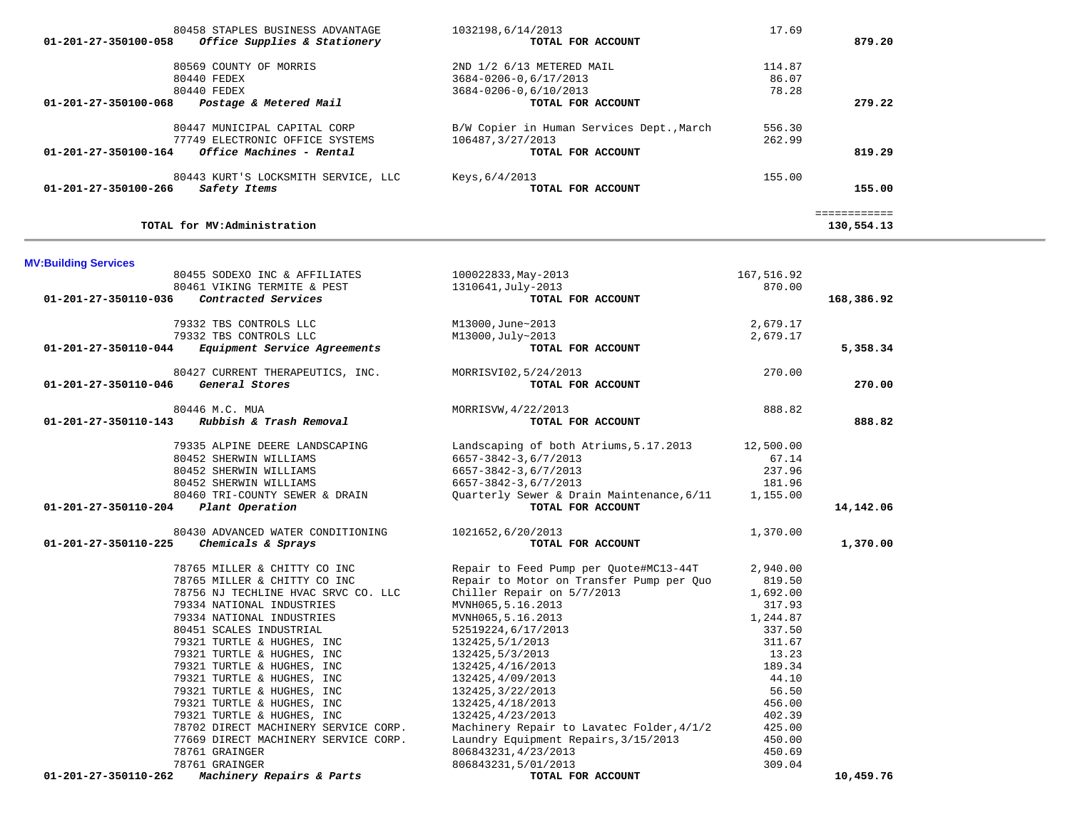| Account | Vendor | Description | Amount | Total |
|---|---|---|---|---|
| | 80458 STAPLES BUSINESS ADVANTAGE | 1032198,6/14/2013 | 17.69 | |
| 01-201-27-350100-058 | *Office Supplies & Stationery* | TOTAL FOR ACCOUNT | | 879.20 |
| | 80569 COUNTY OF MORRIS | 2ND 1/2 6/13 METERED MAIL | 114.87 | |
| | 80440 FEDEX | 3684-0206-0,6/17/2013 | 86.07 | |
| | 80440 FEDEX | 3684-0206-0,6/10/2013 | 78.28 | |
| 01-201-27-350100-068 | *Postage & Metered Mail* | TOTAL FOR ACCOUNT | | 279.22 |
| | 80447 MUNICIPAL CAPITAL CORP | B/W Copier in Human Services Dept.,March | 556.30 | |
| | 77749 ELECTRONIC OFFICE SYSTEMS | 106487,3/27/2013 | 262.99 | |
| 01-201-27-350100-164 | *Office Machines - Rental* | TOTAL FOR ACCOUNT | | 819.29 |
| | 80443 KURT'S LOCKSMITH SERVICE, LLC | Keys,6/4/2013 | 155.00 | |
| 01-201-27-350100-266 | *Safety Items* | TOTAL FOR ACCOUNT | | 155.00 |
| | | | | ============ |
| | **TOTAL for MV:Administration** | | | **130,554.13** |

**MV:Building Services**

| Account | Vendor | Description | Amount | Total |
|---|---|---|---|---|
| | 80455 SODEXO INC & AFFILIATES | 100022833,May-2013 | 167,516.92 | |
| | 80461 VIKING TERMITE & PEST | 1310641,July-2013 | 870.00 | |
| 01-201-27-350110-036 | *Contracted Services* | TOTAL FOR ACCOUNT | | 168,386.92 |
| | 79332 TBS CONTROLS LLC | M13000,June~2013 | 2,679.17 | |
| | 79332 TBS CONTROLS LLC | M13000,July~2013 | 2,679.17 | |
| 01-201-27-350110-044 | *Equipment Service Agreements* | TOTAL FOR ACCOUNT | | 5,358.34 |
| | 80427 CURRENT THERAPEUTICS, INC. | MORRISVI02,5/24/2013 | 270.00 | |
| 01-201-27-350110-046 | *General Stores* | TOTAL FOR ACCOUNT | | 270.00 |
| | 80446 M.C. MUA | MORRISVW,4/22/2013 | 888.82 | |
| 01-201-27-350110-143 | *Rubbish & Trash Removal* | TOTAL FOR ACCOUNT | | 888.82 |
| | 79335 ALPINE DEERE LANDSCAPING | Landscaping of both Atriums,5.17.2013 | 12,500.00 | |
| | 80452 SHERWIN WILLIAMS | 6657-3842-3,6/7/2013 | 67.14 | |
| | 80452 SHERWIN WILLIAMS | 6657-3842-3,6/7/2013 | 237.96 | |
| | 80452 SHERWIN WILLIAMS | 6657-3842-3,6/7/2013 | 181.96 | |
| | 80460 TRI-COUNTY SEWER & DRAIN | Quarterly Sewer & Drain Maintenance,6/11 | 1,155.00 | |
| 01-201-27-350110-204 | *Plant Operation* | TOTAL FOR ACCOUNT | | 14,142.06 |
| | 80430 ADVANCED WATER CONDITIONING | 1021652,6/20/2013 | 1,370.00 | |
| 01-201-27-350110-225 | *Chemicals & Sprays* | TOTAL FOR ACCOUNT | | 1,370.00 |
| | 78765 MILLER & CHITTY CO INC | Repair to Feed Pump per Quote#MC13-44T | 2,940.00 | |
| | 78765 MILLER & CHITTY CO INC | Repair to Motor on Transfer Pump per Quo | 819.50 | |
| | 78756 NJ TECHLINE HVAC SRVC CO. LLC | Chiller Repair on 5/7/2013 | 1,692.00 | |
| | 79334 NATIONAL INDUSTRIES | MVNH065,5.16.2013 | 317.93 | |
| | 79334 NATIONAL INDUSTRIES | MVNH065,5.16.2013 | 1,244.87 | |
| | 80451 SCALES INDUSTRIAL | 52519224,6/17/2013 | 337.50 | |
| | 79321 TURTLE & HUGHES, INC | 132425,5/1/2013 | 311.67 | |
| | 79321 TURTLE & HUGHES, INC | 132425,5/3/2013 | 13.23 | |
| | 79321 TURTLE & HUGHES, INC | 132425,4/16/2013 | 189.34 | |
| | 79321 TURTLE & HUGHES, INC | 132425,4/09/2013 | 44.10 | |
| | 79321 TURTLE & HUGHES, INC | 132425,3/22/2013 | 56.50 | |
| | 79321 TURTLE & HUGHES, INC | 132425,4/18/2013 | 456.00 | |
| | 79321 TURTLE & HUGHES, INC | 132425,4/23/2013 | 402.39 | |
| | 78702 DIRECT MACHINERY SERVICE CORP. | Machinery Repair to Lavatec Folder,4/1/2 | 425.00 | |
| | 77669 DIRECT MACHINERY SERVICE CORP. | Laundry Equipment Repairs,3/15/2013 | 450.00 | |
| | 78761 GRAINGER | 806843231,4/23/2013 | 450.69 | |
| | 78761 GRAINGER | 806843231,5/01/2013 | 309.04 | |
| 01-201-27-350110-262 | *Machinery Repairs & Parts* | TOTAL FOR ACCOUNT | | 10,459.76 |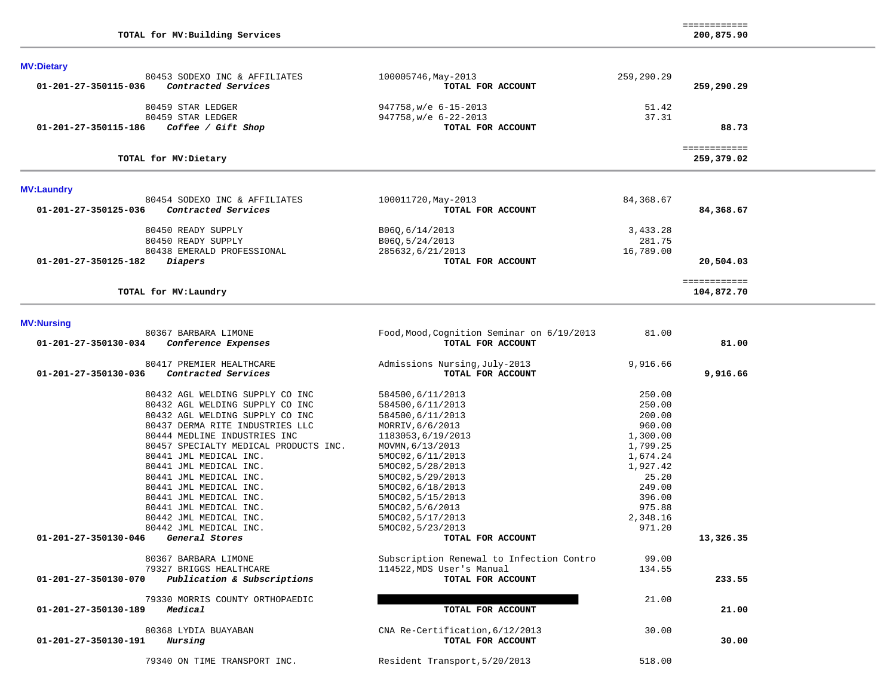| | | | | |
|---|---|---|---|---|
| | TOTAL for MV:Building Services | | | ============ 200,875.90 |

**MV:Dietary**

| Account | Vendor / Description | Reference | Amount | Total |
|---|---|---|---|---|
| | 80453 SODEXO INC & AFFILIATES | 100005746,May-2013 | 259,290.29 | |
| 01-201-27-350115-036 | *Contracted Services* | TOTAL FOR ACCOUNT | | 259,290.29 |
| | 80459 STAR LEDGER | 947758,w/e 6-15-2013 | 51.42 | |
| | 80459 STAR LEDGER | 947758,w/e 6-22-2013 | 37.31 | |
| 01-201-27-350115-186 | *Coffee / Gift Shop* | TOTAL FOR ACCOUNT | | 88.73 |
| | TOTAL for MV:Dietary | | | ============ 259,379.02 |

**MV:Laundry**

| Account | Vendor / Description | Reference | Amount | Total |
|---|---|---|---|---|
| | 80454 SODEXO INC & AFFILIATES | 100011720,May-2013 | 84,368.67 | |
| 01-201-27-350125-036 | *Contracted Services* | TOTAL FOR ACCOUNT | | 84,368.67 |
| | 80450 READY SUPPLY | B06Q,6/14/2013 | 3,433.28 | |
| | 80450 READY SUPPLY | B06Q,5/24/2013 | 281.75 | |
| | 80438 EMERALD PROFESSIONAL | 285632,6/21/2013 | 16,789.00 | |
| 01-201-27-350125-182 | *Diapers* | TOTAL FOR ACCOUNT | | 20,504.03 |
| | TOTAL for MV:Laundry | | | ============ 104,872.70 |

**MV:Nursing**

| Account | Vendor / Description | Reference | Amount | Total |
|---|---|---|---|---|
| | 80367 BARBARA LIMONE | Food,Mood,Cognition Seminar on 6/19/2013 | 81.00 | |
| 01-201-27-350130-034 | *Conference Expenses* | TOTAL FOR ACCOUNT | | 81.00 |
| | 80417 PREMIER HEALTHCARE | Admissions Nursing,July-2013 | 9,916.66 | |
| 01-201-27-350130-036 | *Contracted Services* | TOTAL FOR ACCOUNT | | 9,916.66 |
| | 80432 AGL WELDING SUPPLY CO INC | 584500,6/11/2013 | 250.00 | |
| | 80432 AGL WELDING SUPPLY CO INC | 584500,6/11/2013 | 250.00 | |
| | 80432 AGL WELDING SUPPLY CO INC | 584500,6/11/2013 | 200.00 | |
| | 80437 DERMA RITE INDUSTRIES LLC | MORRIV,6/6/2013 | 960.00 | |
| | 80444 MEDLINE INDUSTRIES INC | 1183053,6/19/2013 | 1,300.00 | |
| | 80457 SPECIALTY MEDICAL PRODUCTS INC. | MOVMN,6/13/2013 | 1,799.25 | |
| | 80441 JML MEDICAL INC. | 5MOC02,6/11/2013 | 1,674.24 | |
| | 80441 JML MEDICAL INC. | 5MOC02,5/28/2013 | 1,927.42 | |
| | 80441 JML MEDICAL INC. | 5MOC02,5/29/2013 | 25.20 | |
| | 80441 JML MEDICAL INC. | 5MOC02,6/18/2013 | 249.00 | |
| | 80441 JML MEDICAL INC. | 5MOC02,5/15/2013 | 396.00 | |
| | 80441 JML MEDICAL INC. | 5MOC02,5/6/2013 | 975.88 | |
| | 80442 JML MEDICAL INC. | 5MOC02,5/17/2013 | 2,348.16 | |
| | 80442 JML MEDICAL INC. | 5MOC02,5/23/2013 | 971.20 | |
| 01-201-27-350130-046 | *General Stores* | TOTAL FOR ACCOUNT | | 13,326.35 |
| | 80367 BARBARA LIMONE | Subscription Renewal to Infection Contro | 99.00 | |
| | 79327 BRIGGS HEALTHCARE | 114522,MDS User's Manual | 134.55 | |
| 01-201-27-350130-070 | *Publication & Subscriptions* | TOTAL FOR ACCOUNT | | 233.55 |
| | 79330 MORRIS COUNTY ORTHOPAEDIC | | 21.00 | |
| 01-201-27-350130-189 | *Medical* | TOTAL FOR ACCOUNT | | 21.00 |
| | 80368 LYDIA BUAYABAN | CNA Re-Certification,6/12/2013 | 30.00 | |
| 01-201-27-350130-191 | *Nursing* | TOTAL FOR ACCOUNT | | 30.00 |
| | 79340 ON TIME TRANSPORT INC. | Resident Transport,5/20/2013 | 518.00 | |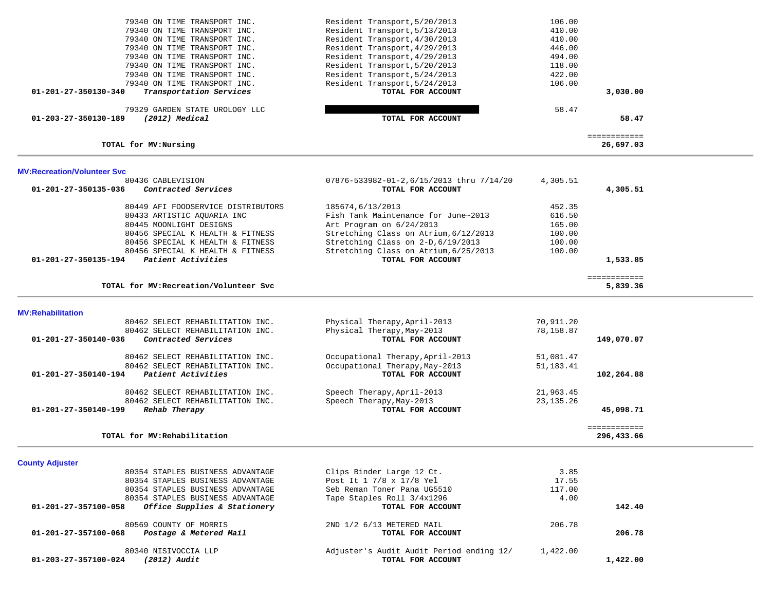| Account | Vendor / Description | Details | Amount | Total |
|---|---|---|---|---|
| | 79340 ON TIME TRANSPORT INC. | Resident Transport,5/20/2013 | 106.00 | |
| | 79340 ON TIME TRANSPORT INC. | Resident Transport,5/13/2013 | 410.00 | |
| | 79340 ON TIME TRANSPORT INC. | Resident Transport,4/30/2013 | 410.00 | |
| | 79340 ON TIME TRANSPORT INC. | Resident Transport,4/29/2013 | 446.00 | |
| | 79340 ON TIME TRANSPORT INC. | Resident Transport,4/29/2013 | 494.00 | |
| | 79340 ON TIME TRANSPORT INC. | Resident Transport,5/20/2013 | 118.00 | |
| | 79340 ON TIME TRANSPORT INC. | Resident Transport,5/24/2013 | 422.00 | |
| | 79340 ON TIME TRANSPORT INC. | Resident Transport,5/24/2013 | 106.00 | |
| **01-201-27-350130-340** | ***Transportation Services*** | **TOTAL FOR ACCOUNT** | | **3,030.00** |
| | 79329 GARDEN STATE UROLOGY LLC | [REDACTED] | 58.47 | |
| **01-203-27-350130-189** | ***(2012) Medical*** | **TOTAL FOR ACCOUNT** | | **58.47** |
| | **TOTAL for MV:Nursing** | | | ============ **26,697.03** |

**MV:Recreation/Volunteer Svc**

| Account | Vendor / Description | Details | Amount | Total |
|---|---|---|---|---|
| | 80436 CABLEVISION | 07876-533982-01-2,6/15/2013 thru 7/14/20 | 4,305.51 | |
| **01-201-27-350135-036** | ***Contracted Services*** | **TOTAL FOR ACCOUNT** | | **4,305.51** |
| | 80449 AFI FOODSERVICE DISTRIBUTORS | 185674,6/13/2013 | 452.35 | |
| | 80433 ARTISTIC AQUARIA INC | Fish Tank Maintenance for June~2013 | 616.50 | |
| | 80445 MOONLIGHT DESIGNS | Art Program on 6/24/2013 | 165.00 | |
| | 80456 SPECIAL K HEALTH & FITNESS | Stretching Class on Atrium,6/12/2013 | 100.00 | |
| | 80456 SPECIAL K HEALTH & FITNESS | Stretching Class on 2-D,6/19/2013 | 100.00 | |
| | 80456 SPECIAL K HEALTH & FITNESS | Stretching Class on Atrium,6/25/2013 | 100.00 | |
| **01-201-27-350135-194** | ***Patient Activities*** | **TOTAL FOR ACCOUNT** | | **1,533.85** |
| | **TOTAL for MV:Recreation/Volunteer Svc** | | | ============ **5,839.36** |

**MV:Rehabilitation**

| Account | Vendor / Description | Details | Amount | Total |
|---|---|---|---|---|
| | 80462 SELECT REHABILITATION INC. | Physical Therapy,April-2013 | 70,911.20 | |
| | 80462 SELECT REHABILITATION INC. | Physical Therapy,May-2013 | 78,158.87 | |
| **01-201-27-350140-036** | ***Contracted Services*** | **TOTAL FOR ACCOUNT** | | **149,070.07** |
| | 80462 SELECT REHABILITATION INC. | Occupational Therapy,April-2013 | 51,081.47 | |
| | 80462 SELECT REHABILITATION INC. | Occupational Therapy,May-2013 | 51,183.41 | |
| **01-201-27-350140-194** | ***Patient Activities*** | **TOTAL FOR ACCOUNT** | | **102,264.88** |
| | 80462 SELECT REHABILITATION INC. | Speech Therapy,April-2013 | 21,963.45 | |
| | 80462 SELECT REHABILITATION INC. | Speech Therapy,May-2013 | 23,135.26 | |
| **01-201-27-350140-199** | ***Rehab Therapy*** | **TOTAL FOR ACCOUNT** | | **45,098.71** |
| | **TOTAL for MV:Rehabilitation** | | | ============ **296,433.66** |

**County Adjuster**

| Account | Vendor / Description | Details | Amount | Total |
|---|---|---|---|---|
| | 80354 STAPLES BUSINESS ADVANTAGE | Clips Binder Large 12 Ct. | 3.85 | |
| | 80354 STAPLES BUSINESS ADVANTAGE | Post It 1 7/8 x 17/8 Yel | 17.55 | |
| | 80354 STAPLES BUSINESS ADVANTAGE | Seb Reman Toner Pana UG5510 | 117.00 | |
| | 80354 STAPLES BUSINESS ADVANTAGE | Tape Staples Roll 3/4x1296 | 4.00 | |
| **01-201-27-357100-058** | ***Office Supplies & Stationery*** | **TOTAL FOR ACCOUNT** | | **142.40** |
| | 80569 COUNTY OF MORRIS | 2ND 1/2 6/13 METERED MAIL | 206.78 | |
| **01-201-27-357100-068** | ***Postage & Metered Mail*** | **TOTAL FOR ACCOUNT** | | **206.78** |
| | 80340 NISIVOCCIA LLP | Adjuster's Audit Audit Period ending 12/ | 1,422.00 | |
| **01-203-27-357100-024** | ***(2012) Audit*** | **TOTAL FOR ACCOUNT** | | **1,422.00** |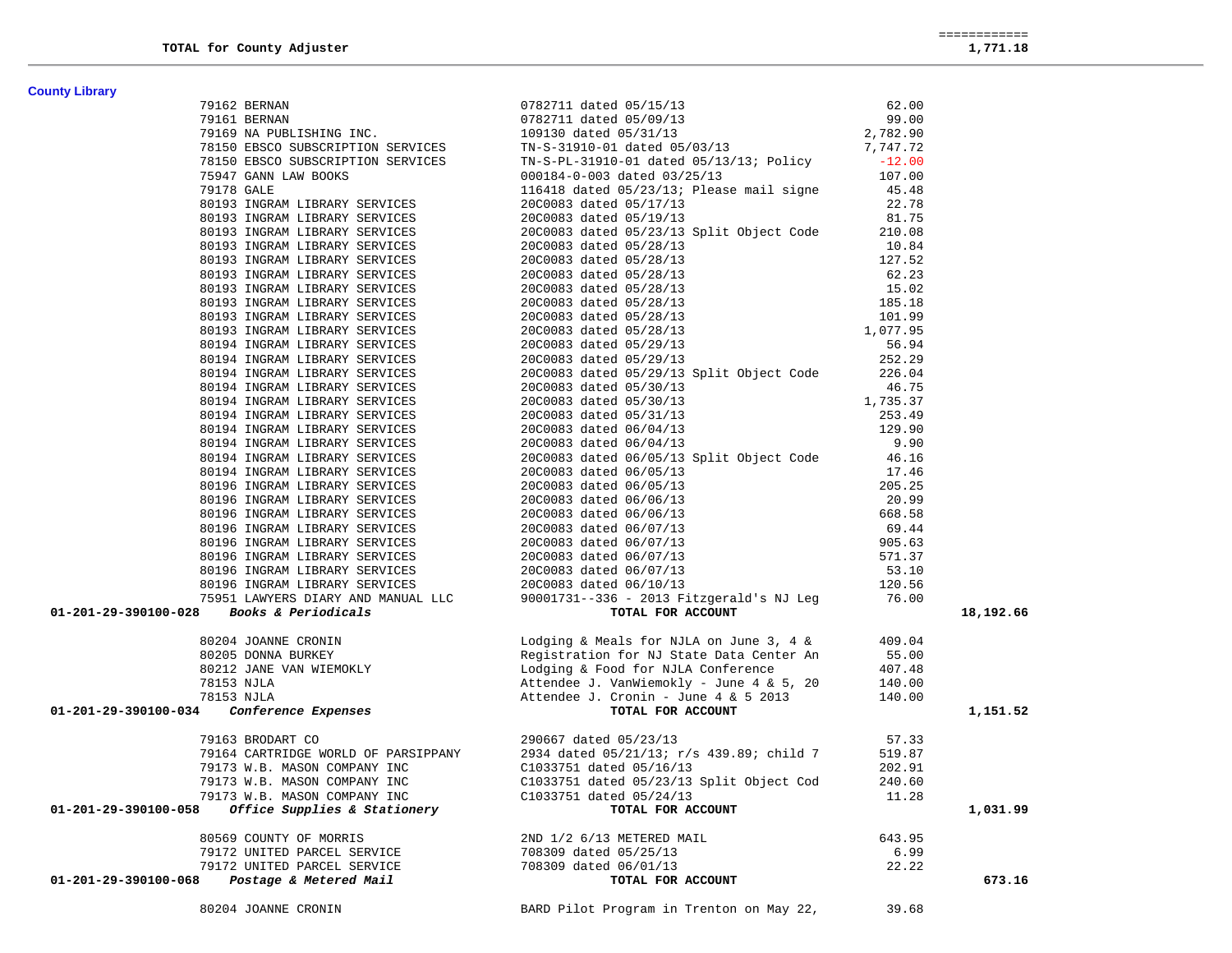| | | | | |
|---|---|---|---|---|
| | TOTAL for County Adjuster | | | 1,771.18 |

**County Library**

| Account | Vendor | Description | Amount | Total |
|---|---|---|---|---|
| | 79162 BERNAN | 0782711 dated 05/15/13 | 62.00 | |
| | 79161 BERNAN | 0782711 dated 05/09/13 | 99.00 | |
| | 79169 NA PUBLISHING INC. | 109130 dated 05/31/13 | 2,782.90 | |
| | 78150 EBSCO SUBSCRIPTION SERVICES | TN-S-31910-01 dated 05/03/13 | 7,747.72 | |
| | 78150 EBSCO SUBSCRIPTION SERVICES | TN-S-PL-31910-01 dated 05/13/13; Policy | -12.00 | |
| | 75947 GANN LAW BOOKS | 000184-0-003 dated 03/25/13 | 107.00 | |
| | 79178 GALE | 116418 dated 05/23/13; Please mail signe | 45.48 | |
| | 80193 INGRAM LIBRARY SERVICES | 20C0083 dated 05/17/13 | 22.78 | |
| | 80193 INGRAM LIBRARY SERVICES | 20C0083 dated 05/19/13 | 81.75 | |
| | 80193 INGRAM LIBRARY SERVICES | 20C0083 dated 05/23/13 Split Object Code | 210.08 | |
| | 80193 INGRAM LIBRARY SERVICES | 20C0083 dated 05/28/13 | 10.84 | |
| | 80193 INGRAM LIBRARY SERVICES | 20C0083 dated 05/28/13 | 127.52 | |
| | 80193 INGRAM LIBRARY SERVICES | 20C0083 dated 05/28/13 | 62.23 | |
| | 80193 INGRAM LIBRARY SERVICES | 20C0083 dated 05/28/13 | 15.02 | |
| | 80193 INGRAM LIBRARY SERVICES | 20C0083 dated 05/28/13 | 185.18 | |
| | 80193 INGRAM LIBRARY SERVICES | 20C0083 dated 05/28/13 | 101.99 | |
| | 80193 INGRAM LIBRARY SERVICES | 20C0083 dated 05/28/13 | 1,077.95 | |
| | 80194 INGRAM LIBRARY SERVICES | 20C0083 dated 05/29/13 | 56.94 | |
| | 80194 INGRAM LIBRARY SERVICES | 20C0083 dated 05/29/13 | 252.29 | |
| | 80194 INGRAM LIBRARY SERVICES | 20C0083 dated 05/29/13 Split Object Code | 226.04 | |
| | 80194 INGRAM LIBRARY SERVICES | 20C0083 dated 05/30/13 | 46.75 | |
| | 80194 INGRAM LIBRARY SERVICES | 20C0083 dated 05/30/13 | 1,735.37 | |
| | 80194 INGRAM LIBRARY SERVICES | 20C0083 dated 05/31/13 | 253.49 | |
| | 80194 INGRAM LIBRARY SERVICES | 20C0083 dated 06/04/13 | 129.90 | |
| | 80194 INGRAM LIBRARY SERVICES | 20C0083 dated 06/04/13 | 9.90 | |
| | 80194 INGRAM LIBRARY SERVICES | 20C0083 dated 06/05/13 Split Object Code | 46.16 | |
| | 80194 INGRAM LIBRARY SERVICES | 20C0083 dated 06/05/13 | 17.46 | |
| | 80196 INGRAM LIBRARY SERVICES | 20C0083 dated 06/05/13 | 205.25 | |
| | 80196 INGRAM LIBRARY SERVICES | 20C0083 dated 06/06/13 | 20.99 | |
| | 80196 INGRAM LIBRARY SERVICES | 20C0083 dated 06/06/13 | 668.58 | |
| | 80196 INGRAM LIBRARY SERVICES | 20C0083 dated 06/07/13 | 69.44 | |
| | 80196 INGRAM LIBRARY SERVICES | 20C0083 dated 06/07/13 | 905.63 | |
| | 80196 INGRAM LIBRARY SERVICES | 20C0083 dated 06/07/13 | 571.37 | |
| | 80196 INGRAM LIBRARY SERVICES | 20C0083 dated 06/07/13 | 53.10 | |
| | 80196 INGRAM LIBRARY SERVICES | 20C0083 dated 06/10/13 | 120.56 | |
| | 75951 LAWYERS DIARY AND MANUAL LLC | 90001731--336 - 2013 Fitzgerald's NJ Leg | 76.00 | |
| **01-201-29-390100-028** | ***Books & Periodicals*** | **TOTAL FOR ACCOUNT** | | **18,192.66** |
| | 80204 JOANNE CRONIN | Lodging & Meals for NJLA on June 3, 4 & | 409.04 | |
| | 80205 DONNA BURKEY | Registration for NJ State Data Center An | 55.00 | |
| | 80212 JANE VAN WIEMOKLY | Lodging & Food for NJLA Conference | 407.48 | |
| | 78153 NJLA | Attendee J. VanWiemokly - June 4 & 5, 20 | 140.00 | |
| | 78153 NJLA | Attendee J. Cronin - June 4 & 5 2013 | 140.00 | |
| **01-201-29-390100-034** | ***Conference Expenses*** | **TOTAL FOR ACCOUNT** | | **1,151.52** |
| | 79163 BRODART CO | 290667 dated 05/23/13 | 57.33 | |
| | 79164 CARTRIDGE WORLD OF PARSIPPANY | 2934 dated 05/21/13; r/s 439.89; child 7 | 519.87 | |
| | 79173 W.B. MASON COMPANY INC | C1033751 dated 05/16/13 | 202.91 | |
| | 79173 W.B. MASON COMPANY INC | C1033751 dated 05/23/13 Split Object Cod | 240.60 | |
| | 79173 W.B. MASON COMPANY INC | C1033751 dated 05/24/13 | 11.28 | |
| **01-201-29-390100-058** | ***Office Supplies & Stationery*** | **TOTAL FOR ACCOUNT** | | **1,031.99** |
| | 80569 COUNTY OF MORRIS | 2ND 1/2 6/13 METERED MAIL | 643.95 | |
| | 79172 UNITED PARCEL SERVICE | 708309 dated 05/25/13 | 6.99 | |
| | 79172 UNITED PARCEL SERVICE | 708309 dated 06/01/13 | 22.22 | |
| **01-201-29-390100-068** | ***Postage & Metered Mail*** | **TOTAL FOR ACCOUNT** | | **673.16** |
| | 80204 JOANNE CRONIN | BARD Pilot Program in Trenton on May 22, | 39.68 | |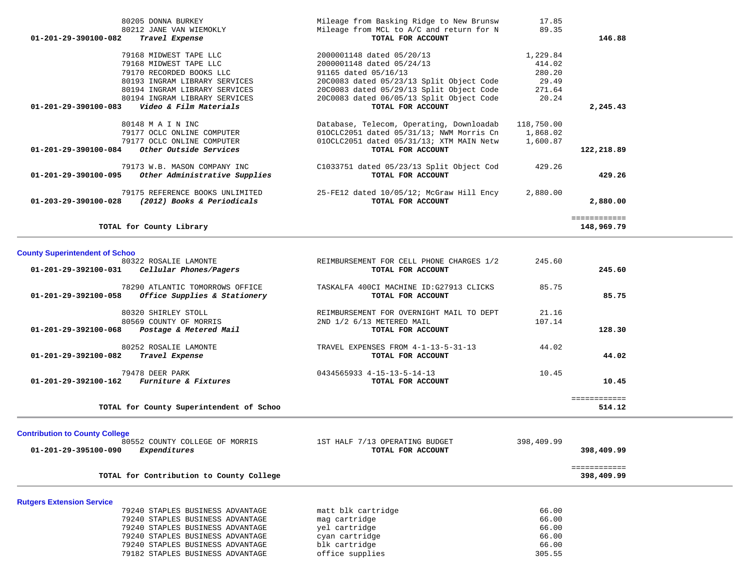| Account | Vendor / Description | Detail | Amount | Total |
|---|---|---|---|---|
| | 80205 DONNA BURKEY | Mileage from Basking Ridge to New Brunsw | 17.85 | |
| | 80212 JANE VAN WIEMOKLY | Mileage from MCL to A/C and return for N | 89.35 | |
| **01-201-29-390100-082** | ***Travel Expense*** | **TOTAL FOR ACCOUNT** | | **146.88** |
| | 79168 MIDWEST TAPE LLC | 2000001148 dated 05/20/13 | 1,229.84 | |
| | 79168 MIDWEST TAPE LLC | 2000001148 dated 05/24/13 | 414.02 | |
| | 79170 RECORDED BOOKS LLC | 91165 dated 05/16/13 | 280.20 | |
| | 80193 INGRAM LIBRARY SERVICES | 20C0083 dated 05/23/13 Split Object Code | 29.49 | |
| | 80194 INGRAM LIBRARY SERVICES | 20C0083 dated 05/29/13 Split Object Code | 271.64 | |
| | 80194 INGRAM LIBRARY SERVICES | 20C0083 dated 06/05/13 Split Object Code | 20.24 | |
| **01-201-29-390100-083** | ***Video & Film Materials*** | **TOTAL FOR ACCOUNT** | | **2,245.43** |
| | 80148 M A I N INC | Database, Telecom, Operating, Downloadab | 118,750.00 | |
| | 79177 OCLC ONLINE COMPUTER | 01OCLC2051 dated 05/31/13; NWM Morris Cn | 1,868.02 | |
| | 79177 OCLC ONLINE COMPUTER | 01OCLC2051 dated 05/31/13; XTM MAIN Netw | 1,600.87 | |
| **01-201-29-390100-084** | ***Other Outside Services*** | **TOTAL FOR ACCOUNT** | | **122,218.89** |
| | 79173 W.B. MASON COMPANY INC | C1033751 dated 05/23/13 Split Object Cod | 429.26 | |
| **01-201-29-390100-095** | ***Other Administrative Supplies*** | **TOTAL FOR ACCOUNT** | | **429.26** |
| | 79175 REFERENCE BOOKS UNLIMITED | 25-FE12 dated 10/05/12; McGraw Hill Ency | 2,880.00 | |
| **01-203-29-390100-028** | ***(2012) Books & Periodicals*** | **TOTAL FOR ACCOUNT** | | **2,880.00** |
| | | | | ============ |
| **TOTAL for County Library** | | | | **148,969.79** |

## County Superintendent of Schoo

| Account | Vendor / Description | Detail | Amount | Total |
|---|---|---|---|---|
| | 80322 ROSALIE LAMONTE | REIMBURSEMENT FOR CELL PHONE CHARGES 1/2 | 245.60 | |
| **01-201-29-392100-031** | ***Cellular Phones/Pagers*** | **TOTAL FOR ACCOUNT** | | **245.60** |
| | 78290 ATLANTIC TOMORROWS OFFICE | TASKALFA 400CI MACHINE ID:G27913 CLICKS | 85.75 | |
| **01-201-29-392100-058** | ***Office Supplies & Stationery*** | **TOTAL FOR ACCOUNT** | | **85.75** |
| | 80320 SHIRLEY STOLL | REIMBURSEMENT FOR OVERNIGHT MAIL TO DEPT | 21.16 | |
| | 80569 COUNTY OF MORRIS | 2ND 1/2 6/13 METERED MAIL | 107.14 | |
| **01-201-29-392100-068** | ***Postage & Metered Mail*** | **TOTAL FOR ACCOUNT** | | **128.30** |
| | 80252 ROSALIE LAMONTE | TRAVEL EXPENSES FROM 4-1-13-5-31-13 | 44.02 | |
| **01-201-29-392100-082** | ***Travel Expense*** | **TOTAL FOR ACCOUNT** | | **44.02** |
| | 79478 DEER PARK | 0434565933 4-15-13-5-14-13 | 10.45 | |
| **01-201-29-392100-162** | ***Furniture & Fixtures*** | **TOTAL FOR ACCOUNT** | | **10.45** |
| | | | | ============ |
| **TOTAL for County Superintendent of Schoo** | | | | **514.12** |

## Contribution to County College

| Account | Vendor / Description | Detail | Amount | Total |
|---|---|---|---|---|
| | 80552 COUNTY COLLEGE OF MORRIS | 1ST HALF 7/13 OPERATING BUDGET | 398,409.99 | |
| **01-201-29-395100-090** | ***Expenditures*** | **TOTAL FOR ACCOUNT** | | **398,409.99** |
| | | | | ============ |
| **TOTAL for Contribution to County College** | | | | **398,409.99** |

## Rutgers Extension Service

| Account | Vendor / Description | Detail | Amount | Total |
|---|---|---|---|---|
| | 79240 STAPLES BUSINESS ADVANTAGE | matt blk cartridge | 66.00 | |
| | 79240 STAPLES BUSINESS ADVANTAGE | mag cartridge | 66.00 | |
| | 79240 STAPLES BUSINESS ADVANTAGE | yel cartridge | 66.00 | |
| | 79240 STAPLES BUSINESS ADVANTAGE | cyan cartridge | 66.00 | |
| | 79240 STAPLES BUSINESS ADVANTAGE | blk cartridge | 66.00 | |
| | 79182 STAPLES BUSINESS ADVANTAGE | office supplies | 305.55 | |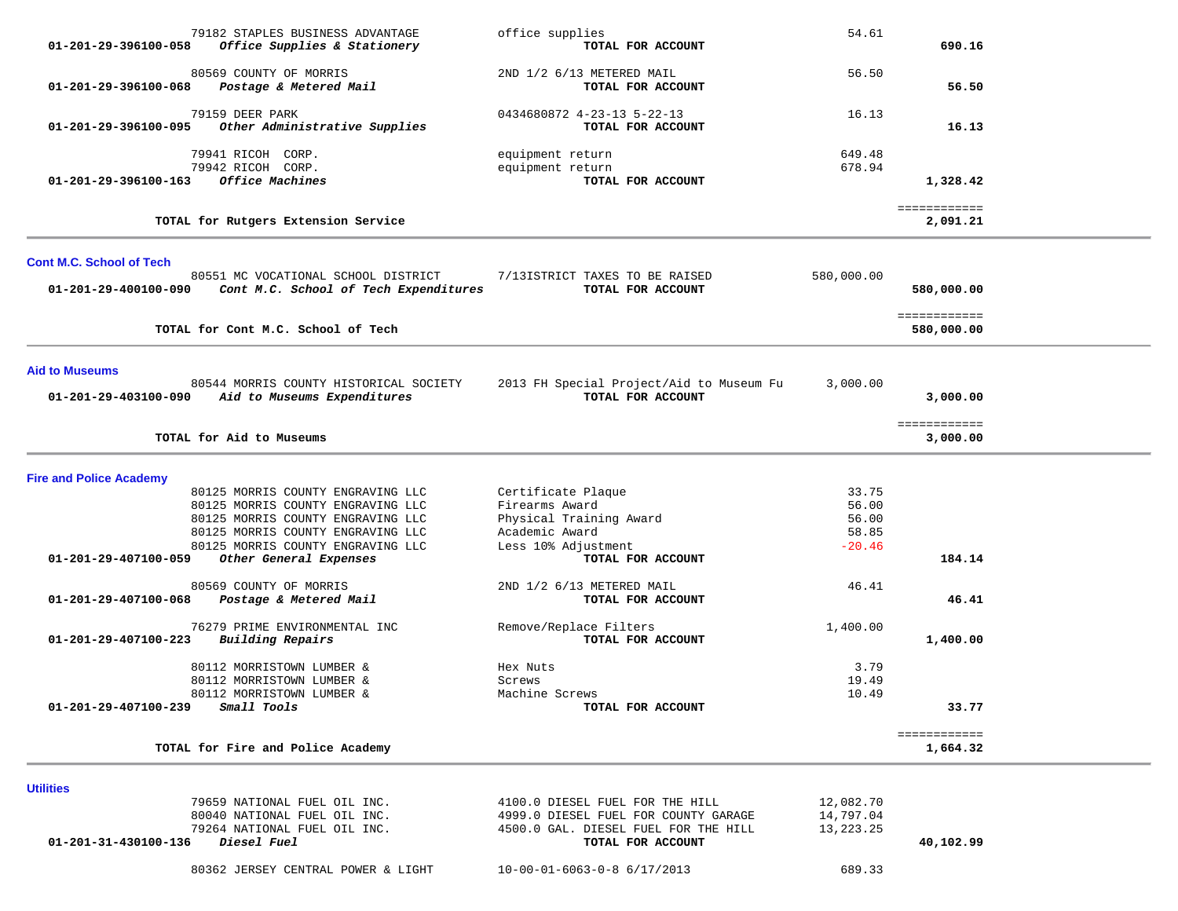| Account | Vendor / Account Name | Description | Amount | Total |
|---|---|---|---|---|
| | 79182 STAPLES BUSINESS ADVANTAGE | office supplies | 54.61 | |
| 01-201-29-396100-058 | ***Office Supplies & Stationery*** | **TOTAL FOR ACCOUNT** | | **690.16** |
| | 80569 COUNTY OF MORRIS | 2ND 1/2 6/13 METERED MAIL | 56.50 | |
| 01-201-29-396100-068 | ***Postage & Metered Mail*** | **TOTAL FOR ACCOUNT** | | **56.50** |
| | 79159 DEER PARK | 0434680872 4-23-13 5-22-13 | 16.13 | |
| 01-201-29-396100-095 | ***Other Administrative Supplies*** | **TOTAL FOR ACCOUNT** | | **16.13** |
| | 79941 RICOH CORP. | equipment return | 649.48 | |
| | 79942 RICOH CORP. | equipment return | 678.94 | |
| 01-201-29-396100-163 | ***Office Machines*** | **TOTAL FOR ACCOUNT** | | **1,328.42** |
| | **TOTAL for Rutgers Extension Service** | | | **2,091.21** |

## Cont M.C. School of Tech

| Account | Vendor / Account Name | Description | Amount | Total |
|---|---|---|---|---|
| | 80551 MC VOCATIONAL SCHOOL DISTRICT | 7/13ISTRICT TAXES TO BE RAISED | 580,000.00 | |
| 01-201-29-400100-090 | ***Cont M.C. School of Tech Expenditures*** | **TOTAL FOR ACCOUNT** | | **580,000.00** |
| | **TOTAL for Cont M.C. School of Tech** | | | **580,000.00** |

## Aid to Museums

| Account | Vendor / Account Name | Description | Amount | Total |
|---|---|---|---|---|
| | 80544 MORRIS COUNTY HISTORICAL SOCIETY | 2013 FH Special Project/Aid to Museum Fu | 3,000.00 | |
| 01-201-29-403100-090 | ***Aid to Museums Expenditures*** | **TOTAL FOR ACCOUNT** | | **3,000.00** |
| | **TOTAL for Aid to Museums** | | | **3,000.00** |

## Fire and Police Academy

| Account | Vendor / Account Name | Description | Amount | Total |
|---|---|---|---|---|
| | 80125 MORRIS COUNTY ENGRAVING LLC | Certificate Plaque | 33.75 | |
| | 80125 MORRIS COUNTY ENGRAVING LLC | Firearms Award | 56.00 | |
| | 80125 MORRIS COUNTY ENGRAVING LLC | Physical Training Award | 56.00 | |
| | 80125 MORRIS COUNTY ENGRAVING LLC | Academic Award | 58.85 | |
| | 80125 MORRIS COUNTY ENGRAVING LLC | Less 10% Adjustment | -20.46 | |
| 01-201-29-407100-059 | ***Other General Expenses*** | **TOTAL FOR ACCOUNT** | | **184.14** |
| | 80569 COUNTY OF MORRIS | 2ND 1/2 6/13 METERED MAIL | 46.41 | |
| 01-201-29-407100-068 | ***Postage & Metered Mail*** | **TOTAL FOR ACCOUNT** | | **46.41** |
| | 76279 PRIME ENVIRONMENTAL INC | Remove/Replace Filters | 1,400.00 | |
| 01-201-29-407100-223 | ***Building Repairs*** | **TOTAL FOR ACCOUNT** | | **1,400.00** |
| | 80112 MORRISTOWN LUMBER & | Hex Nuts | 3.79 | |
| | 80112 MORRISTOWN LUMBER & | Screws | 19.49 | |
| | 80112 MORRISTOWN LUMBER & | Machine Screws | 10.49 | |
| 01-201-29-407100-239 | ***Small Tools*** | **TOTAL FOR ACCOUNT** | | **33.77** |
| | **TOTAL for Fire and Police Academy** | | | **1,664.32** |

## Utilities

| Account | Vendor / Account Name | Description | Amount | Total |
|---|---|---|---|---|
| | 79659 NATIONAL FUEL OIL INC. | 4100.0 DIESEL FUEL FOR THE HILL | 12,082.70 | |
| | 80040 NATIONAL FUEL OIL INC. | 4999.0 DIESEL FUEL FOR COUNTY GARAGE | 14,797.04 | |
| | 79264 NATIONAL FUEL OIL INC. | 4500.0 GAL. DIESEL FUEL FOR THE HILL | 13,223.25 | |
| 01-201-31-430100-136 | ***Diesel Fuel*** | **TOTAL FOR ACCOUNT** | | **40,102.99** |
| | 80362 JERSEY CENTRAL POWER & LIGHT | 10-00-01-6063-0-8 6/17/2013 | 689.33 | |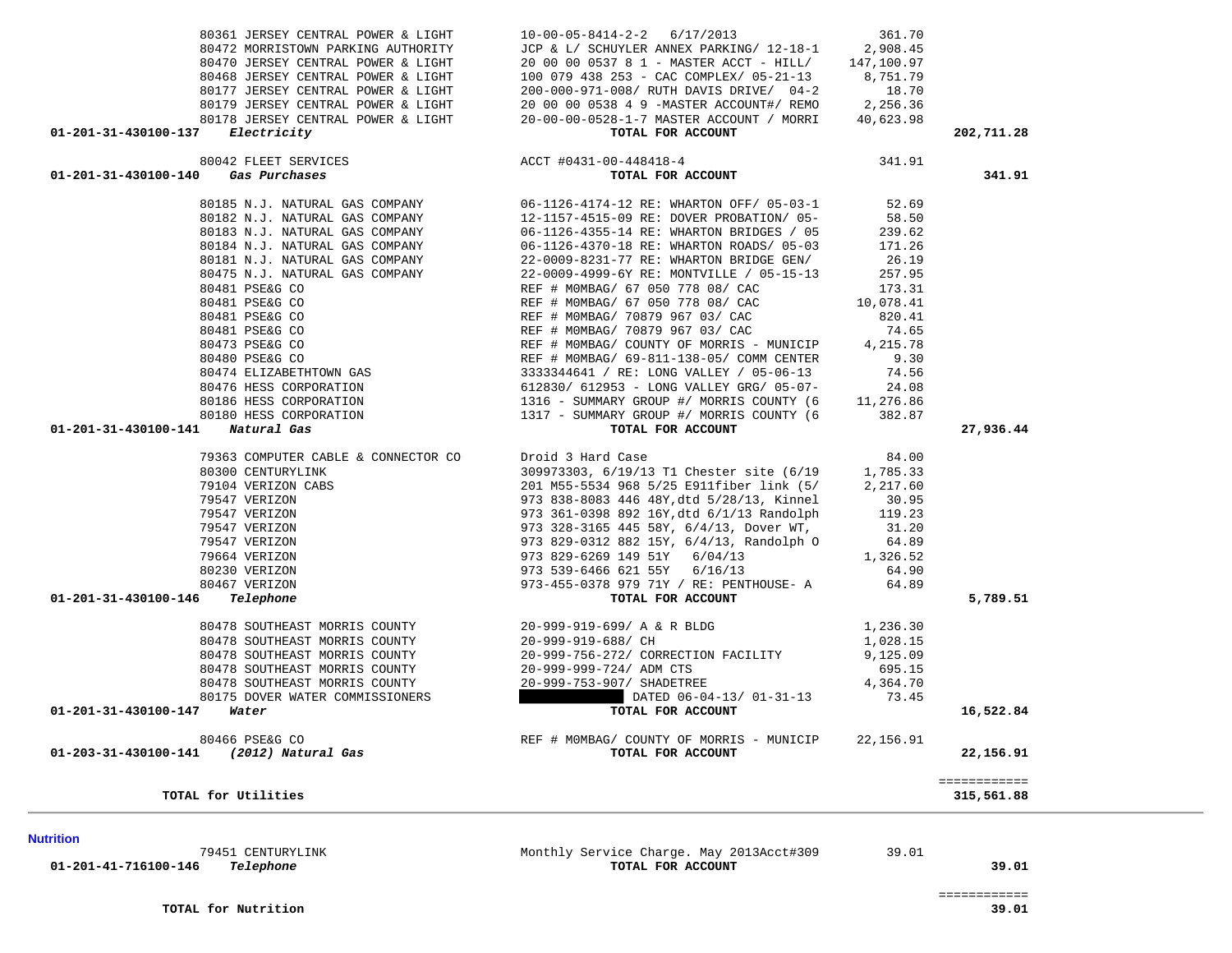| Account | Vendor | Description | Amount | Total |
|---|---|---|---|---|
| | 80361 JERSEY CENTRAL POWER & LIGHT | 10-00-05-8414-2-2 6/17/2013 | 361.70 | |
| | 80472 MORRISTOWN PARKING AUTHORITY | JCP & L/ SCHUYLER ANNEX PARKING/ 12-18-1 | 2,908.45 | |
| | 80470 JERSEY CENTRAL POWER & LIGHT | 20 00 00 0537 8 1 - MASTER ACCT - HILL/ | 147,100.97 | |
| | 80468 JERSEY CENTRAL POWER & LIGHT | 100 079 438 253 - CAC COMPLEX/ 05-21-13 | 8,751.79 | |
| | 80177 JERSEY CENTRAL POWER & LIGHT | 200-000-971-008/ RUTH DAVIS DRIVE/ 04-2 | 18.70 | |
| | 80179 JERSEY CENTRAL POWER & LIGHT | 20 00 00 0538 4 9 -MASTER ACCOUNT#/ REMO | 2,256.36 | |
| | 80178 JERSEY CENTRAL POWER & LIGHT | 20-00-00-0528-1-7 MASTER ACCOUNT / MORRI | 40,623.98 | |
| **01-201-31-430100-137** | ***Electricity*** | **TOTAL FOR ACCOUNT** | | **202,711.28** |
| | 80042 FLEET SERVICES | ACCT #0431-00-448418-4 | 341.91 | |
| **01-201-31-430100-140** | ***Gas Purchases*** | **TOTAL FOR ACCOUNT** | | **341.91** |
| | 80185 N.J. NATURAL GAS COMPANY | 06-1126-4174-12 RE: WHARTON OFF/ 05-03-1 | 52.69 | |
| | 80182 N.J. NATURAL GAS COMPANY | 12-1157-4515-09 RE: DOVER PROBATION/ 05- | 58.50 | |
| | 80183 N.J. NATURAL GAS COMPANY | 06-1126-4355-14 RE: WHARTON BRIDGES / 05 | 239.62 | |
| | 80184 N.J. NATURAL GAS COMPANY | 06-1126-4370-18 RE: WHARTON ROADS/ 05-03 | 171.26 | |
| | 80181 N.J. NATURAL GAS COMPANY | 22-0009-8231-77 RE: WHARTON BRIDGE GEN/ | 26.19 | |
| | 80475 N.J. NATURAL GAS COMPANY | 22-0009-4999-6Y RE: MONTVILLE / 05-15-13 | 257.95 | |
| | 80481 PSE&G CO | REF # M0MBAG/ 67 050 778 08/ CAC | 173.31 | |
| | 80481 PSE&G CO | REF # M0MBAG/ 67 050 778 08/ CAC | 10,078.41 | |
| | 80481 PSE&G CO | REF # M0MBAG/ 70879 967 03/ CAC | 820.41 | |
| | 80481 PSE&G CO | REF # M0MBAG/ 70879 967 03/ CAC | 74.65 | |
| | 80473 PSE&G CO | REF # M0MBAG/ COUNTY OF MORRIS - MUNICIP | 4,215.78 | |
| | 80480 PSE&G CO | REF # M0MBAG/ 69-811-138-05/ COMM CENTER | 9.30 | |
| | 80474 ELIZABETHTOWN GAS | 3333344641 / RE: LONG VALLEY / 05-06-13 | 74.56 | |
| | 80476 HESS CORPORATION | 612830/ 612953 - LONG VALLEY GRG/ 05-07- | 24.08 | |
| | 80186 HESS CORPORATION | 1316 - SUMMARY GROUP #/ MORRIS COUNTY (6 | 11,276.86 | |
| | 80180 HESS CORPORATION | 1317 - SUMMARY GROUP #/ MORRIS COUNTY (6 | 382.87 | |
| **01-201-31-430100-141** | ***Natural Gas*** | **TOTAL FOR ACCOUNT** | | **27,936.44** |
| | 79363 COMPUTER CABLE & CONNECTOR CO | Droid 3 Hard Case | 84.00 | |
| | 80300 CENTURYLINK | 309973303, 6/19/13 T1 Chester site (6/19 | 1,785.33 | |
| | 79104 VERIZON CABS | 201 M55-5534 968 5/25 E911fiber link (5/ | 2,217.60 | |
| | 79547 VERIZON | 973 838-8083 446 48Y,dtd 5/28/13, Kinnel | 30.95 | |
| | 79547 VERIZON | 973 361-0398 892 16Y,dtd 6/1/13 Randolph | 119.23 | |
| | 79547 VERIZON | 973 328-3165 445 58Y, 6/4/13, Dover WT, | 31.20 | |
| | 79547 VERIZON | 973 829-0312 882 15Y, 6/4/13, Randolph O | 64.89 | |
| | 79664 VERIZON | 973 829-6269 149 51Y 6/04/13 | 1,326.52 | |
| | 80230 VERIZON | 973 539-6466 621 55Y 6/16/13 | 64.90 | |
| | 80467 VERIZON | 973-455-0378 979 71Y / RE: PENTHOUSE- A | 64.89 | |
| **01-201-31-430100-146** | ***Telephone*** | **TOTAL FOR ACCOUNT** | | **5,789.51** |
| | 80478 SOUTHEAST MORRIS COUNTY | 20-999-919-699/ A & R BLDG | 1,236.30 | |
| | 80478 SOUTHEAST MORRIS COUNTY | 20-999-919-688/ CH | 1,028.15 | |
| | 80478 SOUTHEAST MORRIS COUNTY | 20-999-756-272/ CORRECTION FACILITY | 9,125.09 | |
| | 80478 SOUTHEAST MORRIS COUNTY | 20-999-999-724/ ADM CTS | 695.15 | |
| | 80478 SOUTHEAST MORRIS COUNTY | 20-999-753-907/ SHADETREE | 4,364.70 | |
| | 80175 DOVER WATER COMMISSIONERS | [REDACTED] DATED 06-04-13/ 01-31-13 | 73.45 | |
| **01-201-31-430100-147** | ***Water*** | **TOTAL FOR ACCOUNT** | | **16,522.84** |
| | 80466 PSE&G CO | REF # M0MBAG/ COUNTY OF MORRIS - MUNICIP | 22,156.91 | |
| **01-203-31-430100-141** | ***(2012) Natural Gas*** | **TOTAL FOR ACCOUNT** | | **22,156.91** |
| | | | | ============ |
| | **TOTAL for Utilities** | | | **315,561.88** |

**Nutrition**

| Account | Vendor | Description | Amount | Total |
|---|---|---|---|---|
| | 79451 CENTURYLINK | Monthly Service Charge. May 2013Acct#309 | 39.01 | |
| **01-201-41-716100-146** | ***Telephone*** | **TOTAL FOR ACCOUNT** | | **39.01** |
| | | | | ============ |
| | **TOTAL for Nutrition** | | | **39.01** |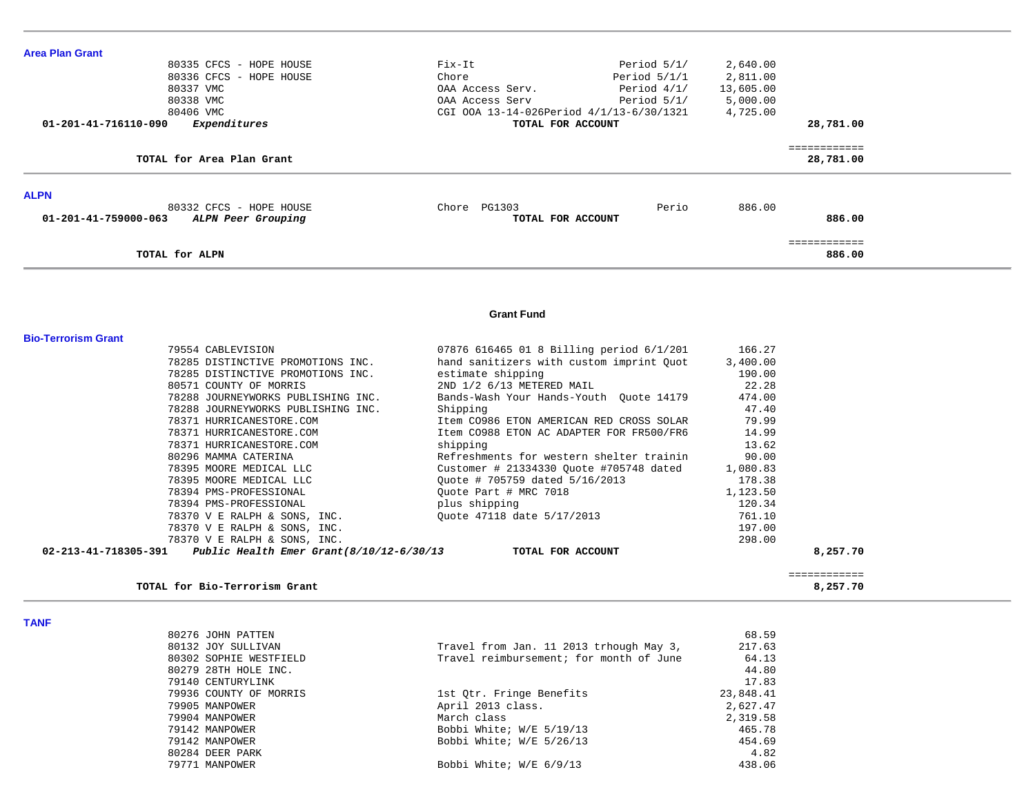## Area Plan Grant

| | Vendor | Description | Period | Amount | Total |
|---|---|---|---|---|---|
| | 80335 CFCS - HOPE HOUSE | Fix-It | Period 5/1/ | 2,640.00 | |
| | 80336 CFCS - HOPE HOUSE | Chore | Period 5/1/1 | 2,811.00 | |
| | 80337 VMC | OAA Access Serv. | Period 4/1/ | 13,605.00 | |
| | 80338 VMC | OAA Access Serv | Period 5/1/ | 5,000.00 | |
| | 80406 VMC | CGI OOA 13-14-026Period 4/1/13-6/30/1321 | | 4,725.00 | |
| **01-201-41-716110-090** | ***Expenditures*** | **TOTAL FOR ACCOUNT** | | | **28,781.00** |

**TOTAL for Area Plan Grant** ============ **28,781.00**

## ALPN

| | Vendor | Description | Period | Amount | Total |
|---|---|---|---|---|---|
| | 80332 CFCS - HOPE HOUSE | Chore PG1303 | Perio | 886.00 | |
| **01-201-41-759000-063** | ***ALPN Peer Grouping*** | **TOTAL FOR ACCOUNT** | | | **886.00** |

**TOTAL for ALPN** ============ **886.00**

### Grant Fund

## Bio-Terrorism Grant

| | Vendor | Description | Amount | Total |
|---|---|---|---|---|
| | 79554 CABLEVISION | 07876 616465 01 8 Billing period 6/1/201 | 166.27 | |
| | 78285 DISTINCTIVE PROMOTIONS INC. | hand sanitizers with custom imprint Quot | 3,400.00 | |
| | 78285 DISTINCTIVE PROMOTIONS INC. | estimate shipping | 190.00 | |
| | 80571 COUNTY OF MORRIS | 2ND 1/2 6/13 METERED MAIL | 22.28 | |
| | 78288 JOURNEYWORKS PUBLISHING INC. | Bands-Wash Your Hands-Youth Quote 14179 | 474.00 | |
| | 78288 JOURNEYWORKS PUBLISHING INC. | Shipping | 47.40 | |
| | 78371 HURRICANESTORE.COM | Item CO986 ETON AMERICAN RED CROSS SOLAR | 79.99 | |
| | 78371 HURRICANESTORE.COM | Item CO988 ETON AC ADAPTER FOR FR500/FR6 | 14.99 | |
| | 78371 HURRICANESTORE.COM | shipping | 13.62 | |
| | 80296 MAMMA CATERINA | Refreshments for western shelter trainin | 90.00 | |
| | 78395 MOORE MEDICAL LLC | Customer # 21334330 Quote #705748 dated | 1,080.83 | |
| | 78395 MOORE MEDICAL LLC | Quote # 705759 dated 5/16/2013 | 178.38 | |
| | 78394 PMS-PROFESSIONAL | Quote Part # MRC 7018 | 1,123.50 | |
| | 78394 PMS-PROFESSIONAL | plus shipping | 120.34 | |
| | 78370 V E RALPH & SONS, INC. | Quote 47118 date 5/17/2013 | 761.10 | |
| | 78370 V E RALPH & SONS, INC. | | 197.00 | |
| | 78370 V E RALPH & SONS, INC. | | 298.00 | |
| **02-213-41-718305-391** | ***Public Health Emer Grant(8/10/12-6/30/13*** | **TOTAL FOR ACCOUNT** | | **8,257.70** |

**TOTAL for Bio-Terrorism Grant** ============ **8,257.70**

## TANF

| Vendor | Description | Amount |
|---|---|---|
| 80276 JOHN PATTEN | | 68.59 |
| 80132 JOY SULLIVAN | Travel from Jan. 11 2013 trhough May 3, | 217.63 |
| 80302 SOPHIE WESTFIELD | Travel reimbursement; for month of June | 64.13 |
| 80279 28TH HOLE INC. | | 44.80 |
| 79140 CENTURYLINK | | 17.83 |
| 79936 COUNTY OF MORRIS | 1st Qtr. Fringe Benefits | 23,848.41 |
| 79905 MANPOWER | April 2013 class. | 2,627.47 |
| 79904 MANPOWER | March class | 2,319.58 |
| 79142 MANPOWER | Bobbi White; W/E 5/19/13 | 465.78 |
| 79142 MANPOWER | Bobbi White; W/E 5/26/13 | 454.69 |
| 80284 DEER PARK | | 4.82 |
| 79771 MANPOWER | Bobbi White; W/E 6/9/13 | 438.06 |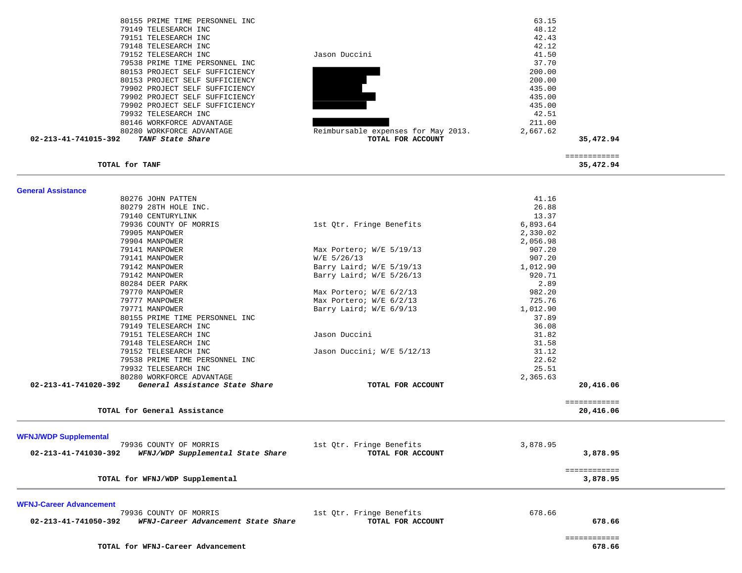| Vendor | Description | Amount | Total |
|---|---|---|---|
| 80155 PRIME TIME PERSONNEL INC | | 63.15 | |
| 79149 TELESEARCH INC | | 48.12 | |
| 79151 TELESEARCH INC | | 42.43 | |
| 79148 TELESEARCH INC | | 42.12 | |
| 79152 TELESEARCH INC | Jason Duccini | 41.50 | |
| 79538 PRIME TIME PERSONNEL INC | | 37.70 | |
| 80153 PROJECT SELF SUFFICIENCY | [redacted] | 200.00 | |
| 80153 PROJECT SELF SUFFICIENCY | [redacted] | 200.00 | |
| 79902 PROJECT SELF SUFFICIENCY | [redacted] | 435.00 | |
| 79902 PROJECT SELF SUFFICIENCY | [redacted] | 435.00 | |
| 79902 PROJECT SELF SUFFICIENCY | [redacted] | 435.00 | |
| 79932 TELESEARCH INC | | 42.51 | |
| 80146 WORKFORCE ADVANTAGE | [redacted] | 211.00 | |
| 80280 WORKFORCE ADVANTAGE | Reimbursable expenses for May 2013. | 2,667.62 | |
| **02-213-41-741015-392** ***TANF State Share*** | **TOTAL FOR ACCOUNT** | | **35,472.94** |

============

**TOTAL for TANF** **35,472.94**

## General Assistance

| Vendor | Description | Amount | Total |
|---|---|---|---|
| 80276 JOHN PATTEN | | 41.16 | |
| 80279 28TH HOLE INC. | | 26.88 | |
| 79140 CENTURYLINK | | 13.37 | |
| 79936 COUNTY OF MORRIS | 1st Qtr. Fringe Benefits | 6,893.64 | |
| 79905 MANPOWER | | 2,330.02 | |
| 79904 MANPOWER | | 2,056.98 | |
| 79141 MANPOWER | Max Portero; W/E 5/19/13 | 907.20 | |
| 79141 MANPOWER | W/E 5/26/13 | 907.20 | |
| 79142 MANPOWER | Barry Laird; W/E 5/19/13 | 1,012.90 | |
| 79142 MANPOWER | Barry Laird; W/E 5/26/13 | 920.71 | |
| 80284 DEER PARK | | 2.89 | |
| 79770 MANPOWER | Max Portero; W/E 6/2/13 | 982.20 | |
| 79777 MANPOWER | Max Portero; W/E 6/2/13 | 725.76 | |
| 79771 MANPOWER | Barry Laird; W/E 6/9/13 | 1,012.90 | |
| 80155 PRIME TIME PERSONNEL INC | | 37.89 | |
| 79149 TELESEARCH INC | | 36.08 | |
| 79151 TELESEARCH INC | Jason Duccini | 31.82 | |
| 79148 TELESEARCH INC | | 31.58 | |
| 79152 TELESEARCH INC | Jason Duccini; W/E 5/12/13 | 31.12 | |
| 79538 PRIME TIME PERSONNEL INC | | 22.62 | |
| 79932 TELESEARCH INC | | 25.51 | |
| 80280 WORKFORCE ADVANTAGE | | 2,365.63 | |
| **02-213-41-741020-392** ***General Assistance State Share*** | **TOTAL FOR ACCOUNT** | | **20,416.06** |

============

**TOTAL for General Assistance** **20,416.06**

## WFNJ/WDP Supplemental

| Vendor | Description | Amount | Total |
|---|---|---|---|
| 79936 COUNTY OF MORRIS | 1st Qtr. Fringe Benefits | 3,878.95 | |
| **02-213-41-741030-392** ***WFNJ/WDP Supplemental State Share*** | **TOTAL FOR ACCOUNT** | | **3,878.95** |

============

**TOTAL for WFNJ/WDP Supplemental** **3,878.95**

## WFNJ-Career Advancement

| Vendor | Description | Amount | Total |
|---|---|---|---|
| 79936 COUNTY OF MORRIS | 1st Qtr. Fringe Benefits | 678.66 | |
| **02-213-41-741050-392** ***WFNJ-Career Advancement State Share*** | **TOTAL FOR ACCOUNT** | | **678.66** |

============

**TOTAL for WFNJ-Career Advancement** **678.66**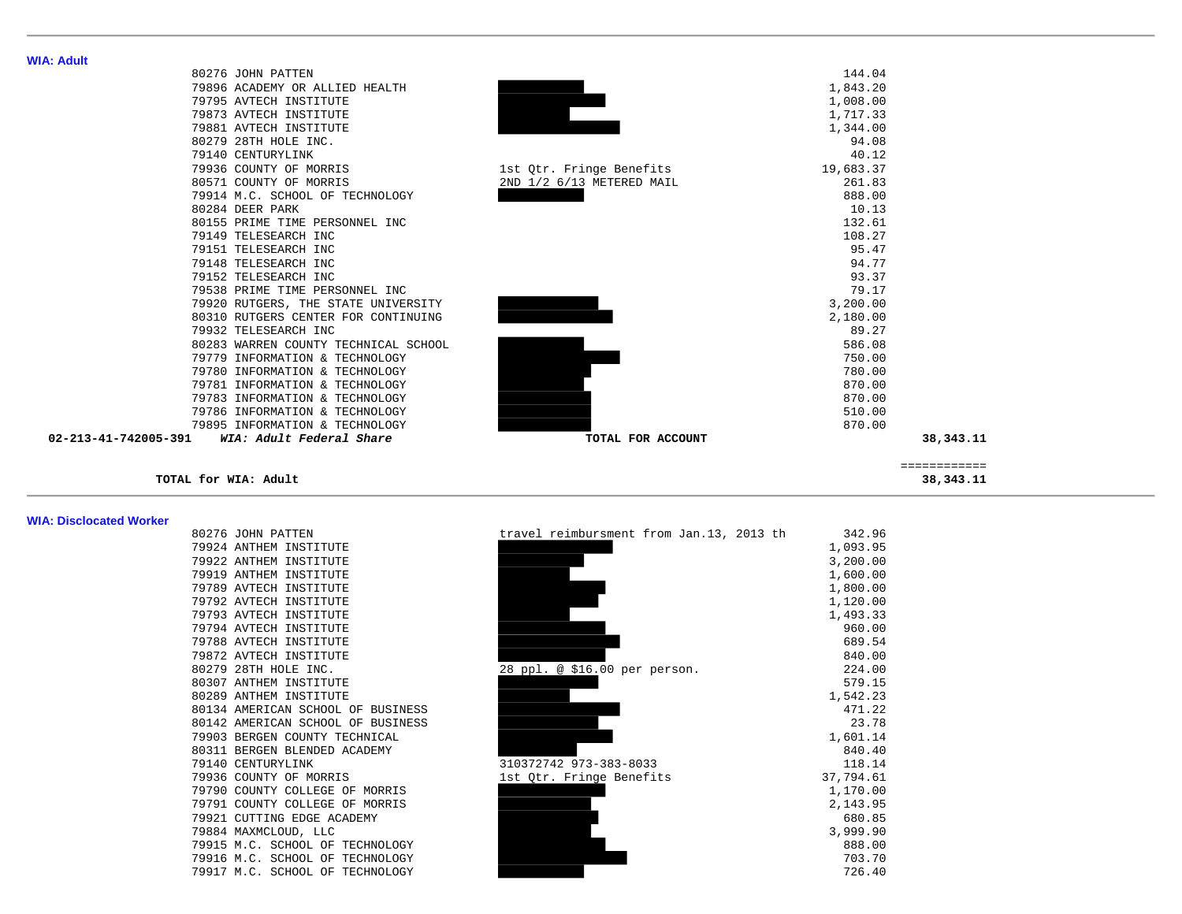## WIA: Adult

| Vendor | Name | Description | Amount | Total |
|---|---|---|---|---|
| 80276 | JOHN PATTEN | | 144.04 | |
| 79896 | ACADEMY OR ALLIED HEALTH | ███ | 1,843.20 | |
| 79795 | AVTECH INSTITUTE | ███ | 1,008.00 | |
| 79873 | AVTECH INSTITUTE | ███ | 1,717.33 | |
| 79881 | AVTECH INSTITUTE | ███ | 1,344.00 | |
| 80279 | 28TH HOLE INC. | | 94.08 | |
| 79140 | CENTURYLINK | | 40.12 | |
| 79936 | COUNTY OF MORRIS | 1st Qtr. Fringe Benefits | 19,683.37 | |
| 80571 | COUNTY OF MORRIS | 2ND 1/2 6/13 METERED MAIL | 261.83 | |
| 79914 | M.C. SCHOOL OF TECHNOLOGY | ███ | 888.00 | |
| 80284 | DEER PARK | | 10.13 | |
| 80155 | PRIME TIME PERSONNEL INC | | 132.61 | |
| 79149 | TELESEARCH INC | | 108.27 | |
| 79151 | TELESEARCH INC | | 95.47 | |
| 79148 | TELESEARCH INC | | 94.77 | |
| 79152 | TELESEARCH INC | | 93.37 | |
| 79538 | PRIME TIME PERSONNEL INC | | 79.17 | |
| 79920 | RUTGERS, THE STATE UNIVERSITY | ███ | 3,200.00 | |
| 80310 | RUTGERS CENTER FOR CONTINUING | ███ | 2,180.00 | |
| 79932 | TELESEARCH INC | | 89.27 | |
| 80283 | WARREN COUNTY TECHNICAL SCHOOL | ███ | 586.08 | |
| 79779 | INFORMATION & TECHNOLOGY | ███ | 750.00 | |
| 79780 | INFORMATION & TECHNOLOGY | ███ | 780.00 | |
| 79781 | INFORMATION & TECHNOLOGY | ███ | 870.00 | |
| 79783 | INFORMATION & TECHNOLOGY | ███ | 870.00 | |
| 79786 | INFORMATION & TECHNOLOGY | ███ | 510.00 | |
| 79895 | INFORMATION & TECHNOLOGY | ███ | 870.00 | |
| **02-213-41-742005-391** | ***WIA: Adult Federal Share*** | **TOTAL FOR ACCOUNT** | | **38,343.11** |

============

**TOTAL for WIA: Adult** **38,343.11**

## WIA: Dislocated Worker

| Vendor | Name | Description | Amount |
|---|---|---|---|
| 80276 | JOHN PATTEN | travel reimbursment from Jan.13, 2013 th | 342.96 |
| 79924 | ANTHEM INSTITUTE | ███ | 1,093.95 |
| 79922 | ANTHEM INSTITUTE | ███ | 3,200.00 |
| 79919 | ANTHEM INSTITUTE | ███ | 1,600.00 |
| 79789 | AVTECH INSTITUTE | ███ | 1,800.00 |
| 79792 | AVTECH INSTITUTE | ███ | 1,120.00 |
| 79793 | AVTECH INSTITUTE | ███ | 1,493.33 |
| 79794 | AVTECH INSTITUTE | ███ | 960.00 |
| 79788 | AVTECH INSTITUTE | ███ | 689.54 |
| 79872 | AVTECH INSTITUTE | ███ | 840.00 |
| 80279 | 28TH HOLE INC. | 28 ppl. @ $16.00 per person. | 224.00 |
| 80307 | ANTHEM INSTITUTE | ███ | 579.15 |
| 80289 | ANTHEM INSTITUTE | ███ | 1,542.23 |
| 80134 | AMERICAN SCHOOL OF BUSINESS | ███ | 471.22 |
| 80142 | AMERICAN SCHOOL OF BUSINESS | ███ | 23.78 |
| 79903 | BERGEN COUNTY TECHNICAL | ███ | 1,601.14 |
| 80311 | BERGEN BLENDED ACADEMY | ███ | 840.40 |
| 79140 | CENTURYLINK | 310372742 973-383-8033 | 118.14 |
| 79936 | COUNTY OF MORRIS | 1st Qtr. Fringe Benefits | 37,794.61 |
| 79790 | COUNTY COLLEGE OF MORRIS | ███ | 1,170.00 |
| 79791 | COUNTY COLLEGE OF MORRIS | ███ | 2,143.95 |
| 79921 | CUTTING EDGE ACADEMY | ███ | 680.85 |
| 79884 | MAXMCLOUD, LLC | ███ | 3,999.90 |
| 79915 | M.C. SCHOOL OF TECHNOLOGY | ███ | 888.00 |
| 79916 | M.C. SCHOOL OF TECHNOLOGY | ███ | 703.70 |
| 79917 | M.C. SCHOOL OF TECHNOLOGY | ███ | 726.40 |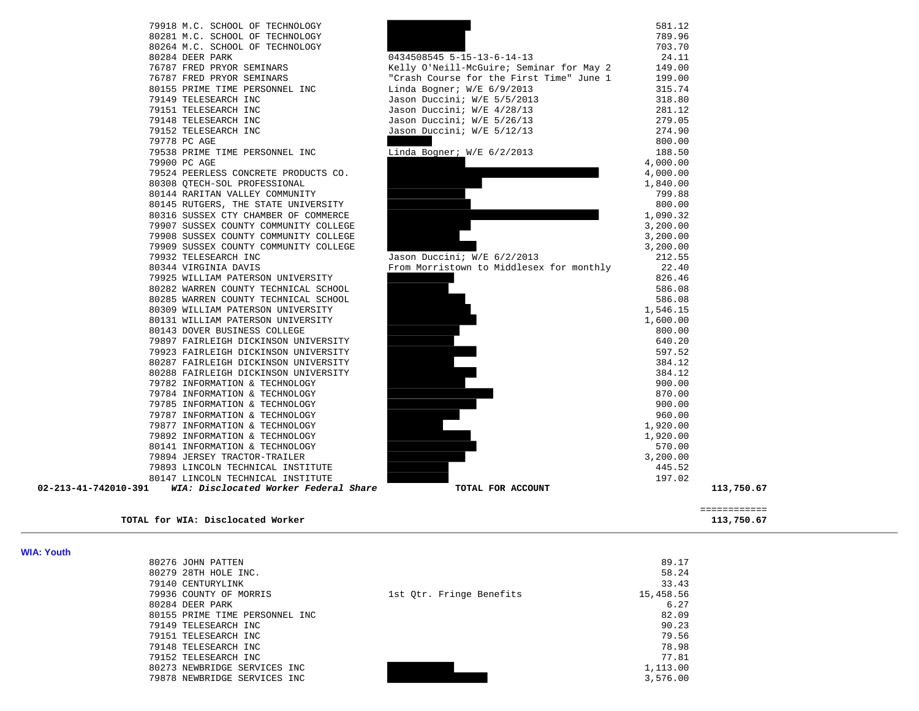| Vendor | Description | Amount |
|---|---|---|
| 79918 M.C. SCHOOL OF TECHNOLOGY | | 581.12 |
| 80281 M.C. SCHOOL OF TECHNOLOGY | | 789.96 |
| 80264 M.C. SCHOOL OF TECHNOLOGY | | 703.70 |
| 80284 DEER PARK | 0434508545 5-15-13-6-14-13 | 24.11 |
| 76787 FRED PRYOR SEMINARS | Kelly O'Neill-McGuire; Seminar for May 2 | 149.00 |
| 76787 FRED PRYOR SEMINARS | "Crash Course for the First Time" June 1 | 199.00 |
| 80155 PRIME TIME PERSONNEL INC | Linda Bogner; W/E 6/9/2013 | 315.74 |
| 79149 TELESEARCH INC | Jason Duccini; W/E 5/5/2013 | 318.80 |
| 79151 TELESEARCH INC | Jason Duccini; W/E 4/28/13 | 281.12 |
| 79148 TELESEARCH INC | Jason Duccini; W/E 5/26/13 | 279.05 |
| 79152 TELESEARCH INC | Jason Duccini; W/E 5/12/13 | 274.90 |
| 79778 PC AGE | | 800.00 |
| 79538 PRIME TIME PERSONNEL INC | Linda Bogner; W/E 6/2/2013 | 188.50 |
| 79900 PC AGE | | 4,000.00 |
| 79524 PEERLESS CONCRETE PRODUCTS CO. | | 4,000.00 |
| 80308 QTECH-SOL PROFESSIONAL | | 1,840.00 |
| 80144 RARITAN VALLEY COMMUNITY | | 799.88 |
| 80145 RUTGERS, THE STATE UNIVERSITY | | 800.00 |
| 80316 SUSSEX CTY CHAMBER OF COMMERCE | | 1,090.32 |
| 79907 SUSSEX COUNTY COMMUNITY COLLEGE | | 3,200.00 |
| 79908 SUSSEX COUNTY COMMUNITY COLLEGE | | 3,200.00 |
| 79909 SUSSEX COUNTY COMMUNITY COLLEGE | | 3,200.00 |
| 79932 TELESEARCH INC | Jason Duccini; W/E 6/2/2013 | 212.55 |
| 80344 VIRGINIA DAVIS | From Morristown to Middlesex for monthly | 22.40 |
| 79925 WILLIAM PATERSON UNIVERSITY | | 826.46 |
| 80282 WARREN COUNTY TECHNICAL SCHOOL | | 586.08 |
| 80285 WARREN COUNTY TECHNICAL SCHOOL | | 586.08 |
| 80309 WILLIAM PATERSON UNIVERSITY | | 1,546.15 |
| 80131 WILLIAM PATERSON UNIVERSITY | | 1,600.00 |
| 80143 DOVER BUSINESS COLLEGE | | 800.00 |
| 79897 FAIRLEIGH DICKINSON UNIVERSITY | | 640.20 |
| 79923 FAIRLEIGH DICKINSON UNIVERSITY | | 597.52 |
| 80287 FAIRLEIGH DICKINSON UNIVERSITY | | 384.12 |
| 80288 FAIRLEIGH DICKINSON UNIVERSITY | | 384.12 |
| 79782 INFORMATION & TECHNOLOGY | | 900.00 |
| 79784 INFORMATION & TECHNOLOGY | | 870.00 |
| 79785 INFORMATION & TECHNOLOGY | | 900.00 |
| 79787 INFORMATION & TECHNOLOGY | | 960.00 |
| 79877 INFORMATION & TECHNOLOGY | | 1,920.00 |
| 79892 INFORMATION & TECHNOLOGY | | 1,920.00 |
| 80141 INFORMATION & TECHNOLOGY | | 570.00 |
| 79894 JERSEY TRACTOR-TRAILER | | 3,200.00 |
| 79893 LINCOLN TECHNICAL INSTITUTE | | 445.52 |
| 80147 LINCOLN TECHNICAL INSTITUTE | | 197.02 |

**02-213-41-742010-391** ***WIA: Disclocated Worker Federal Share*** **TOTAL FOR ACCOUNT** **113,750.67**

============

**TOTAL for WIA: Disclocated Worker** **113,750.67**

---

## WIA: Youth

| Vendor | Description | Amount |
|---|---|---|
| 80276 JOHN PATTEN | | 89.17 |
| 80279 28TH HOLE INC. | | 58.24 |
| 79140 CENTURYLINK | | 33.43 |
| 79936 COUNTY OF MORRIS | 1st Qtr. Fringe Benefits | 15,458.56 |
| 80284 DEER PARK | | 6.27 |
| 80155 PRIME TIME PERSONNEL INC | | 82.09 |
| 79149 TELESEARCH INC | | 90.23 |
| 79151 TELESEARCH INC | | 79.56 |
| 79148 TELESEARCH INC | | 78.98 |
| 79152 TELESEARCH INC | | 77.81 |
| 80273 NEWBRIDGE SERVICES INC | | 1,113.00 |
| 79878 NEWBRIDGE SERVICES INC | | 3,576.00 |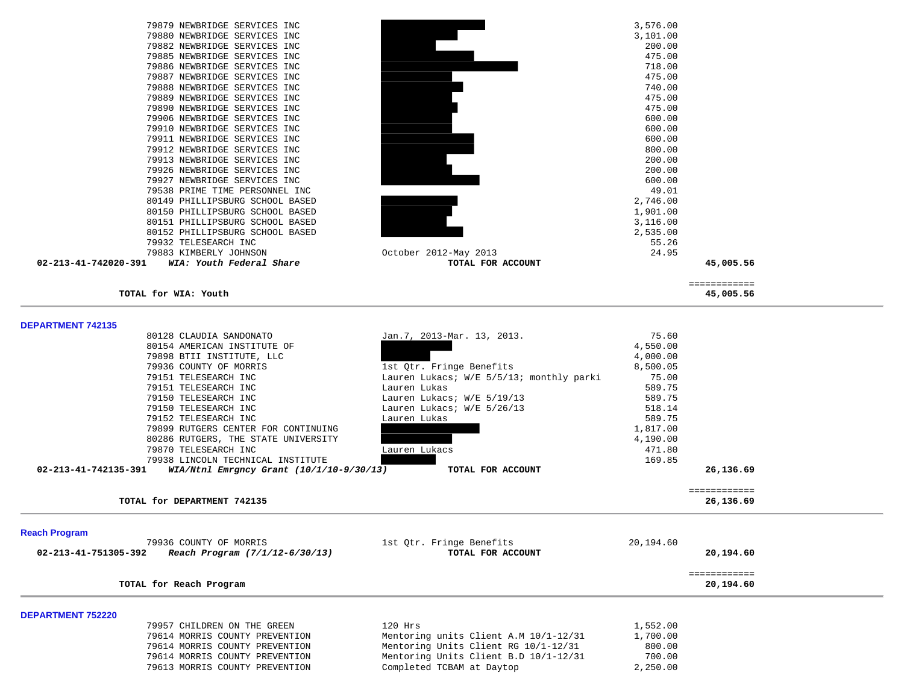| | Vendor | Description | Amount | Total |
|---|---|---|---|---|
| | 79879 NEWBRIDGE SERVICES INC | | 3,576.00 | |
| | 79880 NEWBRIDGE SERVICES INC | | 3,101.00 | |
| | 79882 NEWBRIDGE SERVICES INC | | 200.00 | |
| | 79885 NEWBRIDGE SERVICES INC | | 475.00 | |
| | 79886 NEWBRIDGE SERVICES INC | | 718.00 | |
| | 79887 NEWBRIDGE SERVICES INC | | 475.00 | |
| | 79888 NEWBRIDGE SERVICES INC | | 740.00 | |
| | 79889 NEWBRIDGE SERVICES INC | | 475.00 | |
| | 79890 NEWBRIDGE SERVICES INC | | 475.00 | |
| | 79906 NEWBRIDGE SERVICES INC | | 600.00 | |
| | 79910 NEWBRIDGE SERVICES INC | | 600.00 | |
| | 79911 NEWBRIDGE SERVICES INC | | 600.00 | |
| | 79912 NEWBRIDGE SERVICES INC | | 800.00 | |
| | 79913 NEWBRIDGE SERVICES INC | | 200.00 | |
| | 79926 NEWBRIDGE SERVICES INC | | 200.00 | |
| | 79927 NEWBRIDGE SERVICES INC | | 600.00 | |
| | 79538 PRIME TIME PERSONNEL INC | | 49.01 | |
| | 80149 PHILLIPSBURG SCHOOL BASED | | 2,746.00 | |
| | 80150 PHILLIPSBURG SCHOOL BASED | | 1,901.00 | |
| | 80151 PHILLIPSBURG SCHOOL BASED | | 3,116.00 | |
| | 80152 PHILLIPSBURG SCHOOL BASED | | 2,535.00 | |
| | 79932 TELESEARCH INC | | 55.26 | |
| | 79883 KIMBERLY JOHNSON | October 2012-May 2013 | 24.95 | |
| **02-213-41-742020-391** | ***WIA: Youth Federal Share*** | **TOTAL FOR ACCOUNT** | | **45,005.56** |

**TOTAL for WIA: Youth** ============ **45,005.56**

**DEPARTMENT 742135**

| | Vendor | Description | Amount | Total |
|---|---|---|---|---|
| | 80128 CLAUDIA SANDONATO | Jan.7, 2013-Mar. 13, 2013. | 75.60 | |
| | 80154 AMERICAN INSTITUTE OF | | 4,550.00 | |
| | 79898 BTII INSTITUTE, LLC | | 4,000.00 | |
| | 79936 COUNTY OF MORRIS | 1st Qtr. Fringe Benefits | 8,500.05 | |
| | 79151 TELESEARCH INC | Lauren Lukacs; W/E 5/5/13; monthly parki | 75.00 | |
| | 79151 TELESEARCH INC | Lauren Lukas | 589.75 | |
| | 79150 TELESEARCH INC | Lauren Lukacs; W/E 5/19/13 | 589.75 | |
| | 79150 TELESEARCH INC | Lauren Lukacs; W/E 5/26/13 | 518.14 | |
| | 79152 TELESEARCH INC | Lauren Lukas | 589.75 | |
| | 79899 RUTGERS CENTER FOR CONTINUING | | 1,817.00 | |
| | 80286 RUTGERS, THE STATE UNIVERSITY | | 4,190.00 | |
| | 79870 TELESEARCH INC | Lauren Lukacs | 471.80 | |
| | 79938 LINCOLN TECHNICAL INSTITUTE | | 169.85 | |
| **02-213-41-742135-391** | ***WIA/Ntnl Emrgncy Grant (10/1/10-9/30/13)*** | **TOTAL FOR ACCOUNT** | | **26,136.69** |

**TOTAL for DEPARTMENT 742135** ============ **26,136.69**

**Reach Program**

| | Vendor | Description | Amount | Total |
|---|---|---|---|---|
| | 79936 COUNTY OF MORRIS | 1st Qtr. Fringe Benefits | 20,194.60 | |
| **02-213-41-751305-392** | ***Reach Program (7/1/12-6/30/13)*** | **TOTAL FOR ACCOUNT** | | **20,194.60** |

**TOTAL for Reach Program** ============ **20,194.60**

**DEPARTMENT 752220**

| | Vendor | Description | Amount | Total |
|---|---|---|---|---|
| | 79957 CHILDREN ON THE GREEN | 120 Hrs | 1,552.00 | |
| | 79614 MORRIS COUNTY PREVENTION | Mentoring units Client A.M 10/1-12/31 | 1,700.00 | |
| | 79614 MORRIS COUNTY PREVENTION | Mentoring Units Client RG 10/1-12/31 | 800.00 | |
| | 79614 MORRIS COUNTY PREVENTION | Mentoring Units Client B.D 10/1-12/31 | 700.00 | |
| | 79613 MORRIS COUNTY PREVENTION | Completed TCBAM at Daytop | 2,250.00 | |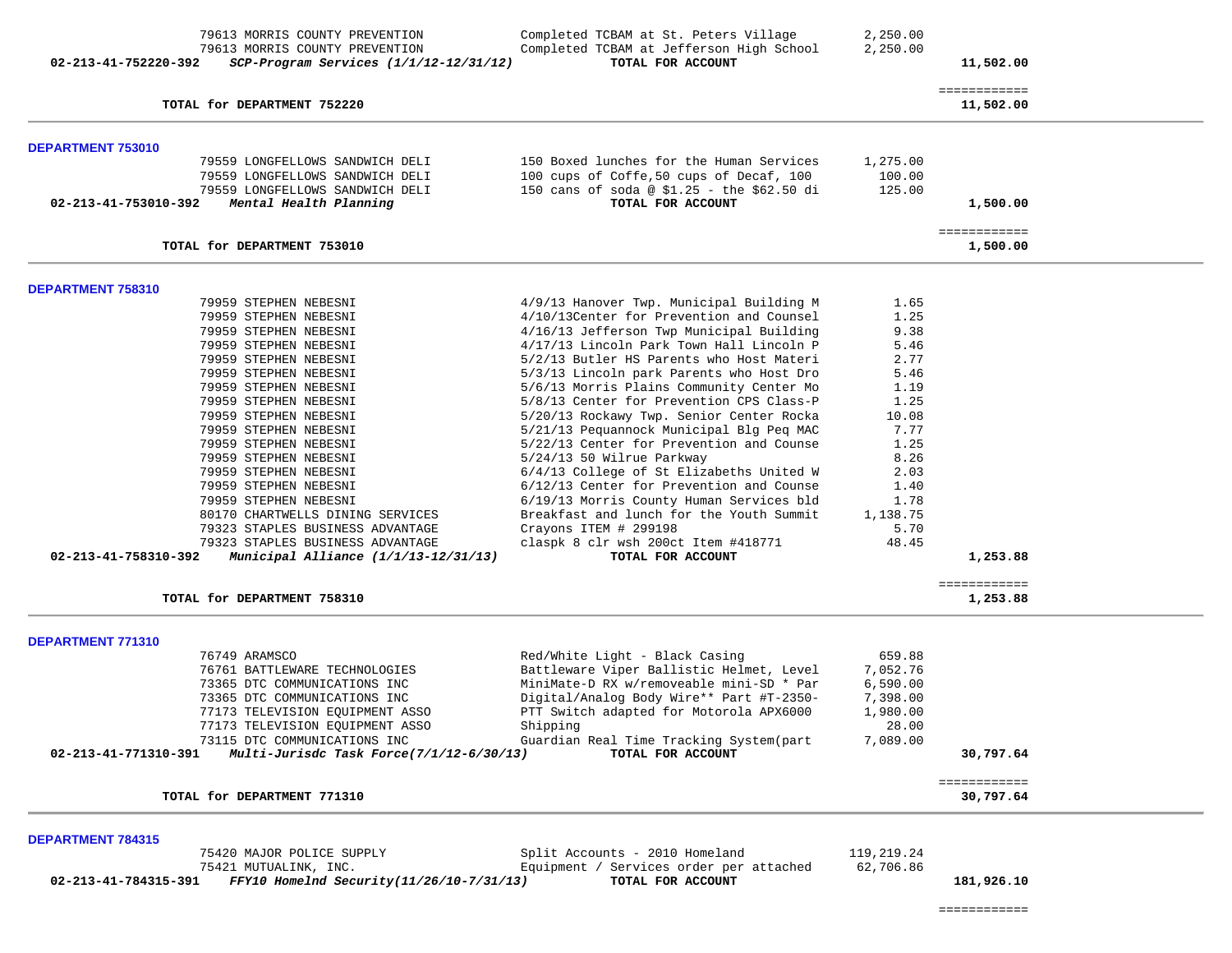| | | | | |
|---|---|---|---|---|
| | 79613 MORRIS COUNTY PREVENTION | Completed TCBAM at St. Peters Village | 2,250.00 | |
| | 79613 MORRIS COUNTY PREVENTION | Completed TCBAM at Jefferson High School | 2,250.00 | |
| **02-213-41-752220-392** | ***SCP-Program Services (1/1/12-12/31/12)*** | **TOTAL FOR ACCOUNT** | | **11,502.00** |
| | | | | ============ |
| | **TOTAL for DEPARTMENT 752220** | | | **11,502.00** |

**DEPARTMENT 753010**

| | | | | |
|---|---|---|---|---|
| | 79559 LONGFELLOWS SANDWICH DELI | 150 Boxed lunches for the Human Services | 1,275.00 | |
| | 79559 LONGFELLOWS SANDWICH DELI | 100 cups of Coffe,50 cups of Decaf, 100 | 100.00 | |
| | 79559 LONGFELLOWS SANDWICH DELI | 150 cans of soda @ $1.25 - the $62.50 di | 125.00 | |
| **02-213-41-753010-392** | ***Mental Health Planning*** | **TOTAL FOR ACCOUNT** | | **1,500.00** |
| | | | | ============ |
| | **TOTAL for DEPARTMENT 753010** | | | **1,500.00** |

**DEPARTMENT 758310**

| | | | | |
|---|---|---|---|---|
| | 79959 STEPHEN NEBESNI | 4/9/13 Hanover Twp. Municipal Building M | 1.65 | |
| | 79959 STEPHEN NEBESNI | 4/10/13Center for Prevention and Counsel | 1.25 | |
| | 79959 STEPHEN NEBESNI | 4/16/13 Jefferson Twp Municipal Building | 9.38 | |
| | 79959 STEPHEN NEBESNI | 4/17/13 Lincoln Park Town Hall Lincoln P | 5.46 | |
| | 79959 STEPHEN NEBESNI | 5/2/13 Butler HS Parents who Host Materi | 2.77 | |
| | 79959 STEPHEN NEBESNI | 5/3/13 Lincoln park Parents who Host Dro | 5.46 | |
| | 79959 STEPHEN NEBESNI | 5/6/13 Morris Plains Community Center Mo | 1.19 | |
| | 79959 STEPHEN NEBESNI | 5/8/13 Center for Prevention CPS Class-P | 1.25 | |
| | 79959 STEPHEN NEBESNI | 5/20/13 Rockawy Twp. Senior Center Rocka | 10.08 | |
| | 79959 STEPHEN NEBESNI | 5/21/13 Pequannock Municipal Blg Peq MAC | 7.77 | |
| | 79959 STEPHEN NEBESNI | 5/22/13 Center for Prevention and Counse | 1.25 | |
| | 79959 STEPHEN NEBESNI | 5/24/13 50 Wilrue Parkway | 8.26 | |
| | 79959 STEPHEN NEBESNI | 6/4/13 College of St Elizabeths United W | 2.03 | |
| | 79959 STEPHEN NEBESNI | 6/12/13 Center for Prevention and Counse | 1.40 | |
| | 79959 STEPHEN NEBESNI | 6/19/13 Morris County Human Services bld | 1.78 | |
| | 80170 CHARTWELLS DINING SERVICES | Breakfast and lunch for the Youth Summit | 1,138.75 | |
| | 79323 STAPLES BUSINESS ADVANTAGE | Crayons ITEM # 299198 | 5.70 | |
| | 79323 STAPLES BUSINESS ADVANTAGE | claspk 8 clr wsh 200ct Item #418771 | 48.45 | |
| **02-213-41-758310-392** | ***Municipal Alliance (1/1/13-12/31/13)*** | **TOTAL FOR ACCOUNT** | | **1,253.88** |
| | | | | ============ |
| | **TOTAL for DEPARTMENT 758310** | | | **1,253.88** |

**DEPARTMENT 771310**

| | | | | |
|---|---|---|---|---|
| | 76749 ARAMSCO | Red/White Light - Black Casing | 659.88 | |
| | 76761 BATTLEWARE TECHNOLOGIES | Battleware Viper Ballistic Helmet, Level | 7,052.76 | |
| | 73365 DTC COMMUNICATIONS INC | MiniMate-D RX w/removeable mini-SD * Par | 6,590.00 | |
| | 73365 DTC COMMUNICATIONS INC | Digital/Analog Body Wire** Part #T-2350- | 7,398.00 | |
| | 77173 TELEVISION EQUIPMENT ASSO | PTT Switch adapted for Motorola APX6000 | 1,980.00 | |
| | 77173 TELEVISION EQUIPMENT ASSO | Shipping | 28.00 | |
| | 73115 DTC COMMUNICATIONS INC | Guardian Real Time Tracking System(part | 7,089.00 | |
| **02-213-41-771310-391** | ***Multi-Jurisdc Task Force(7/1/12-6/30/13)*** | **TOTAL FOR ACCOUNT** | | **30,797.64** |
| | | | | ============ |
| | **TOTAL for DEPARTMENT 771310** | | | **30,797.64** |

**DEPARTMENT 784315**

| | | | | |
|---|---|---|---|---|
| | 75420 MAJOR POLICE SUPPLY | Split Accounts - 2010 Homeland | 119,219.24 | |
| | 75421 MUTUALINK, INC. | Equipment / Services order per attached | 62,706.86 | |
| **02-213-41-784315-391** | ***FFY10 Homelnd Security(11/26/10-7/31/13)*** | **TOTAL FOR ACCOUNT** | | **181,926.10** |
| | | | | ============ |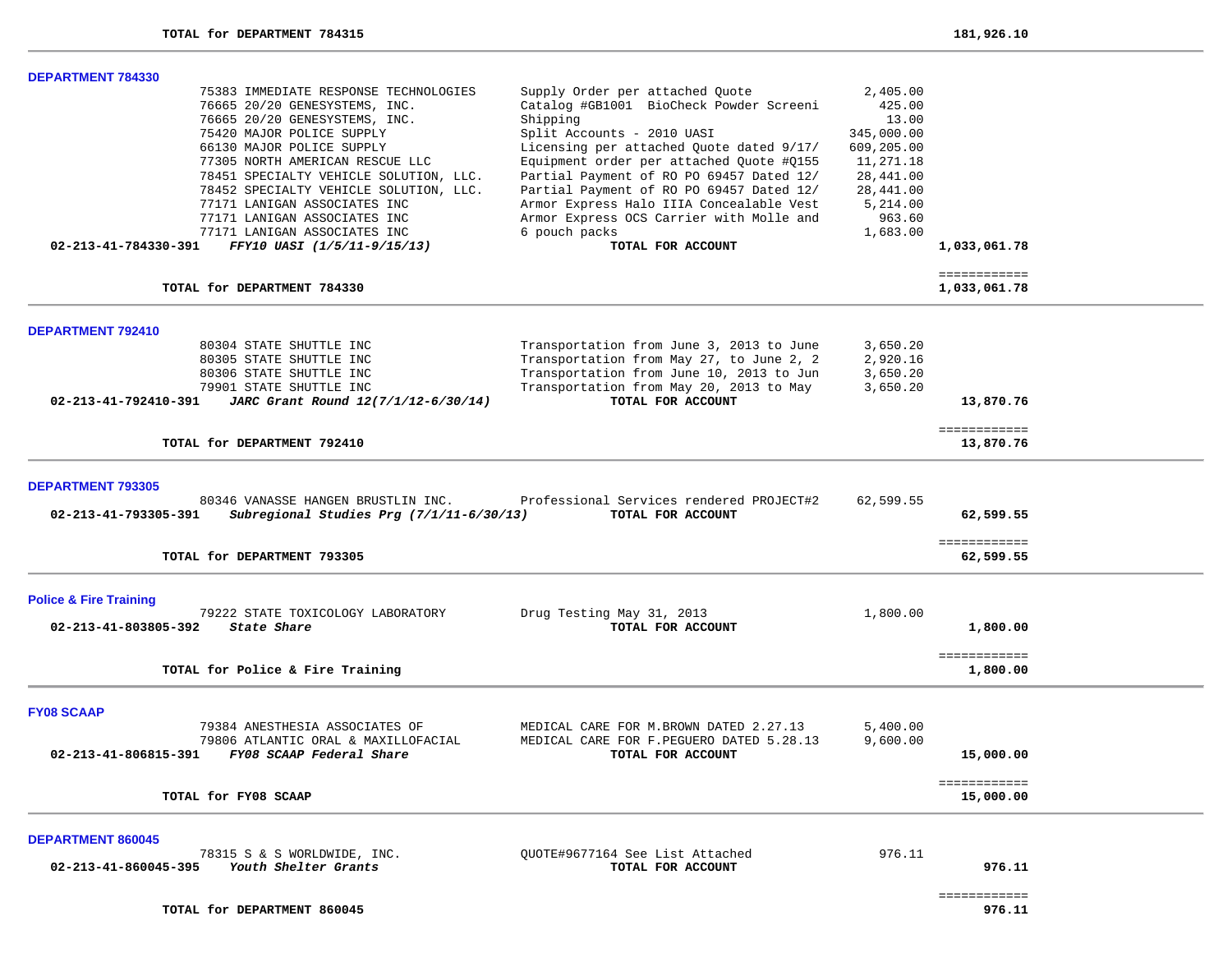| | | | | |
|---|---|---|---|---|
| | **TOTAL for DEPARTMENT 784315** | | | **181,926.10** |

**DEPARTMENT 784330**

| Account | Vendor | Description | Amount | Total |
|---|---|---|---|---|
| | 75383 IMMEDIATE RESPONSE TECHNOLOGIES | Supply Order per attached Quote | 2,405.00 | |
| | 76665 20/20 GENESYSTEMS, INC. | Catalog #GB1001 BioCheck Powder Screeni | 425.00 | |
| | 76665 20/20 GENESYSTEMS, INC. | Shipping | 13.00 | |
| | 75420 MAJOR POLICE SUPPLY | Split Accounts - 2010 UASI | 345,000.00 | |
| | 66130 MAJOR POLICE SUPPLY | Licensing per attached Quote dated 9/17/ | 609,205.00 | |
| | 77305 NORTH AMERICAN RESCUE LLC | Equipment order per attached Quote #Q155 | 11,271.18 | |
| | 78451 SPECIALTY VEHICLE SOLUTION, LLC. | Partial Payment of RO PO 69457 Dated 12/ | 28,441.00 | |
| | 78452 SPECIALTY VEHICLE SOLUTION, LLC. | Partial Payment of RO PO 69457 Dated 12/ | 28,441.00 | |
| | 77171 LANIGAN ASSOCIATES INC | Armor Express Halo IIIA Concealable Vest | 5,214.00 | |
| | 77171 LANIGAN ASSOCIATES INC | Armor Express OCS Carrier with Molle and | 963.60 | |
| | 77171 LANIGAN ASSOCIATES INC | 6 pouch packs | 1,683.00 | |
| **02-213-41-784330-391** | ***FFY10 UASI (1/5/11-9/15/13)*** | **TOTAL FOR ACCOUNT** | | **1,033,061.78** |
| | | | | ============ |
| | **TOTAL for DEPARTMENT 784330** | | | **1,033,061.78** |

**DEPARTMENT 792410**

| Account | Vendor | Description | Amount | Total |
|---|---|---|---|---|
| | 80304 STATE SHUTTLE INC | Transportation from June 3, 2013 to June | 3,650.20 | |
| | 80305 STATE SHUTTLE INC | Transportation from May 27, to June 2, 2 | 2,920.16 | |
| | 80306 STATE SHUTTLE INC | Transportation from June 10, 2013 to Jun | 3,650.20 | |
| | 79901 STATE SHUTTLE INC | Transportation from May 20, 2013 to May | 3,650.20 | |
| **02-213-41-792410-391** | ***JARC Grant Round 12(7/1/12-6/30/14)*** | **TOTAL FOR ACCOUNT** | | **13,870.76** |
| | | | | ============ |
| | **TOTAL for DEPARTMENT 792410** | | | **13,870.76** |

**DEPARTMENT 793305**

| Account | Vendor | Description | Amount | Total |
|---|---|---|---|---|
| | 80346 VANASSE HANGEN BRUSTLIN INC. | Professional Services rendered PROJECT#2 | 62,599.55 | |
| **02-213-41-793305-391** | ***Subregional Studies Prg (7/1/11-6/30/13)*** | **TOTAL FOR ACCOUNT** | | **62,599.55** |
| | | | | ============ |
| | **TOTAL for DEPARTMENT 793305** | | | **62,599.55** |

**Police & Fire Training**

| Account | Vendor | Description | Amount | Total |
|---|---|---|---|---|
| | 79222 STATE TOXICOLOGY LABORATORY | Drug Testing May 31, 2013 | 1,800.00 | |
| **02-213-41-803805-392** | ***State Share*** | **TOTAL FOR ACCOUNT** | | **1,800.00** |
| | | | | ============ |
| | **TOTAL for Police & Fire Training** | | | **1,800.00** |

**FY08 SCAAP**

| Account | Vendor | Description | Amount | Total |
|---|---|---|---|---|
| | 79384 ANESTHESIA ASSOCIATES OF | MEDICAL CARE FOR M.BROWN DATED 2.27.13 | 5,400.00 | |
| | 79806 ATLANTIC ORAL & MAXILLOFACIAL | MEDICAL CARE FOR F.PEGUERO DATED 5.28.13 | 9,600.00 | |
| **02-213-41-806815-391** | ***FY08 SCAAP Federal Share*** | **TOTAL FOR ACCOUNT** | | **15,000.00** |
| | | | | ============ |
| | **TOTAL for FY08 SCAAP** | | | **15,000.00** |

**DEPARTMENT 860045**

| Account | Vendor | Description | Amount | Total |
|---|---|---|---|---|
| | 78315 S & S WORLDWIDE, INC. | QUOTE#9677164 See List Attached | 976.11 | |
| **02-213-41-860045-395** | ***Youth Shelter Grants*** | **TOTAL FOR ACCOUNT** | | **976.11** |
| | | | | ============ |
| | **TOTAL for DEPARTMENT 860045** | | | **976.11** |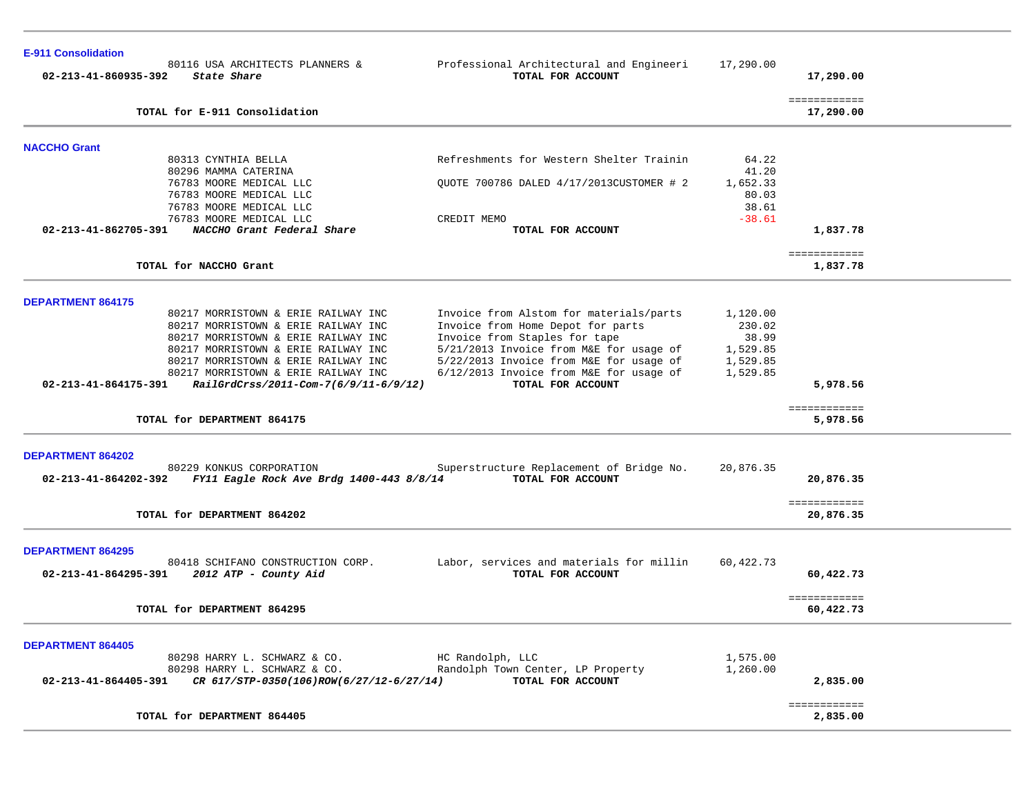## E-911 Consolidation

| Account | Vendor | Description | Amount | Total |
|---|---|---|---|---|
| | 80116 USA ARCHITECTS PLANNERS & | Professional Architectural and Engineeri | 17,290.00 | |
| 02-213-41-860935-392 | ***State Share*** | **TOTAL FOR ACCOUNT** | | **17,290.00** |
| | | | | ============ |
| | **TOTAL for E-911 Consolidation** | | | **17,290.00** |

## NACCHO Grant

| Account | Vendor | Description | Amount | Total |
|---|---|---|---|---|
| | 80313 CYNTHIA BELLA | Refreshments for Western Shelter Trainin | 64.22 | |
| | 80296 MAMMA CATERINA | | 41.20 | |
| | 76783 MOORE MEDICAL LLC | QUOTE 700786 DALED 4/17/2013CUSTOMER # 2 | 1,652.33 | |
| | 76783 MOORE MEDICAL LLC | | 80.03 | |
| | 76783 MOORE MEDICAL LLC | | 38.61 | |
| | 76783 MOORE MEDICAL LLC | CREDIT MEMO | -38.61 | |
| 02-213-41-862705-391 | ***NACCHO Grant Federal Share*** | **TOTAL FOR ACCOUNT** | | **1,837.78** |
| | | | | ============ |
| | **TOTAL for NACCHO Grant** | | | **1,837.78** |

## DEPARTMENT 864175

| Account | Vendor | Description | Amount | Total |
|---|---|---|---|---|
| | 80217 MORRISTOWN & ERIE RAILWAY INC | Invoice from Alstom for materials/parts | 1,120.00 | |
| | 80217 MORRISTOWN & ERIE RAILWAY INC | Invoice from Home Depot for parts | 230.02 | |
| | 80217 MORRISTOWN & ERIE RAILWAY INC | Invoice from Staples for tape | 38.99 | |
| | 80217 MORRISTOWN & ERIE RAILWAY INC | 5/21/2013 Invoice from M&E for usage of | 1,529.85 | |
| | 80217 MORRISTOWN & ERIE RAILWAY INC | 5/22/2013 Invoice from M&E for usage of | 1,529.85 | |
| | 80217 MORRISTOWN & ERIE RAILWAY INC | 6/12/2013 Invoice from M&E for usage of | 1,529.85 | |
| 02-213-41-864175-391 | ***RailGrdCrss/2011-Com-7(6/9/11-6/9/12)*** | **TOTAL FOR ACCOUNT** | | **5,978.56** |
| | | | | ============ |
| | **TOTAL for DEPARTMENT 864175** | | | **5,978.56** |

## DEPARTMENT 864202

| Account | Vendor | Description | Amount | Total |
|---|---|---|---|---|
| | 80229 KONKUS CORPORATION | Superstructure Replacement of Bridge No. | 20,876.35 | |
| 02-213-41-864202-392 | ***FY11 Eagle Rock Ave Brdg 1400-443 8/8/14*** | **TOTAL FOR ACCOUNT** | | **20,876.35** |
| | | | | ============ |
| | **TOTAL for DEPARTMENT 864202** | | | **20,876.35** |

## DEPARTMENT 864295

| Account | Vendor | Description | Amount | Total |
|---|---|---|---|---|
| | 80418 SCHIFANO CONSTRUCTION CORP. | Labor, services and materials for millin | 60,422.73 | |
| 02-213-41-864295-391 | ***2012 ATP - County Aid*** | **TOTAL FOR ACCOUNT** | | **60,422.73** |
| | | | | ============ |
| | **TOTAL for DEPARTMENT 864295** | | | **60,422.73** |

## DEPARTMENT 864405

| Account | Vendor | Description | Amount | Total |
|---|---|---|---|---|
| | 80298 HARRY L. SCHWARZ & CO. | HC Randolph, LLC | 1,575.00 | |
| | 80298 HARRY L. SCHWARZ & CO. | Randolph Town Center, LP Property | 1,260.00 | |
| 02-213-41-864405-391 | ***CR 617/STP-0350(106)ROW(6/27/12-6/27/14)*** | **TOTAL FOR ACCOUNT** | | **2,835.00** |
| | | | | ============ |
| | **TOTAL for DEPARTMENT 864405** | | | **2,835.00** |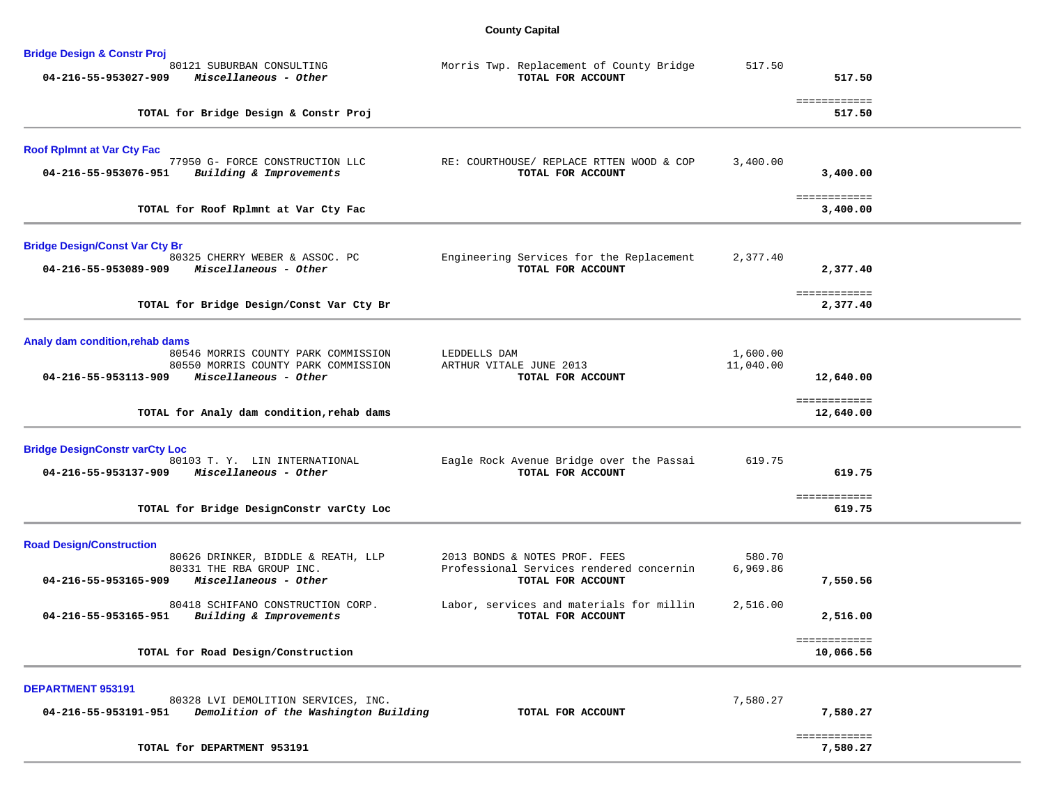## County Capital

### Bridge Design & Constr Proj

| Account | Vendor / Description | Detail | Amount | Total |
|---|---|---|---|---|
| | 80121 SUBURBAN CONSULTING | Morris Twp. Replacement of County Bridge | 517.50 | |
| 04-216-55-953027-909 | *Miscellaneous - Other* | TOTAL FOR ACCOUNT | | 517.50 |
| | **TOTAL for Bridge Design & Constr Proj** | | | **517.50** |

### Roof Rplmnt at Var Cty Fac

| Account | Vendor / Description | Detail | Amount | Total |
|---|---|---|---|---|
| | 77950 G- FORCE CONSTRUCTION LLC | RE: COURTHOUSE/ REPLACE RTTEN WOOD & COP | 3,400.00 | |
| 04-216-55-953076-951 | *Building & Improvements* | TOTAL FOR ACCOUNT | | 3,400.00 |
| | **TOTAL for Roof Rplmnt at Var Cty Fac** | | | **3,400.00** |

### Bridge Design/Const Var Cty Br

| Account | Vendor / Description | Detail | Amount | Total |
|---|---|---|---|---|
| | 80325 CHERRY WEBER & ASSOC. PC | Engineering Services for the Replacement | 2,377.40 | |
| 04-216-55-953089-909 | *Miscellaneous - Other* | TOTAL FOR ACCOUNT | | 2,377.40 |
| | **TOTAL for Bridge Design/Const Var Cty Br** | | | **2,377.40** |

### Analy dam condition,rehab dams

| Account | Vendor / Description | Detail | Amount | Total |
|---|---|---|---|---|
| | 80546 MORRIS COUNTY PARK COMMISSION | LEDDELLS DAM | 1,600.00 | |
| | 80550 MORRIS COUNTY PARK COMMISSION | ARTHUR VITALE JUNE 2013 | 11,040.00 | |
| 04-216-55-953113-909 | *Miscellaneous - Other* | TOTAL FOR ACCOUNT | | 12,640.00 |
| | **TOTAL for Analy dam condition,rehab dams** | | | **12,640.00** |

### Bridge DesignConstr varCty Loc

| Account | Vendor / Description | Detail | Amount | Total |
|---|---|---|---|---|
| | 80103 T. Y. LIN INTERNATIONAL | Eagle Rock Avenue Bridge over the Passai | 619.75 | |
| 04-216-55-953137-909 | *Miscellaneous - Other* | TOTAL FOR ACCOUNT | | 619.75 |
| | **TOTAL for Bridge DesignConstr varCty Loc** | | | **619.75** |

### Road Design/Construction

| Account | Vendor / Description | Detail | Amount | Total |
|---|---|---|---|---|
| | 80626 DRINKER, BIDDLE & REATH, LLP | 2013 BONDS & NOTES PROF. FEES | 580.70 | |
| | 80331 THE RBA GROUP INC. | Professional Services rendered concernin | 6,969.86 | |
| 04-216-55-953165-909 | *Miscellaneous - Other* | TOTAL FOR ACCOUNT | | 7,550.56 |
| | 80418 SCHIFANO CONSTRUCTION CORP. | Labor, services and materials for millin | 2,516.00 | |
| 04-216-55-953165-951 | *Building & Improvements* | TOTAL FOR ACCOUNT | | 2,516.00 |
| | **TOTAL for Road Design/Construction** | | | **10,066.56** |

### DEPARTMENT 953191

| Account | Vendor / Description | Detail | Amount | Total |
|---|---|---|---|---|
| | 80328 LVI DEMOLITION SERVICES, INC. | | 7,580.27 | |
| 04-216-55-953191-951 | *Demolition of the Washington Building* | TOTAL FOR ACCOUNT | | 7,580.27 |
| | **TOTAL for DEPARTMENT 953191** | | | **7,580.27** |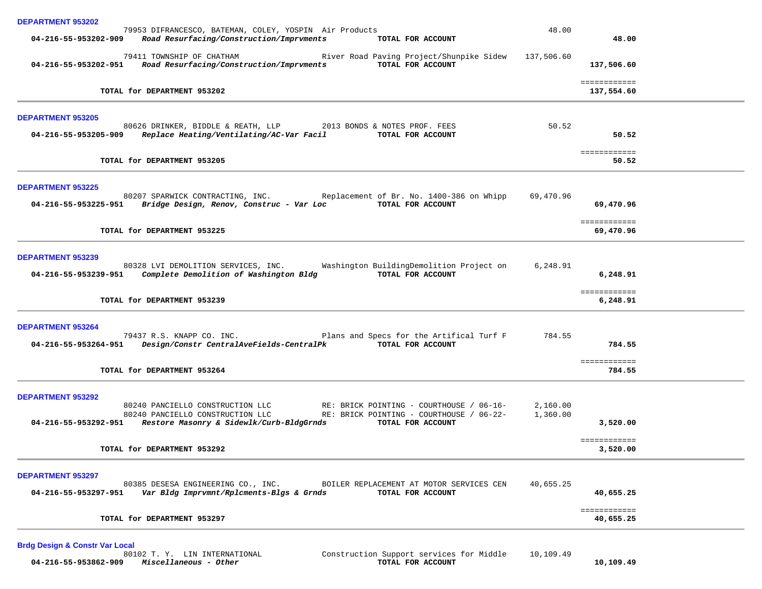**DEPARTMENT 953202**

| Account | Description | Vendor / Item | Amount | Total |
|---|---|---|---|---|
| | | 79953 DIFRANCESCO, BATEMAN, COLEY, YOSPIN Air Products | 48.00 | |
| **04-216-55-953202-909** | ***Road Resurfacing/Construction/Imprvments*** | **TOTAL FOR ACCOUNT** | | **48.00** |
| | | 79411 TOWNSHIP OF CHATHAM River Road Paving Project/Shunpike Sidew | 137,506.60 | |
| **04-216-55-953202-951** | ***Road Resurfacing/Construction/Imprvments*** | **TOTAL FOR ACCOUNT** | | **137,506.60** |
| | **TOTAL for DEPARTMENT 953202** | | | **137,554.60** |

**DEPARTMENT 953205**

| Account | Description | Vendor / Item | Amount | Total |
|---|---|---|---|---|
| | | 80626 DRINKER, BIDDLE & REATH, LLP 2013 BONDS & NOTES PROF. FEES | 50.52 | |
| **04-216-55-953205-909** | ***Replace Heating/Ventilating/AC-Var Facil*** | **TOTAL FOR ACCOUNT** | | **50.52** |
| | **TOTAL for DEPARTMENT 953205** | | | **50.52** |

**DEPARTMENT 953225**

| Account | Description | Vendor / Item | Amount | Total |
|---|---|---|---|---|
| | | 80207 SPARWICK CONTRACTING, INC. Replacement of Br. No. 1400-386 on Whipp | 69,470.96 | |
| **04-216-55-953225-951** | ***Bridge Design, Renov, Construc - Var Loc*** | **TOTAL FOR ACCOUNT** | | **69,470.96** |
| | **TOTAL for DEPARTMENT 953225** | | | **69,470.96** |

**DEPARTMENT 953239**

| Account | Description | Vendor / Item | Amount | Total |
|---|---|---|---|---|
| | | 80328 LVI DEMOLITION SERVICES, INC. Washington BuildingDemolition Project on | 6,248.91 | |
| **04-216-55-953239-951** | ***Complete Demolition of Washington Bldg*** | **TOTAL FOR ACCOUNT** | | **6,248.91** |
| | **TOTAL for DEPARTMENT 953239** | | | **6,248.91** |

**DEPARTMENT 953264**

| Account | Description | Vendor / Item | Amount | Total |
|---|---|---|---|---|
| | | 79437 R.S. KNAPP CO. INC. Plans and Specs for the Artifical Turf F | 784.55 | |
| **04-216-55-953264-951** | ***Design/Constr CentralAveFields-CentralPk*** | **TOTAL FOR ACCOUNT** | | **784.55** |
| | **TOTAL for DEPARTMENT 953264** | | | **784.55** |

**DEPARTMENT 953292**

| Account | Description | Vendor / Item | Amount | Total |
|---|---|---|---|---|
| | | 80240 PANCIELLO CONSTRUCTION LLC RE: BRICK POINTING - COURTHOUSE / 06-16- | 2,160.00 | |
| | | 80240 PANCIELLO CONSTRUCTION LLC RE: BRICK POINTING - COURTHOUSE / 06-22- | 1,360.00 | |
| **04-216-55-953292-951** | ***Restore Masonry & Sidewlk/Curb-BldgGrnds*** | **TOTAL FOR ACCOUNT** | | **3,520.00** |
| | **TOTAL for DEPARTMENT 953292** | | | **3,520.00** |

**DEPARTMENT 953297**

| Account | Description | Vendor / Item | Amount | Total |
|---|---|---|---|---|
| | | 80385 DESESA ENGINEERING CO., INC. BOILER REPLACEMENT AT MOTOR SERVICES CEN | 40,655.25 | |
| **04-216-55-953297-951** | ***Var Bldg Imprvmnt/Rplcments-Blgs & Grnds*** | **TOTAL FOR ACCOUNT** | | **40,655.25** |
| | **TOTAL for DEPARTMENT 953297** | | | **40,655.25** |

**Brdg Design & Constr Var Local**

| Account | Description | Vendor / Item | Amount | Total |
|---|---|---|---|---|
| | | 80102 T. Y. LIN INTERNATIONAL Construction Support services for Middle | 10,109.49 | |
| **04-216-55-953862-909** | ***Miscellaneous - Other*** | **TOTAL FOR ACCOUNT** | | **10,109.49** |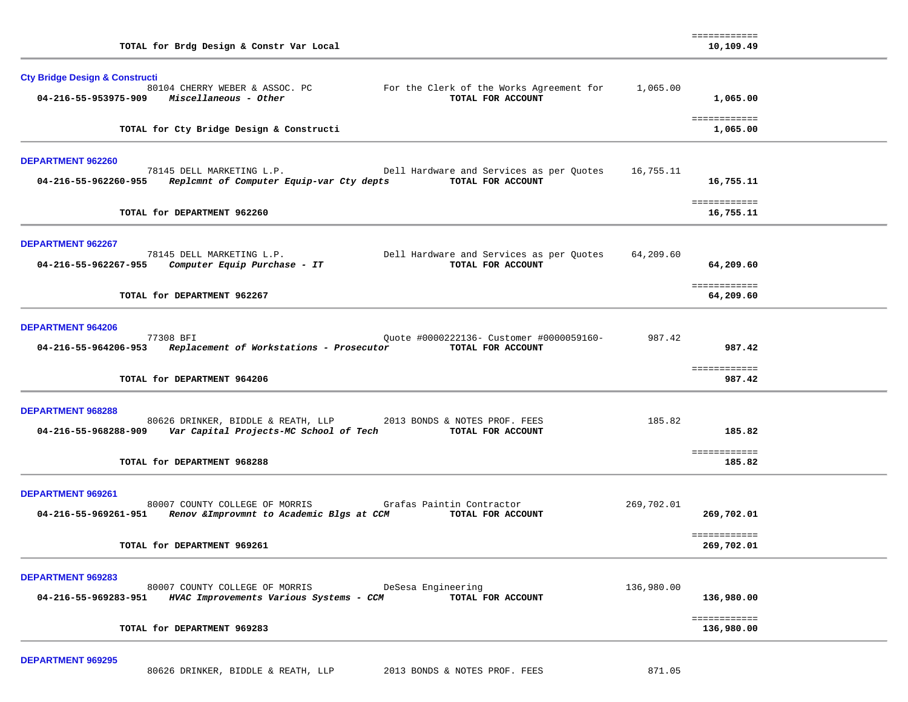| | | | | |
|---|---|---|---|---|
| | **TOTAL for Brdg Design & Constr Var Local** | | | ============ **10,109.49** |

**Cty Bridge Design & Constructi**

| | | | | |
|---|---|---|---|---|
| | 80104 CHERRY WEBER & ASSOC. PC | For the Clerk of the Works Agreement for | 1,065.00 | |
| **04-216-55-953975-909** | ***Miscellaneous - Other*** | **TOTAL FOR ACCOUNT** | | **1,065.00** |
| | **TOTAL for Cty Bridge Design & Constructi** | | | ============ **1,065.00** |

**DEPARTMENT 962260**

| | | | | |
|---|---|---|---|---|
| | 78145 DELL MARKETING L.P. | Dell Hardware and Services as per Quotes | 16,755.11 | |
| **04-216-55-962260-955** | ***Replcmnt of Computer Equip-var Cty depts*** | **TOTAL FOR ACCOUNT** | | **16,755.11** |
| | **TOTAL for DEPARTMENT 962260** | | | ============ **16,755.11** |

**DEPARTMENT 962267**

| | | | | |
|---|---|---|---|---|
| | 78145 DELL MARKETING L.P. | Dell Hardware and Services as per Quotes | 64,209.60 | |
| **04-216-55-962267-955** | ***Computer Equip Purchase - IT*** | **TOTAL FOR ACCOUNT** | | **64,209.60** |
| | **TOTAL for DEPARTMENT 962267** | | | ============ **64,209.60** |

**DEPARTMENT 964206**

| | | | | |
|---|---|---|---|---|
| | 77308 BFI | Quote #0000222136- Customer #0000059160- | 987.42 | |
| **04-216-55-964206-953** | ***Replacement of Workstations - Prosecutor*** | **TOTAL FOR ACCOUNT** | | **987.42** |
| | **TOTAL for DEPARTMENT 964206** | | | ============ **987.42** |

**DEPARTMENT 968288**

| | | | | |
|---|---|---|---|---|
| | 80626 DRINKER, BIDDLE & REATH, LLP | 2013 BONDS & NOTES PROF. FEES | 185.82 | |
| **04-216-55-968288-909** | ***Var Capital Projects-MC School of Tech*** | **TOTAL FOR ACCOUNT** | | **185.82** |
| | **TOTAL for DEPARTMENT 968288** | | | ============ **185.82** |

**DEPARTMENT 969261**

| | | | | |
|---|---|---|---|---|
| | 80007 COUNTY COLLEGE OF MORRIS | Grafas Paintin Contractor | 269,702.01 | |
| **04-216-55-969261-951** | ***Renov &Improvmnt to Academic Blgs at CCM*** | **TOTAL FOR ACCOUNT** | | **269,702.01** |
| | **TOTAL for DEPARTMENT 969261** | | | ============ **269,702.01** |

**DEPARTMENT 969283**

| | | | | |
|---|---|---|---|---|
| | 80007 COUNTY COLLEGE OF MORRIS | DeSesa Engineering | 136,980.00 | |
| **04-216-55-969283-951** | ***HVAC Improvements Various Systems - CCM*** | **TOTAL FOR ACCOUNT** | | **136,980.00** |
| | **TOTAL for DEPARTMENT 969283** | | | ============ **136,980.00** |

**DEPARTMENT 969295**

| | | | | |
|---|---|---|---|---|
| | 80626 DRINKER, BIDDLE & REATH, LLP | 2013 BONDS & NOTES PROF. FEES | 871.05 | |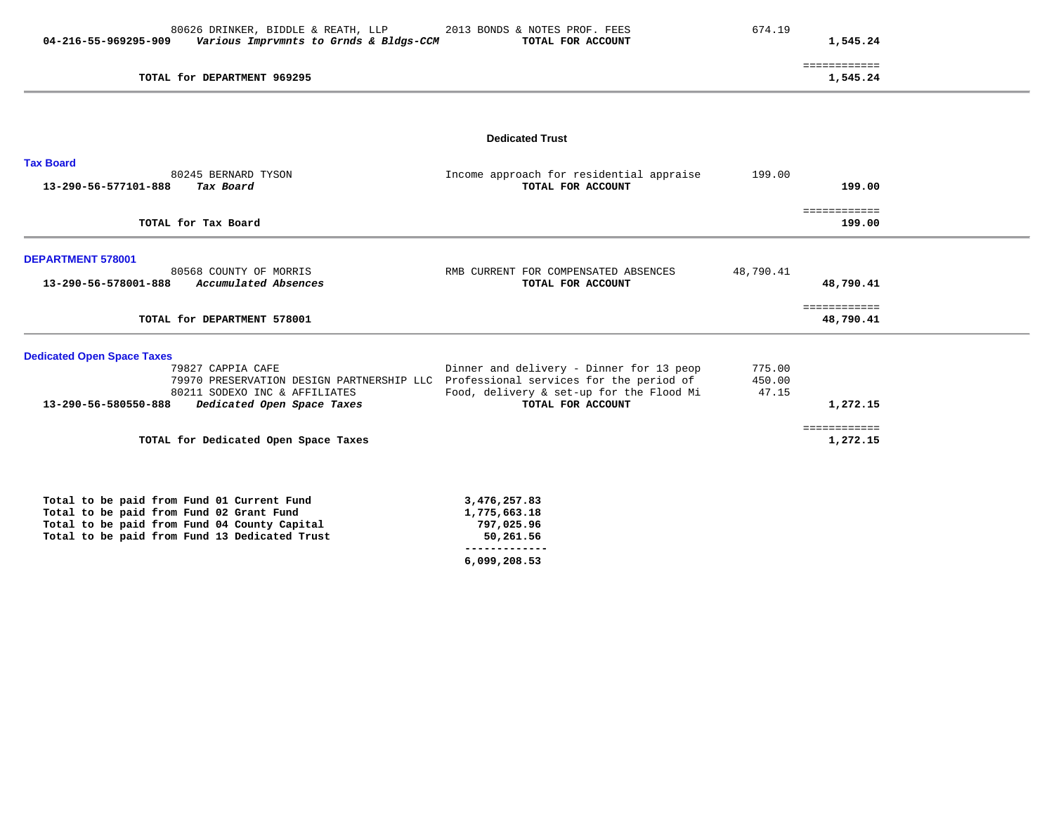| | | | | |
|---|---|---|---|---|
| | 80626 DRINKER, BIDDLE & REATH, LLP | 2013 BONDS & NOTES PROF. FEES | 674.19 | |
| **04-216-55-969295-909** | ***Various Imprvmnts to Grnds & Bldgs-CCM*** | **TOTAL FOR ACCOUNT** | | **1,545.24** |

| | |
|---|---|
| **TOTAL for DEPARTMENT 969295** | ============ **1,545.24** |

## Dedicated Trust

### Tax Board

| | | | | |
|---|---|---|---|---|
| | 80245 BERNARD TYSON | Income approach for residential appraise | 199.00 | |
| **13-290-56-577101-888** | ***Tax Board*** | **TOTAL FOR ACCOUNT** | | **199.00** |

| | |
|---|---|
| **TOTAL for Tax Board** | ============ **199.00** |

### DEPARTMENT 578001

| | | | | |
|---|---|---|---|---|
| | 80568 COUNTY OF MORRIS | RMB CURRENT FOR COMPENSATED ABSENCES | 48,790.41 | |
| **13-290-56-578001-888** | ***Accumulated Absences*** | **TOTAL FOR ACCOUNT** | | **48,790.41** |

| | |
|---|---|
| **TOTAL for DEPARTMENT 578001** | ============ **48,790.41** |

### Dedicated Open Space Taxes

| | | | | |
|---|---|---|---|---|
| | 79827 CAPPIA CAFE | Dinner and delivery - Dinner for 13 peop | 775.00 | |
| | 79970 PRESERVATION DESIGN PARTNERSHIP LLC | Professional services for the period of | 450.00 | |
| | 80211 SODEXO INC & AFFILIATES | Food, delivery & set-up for the Flood Mi | 47.15 | |
| **13-290-56-580550-888** | ***Dedicated Open Space Taxes*** | **TOTAL FOR ACCOUNT** | | **1,272.15** |

| | |
|---|---|
| **TOTAL for Dedicated Open Space Taxes** | ============ **1,272.15** |

| | |
|---|---|
| **Total to be paid from Fund 01 Current Fund** | **3,476,257.83** |
| **Total to be paid from Fund 02 Grant Fund** | **1,775,663.18** |
| **Total to be paid from Fund 04 County Capital** | **797,025.96** |
| **Total to be paid from Fund 13 Dedicated Trust** | **50,261.56** |
| | ------------- |
| | **6,099,208.53** |